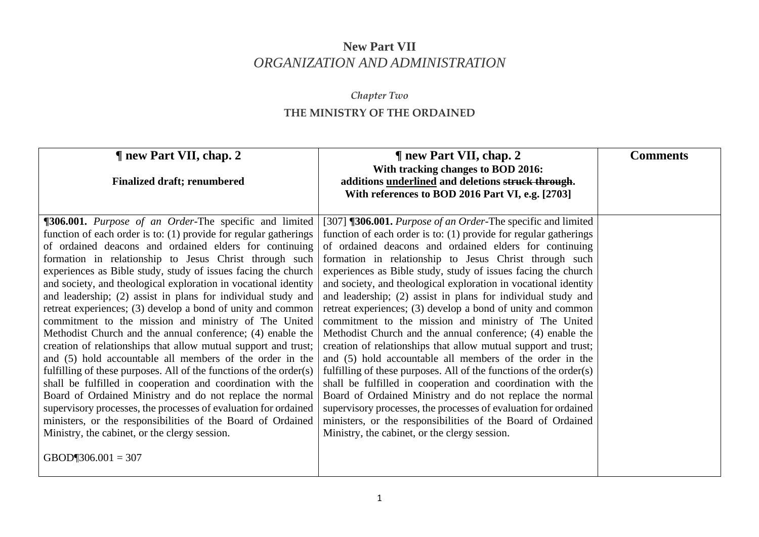# New Part VII
## *ORGANIZATION AND ADMINISTRATION*

### *Chapter Two*
### THE MINISTRY OF THE ORDAINED

| ¶ new Part VII, chap. 2<br><br>Finalized draft; renumbered | ¶ new Part VII, chap. 2<br>With tracking changes to BOD 2016:<br>additions <u>underlined</u> and deletions ~~struck through~~.<br>With references to BOD 2016 Part VI, e.g. [2703] | Comments |
|---|---|---|
| **¶306.001.** *Purpose of an Order*-The specific and limited function of each order is to: (1) provide for regular gatherings of ordained deacons and ordained elders for continuing formation in relationship to Jesus Christ through such experiences as Bible study, study of issues facing the church and society, and theological exploration in vocational identity and leadership; (2) assist in plans for individual study and retreat experiences; (3) develop a bond of unity and common commitment to the mission and ministry of The United Methodist Church and the annual conference; (4) enable the creation of relationships that allow mutual support and trust; and (5) hold accountable all members of the order in the fulfilling of these purposes. All of the functions of the order(s) shall be fulfilled in cooperation and coordination with the Board of Ordained Ministry and do not replace the normal supervisory processes, the processes of evaluation for ordained ministers, or the responsibilities of the Board of Ordained Ministry, the cabinet, or the clergy session.<br><br>GBOD¶306.001 = 307 | [307] **¶306.001.** *Purpose of an Order*-The specific and limited function of each order is to: (1) provide for regular gatherings of ordained deacons and ordained elders for continuing formation in relationship to Jesus Christ through such experiences as Bible study, study of issues facing the church and society, and theological exploration in vocational identity and leadership; (2) assist in plans for individual study and retreat experiences; (3) develop a bond of unity and common commitment to the mission and ministry of The United Methodist Church and the annual conference; (4) enable the creation of relationships that allow mutual support and trust; and (5) hold accountable all members of the order in the fulfilling of these purposes. All of the functions of the order(s) shall be fulfilled in cooperation and coordination with the Board of Ordained Ministry and do not replace the normal supervisory processes, the processes of evaluation for ordained ministers, or the responsibilities of the Board of Ordained Ministry, the cabinet, or the clergy session. | |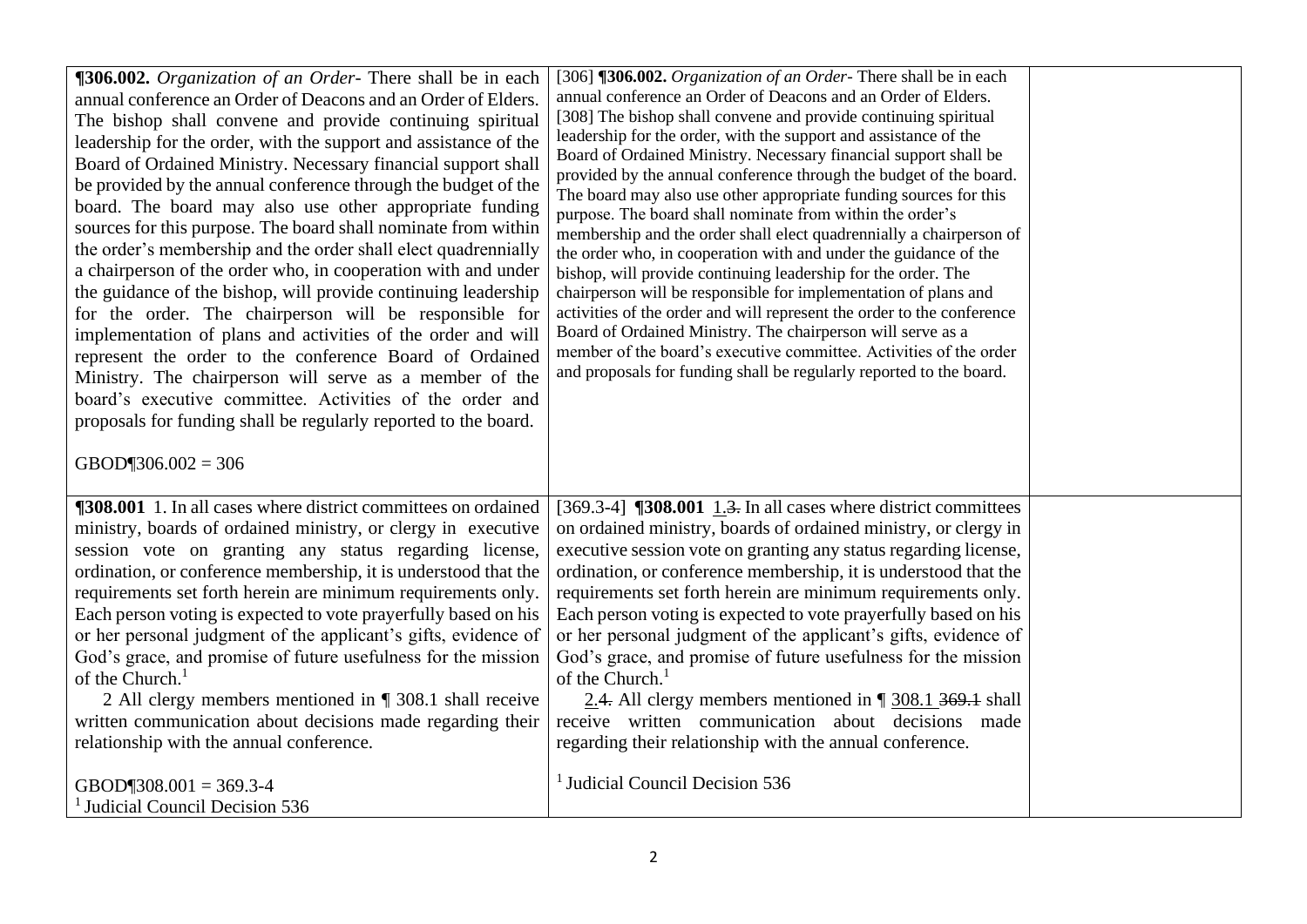| | | |
|---|---|---|
| **¶306.002.** *Organization of an Order*- There shall be in each annual conference an Order of Deacons and an Order of Elders. The bishop shall convene and provide continuing spiritual leadership for the order, with the support and assistance of the Board of Ordained Ministry. Necessary financial support shall be provided by the annual conference through the budget of the board. The board may also use other appropriate funding sources for this purpose. The board shall nominate from within the order's membership and the order shall elect quadrennially a chairperson of the order who, in cooperation with and under the guidance of the bishop, will provide continuing leadership for the order. The chairperson will be responsible for implementation of plans and activities of the order and will represent the order to the conference Board of Ordained Ministry. The chairperson will serve as a member of the board's executive committee. Activities of the order and proposals for funding shall be regularly reported to the board.<br><br>GBOD¶306.002 = 306 | [306] **¶306.002.** *Organization of an Order*- There shall be in each annual conference an Order of Deacons and an Order of Elders. [308] The bishop shall convene and provide continuing spiritual leadership for the order, with the support and assistance of the Board of Ordained Ministry. Necessary financial support shall be provided by the annual conference through the budget of the board. The board may also use other appropriate funding sources for this purpose. The board shall nominate from within the order's membership and the order shall elect quadrennially a chairperson of the order who, in cooperation with and under the guidance of the bishop, will provide continuing leadership for the order. The chairperson will be responsible for implementation of plans and activities of the order and will represent the order to the conference Board of Ordained Ministry. The chairperson will serve as a member of the board's executive committee. Activities of the order and proposals for funding shall be regularly reported to the board. | |
| **¶308.001** 1. In all cases where district committees on ordained ministry, boards of ordained ministry, or clergy in executive session vote on granting any status regarding license, ordination, or conference membership, it is understood that the requirements set forth herein are minimum requirements only. Each person voting is expected to vote prayerfully based on his or her personal judgment of the applicant's gifts, evidence of God's grace, and promise of future usefulness for the mission of the Church.[1]<br><br>2 All clergy members mentioned in ¶ 308.1 shall receive written communication about decisions made regarding their relationship with the annual conference.<br><br>GBOD¶308.001 = 369.3-4<br>[1] Judicial Council Decision 536 | [369.3-4] **¶308.001** 1.~~3.~~ In all cases where district committees on ordained ministry, boards of ordained ministry, or clergy in executive session vote on granting any status regarding license, ordination, or conference membership, it is understood that the requirements set forth herein are minimum requirements only. Each person voting is expected to vote prayerfully based on his or her personal judgment of the applicant's gifts, evidence of God's grace, and promise of future usefulness for the mission of the Church.[1]<br><br>2.~~4.~~ All clergy members mentioned in ¶ 308.1 ~~369.1~~ shall receive written communication about decisions made regarding their relationship with the annual conference.<br><br>[1] Judicial Council Decision 536 | |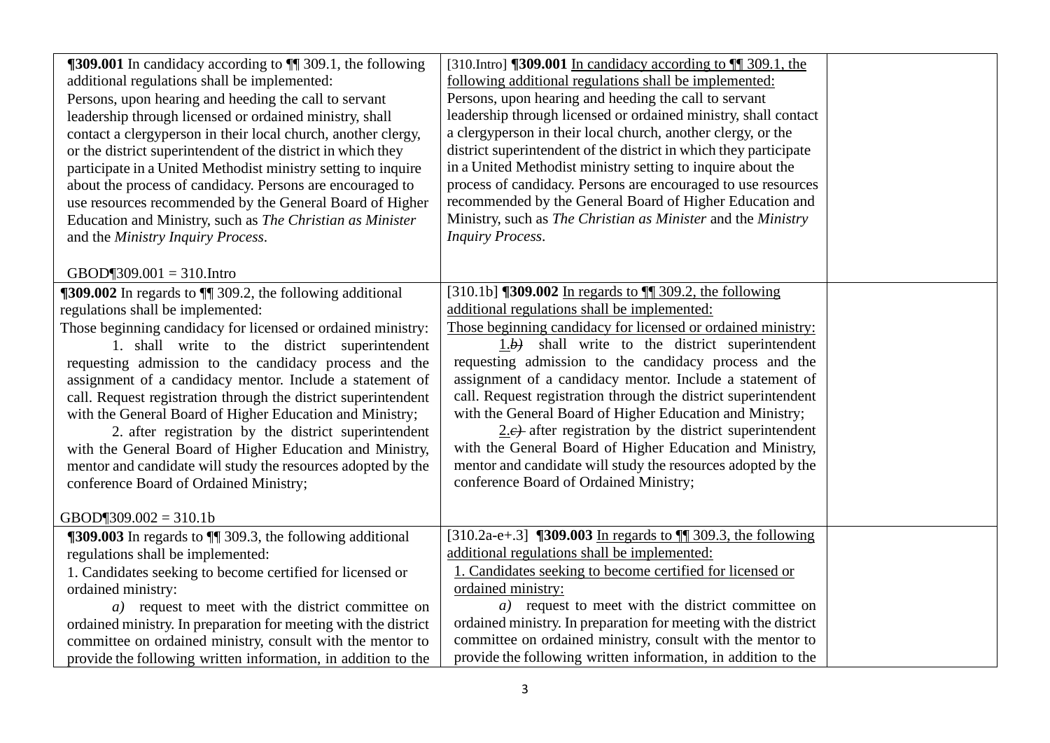| | | |
|---|---|---|
| **¶309.001** In candidacy according to ¶¶ 309.1, the following additional regulations shall be implemented:<br>Persons, upon hearing and heeding the call to servant leadership through licensed or ordained ministry, shall contact a clergyperson in their local church, another clergy, or the district superintendent of the district in which they participate in a United Methodist ministry setting to inquire about the process of candidacy. Persons are encouraged to use resources recommended by the General Board of Higher Education and Ministry, such as *The Christian as Minister* and the *Ministry Inquiry Process*.<br><br>GBOD¶309.001 = 310.Intro | [310.Intro] **¶309.001** In candidacy according to ¶¶ 309.1, the following additional regulations shall be implemented:<br>Persons, upon hearing and heeding the call to servant leadership through licensed or ordained ministry, shall contact a clergyperson in their local church, another clergy, or the district superintendent of the district in which they participate in a United Methodist ministry setting to inquire about the process of candidacy. Persons are encouraged to use resources recommended by the General Board of Higher Education and Ministry, such as *The Christian as Minister* and the *Ministry Inquiry Process*. | |
| **¶309.002** In regards to ¶¶ 309.2, the following additional regulations shall be implemented:<br>Those beginning candidacy for licensed or ordained ministry:<br>1. shall write to the district superintendent requesting admission to the candidacy process and the assignment of a candidacy mentor. Include a statement of call. Request registration through the district superintendent with the General Board of Higher Education and Ministry;<br>2. after registration by the district superintendent with the General Board of Higher Education and Ministry, mentor and candidate will study the resources adopted by the conference Board of Ordained Ministry;<br><br>GBOD¶309.002 = 310.1b | [310.1b] **¶309.002** In regards to ¶¶ 309.2, the following additional regulations shall be implemented:<br>Those beginning candidacy for licensed or ordained ministry:<br>1.~~b)~~ shall write to the district superintendent requesting admission to the candidacy process and the assignment of a candidacy mentor. Include a statement of call. Request registration through the district superintendent with the General Board of Higher Education and Ministry;<br>2.~~c)~~ after registration by the district superintendent with the General Board of Higher Education and Ministry, mentor and candidate will study the resources adopted by the conference Board of Ordained Ministry; | |
| **¶309.003** In regards to ¶¶ 309.3, the following additional regulations shall be implemented:<br>1. Candidates seeking to become certified for licensed or ordained ministry:<br>*a)* request to meet with the district committee on ordained ministry. In preparation for meeting with the district committee on ordained ministry, consult with the mentor to provide the following written information, in addition to the | [310.2a-e+.3] **¶309.003** In regards to ¶¶ 309.3, the following additional regulations shall be implemented:<br>1. Candidates seeking to become certified for licensed or ordained ministry:<br>*a)* request to meet with the district committee on ordained ministry. In preparation for meeting with the district committee on ordained ministry, consult with the mentor to provide the following written information, in addition to the | |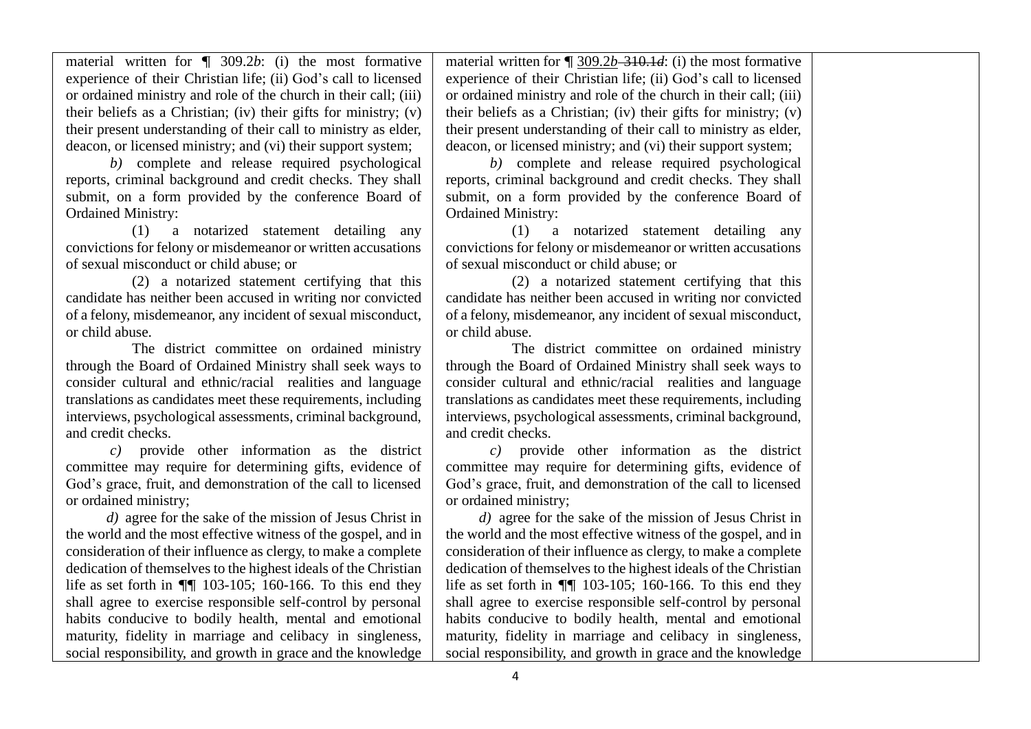| | | |
|---|---|---|
| material written for ¶ 309.2*b*: (i) the most formative experience of their Christian life; (ii) God's call to licensed or ordained ministry and role of the church in their call; (iii) their beliefs as a Christian; (iv) their gifts for ministry; (v) their present understanding of their call to ministry as elder, deacon, or licensed ministry; and (vi) their support system;<br>*b)* complete and release required psychological reports, criminal background and credit checks. They shall submit, on a form provided by the conference Board of Ordained Ministry:<br>(1) a notarized statement detailing any convictions for felony or misdemeanor or written accusations of sexual misconduct or child abuse; or<br>(2) a notarized statement certifying that this candidate has neither been accused in writing nor convicted of a felony, misdemeanor, any incident of sexual misconduct, or child abuse.<br>The district committee on ordained ministry through the Board of Ordained Ministry shall seek ways to consider cultural and ethnic/racial realities and language translations as candidates meet these requirements, including interviews, psychological assessments, criminal background, and credit checks.<br>*c)* provide other information as the district committee may require for determining gifts, evidence of God's grace, fruit, and demonstration of the call to licensed or ordained ministry;<br>*d)* agree for the sake of the mission of Jesus Christ in the world and the most effective witness of the gospel, and in consideration of their influence as clergy, to make a complete dedication of themselves to the highest ideals of the Christian life as set forth in ¶¶ 103-105; 160-166. To this end they shall agree to exercise responsible self-control by personal habits conducive to bodily health, mental and emotional maturity, fidelity in marriage and celibacy in singleness, social responsibility, and growth in grace and the knowledge | material written for ¶ <u>309.2*b*</u> ~~310.1*d*~~: (i) the most formative experience of their Christian life; (ii) God's call to licensed or ordained ministry and role of the church in their call; (iii) their beliefs as a Christian; (iv) their gifts for ministry; (v) their present understanding of their call to ministry as elder, deacon, or licensed ministry; and (vi) their support system;<br>*b)* complete and release required psychological reports, criminal background and credit checks. They shall submit, on a form provided by the conference Board of Ordained Ministry:<br>(1) a notarized statement detailing any convictions for felony or misdemeanor or written accusations of sexual misconduct or child abuse; or<br>(2) a notarized statement certifying that this candidate has neither been accused in writing nor convicted of a felony, misdemeanor, any incident of sexual misconduct, or child abuse.<br>The district committee on ordained ministry through the Board of Ordained Ministry shall seek ways to consider cultural and ethnic/racial realities and language translations as candidates meet these requirements, including interviews, psychological assessments, criminal background, and credit checks.<br>*c)* provide other information as the district committee may require for determining gifts, evidence of God's grace, fruit, and demonstration of the call to licensed or ordained ministry;<br>*d)* agree for the sake of the mission of Jesus Christ in the world and the most effective witness of the gospel, and in consideration of their influence as clergy, to make a complete dedication of themselves to the highest ideals of the Christian life as set forth in ¶¶ 103-105; 160-166. To this end they shall agree to exercise responsible self-control by personal habits conducive to bodily health, mental and emotional maturity, fidelity in marriage and celibacy in singleness, social responsibility, and growth in grace and the knowledge | |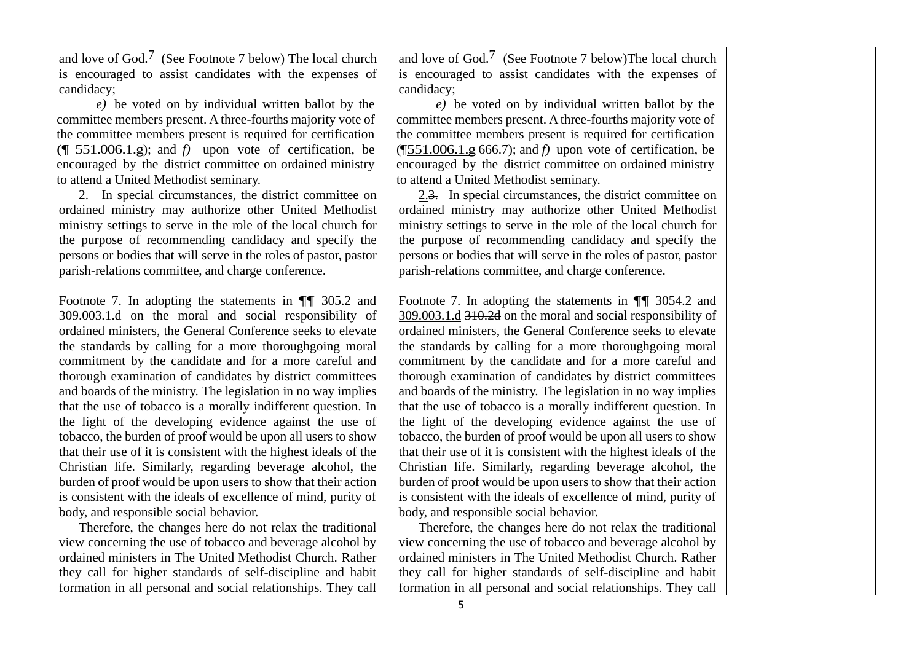| | | |
|---|---|---|
| and love of God.[7] (See Footnote 7 below) The local church is encouraged to assist candidates with the expenses of candidacy;<br>*e)* be voted on by individual written ballot by the committee members present. A three-fourths majority vote of the committee members present is required for certification (¶ 551.006.1.g); and *f)* upon vote of certification, be encouraged by the district committee on ordained ministry to attend a United Methodist seminary.<br>2. In special circumstances, the district committee on ordained ministry may authorize other United Methodist ministry settings to serve in the role of the local church for the purpose of recommending candidacy and specify the persons or bodies that will serve in the roles of pastor, pastor parish-relations committee, and charge conference.<br><br>Footnote 7. In adopting the statements in ¶¶ 305.2 and 309.003.1.d on the moral and social responsibility of ordained ministers, the General Conference seeks to elevate the standards by calling for a more thoroughgoing moral commitment by the candidate and for a more careful and thorough examination of candidates by district committees and boards of the ministry. The legislation in no way implies that the use of tobacco is a morally indifferent question. In the light of the developing evidence against the use of tobacco, the burden of proof would be upon all users to show that their use of it is consistent with the highest ideals of the Christian life. Similarly, regarding beverage alcohol, the burden of proof would be upon users to show that their action is consistent with the ideals of excellence of mind, purity of body, and responsible social behavior.<br>Therefore, the changes here do not relax the traditional view concerning the use of tobacco and beverage alcohol by ordained ministers in The United Methodist Church. Rather they call for higher standards of self-discipline and habit formation in all personal and social relationships. They call | and love of God.[7] (See Footnote 7 below)The local church is encouraged to assist candidates with the expenses of candidacy;<br>*e)* be voted on by individual written ballot by the committee members present. A three-fourths majority vote of the committee members present is required for certification (¶551.006.1.g ~~666.7~~); and *f)* upon vote of certification, be encouraged by the district committee on ordained ministry to attend a United Methodist seminary.<br>2.~~3.~~ In special circumstances, the district committee on ordained ministry may authorize other United Methodist ministry settings to serve in the role of the local church for the purpose of recommending candidacy and specify the persons or bodies that will serve in the roles of pastor, pastor parish-relations committee, and charge conference.<br><br>Footnote 7. In adopting the statements in ¶¶ 3054~~.~~2 and 309.003.1.d ~~310.2d~~ on the moral and social responsibility of ordained ministers, the General Conference seeks to elevate the standards by calling for a more thoroughgoing moral commitment by the candidate and for a more careful and thorough examination of candidates by district committees and boards of the ministry. The legislation in no way implies that the use of tobacco is a morally indifferent question. In the light of the developing evidence against the use of tobacco, the burden of proof would be upon all users to show that their use of it is consistent with the highest ideals of the Christian life. Similarly, regarding beverage alcohol, the burden of proof would be upon users to show that their action is consistent with the ideals of excellence of mind, purity of body, and responsible social behavior.<br>Therefore, the changes here do not relax the traditional view concerning the use of tobacco and beverage alcohol by ordained ministers in The United Methodist Church. Rather they call for higher standards of self-discipline and habit formation in all personal and social relationships. They call | |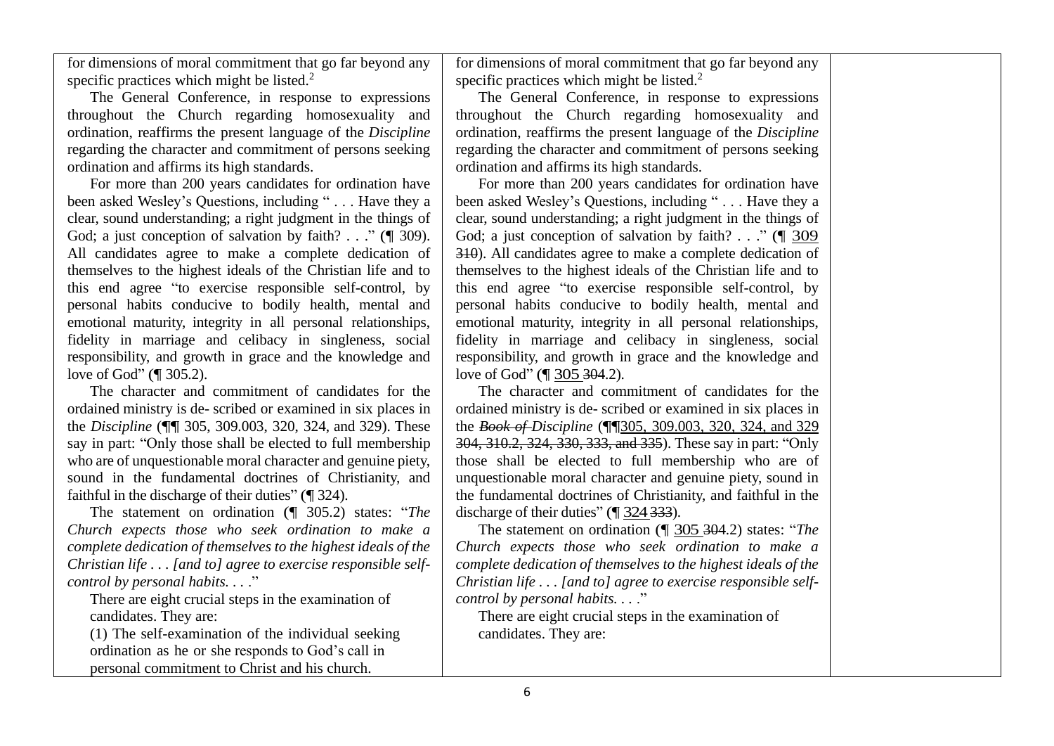| | | |
|---|---|---|
| for dimensions of moral commitment that go far beyond any specific practices which might be listed.[2]<br><br>The General Conference, in response to expressions throughout the Church regarding homosexuality and ordination, reaffirms the present language of the *Discipline* regarding the character and commitment of persons seeking ordination and affirms its high standards.<br><br>For more than 200 years candidates for ordination have been asked Wesley's Questions, including " . . . Have they a clear, sound understanding; a right judgment in the things of God; a just conception of salvation by faith? . . ." (¶ 309). All candidates agree to make a complete dedication of themselves to the highest ideals of the Christian life and to this end agree "to exercise responsible self-control, by personal habits conducive to bodily health, mental and emotional maturity, integrity in all personal relationships, fidelity in marriage and celibacy in singleness, social responsibility, and growth in grace and the knowledge and love of God" (¶ 305.2).<br><br>The character and commitment of candidates for the ordained ministry is de- scribed or examined in six places in the *Discipline* (¶¶ 305, 309.003, 320, 324, and 329). These say in part: "Only those shall be elected to full membership who are of unquestionable moral character and genuine piety, sound in the fundamental doctrines of Christianity, and faithful in the discharge of their duties" (¶ 324).<br><br>The statement on ordination (¶ 305.2) states: "*The Church expects those who seek ordination to make a complete dedication of themselves to the highest ideals of the Christian life . . . [and to] agree to exercise responsible self-control by personal habits. . . .*"<br><br>There are eight crucial steps in the examination of candidates. They are:<br><br>(1) The self-examination of the individual seeking ordination as he or she responds to God's call in personal commitment to Christ and his church. | for dimensions of moral commitment that go far beyond any specific practices which might be listed.[2]<br><br>The General Conference, in response to expressions throughout the Church regarding homosexuality and ordination, reaffirms the present language of the *Discipline* regarding the character and commitment of persons seeking ordination and affirms its high standards.<br><br>For more than 200 years candidates for ordination have been asked Wesley's Questions, including " . . . Have they a clear, sound understanding; a right judgment in the things of God; a just conception of salvation by faith? . . ." (¶ <u>309</u> ~~310~~). All candidates agree to make a complete dedication of themselves to the highest ideals of the Christian life and to this end agree "to exercise responsible self-control, by personal habits conducive to bodily health, mental and emotional maturity, integrity in all personal relationships, fidelity in marriage and celibacy in singleness, social responsibility, and growth in grace and the knowledge and love of God" (¶ <u>305</u> ~~304~~.2).<br><br>The character and commitment of candidates for the ordained ministry is de- scribed or examined in six places in the ~~*Book of*~~ *Discipline* (¶¶<u>305, 309.003, 320, 324, and 329</u> ~~304, 310.2, 324, 330, 333, and 335~~). These say in part: "Only those shall be elected to full membership who are of unquestionable moral character and genuine piety, sound in the fundamental doctrines of Christianity, and faithful in the discharge of their duties" (¶ <u>324</u> ~~333~~).<br><br>The statement on ordination (¶ <u>305</u> ~~304~~.2) states: "*The Church expects those who seek ordination to make a complete dedication of themselves to the highest ideals of the Christian life . . . [and to] agree to exercise responsible self-control by personal habits. . . .*"<br><br>There are eight crucial steps in the examination of candidates. They are: | |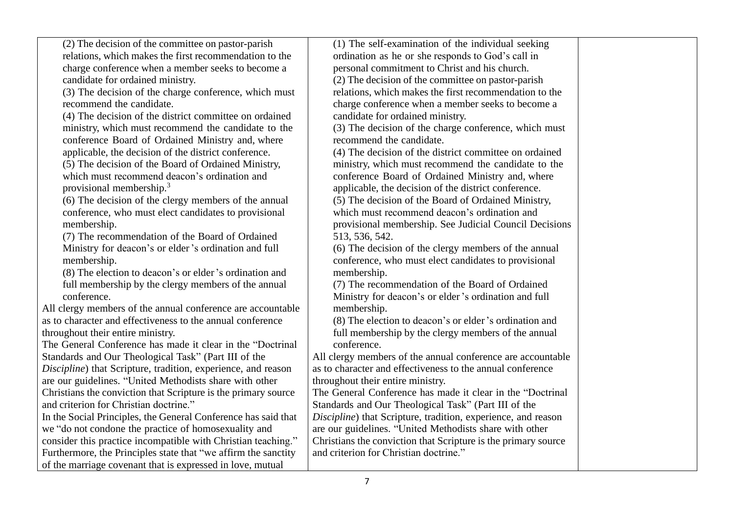| | | |
|---|---|---|
| (2) The decision of the committee on pastor-parish relations, which makes the first recommendation to the charge conference when a member seeks to become a candidate for ordained ministry.<br>(3) The decision of the charge conference, which must recommend the candidate.<br>(4) The decision of the district committee on ordained ministry, which must recommend the candidate to the conference Board of Ordained Ministry and, where applicable, the decision of the district conference.<br>(5) The decision of the Board of Ordained Ministry, which must recommend deacon's ordination and provisional membership.[3]<br>(6) The decision of the clergy members of the annual conference, who must elect candidates to provisional membership.<br>(7) The recommendation of the Board of Ordained Ministry for deacon's or elder's ordination and full membership.<br>(8) The election to deacon's or elder's ordination and full membership by the clergy members of the annual conference.<br>All clergy members of the annual conference are accountable as to character and effectiveness to the annual conference throughout their entire ministry.<br>The General Conference has made it clear in the "Doctrinal Standards and Our Theological Task" (Part III of the *Discipline*) that Scripture, tradition, experience, and reason are our guidelines. "United Methodists share with other Christians the conviction that Scripture is the primary source and criterion for Christian doctrine."<br>In the Social Principles, the General Conference has said that we "do not condone the practice of homosexuality and consider this practice incompatible with Christian teaching." Furthermore, the Principles state that "we affirm the sanctity of the marriage covenant that is expressed in love, mutual | (1) The self-examination of the individual seeking ordination as he or she responds to God's call in personal commitment to Christ and his church.<br>(2) The decision of the committee on pastor-parish relations, which makes the first recommendation to the charge conference when a member seeks to become a candidate for ordained ministry.<br>(3) The decision of the charge conference, which must recommend the candidate.<br>(4) The decision of the district committee on ordained ministry, which must recommend the candidate to the conference Board of Ordained Ministry and, where applicable, the decision of the district conference.<br>(5) The decision of the Board of Ordained Ministry, which must recommend deacon's ordination and provisional membership. See Judicial Council Decisions 513, 536, 542.<br>(6) The decision of the clergy members of the annual conference, who must elect candidates to provisional membership.<br>(7) The recommendation of the Board of Ordained Ministry for deacon's or elder's ordination and full membership.<br>(8) The election to deacon's or elder's ordination and full membership by the clergy members of the annual conference.<br>All clergy members of the annual conference are accountable as to character and effectiveness to the annual conference throughout their entire ministry.<br>The General Conference has made it clear in the "Doctrinal Standards and Our Theological Task" (Part III of the *Discipline*) that Scripture, tradition, experience, and reason are our guidelines. "United Methodists share with other Christians the conviction that Scripture is the primary source and criterion for Christian doctrine." | |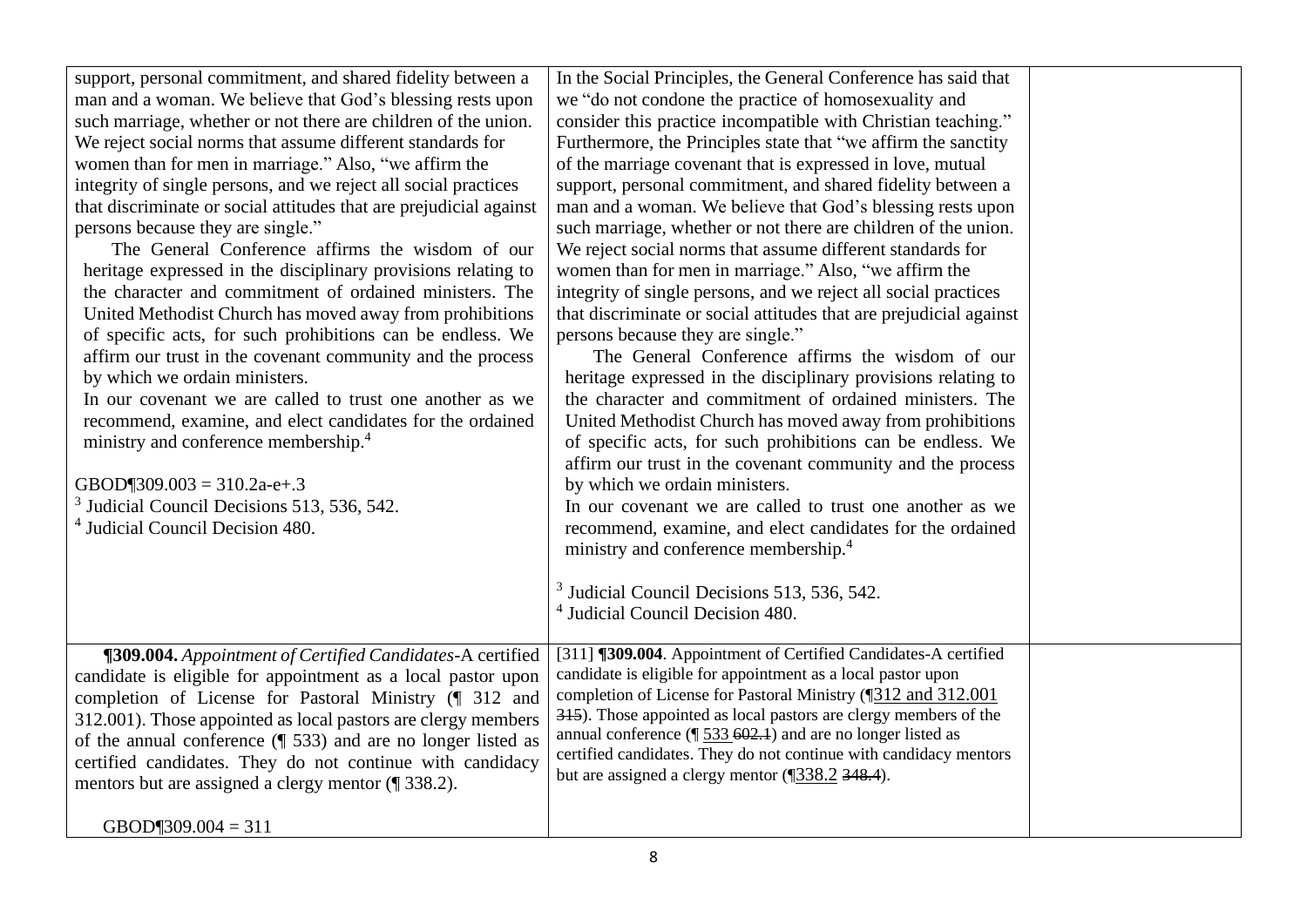| | | |
|---|---|---|
| support, personal commitment, and shared fidelity between a man and a woman. We believe that God's blessing rests upon such marriage, whether or not there are children of the union. We reject social norms that assume different standards for women than for men in marriage." Also, "we affirm the integrity of single persons, and we reject all social practices that discriminate or social attitudes that are prejudicial against persons because they are single."<br><br>The General Conference affirms the wisdom of our heritage expressed in the disciplinary provisions relating to the character and commitment of ordained ministers. The United Methodist Church has moved away from prohibitions of specific acts, for such prohibitions can be endless. We affirm our trust in the covenant community and the process by which we ordain ministers.<br>In our covenant we are called to trust one another as we recommend, examine, and elect candidates for the ordained ministry and conference membership.[4]<br><br>GBOD¶309.003 = 310.2a-e+.3<br>[3] Judicial Council Decisions 513, 536, 542.<br>[4] Judicial Council Decision 480. | In the Social Principles, the General Conference has said that we "do not condone the practice of homosexuality and consider this practice incompatible with Christian teaching." Furthermore, the Principles state that "we affirm the sanctity of the marriage covenant that is expressed in love, mutual support, personal commitment, and shared fidelity between a man and a woman. We believe that God's blessing rests upon such marriage, whether or not there are children of the union. We reject social norms that assume different standards for women than for men in marriage." Also, "we affirm the integrity of single persons, and we reject all social practices that discriminate or social attitudes that are prejudicial against persons because they are single."<br><br>The General Conference affirms the wisdom of our heritage expressed in the disciplinary provisions relating to the character and commitment of ordained ministers. The United Methodist Church has moved away from prohibitions of specific acts, for such prohibitions can be endless. We affirm our trust in the covenant community and the process by which we ordain ministers.<br>In our covenant we are called to trust one another as we recommend, examine, and elect candidates for the ordained ministry and conference membership.[4]<br><br>[3] Judicial Council Decisions 513, 536, 542.<br>[4] Judicial Council Decision 480. | |
| **¶309.004.** *Appointment of Certified Candidates*-A certified candidate is eligible for appointment as a local pastor upon completion of License for Pastoral Ministry (¶ 312 and 312.001). Those appointed as local pastors are clergy members of the annual conference (¶ 533) and are no longer listed as certified candidates. They do not continue with candidacy mentors but are assigned a clergy mentor (¶ 338.2).<br><br>GBOD¶309.004 = 311 | [311] **¶309.004**. Appointment of Certified Candidates-A certified candidate is eligible for appointment as a local pastor upon completion of License for Pastoral Ministry (¶<u>312 and 312.001</u> ~~315~~). Those appointed as local pastors are clergy members of the annual conference (¶ <u>533</u> ~~602.1~~) and are no longer listed as certified candidates. They do not continue with candidacy mentors but are assigned a clergy mentor (¶<u>338.2</u> ~~348.4~~). | |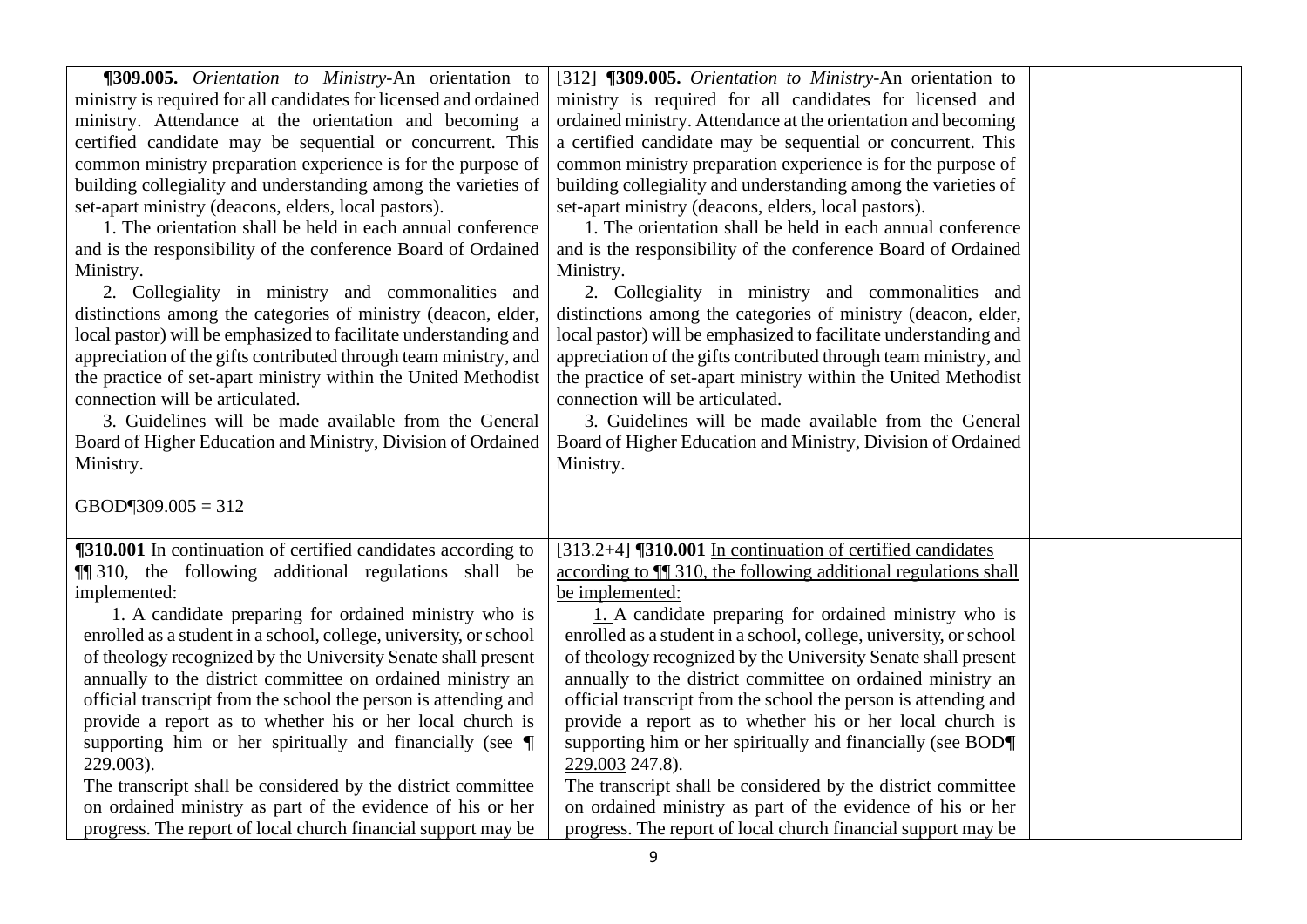| | | |
|---|---|---|
| **¶309.005.** *Orientation to Ministry*-An orientation to ministry is required for all candidates for licensed and ordained ministry. Attendance at the orientation and becoming a certified candidate may be sequential or concurrent. This common ministry preparation experience is for the purpose of building collegiality and understanding among the varieties of set-apart ministry (deacons, elders, local pastors).<br>1. The orientation shall be held in each annual conference and is the responsibility of the conference Board of Ordained Ministry.<br>2. Collegiality in ministry and commonalities and distinctions among the categories of ministry (deacon, elder, local pastor) will be emphasized to facilitate understanding and appreciation of the gifts contributed through team ministry, and the practice of set-apart ministry within the United Methodist connection will be articulated.<br>3. Guidelines will be made available from the General Board of Higher Education and Ministry, Division of Ordained Ministry.<br><br>GBOD¶309.005 = 312 | [312] **¶309.005.** *Orientation to Ministry*-An orientation to ministry is required for all candidates for licensed and ordained ministry. Attendance at the orientation and becoming a certified candidate may be sequential or concurrent. This common ministry preparation experience is for the purpose of building collegiality and understanding among the varieties of set-apart ministry (deacons, elders, local pastors).<br>1. The orientation shall be held in each annual conference and is the responsibility of the conference Board of Ordained Ministry.<br>2. Collegiality in ministry and commonalities and distinctions among the categories of ministry (deacon, elder, local pastor) will be emphasized to facilitate understanding and appreciation of the gifts contributed through team ministry, and the practice of set-apart ministry within the United Methodist connection will be articulated.<br>3. Guidelines will be made available from the General Board of Higher Education and Ministry, Division of Ordained Ministry. | |
| **¶310.001** In continuation of certified candidates according to ¶¶ 310, the following additional regulations shall be implemented:<br>1. A candidate preparing for ordained ministry who is enrolled as a student in a school, college, university, or school of theology recognized by the University Senate shall present annually to the district committee on ordained ministry an official transcript from the school the person is attending and provide a report as to whether his or her local church is supporting him or her spiritually and financially (see ¶ 229.003).<br>The transcript shall be considered by the district committee on ordained ministry as part of the evidence of his or her progress. The report of local church financial support may be | [313.2+4] **¶310.001** <u>In continuation of certified candidates according to ¶¶ 310, the following additional regulations shall be implemented:</u><br><u>1.</u> A candidate preparing for ordained ministry who is enrolled as a student in a school, college, university, or school of theology recognized by the University Senate shall present annually to the district committee on ordained ministry an official transcript from the school the person is attending and provide a report as to whether his or her local church is supporting him or her spiritually and financially (see BOD¶ <u>229.003</u> ~~247.8~~).<br>The transcript shall be considered by the district committee on ordained ministry as part of the evidence of his or her progress. The report of local church financial support may be | |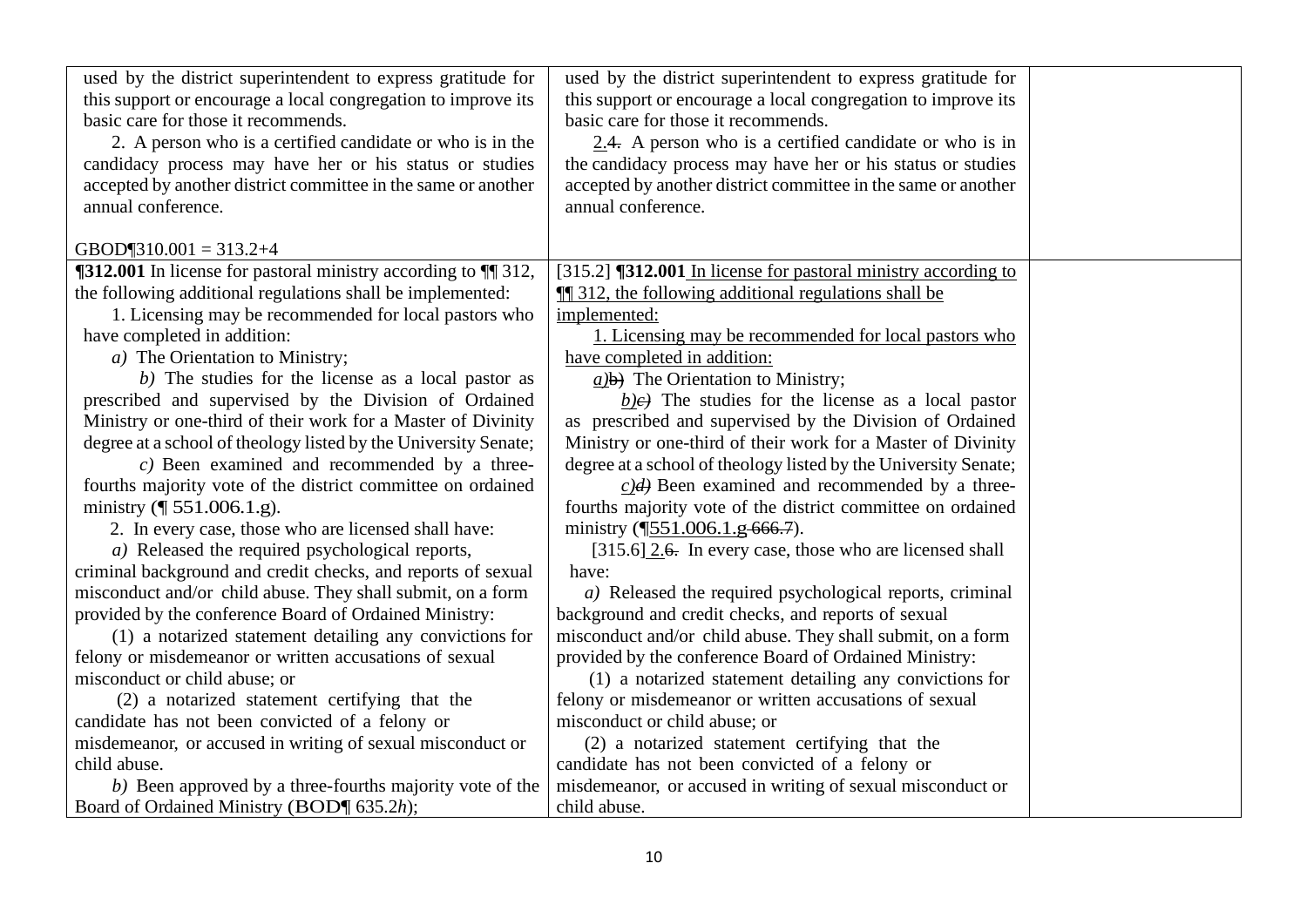| | | |
|---|---|---|
| used by the district superintendent to express gratitude for this support or encourage a local congregation to improve its basic care for those it recommends.<br>2. A person who is a certified candidate or who is in the candidacy process may have her or his status or studies accepted by another district committee in the same or another annual conference.<br><br>GBOD¶310.001 = 313.2+4 | used by the district superintendent to express gratitude for this support or encourage a local congregation to improve its basic care for those it recommends.<br>2.~~4.~~ A person who is a certified candidate or who is in the candidacy process may have her or his status or studies accepted by another district committee in the same or another annual conference. | |
| **¶312.001** In license for pastoral ministry according to ¶¶ 312, the following additional regulations shall be implemented:<br>1. Licensing may be recommended for local pastors who have completed in addition:<br>*a)* The Orientation to Ministry;<br>*b)* The studies for the license as a local pastor as prescribed and supervised by the Division of Ordained Ministry or one-third of their work for a Master of Divinity degree at a school of theology listed by the University Senate;<br>*c)* Been examined and recommended by a three-fourths majority vote of the district committee on ordained ministry (¶ 551.006.1.g).<br>2. In every case, those who are licensed shall have:<br>*a)* Released the required psychological reports, criminal background and credit checks, and reports of sexual misconduct and/or child abuse. They shall submit, on a form provided by the conference Board of Ordained Ministry:<br>(1) a notarized statement detailing any convictions for felony or misdemeanor or written accusations of sexual misconduct or child abuse; or<br>(2) a notarized statement certifying that the candidate has not been convicted of a felony or misdemeanor, or accused in writing of sexual misconduct or child abuse.<br>*b)* Been approved by a three-fourths majority vote of the Board of Ordained Ministry (BOD¶ 635.2*h*); | [315.2] **¶312.001** In license for pastoral ministry according to ¶¶ 312, the following additional regulations shall be implemented:<br>1. Licensing may be recommended for local pastors who have completed in addition:<br>*a)*~~b)~~ The Orientation to Ministry;<br>*b)*~~*c)*~~ The studies for the license as a local pastor as prescribed and supervised by the Division of Ordained Ministry or one-third of their work for a Master of Divinity degree at a school of theology listed by the University Senate;<br>*c)*~~*d)*~~ Been examined and recommended by a three-fourths majority vote of the district committee on ordained ministry (¶551.006.1.g ~~666.7~~).<br>[315.6] 2.~~6.~~ In every case, those who are licensed shall have:<br>*a)* Released the required psychological reports, criminal background and credit checks, and reports of sexual misconduct and/or child abuse. They shall submit, on a form provided by the conference Board of Ordained Ministry:<br>(1) a notarized statement detailing any convictions for felony or misdemeanor or written accusations of sexual misconduct or child abuse; or<br>(2) a notarized statement certifying that the candidate has not been convicted of a felony or misdemeanor, or accused in writing of sexual misconduct or child abuse. | |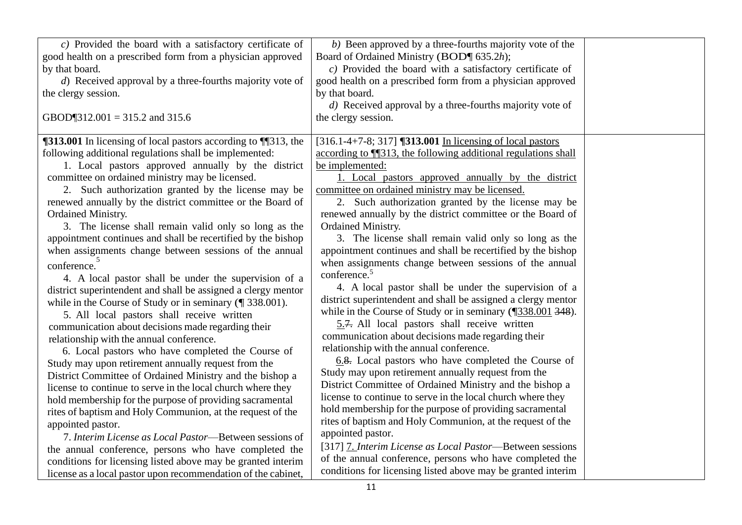| | | |
|---|---|---|
| *c)* Provided the board with a satisfactory certificate of good health on a prescribed form from a physician approved by that board.<br>*d*) Received approval by a three-fourths majority vote of the clergy session.<br><br>GBOD¶312.001 = 315.2 and 315.6 | *b)* Been approved by a three-fourths majority vote of the Board of Ordained Ministry (BOD¶ 635.2*h*);<br>*c)* Provided the board with a satisfactory certificate of good health on a prescribed form from a physician approved by that board.<br>*d)* Received approval by a three-fourths majority vote of the clergy session. | |
| **¶313.001** In licensing of local pastors according to ¶¶313, the following additional regulations shall be implemented:<br>1. Local pastors approved annually by the district committee on ordained ministry may be licensed.<br>2. Such authorization granted by the license may be renewed annually by the district committee or the Board of Ordained Ministry.<br>3. The license shall remain valid only so long as the appointment continues and shall be recertified by the bishop when assignments change between sessions of the annual conference.[5]<br>4. A local pastor shall be under the supervision of a district superintendent and shall be assigned a clergy mentor while in the Course of Study or in seminary (¶ 338.001).<br>5. All local pastors shall receive written communication about decisions made regarding their relationship with the annual conference.<br>6. Local pastors who have completed the Course of Study may upon retirement annually request from the District Committee of Ordained Ministry and the bishop a license to continue to serve in the local church where they hold membership for the purpose of providing sacramental rites of baptism and Holy Communion, at the request of the appointed pastor.<br>7. *Interim License as Local Pastor*—Between sessions of the annual conference, persons who have completed the conditions for licensing listed above may be granted interim license as a local pastor upon recommendation of the cabinet, | [316.1-4+7-8; 317] **¶313.001** <u>In licensing of local pastors according to ¶¶313, the following additional regulations shall be implemented:</u><br><u>1. Local pastors approved annually by the district committee on ordained ministry may be licensed.</u><br>2. Such authorization granted by the license may be renewed annually by the district committee or the Board of Ordained Ministry.<br>3. The license shall remain valid only so long as the appointment continues and shall be recertified by the bishop when assignments change between sessions of the annual conference.[5]<br>4. A local pastor shall be under the supervision of a district superintendent and shall be assigned a clergy mentor while in the Course of Study or in seminary (¶<u>338.001</u> ~~348~~).<br><u>5.</u>~~7.~~ All local pastors shall receive written communication about decisions made regarding their relationship with the annual conference.<br><u>6.</u>~~8.~~ Local pastors who have completed the Course of Study may upon retirement annually request from the District Committee of Ordained Ministry and the bishop a license to continue to serve in the local church where they hold membership for the purpose of providing sacramental rites of baptism and Holy Communion, at the request of the appointed pastor.<br>[317] <u>7.</u> *Interim License as Local Pastor*—Between sessions of the annual conference, persons who have completed the conditions for licensing listed above may be granted interim | |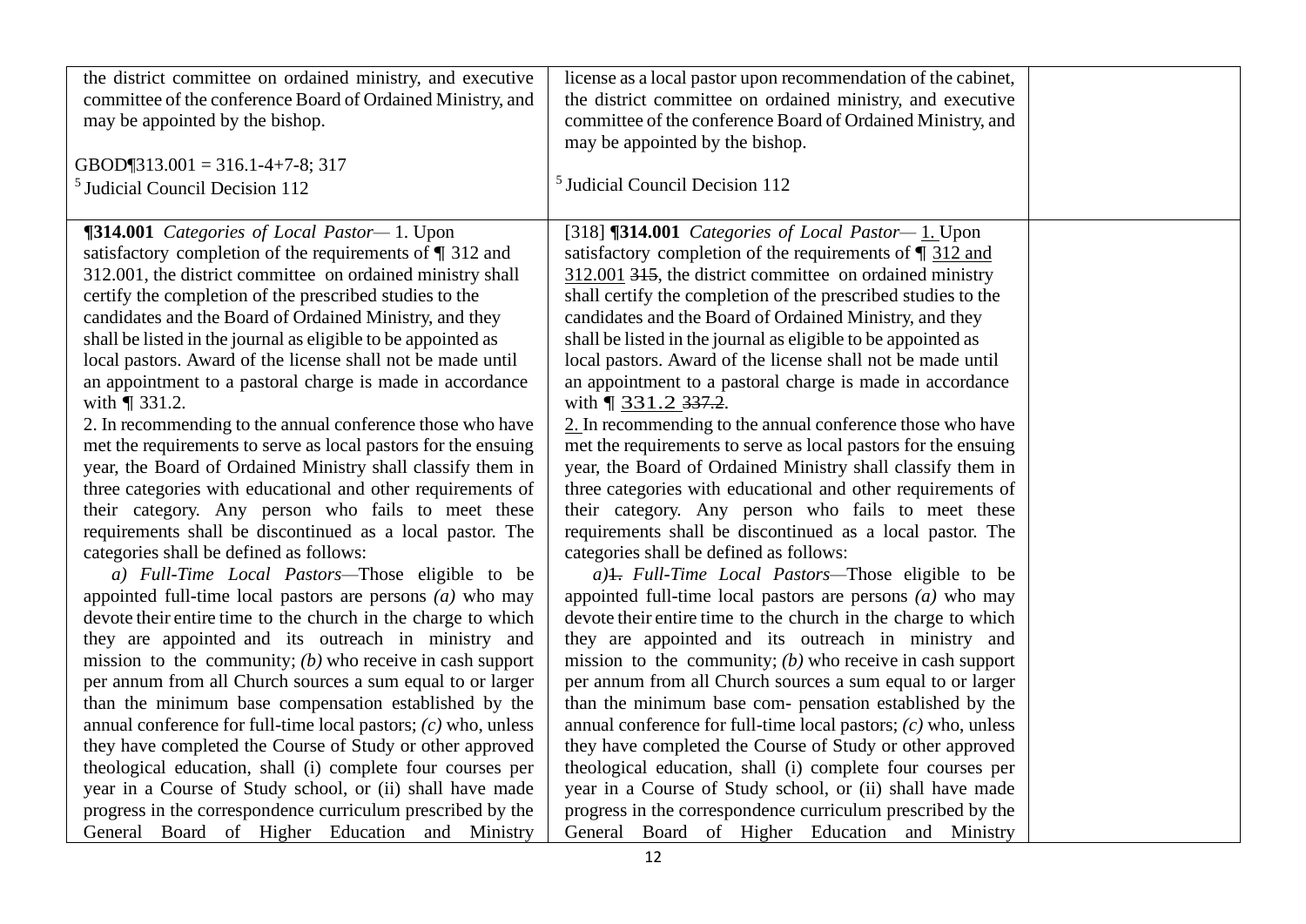| | | |
|---|---|---|
| the district committee on ordained ministry, and executive committee of the conference Board of Ordained Ministry, and may be appointed by the bishop.<br><br>GBOD¶313.001 = 316.1-4+7-8; 317<br>[5] Judicial Council Decision 112 | license as a local pastor upon recommendation of the cabinet, the district committee on ordained ministry, and executive committee of the conference Board of Ordained Ministry, and may be appointed by the bishop.<br><br>[5] Judicial Council Decision 112 | |
| **¶314.001** *Categories of Local Pastor*— 1. Upon satisfactory completion of the requirements of ¶ 312 and 312.001, the district committee on ordained ministry shall certify the completion of the prescribed studies to the candidates and the Board of Ordained Ministry, and they shall be listed in the journal as eligible to be appointed as local pastors. Award of the license shall not be made until an appointment to a pastoral charge is made in accordance with ¶ 331.2.<br>2. In recommending to the annual conference those who have met the requirements to serve as local pastors for the ensuing year, the Board of Ordained Ministry shall classify them in three categories with educational and other requirements of their category. Any person who fails to meet these requirements shall be discontinued as a local pastor. The categories shall be defined as follows:<br>*a) Full-Time Local Pastors*—Those eligible to be appointed full-time local pastors are persons *(a)* who may devote their entire time to the church in the charge to which they are appointed and its outreach in ministry and mission to the community; *(b)* who receive in cash support per annum from all Church sources a sum equal to or larger than the minimum base compensation established by the annual conference for full-time local pastors; *(c)* who, unless they have completed the Course of Study or other approved theological education, shall (i) complete four courses per year in a Course of Study school, or (ii) shall have made progress in the correspondence curriculum prescribed by the General Board of Higher Education and Ministry | [318] **¶314.001** *Categories of Local Pastor*— 1. Upon satisfactory completion of the requirements of ¶ 312 and 312.001 ~~315~~, the district committee on ordained ministry shall certify the completion of the prescribed studies to the candidates and the Board of Ordained Ministry, and they shall be listed in the journal as eligible to be appointed as local pastors. Award of the license shall not be made until an appointment to a pastoral charge is made in accordance with ¶ 331.2 ~~337.2~~.<br>2. In recommending to the annual conference those who have met the requirements to serve as local pastors for the ensuing year, the Board of Ordained Ministry shall classify them in three categories with educational and other requirements of their category. Any person who fails to meet these requirements shall be discontinued as a local pastor. The categories shall be defined as follows:<br>*a)*~~1.~~ *Full-Time Local Pastors*—Those eligible to be appointed full-time local pastors are persons *(a)* who may devote their entire time to the church in the charge to which they are appointed and its outreach in ministry and mission to the community; *(b)* who receive in cash support per annum from all Church sources a sum equal to or larger than the minimum base com- pensation established by the annual conference for full-time local pastors; *(c)* who, unless they have completed the Course of Study or other approved theological education, shall (i) complete four courses per year in a Course of Study school, or (ii) shall have made progress in the correspondence curriculum prescribed by the General Board of Higher Education and Ministry | |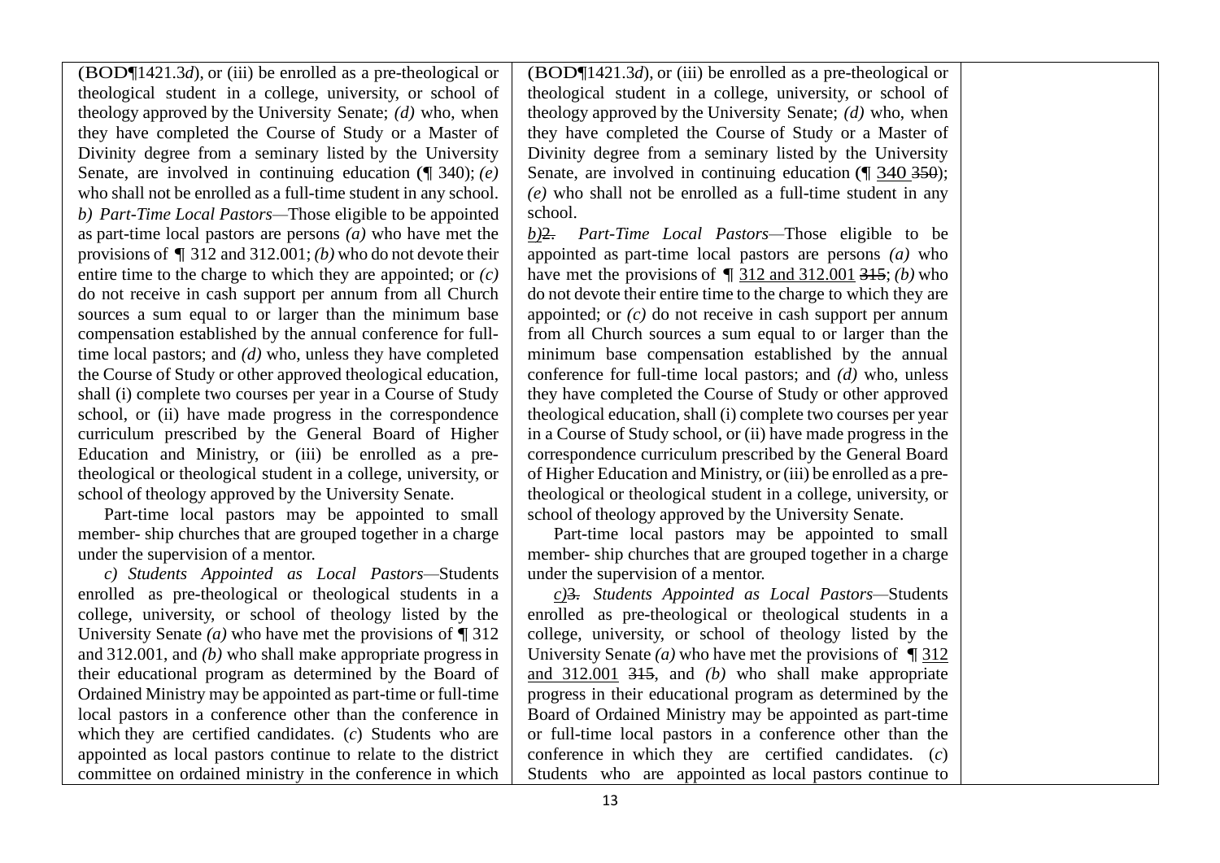| | | |
|---|---|---|
| (BOD¶1421.3*d*), or (iii) be enrolled as a pre-theological or theological student in a college, university, or school of theology approved by the University Senate; *(d)* who, when they have completed the Course of Study or a Master of Divinity degree from a seminary listed by the University Senate, are involved in continuing education (¶ 340); *(e)* who shall not be enrolled as a full-time student in any school.<br>*b) Part-Time Local Pastors*—Those eligible to be appointed as part-time local pastors are persons *(a)* who have met the provisions of ¶ 312 and 312.001; *(b)* who do not devote their entire time to the charge to which they are appointed; or *(c)* do not receive in cash support per annum from all Church sources a sum equal to or larger than the minimum base compensation established by the annual conference for full-time local pastors; and *(d)* who, unless they have completed the Course of Study or other approved theological education, shall (i) complete two courses per year in a Course of Study school, or (ii) have made progress in the correspondence curriculum prescribed by the General Board of Higher Education and Ministry, or (iii) be enrolled as a pre-theological or theological student in a college, university, or school of theology approved by the University Senate.<br>Part-time local pastors may be appointed to small member- ship churches that are grouped together in a charge under the supervision of a mentor.<br>*c) Students Appointed as Local Pastors*—Students enrolled as pre-theological or theological students in a college, university, or school of theology listed by the University Senate *(a)* who have met the provisions of ¶ 312 and 312.001, and *(b)* who shall make appropriate progress in their educational program as determined by the Board of Ordained Ministry may be appointed as part-time or full-time local pastors in a conference other than the conference in which they are certified candidates. (*c*) Students who are appointed as local pastors continue to relate to the district committee on ordained ministry in the conference in which | (BOD¶1421.3*d*), or (iii) be enrolled as a pre-theological or theological student in a college, university, or school of theology approved by the University Senate; *(d)* who, when they have completed the Course of Study or a Master of Divinity degree from a seminary listed by the University Senate, are involved in continuing education (¶ <u>340</u> ~~350~~); *(e)* who shall not be enrolled as a full-time student in any school.<br><u>*b)*</u>~~2.~~ *Part-Time Local Pastors*—Those eligible to be appointed as part-time local pastors are persons *(a)* who have met the provisions of ¶ <u>312 and 312.001</u> ~~315~~; *(b)* who do not devote their entire time to the charge to which they are appointed; or *(c)* do not receive in cash support per annum from all Church sources a sum equal to or larger than the minimum base compensation established by the annual conference for full-time local pastors; and *(d)* who, unless they have completed the Course of Study or other approved theological education, shall (i) complete two courses per year in a Course of Study school, or (ii) have made progress in the correspondence curriculum prescribed by the General Board of Higher Education and Ministry, or (iii) be enrolled as a pre-theological or theological student in a college, university, or school of theology approved by the University Senate.<br>Part-time local pastors may be appointed to small member- ship churches that are grouped together in a charge under the supervision of a mentor.<br><u>*c)*</u>~~3.~~ *Students Appointed as Local Pastors*—Students enrolled as pre-theological or theological students in a college, university, or school of theology listed by the University Senate *(a)* who have met the provisions of ¶ <u>312 and 312.001</u> ~~315~~, and *(b)* who shall make appropriate progress in their educational program as determined by the Board of Ordained Ministry may be appointed as part-time or full-time local pastors in a conference other than the conference in which they are certified candidates. (*c*) Students who are appointed as local pastors continue to | |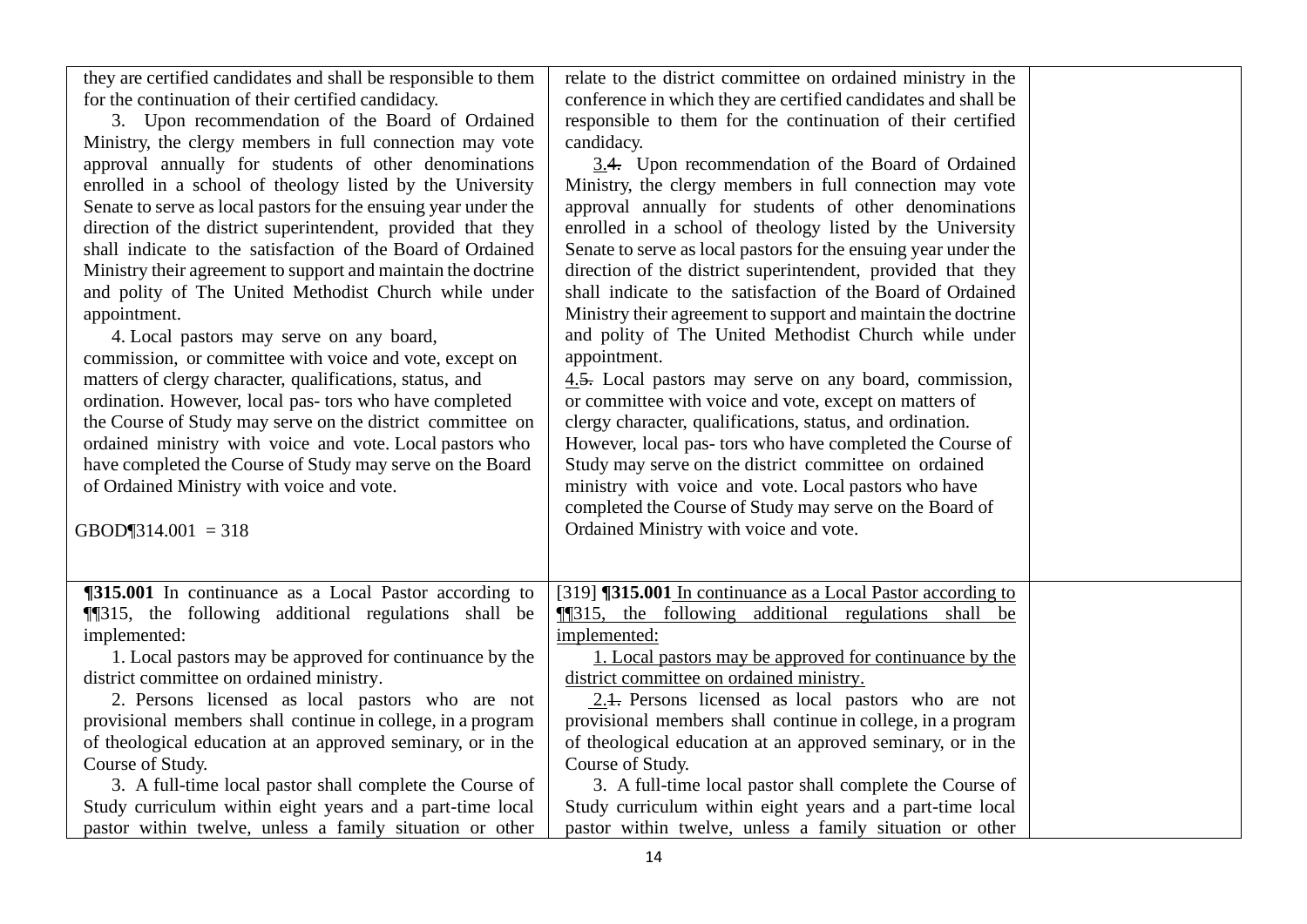| | | |
|---|---|---|
| they are certified candidates and shall be responsible to them for the continuation of their certified candidacy.<br>3. Upon recommendation of the Board of Ordained Ministry, the clergy members in full connection may vote approval annually for students of other denominations enrolled in a school of theology listed by the University Senate to serve as local pastors for the ensuing year under the direction of the district superintendent, provided that they shall indicate to the satisfaction of the Board of Ordained Ministry their agreement to support and maintain the doctrine and polity of The United Methodist Church while under appointment.<br>4. Local pastors may serve on any board, commission, or committee with voice and vote, except on matters of clergy character, qualifications, status, and ordination. However, local pas- tors who have completed the Course of Study may serve on the district committee on ordained ministry with voice and vote. Local pastors who have completed the Course of Study may serve on the Board of Ordained Ministry with voice and vote.<br><br>GBOD¶314.001 = 318 | relate to the district committee on ordained ministry in the conference in which they are certified candidates and shall be responsible to them for the continuation of their certified candidacy.<br><u>3.</u>~~4.~~ Upon recommendation of the Board of Ordained Ministry, the clergy members in full connection may vote approval annually for students of other denominations enrolled in a school of theology listed by the University Senate to serve as local pastors for the ensuing year under the direction of the district superintendent, provided that they shall indicate to the satisfaction of the Board of Ordained Ministry their agreement to support and maintain the doctrine and polity of The United Methodist Church while under appointment.<br><u>4.</u>~~5.~~ Local pastors may serve on any board, commission, or committee with voice and vote, except on matters of clergy character, qualifications, status, and ordination. However, local pas- tors who have completed the Course of Study may serve on the district committee on ordained ministry with voice and vote. Local pastors who have completed the Course of Study may serve on the Board of Ordained Ministry with voice and vote. | |
| **¶315.001** In continuance as a Local Pastor according to ¶¶315, the following additional regulations shall be implemented:<br>1. Local pastors may be approved for continuance by the district committee on ordained ministry.<br>2. Persons licensed as local pastors who are not provisional members shall continue in college, in a program of theological education at an approved seminary, or in the Course of Study.<br>3. A full-time local pastor shall complete the Course of Study curriculum within eight years and a part-time local pastor within twelve, unless a family situation or other | [319] **¶315.001** <u>In continuance as a Local Pastor according to ¶¶315, the following additional regulations shall be implemented:</u><br><u>1. Local pastors may be approved for continuance by the district committee on ordained ministry.</u><br><u>2.</u>~~1.~~ Persons licensed as local pastors who are not provisional members shall continue in college, in a program of theological education at an approved seminary, or in the Course of Study.<br>3. A full-time local pastor shall complete the Course of Study curriculum within eight years and a part-time local pastor within twelve, unless a family situation or other | |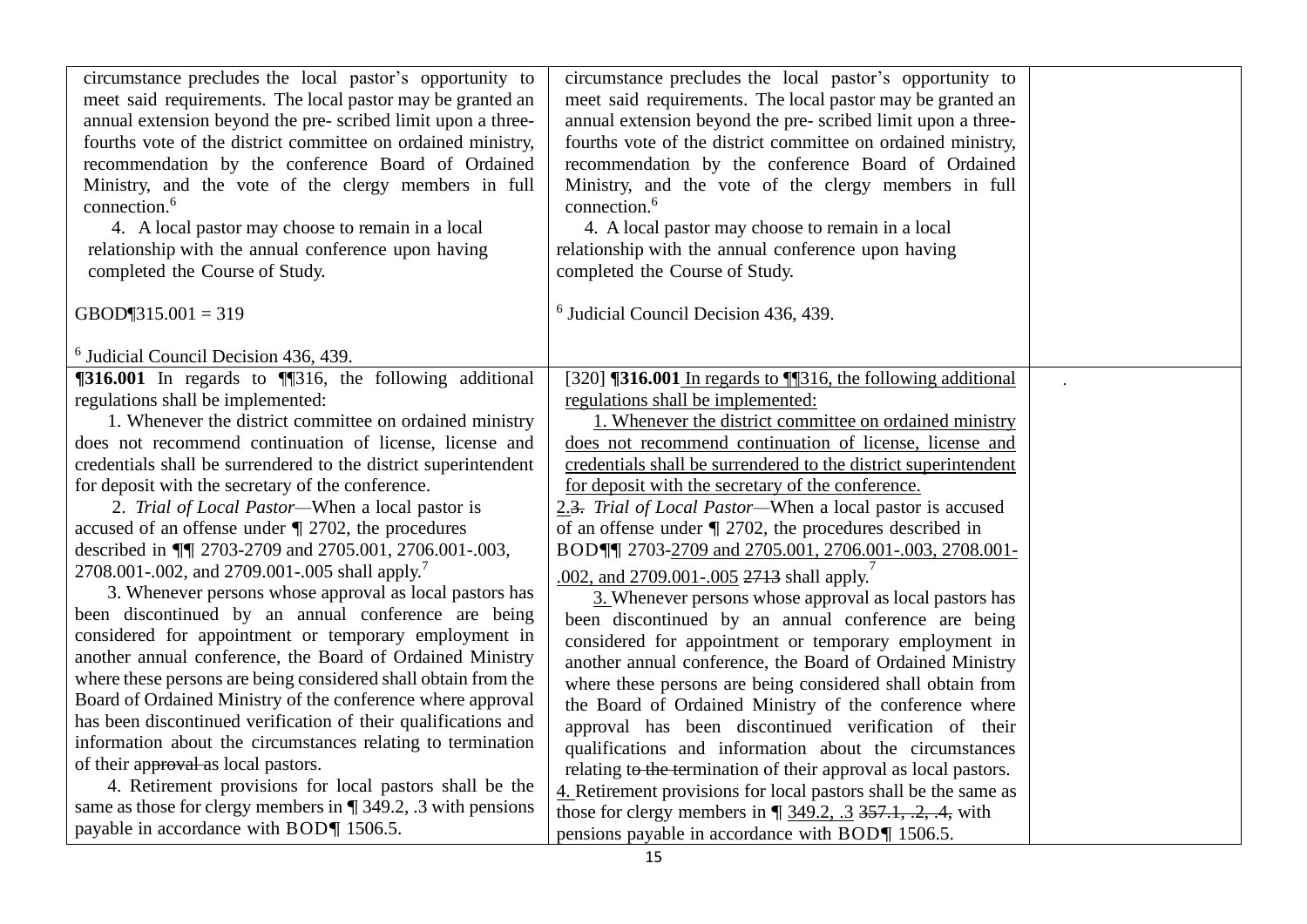| | | |
|---|---|---|
| circumstance precludes the local pastor's opportunity to meet said requirements. The local pastor may be granted an annual extension beyond the pre- scribed limit upon a three-fourths vote of the district committee on ordained ministry, recommendation by the conference Board of Ordained Ministry, and the vote of the clergy members in full connection.[6]<br><br>4. A local pastor may choose to remain in a local relationship with the annual conference upon having completed the Course of Study.<br><br>GBOD¶315.001 = 319<br><br>[6] Judicial Council Decision 436, 439. | circumstance precludes the local pastor's opportunity to meet said requirements. The local pastor may be granted an annual extension beyond the pre- scribed limit upon a three-fourths vote of the district committee on ordained ministry, recommendation by the conference Board of Ordained Ministry, and the vote of the clergy members in full connection.[6]<br><br>4. A local pastor may choose to remain in a local relationship with the annual conference upon having completed the Course of Study.<br><br>[6] Judicial Council Decision 436, 439. | |
| **¶316.001** In regards to ¶¶316, the following additional regulations shall be implemented:<br><br>1. Whenever the district committee on ordained ministry does not recommend continuation of license, license and credentials shall be surrendered to the district superintendent for deposit with the secretary of the conference.<br><br>2. *Trial of Local Pastor*—When a local pastor is accused of an offense under ¶ 2702, the procedures described in ¶¶ 2703-2709 and 2705.001, 2706.001-.003, 2708.001-.002, and 2709.001-.005 shall apply.[7]<br><br>3. Whenever persons whose approval as local pastors has been discontinued by an annual conference are being considered for appointment or temporary employment in another annual conference, the Board of Ordained Ministry where these persons are being considered shall obtain from the Board of Ordained Ministry of the conference where approval has been discontinued verification of their qualifications and information about the circumstances relating to termination of their ~~approval~~ as local pastors.<br><br>4. Retirement provisions for local pastors shall be the same as those for clergy members in ¶ 349.2, .3 with pensions payable in accordance with BOD¶ 1506.5. | [320] **¶316.001** <u>In regards to ¶¶316, the following additional regulations shall be implemented:</u><br><br><u>1. Whenever the district committee on ordained ministry does not recommend continuation of license, license and credentials shall be surrendered to the district superintendent for deposit with the secretary of the conference.</u><br><br><u>2.</u>~~3.~~ *Trial of Local Pastor*—When a local pastor is accused of an offense under ¶ 2702, the procedures described in BOD¶¶ 2703-<u>2709 and 2705.001, 2706.001-.003, 2708.001-.002, and 2709.001-.005</u> ~~2713~~ shall apply.[7]<br><br><u>3.</u> Whenever persons whose approval as local pastors has been discontinued by an annual conference are being considered for appointment or temporary employment in another annual conference, the Board of Ordained Ministry where these persons are being considered shall obtain from the Board of Ordained Ministry of the conference where approval has been discontinued verification of their qualifications and information about the circumstances relating t~~o the~~ termination of their approval as local pastors.<br><br><u>4.</u> Retirement provisions for local pastors shall be the same as those for clergy members in ¶ <u>349.2, .3</u> ~~357.1, .2, .4,~~ with pensions payable in accordance with BOD¶ 1506.5. | . |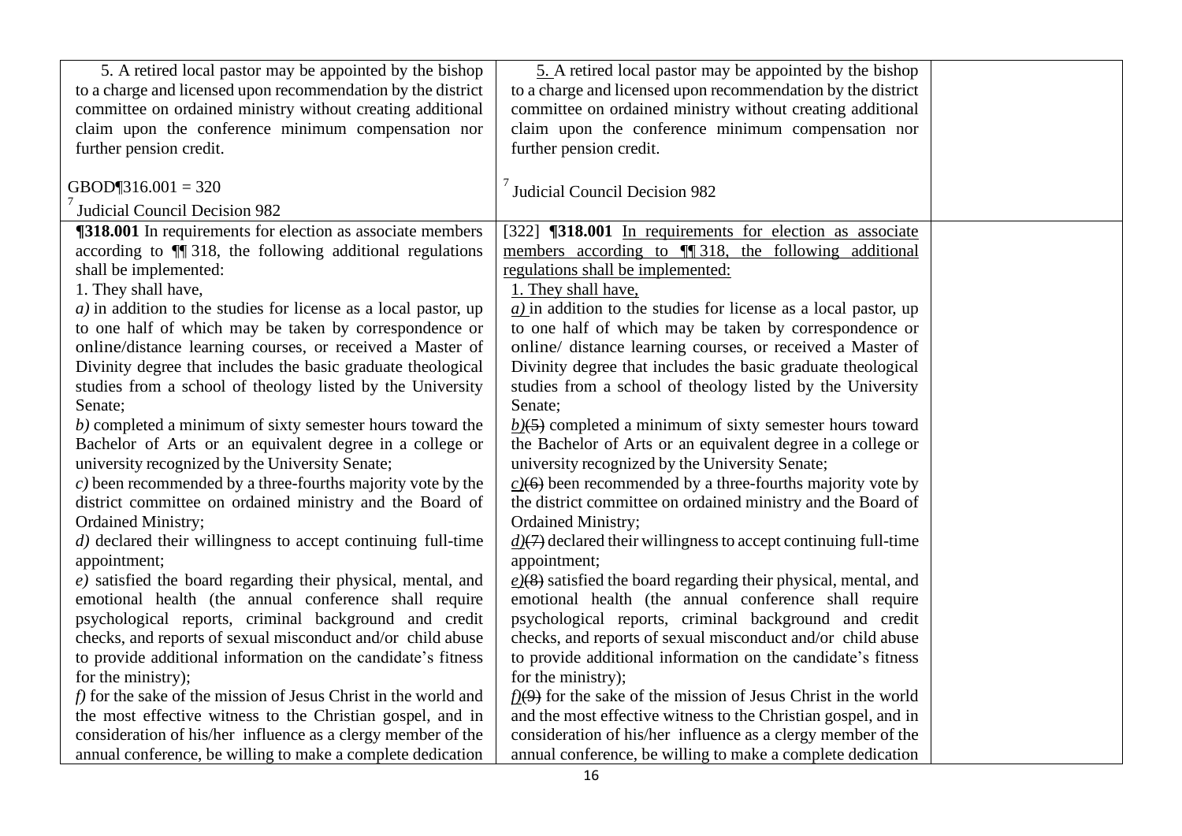| | | |
|---|---|---|
| 5. A retired local pastor may be appointed by the bishop to a charge and licensed upon recommendation by the district committee on ordained ministry without creating additional claim upon the conference minimum compensation nor further pension credit.<br><br>GBOD¶316.001 = 320<br>[7] Judicial Council Decision 982 | <u>5.</u> A retired local pastor may be appointed by the bishop to a charge and licensed upon recommendation by the district committee on ordained ministry without creating additional claim upon the conference minimum compensation nor further pension credit.<br><br>[7] Judicial Council Decision 982 | |
| **¶318.001** In requirements for election as associate members according to ¶¶ 318, the following additional regulations shall be implemented:<br>1. They shall have,<br>*a)* in addition to the studies for license as a local pastor, up to one half of which may be taken by correspondence or online/distance learning courses, or received a Master of Divinity degree that includes the basic graduate theological studies from a school of theology listed by the University Senate;<br>*b)* completed a minimum of sixty semester hours toward the Bachelor of Arts or an equivalent degree in a college or university recognized by the University Senate;<br>*c)* been recommended by a three-fourths majority vote by the district committee on ordained ministry and the Board of Ordained Ministry;<br>*d)* declared their willingness to accept continuing full-time appointment;<br>*e)* satisfied the board regarding their physical, mental, and emotional health (the annual conference shall require psychological reports, criminal background and credit checks, and reports of sexual misconduct and/or child abuse to provide additional information on the candidate's fitness for the ministry);<br>*f)* for the sake of the mission of Jesus Christ in the world and the most effective witness to the Christian gospel, and in consideration of his/her influence as a clergy member of the annual conference, be willing to make a complete dedication | [322] **¶318.001** <u>In requirements for election as associate members according to ¶¶ 318, the following additional regulations shall be implemented:</u><br><u>1. They shall have,</u><br><u>*a)*</u> in addition to the studies for license as a local pastor, up to one half of which may be taken by correspondence or online/ distance learning courses, or received a Master of Divinity degree that includes the basic graduate theological studies from a school of theology listed by the University Senate;<br><u>*b)*</u>~~(5)~~ completed a minimum of sixty semester hours toward the Bachelor of Arts or an equivalent degree in a college or university recognized by the University Senate;<br><u>*c)*</u>~~(6)~~ been recommended by a three-fourths majority vote by the district committee on ordained ministry and the Board of Ordained Ministry;<br><u>*d)*</u>~~(7)~~ declared their willingness to accept continuing full-time appointment;<br><u>*e)*</u>~~(8)~~ satisfied the board regarding their physical, mental, and emotional health (the annual conference shall require psychological reports, criminal background and credit checks, and reports of sexual misconduct and/or child abuse to provide additional information on the candidate's fitness for the ministry);<br><u>*f)*</u>~~(9)~~ for the sake of the mission of Jesus Christ in the world and the most effective witness to the Christian gospel, and in consideration of his/her influence as a clergy member of the annual conference, be willing to make a complete dedication | |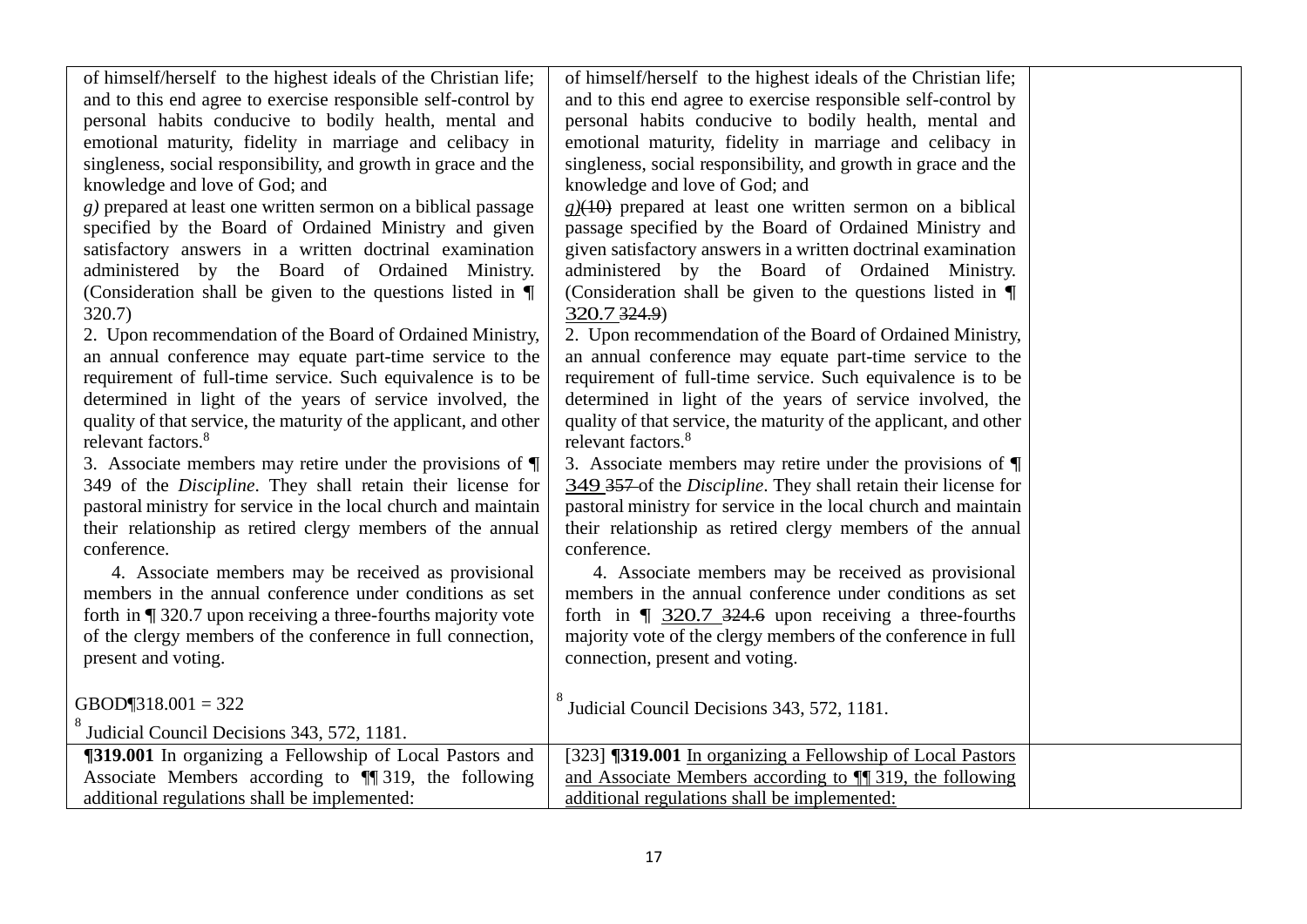| | | |
|---|---|---|
| of himself/herself to the highest ideals of the Christian life; and to this end agree to exercise responsible self-control by personal habits conducive to bodily health, mental and emotional maturity, fidelity in marriage and celibacy in singleness, social responsibility, and growth in grace and the knowledge and love of God; and<br>*g)* prepared at least one written sermon on a biblical passage specified by the Board of Ordained Ministry and given satisfactory answers in a written doctrinal examination administered by the Board of Ordained Ministry. (Consideration shall be given to the questions listed in ¶ 320.7)<br>2. Upon recommendation of the Board of Ordained Ministry, an annual conference may equate part-time service to the requirement of full-time service. Such equivalence is to be determined in light of the years of service involved, the quality of that service, the maturity of the applicant, and other relevant factors.[8]<br>3. Associate members may retire under the provisions of ¶ 349 of the *Discipline*. They shall retain their license for pastoral ministry for service in the local church and maintain their relationship as retired clergy members of the annual conference.<br>4. Associate members may be received as provisional members in the annual conference under conditions as set forth in ¶ 320.7 upon receiving a three-fourths majority vote of the clergy members of the conference in full connection, present and voting.<br><br>GBOD¶318.001 = 322<br>[8] Judicial Council Decisions 343, 572, 1181. | of himself/herself to the highest ideals of the Christian life; and to this end agree to exercise responsible self-control by personal habits conducive to bodily health, mental and emotional maturity, fidelity in marriage and celibacy in singleness, social responsibility, and growth in grace and the knowledge and love of God; and<br>*g)*~~(10)~~ prepared at least one written sermon on a biblical passage specified by the Board of Ordained Ministry and given satisfactory answers in a written doctrinal examination administered by the Board of Ordained Ministry. (Consideration shall be given to the questions listed in ¶ 320.7 ~~324.9~~)<br>2. Upon recommendation of the Board of Ordained Ministry, an annual conference may equate part-time service to the requirement of full-time service. Such equivalence is to be determined in light of the years of service involved, the quality of that service, the maturity of the applicant, and other relevant factors.[8]<br>3. Associate members may retire under the provisions of ¶ 349 ~~357~~ of the *Discipline*. They shall retain their license for pastoral ministry for service in the local church and maintain their relationship as retired clergy members of the annual conference.<br>4. Associate members may be received as provisional members in the annual conference under conditions as set forth in ¶ 320.7 ~~324.6~~ upon receiving a three-fourths majority vote of the clergy members of the conference in full connection, present and voting.<br><br>[8] Judicial Council Decisions 343, 572, 1181. | |
| **¶319.001** In organizing a Fellowship of Local Pastors and Associate Members according to ¶¶ 319, the following additional regulations shall be implemented: | [323] **¶319.001** In organizing a Fellowship of Local Pastors and Associate Members according to ¶¶ 319, the following additional regulations shall be implemented: | |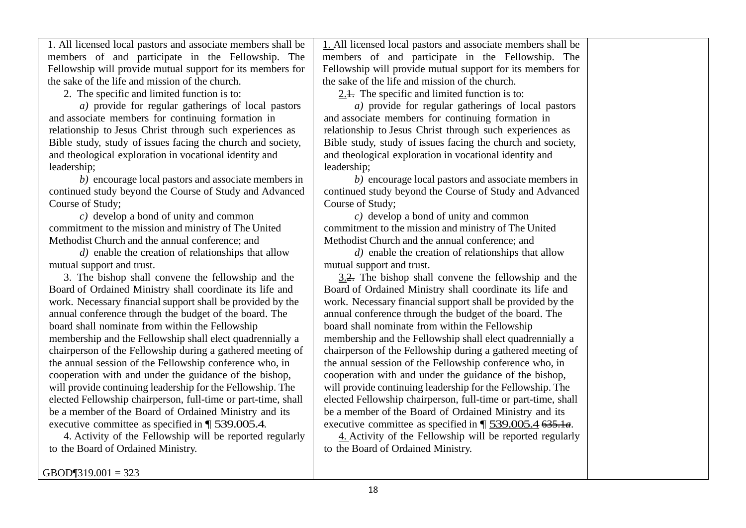| | | |
|---|---|---|
| 1. All licensed local pastors and associate members shall be members of and participate in the Fellowship. The Fellowship will provide mutual support for its members for the sake of the life and mission of the church.<br>2. The specific and limited function is to:<br>*a)* provide for regular gatherings of local pastors and associate members for continuing formation in relationship to Jesus Christ through such experiences as Bible study, study of issues facing the church and society, and theological exploration in vocational identity and leadership;<br>*b)* encourage local pastors and associate members in continued study beyond the Course of Study and Advanced Course of Study;<br>*c)* develop a bond of unity and common commitment to the mission and ministry of The United Methodist Church and the annual conference; and<br>*d)* enable the creation of relationships that allow mutual support and trust.<br>3. The bishop shall convene the fellowship and the Board of Ordained Ministry shall coordinate its life and work. Necessary financial support shall be provided by the annual conference through the budget of the board. The board shall nominate from within the Fellowship membership and the Fellowship shall elect quadrennially a chairperson of the Fellowship during a gathered meeting of the annual session of the Fellowship conference who, in cooperation with and under the guidance of the bishop, will provide continuing leadership for the Fellowship. The elected Fellowship chairperson, full-time or part-time, shall be a member of the Board of Ordained Ministry and its executive committee as specified in ¶ 539.005.4.<br>4. Activity of the Fellowship will be reported regularly to the Board of Ordained Ministry.<br><br>GBOD¶319.001 = 323 | <ins>1.</ins> All licensed local pastors and associate members shall be members of and participate in the Fellowship. The Fellowship will provide mutual support for its members for the sake of the life and mission of the church.<br><ins>2.</ins>~~1.~~ The specific and limited function is to:<br>*a)* provide for regular gatherings of local pastors and associate members for continuing formation in relationship to Jesus Christ through such experiences as Bible study, study of issues facing the church and society, and theological exploration in vocational identity and leadership;<br>*b)* encourage local pastors and associate members in continued study beyond the Course of Study and Advanced Course of Study;<br>*c)* develop a bond of unity and common commitment to the mission and ministry of The United Methodist Church and the annual conference; and<br>*d)* enable the creation of relationships that allow mutual support and trust.<br><ins>3.</ins>~~2.~~ The bishop shall convene the fellowship and the Board of Ordained Ministry shall coordinate its life and work. Necessary financial support shall be provided by the annual conference through the budget of the board. The board shall nominate from within the Fellowship membership and the Fellowship shall elect quadrennially a chairperson of the Fellowship during a gathered meeting of the annual session of the Fellowship conference who, in cooperation with and under the guidance of the bishop, will provide continuing leadership for the Fellowship. The elected Fellowship chairperson, full-time or part-time, shall be a member of the Board of Ordained Ministry and its executive committee as specified in ¶ <ins>539.005.4</ins> ~~635.1*a*~~.<br><ins>4.</ins> Activity of the Fellowship will be reported regularly to the Board of Ordained Ministry. | |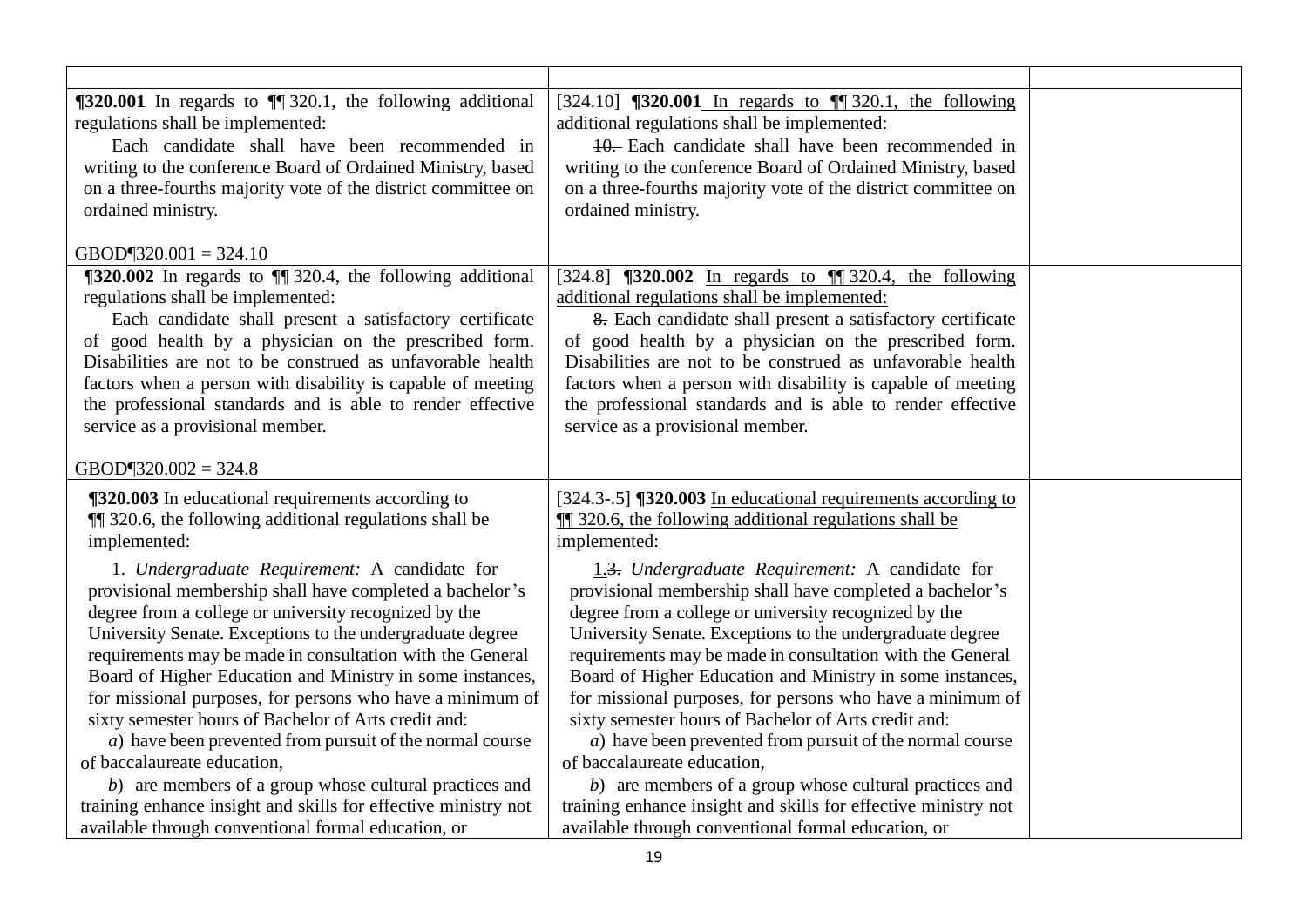| | | |
|---|---|---|
| **¶320.001** In regards to ¶¶ 320.1, the following additional regulations shall be implemented:<br><br>Each candidate shall have been recommended in writing to the conference Board of Ordained Ministry, based on a three-fourths majority vote of the district committee on ordained ministry.<br><br>GBOD¶320.001 = 324.10 | [324.10] **¶320.001** <u>In regards to ¶¶ 320.1, the following additional regulations shall be implemented:</u><br><br>~~10.~~ Each candidate shall have been recommended in writing to the conference Board of Ordained Ministry, based on a three-fourths majority vote of the district committee on ordained ministry. | |
| **¶320.002** In regards to ¶¶ 320.4, the following additional regulations shall be implemented:<br><br>Each candidate shall present a satisfactory certificate of good health by a physician on the prescribed form. Disabilities are not to be construed as unfavorable health factors when a person with disability is capable of meeting the professional standards and is able to render effective service as a provisional member.<br><br>GBOD¶320.002 = 324.8 | [324.8] **¶320.002** <u>In regards to ¶¶ 320.4, the following additional regulations shall be implemented:</u><br><br>~~8.~~ Each candidate shall present a satisfactory certificate of good health by a physician on the prescribed form. Disabilities are not to be construed as unfavorable health factors when a person with disability is capable of meeting the professional standards and is able to render effective service as a provisional member. | |
| **¶320.003** In educational requirements according to ¶¶ 320.6, the following additional regulations shall be implemented:<br><br>1. *Undergraduate Requirement:* A candidate for provisional membership shall have completed a bachelor's degree from a college or university recognized by the University Senate. Exceptions to the undergraduate degree requirements may be made in consultation with the General Board of Higher Education and Ministry in some instances, for missional purposes, for persons who have a minimum of sixty semester hours of Bachelor of Arts credit and:<br>*a*) have been prevented from pursuit of the normal course of baccalaureate education,<br>*b*) are members of a group whose cultural practices and training enhance insight and skills for effective ministry not available through conventional formal education, or | [324.3-.5] **¶320.003** <u>In educational requirements according to ¶¶ 320.6, the following additional regulations shall be implemented:</u><br><br><u>1.</u>~~3.~~ *Undergraduate Requirement:* A candidate for provisional membership shall have completed a bachelor's degree from a college or university recognized by the University Senate. Exceptions to the undergraduate degree requirements may be made in consultation with the General Board of Higher Education and Ministry in some instances, for missional purposes, for persons who have a minimum of sixty semester hours of Bachelor of Arts credit and:<br>*a*) have been prevented from pursuit of the normal course of baccalaureate education,<br>*b*) are members of a group whose cultural practices and training enhance insight and skills for effective ministry not available through conventional formal education, or | |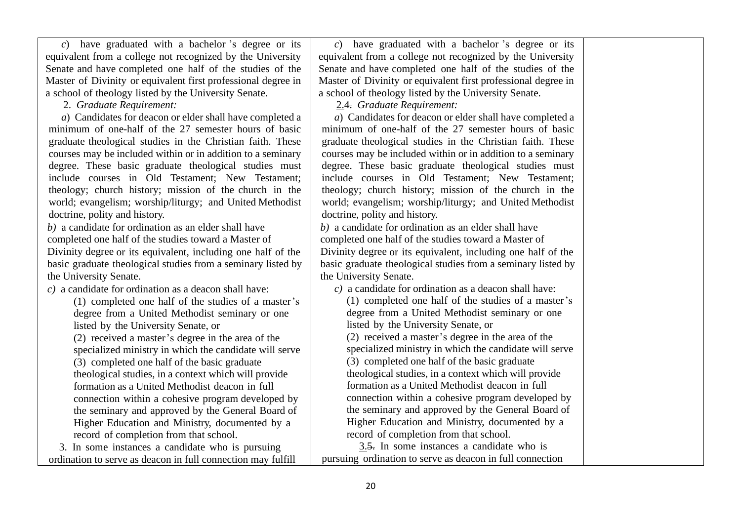| | | |
|---|---|---|
| *c*) have graduated with a bachelor's degree or its equivalent from a college not recognized by the University Senate and have completed one half of the studies of the Master of Divinity or equivalent first professional degree in a school of theology listed by the University Senate.<br>2. *Graduate Requirement:*<br>*a*) Candidates for deacon or elder shall have completed a minimum of one-half of the 27 semester hours of basic graduate theological studies in the Christian faith. These courses may be included within or in addition to a seminary degree. These basic graduate theological studies must include courses in Old Testament; New Testament; theology; church history; mission of the church in the world; evangelism; worship/liturgy; and United Methodist doctrine, polity and history.<br>*b)* a candidate for ordination as an elder shall have completed one half of the studies toward a Master of Divinity degree or its equivalent, including one half of the basic graduate theological studies from a seminary listed by the University Senate.<br>*c)* a candidate for ordination as a deacon shall have:<br>(1) completed one half of the studies of a master's degree from a United Methodist seminary or one listed by the University Senate, or<br>(2) received a master's degree in the area of the specialized ministry in which the candidate will serve<br>(3) completed one half of the basic graduate theological studies, in a context which will provide formation as a United Methodist deacon in full connection within a cohesive program developed by the seminary and approved by the General Board of Higher Education and Ministry, documented by a record of completion from that school.<br>3. In some instances a candidate who is pursuing ordination to serve as deacon in full connection may fulfill | *c*) have graduated with a bachelor's degree or its equivalent from a college not recognized by the University Senate and have completed one half of the studies of the Master of Divinity or equivalent first professional degree in a school of theology listed by the University Senate.<br><u>2</u>.~~4.~~ *Graduate Requirement:*<br>*a*) Candidates for deacon or elder shall have completed a minimum of one-half of the 27 semester hours of basic graduate theological studies in the Christian faith. These courses may be included within or in addition to a seminary degree. These basic graduate theological studies must include courses in Old Testament; New Testament; theology; church history; mission of the church in the world; evangelism; worship/liturgy; and United Methodist doctrine, polity and history.<br>*b)* a candidate for ordination as an elder shall have completed one half of the studies toward a Master of Divinity degree or its equivalent, including one half of the basic graduate theological studies from a seminary listed by the University Senate.<br>*c)* a candidate for ordination as a deacon shall have:<br>(1) completed one half of the studies of a master's degree from a United Methodist seminary or one listed by the University Senate, or<br>(2) received a master's degree in the area of the specialized ministry in which the candidate will serve<br>(3) completed one half of the basic graduate theological studies, in a context which will provide formation as a United Methodist deacon in full connection within a cohesive program developed by the seminary and approved by the General Board of Higher Education and Ministry, documented by a record of completion from that school.<br><u>3</u>.~~5.~~ In some instances a candidate who is pursuing ordination to serve as deacon in full connection | |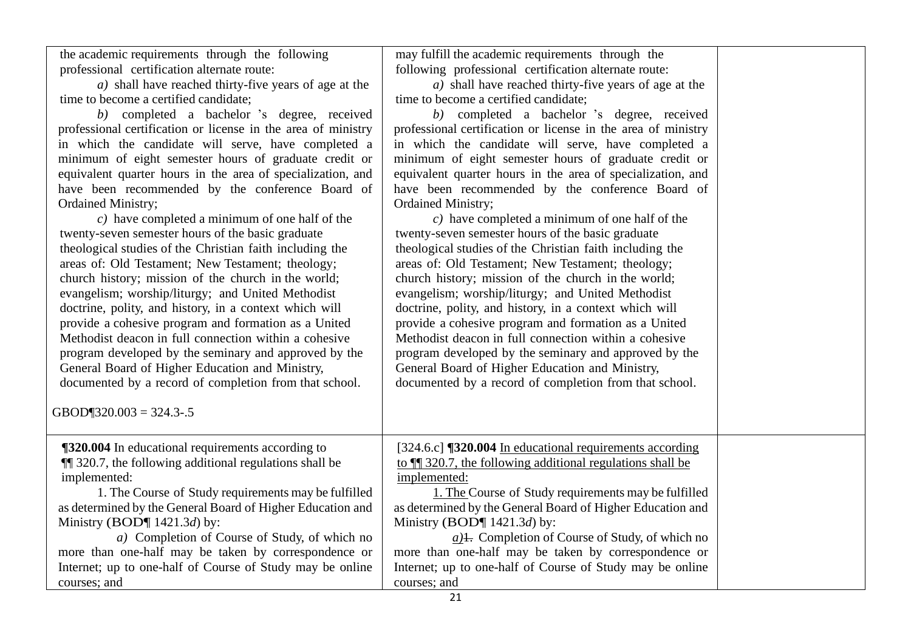| | | |
|---|---|---|
| the academic requirements through the following professional certification alternate route:<br>*a)* shall have reached thirty-five years of age at the time to become a certified candidate;<br>*b)* completed a bachelor 's degree, received professional certification or license in the area of ministry in which the candidate will serve, have completed a minimum of eight semester hours of graduate credit or equivalent quarter hours in the area of specialization, and have been recommended by the conference Board of Ordained Ministry;<br>*c)* have completed a minimum of one half of the twenty-seven semester hours of the basic graduate theological studies of the Christian faith including the areas of: Old Testament; New Testament; theology; church history; mission of the church in the world; evangelism; worship/liturgy; and United Methodist doctrine, polity, and history, in a context which will provide a cohesive program and formation as a United Methodist deacon in full connection within a cohesive program developed by the seminary and approved by the General Board of Higher Education and Ministry, documented by a record of completion from that school.<br><br>GBOD¶320.003 = 324.3-.5 | may fulfill the academic requirements through the following professional certification alternate route:<br>*a)* shall have reached thirty-five years of age at the time to become a certified candidate;<br>*b)* completed a bachelor 's degree, received professional certification or license in the area of ministry in which the candidate will serve, have completed a minimum of eight semester hours of graduate credit or equivalent quarter hours in the area of specialization, and have been recommended by the conference Board of Ordained Ministry;<br>*c)* have completed a minimum of one half of the twenty-seven semester hours of the basic graduate theological studies of the Christian faith including the areas of: Old Testament; New Testament; theology; church history; mission of the church in the world; evangelism; worship/liturgy; and United Methodist doctrine, polity, and history, in a context which will provide a cohesive program and formation as a United Methodist deacon in full connection within a cohesive program developed by the seminary and approved by the General Board of Higher Education and Ministry, documented by a record of completion from that school. | |
| **¶320.004** In educational requirements according to ¶¶ 320.7, the following additional regulations shall be implemented:<br>1. The Course of Study requirements may be fulfilled as determined by the General Board of Higher Education and Ministry (BOD¶ 1421.3*d*) by:<br>*a)* Completion of Course of Study, of which no more than one-half may be taken by correspondence or Internet; up to one-half of Course of Study may be online courses; and | [324.6.c] **¶320.004** <u>In educational requirements according to ¶¶ 320.7, the following additional regulations shall be implemented:</u><br><u>1. The</u> Course of Study requirements may be fulfilled as determined by the General Board of Higher Education and Ministry (BOD¶ 1421.3*d*) by:<br><u>*a)*</u>~~1.~~ Completion of Course of Study, of which no more than one-half may be taken by correspondence or Internet; up to one-half of Course of Study may be online courses; and | |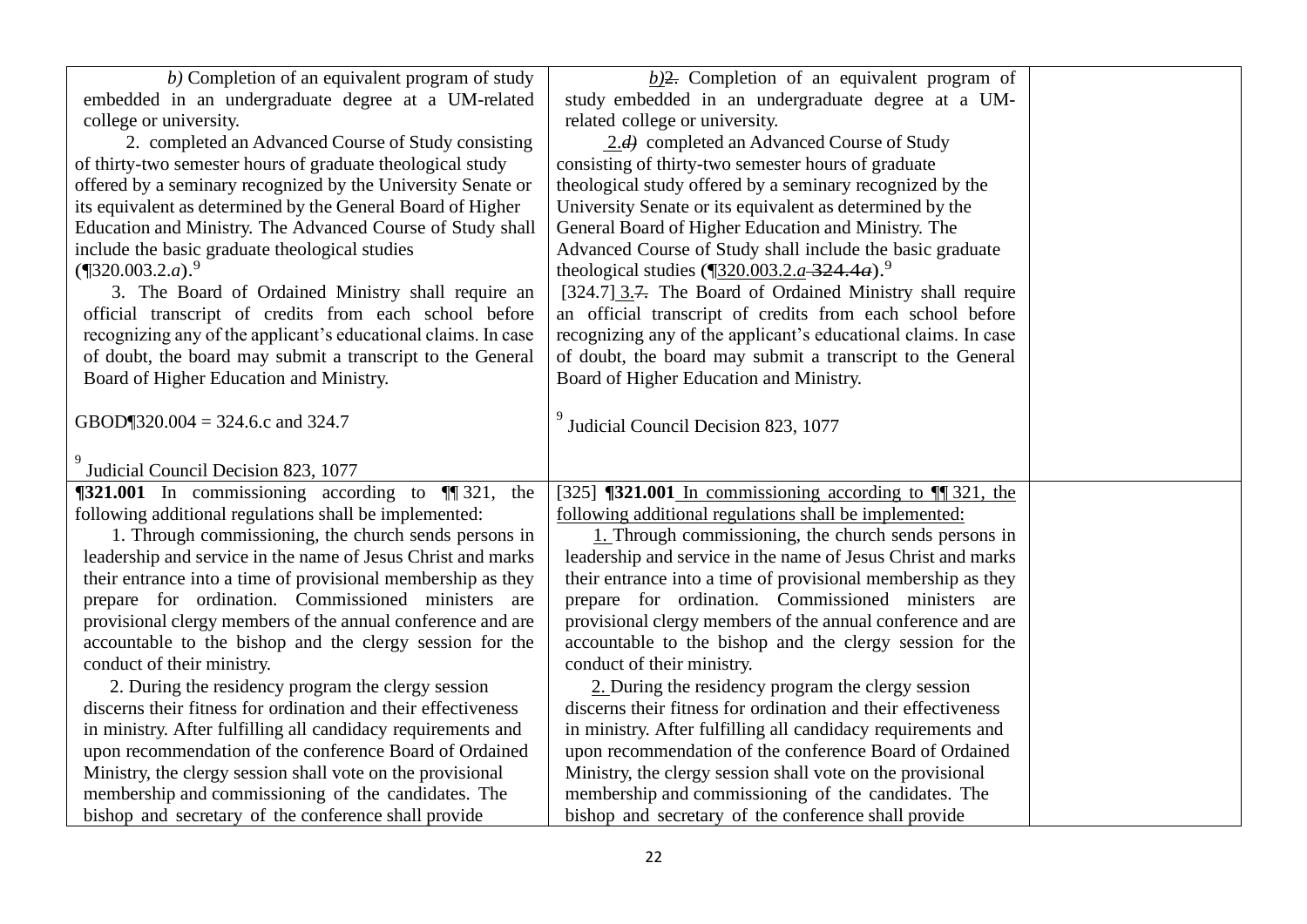| | | |
|---|---|---|
| *b)* Completion of an equivalent program of study embedded in an undergraduate degree at a UM-related college or university.<br><br>2. completed an Advanced Course of Study consisting of thirty-two semester hours of graduate theological study offered by a seminary recognized by the University Senate or its equivalent as determined by the General Board of Higher Education and Ministry. The Advanced Course of Study shall include the basic graduate theological studies (¶320.003.2.*a*).[9]<br><br>3. The Board of Ordained Ministry shall require an official transcript of credits from each school before recognizing any of the applicant's educational claims. In case of doubt, the board may submit a transcript to the General Board of Higher Education and Ministry.<br><br>GBOD¶320.004 = 324.6.c and 324.7<br><br>[9] Judicial Council Decision 823, 1077 | *b)*~~2.~~ Completion of an equivalent program of study embedded in an undergraduate degree at a UM-related college or university.<br><br>2.~~*d)*~~ completed an Advanced Course of Study consisting of thirty-two semester hours of graduate theological study offered by a seminary recognized by the University Senate or its equivalent as determined by the General Board of Higher Education and Ministry. The Advanced Course of Study shall include the basic graduate theological studies (¶320.003.2.*a* ~~324.4*a*~~).[9]<br><br>[324.7] 3.~~7.~~ The Board of Ordained Ministry shall require an official transcript of credits from each school before recognizing any of the applicant's educational claims. In case of doubt, the board may submit a transcript to the General Board of Higher Education and Ministry.<br><br>[9] Judicial Council Decision 823, 1077 | |
| **¶321.001** In commissioning according to ¶¶ 321, the following additional regulations shall be implemented:<br><br>1. Through commissioning, the church sends persons in leadership and service in the name of Jesus Christ and marks their entrance into a time of provisional membership as they prepare for ordination. Commissioned ministers are provisional clergy members of the annual conference and are accountable to the bishop and the clergy session for the conduct of their ministry.<br><br>2. During the residency program the clergy session discerns their fitness for ordination and their effectiveness in ministry. After fulfilling all candidacy requirements and upon recommendation of the conference Board of Ordained Ministry, the clergy session shall vote on the provisional membership and commissioning of the candidates. The bishop and secretary of the conference shall provide | [325] **¶321.001** In commissioning according to ¶¶ 321, the following additional regulations shall be implemented:<br><br>1. Through commissioning, the church sends persons in leadership and service in the name of Jesus Christ and marks their entrance into a time of provisional membership as they prepare for ordination. Commissioned ministers are provisional clergy members of the annual conference and are accountable to the bishop and the clergy session for the conduct of their ministry.<br><br>2. During the residency program the clergy session discerns their fitness for ordination and their effectiveness in ministry. After fulfilling all candidacy requirements and upon recommendation of the conference Board of Ordained Ministry, the clergy session shall vote on the provisional membership and commissioning of the candidates. The bishop and secretary of the conference shall provide | |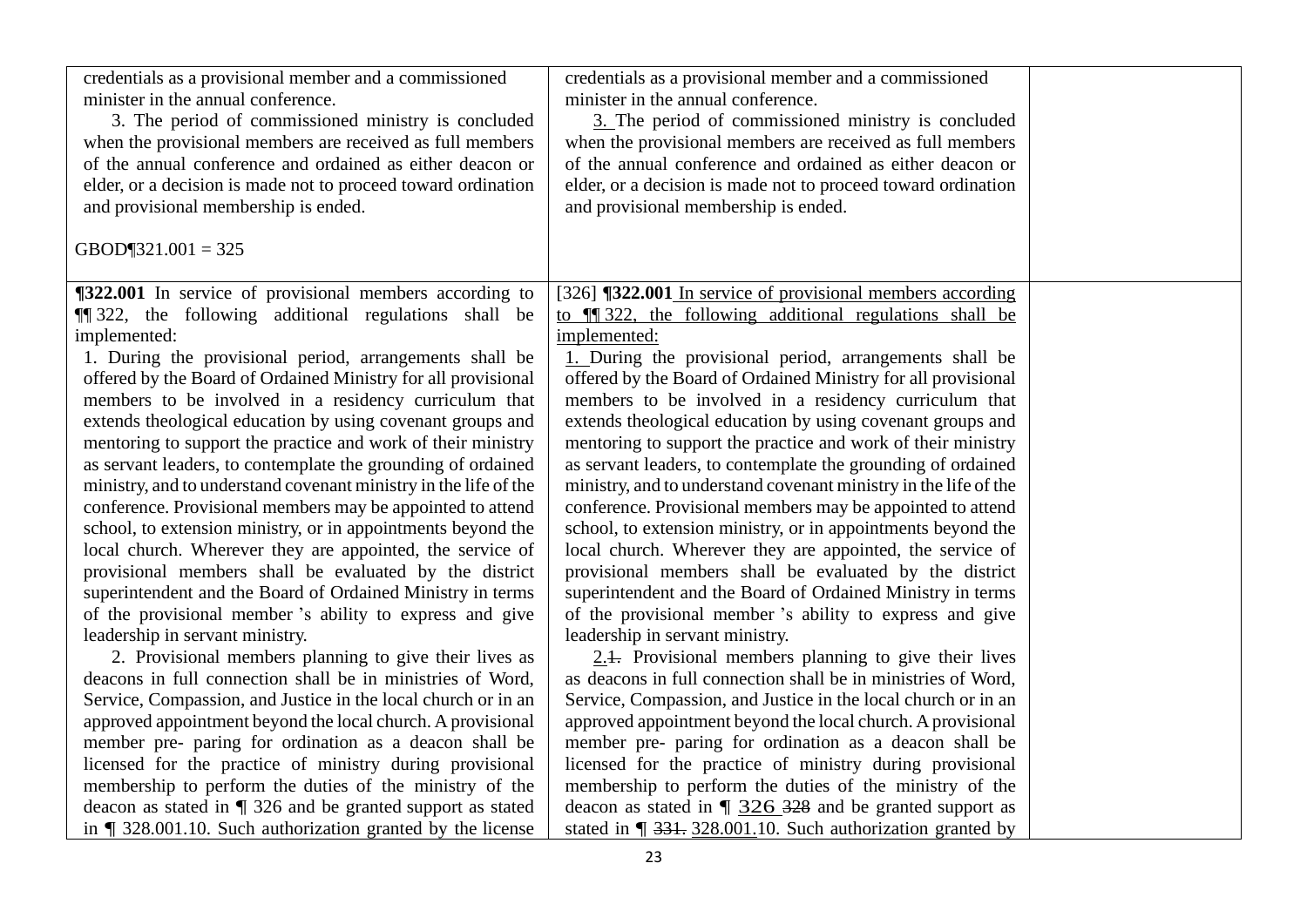| | | |
|---|---|---|
| credentials as a provisional member and a commissioned minister in the annual conference.<br>3. The period of commissioned ministry is concluded when the provisional members are received as full members of the annual conference and ordained as either deacon or elder, or a decision is made not to proceed toward ordination and provisional membership is ended.<br><br>GBOD¶321.001 = 325 | credentials as a provisional member and a commissioned minister in the annual conference.<br><u>3. </u>The period of commissioned ministry is concluded when the provisional members are received as full members of the annual conference and ordained as either deacon or elder, or a decision is made not to proceed toward ordination and provisional membership is ended. | |
| **¶322.001** In service of provisional members according to ¶¶ 322, the following additional regulations shall be implemented:<br>1. During the provisional period, arrangements shall be offered by the Board of Ordained Ministry for all provisional members to be involved in a residency curriculum that extends theological education by using covenant groups and mentoring to support the practice and work of their ministry as servant leaders, to contemplate the grounding of ordained ministry, and to understand covenant ministry in the life of the conference. Provisional members may be appointed to attend school, to extension ministry, or in appointments beyond the local church. Wherever they are appointed, the service of provisional members shall be evaluated by the district superintendent and the Board of Ordained Ministry in terms of the provisional member 's ability to express and give leadership in servant ministry.<br>2. Provisional members planning to give their lives as deacons in full connection shall be in ministries of Word, Service, Compassion, and Justice in the local church or in an approved appointment beyond the local church. A provisional member pre- paring for ordination as a deacon shall be licensed for the practice of ministry during provisional membership to perform the duties of the ministry of the deacon as stated in ¶ 326 and be granted support as stated in ¶ 328.001.10. Such authorization granted by the license | [326] **¶322.001**<u> In service of provisional members according to ¶¶ 322, the following additional regulations shall be implemented:</u><br><u>1. </u>During the provisional period, arrangements shall be offered by the Board of Ordained Ministry for all provisional members to be involved in a residency curriculum that extends theological education by using covenant groups and mentoring to support the practice and work of their ministry as servant leaders, to contemplate the grounding of ordained ministry, and to understand covenant ministry in the life of the conference. Provisional members may be appointed to attend school, to extension ministry, or in appointments beyond the local church. Wherever they are appointed, the service of provisional members shall be evaluated by the district superintendent and the Board of Ordained Ministry in terms of the provisional member 's ability to express and give leadership in servant ministry.<br><u>2.</u>~~1.~~ Provisional members planning to give their lives as deacons in full connection shall be in ministries of Word, Service, Compassion, and Justice in the local church or in an approved appointment beyond the local church. A provisional member pre- paring for ordination as a deacon shall be licensed for the practice of ministry during provisional membership to perform the duties of the ministry of the deacon as stated in ¶ <u>326 </u>~~328~~ and be granted support as stated in ¶ ~~331.~~ <u>328.001.</u>10. Such authorization granted by | |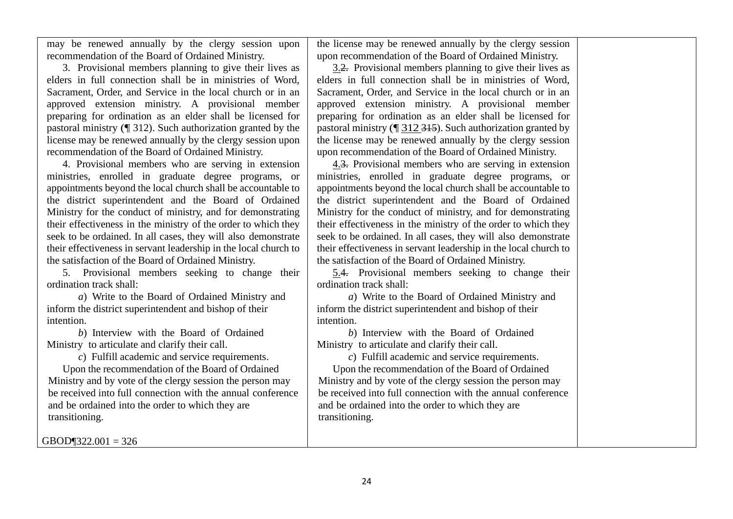| | | |
|---|---|---|
| may be renewed annually by the clergy session upon recommendation of the Board of Ordained Ministry.<br><br>3. Provisional members planning to give their lives as elders in full connection shall be in ministries of Word, Sacrament, Order, and Service in the local church or in an approved extension ministry. A provisional member preparing for ordination as an elder shall be licensed for pastoral ministry (¶ 312). Such authorization granted by the license may be renewed annually by the clergy session upon recommendation of the Board of Ordained Ministry.<br><br>4. Provisional members who are serving in extension ministries, enrolled in graduate degree programs, or appointments beyond the local church shall be accountable to the district superintendent and the Board of Ordained Ministry for the conduct of ministry, and for demonstrating their effectiveness in the ministry of the order to which they seek to be ordained. In all cases, they will also demonstrate their effectiveness in servant leadership in the local church to the satisfaction of the Board of Ordained Ministry.<br><br>5. Provisional members seeking to change their ordination track shall:<br><br>*a*) Write to the Board of Ordained Ministry and inform the district superintendent and bishop of their intention.<br><br>*b*) Interview with the Board of Ordained Ministry to articulate and clarify their call.<br><br>*c*) Fulfill academic and service requirements.<br><br>Upon the recommendation of the Board of Ordained Ministry and by vote of the clergy session the person may be received into full connection with the annual conference and be ordained into the order to which they are transitioning.<br><br>GBOD¶322.001 = 326 | the license may be renewed annually by the clergy session upon recommendation of the Board of Ordained Ministry.<br><br>3.~~2.~~ Provisional members planning to give their lives as elders in full connection shall be in ministries of Word, Sacrament, Order, and Service in the local church or in an approved extension ministry. A provisional member preparing for ordination as an elder shall be licensed for pastoral ministry (¶ 312 ~~315~~). Such authorization granted by the license may be renewed annually by the clergy session upon recommendation of the Board of Ordained Ministry.<br><br>4.~~3.~~ Provisional members who are serving in extension ministries, enrolled in graduate degree programs, or appointments beyond the local church shall be accountable to the district superintendent and the Board of Ordained Ministry for the conduct of ministry, and for demonstrating their effectiveness in the ministry of the order to which they seek to be ordained. In all cases, they will also demonstrate their effectiveness in servant leadership in the local church to the satisfaction of the Board of Ordained Ministry.<br><br>5.~~4.~~ Provisional members seeking to change their ordination track shall:<br><br>*a*) Write to the Board of Ordained Ministry and inform the district superintendent and bishop of their intention.<br><br>*b*) Interview with the Board of Ordained Ministry to articulate and clarify their call.<br><br>*c*) Fulfill academic and service requirements.<br><br>Upon the recommendation of the Board of Ordained Ministry and by vote of the clergy session the person may be received into full connection with the annual conference and be ordained into the order to which they are transitioning. | |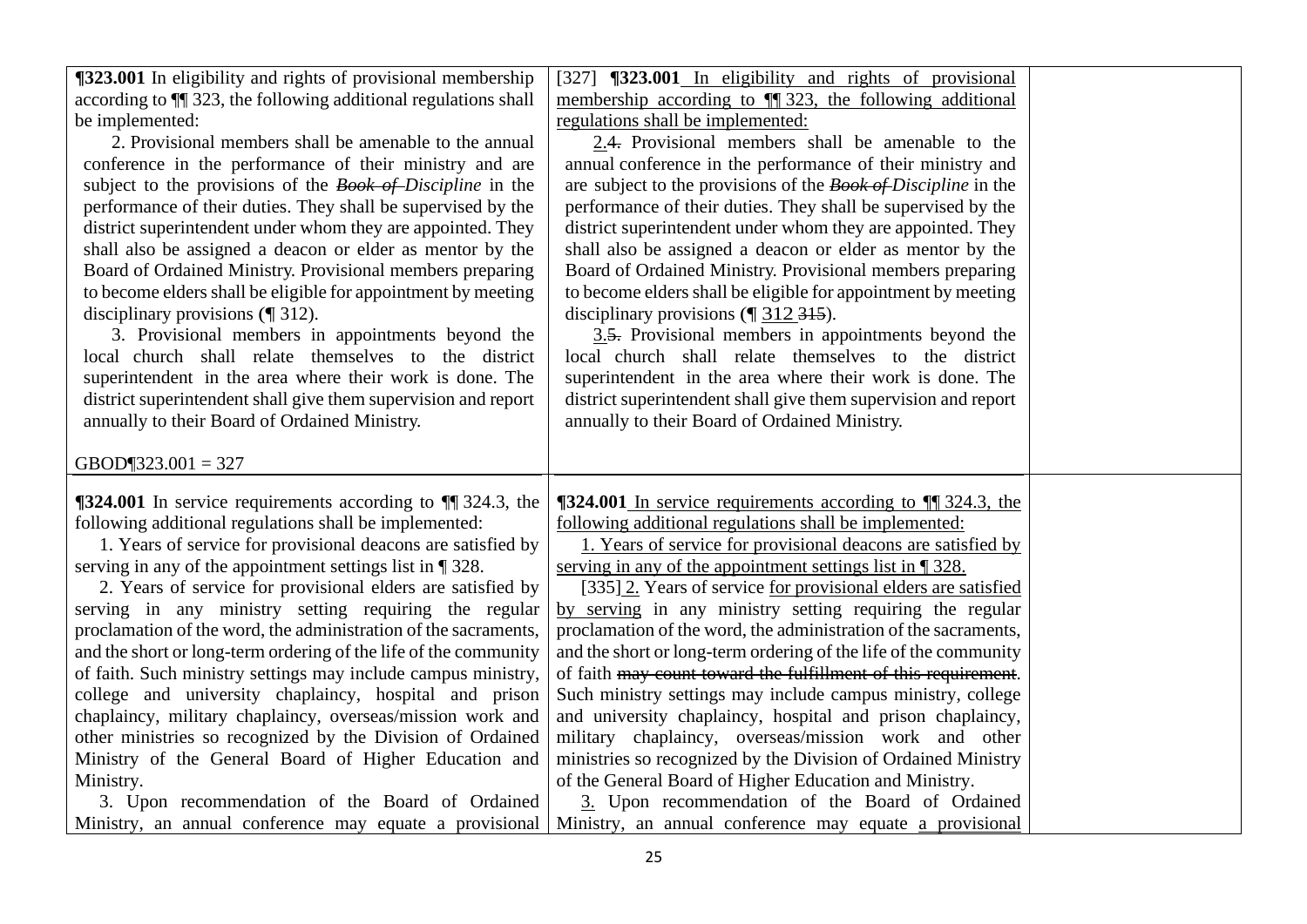| | | |
|---|---|---|
| **¶323.001** In eligibility and rights of provisional membership according to ¶¶ 323, the following additional regulations shall be implemented:<br>2. Provisional members shall be amenable to the annual conference in the performance of their ministry and are subject to the provisions of the ~~*Book of*~~ *Discipline* in the performance of their duties. They shall be supervised by the district superintendent under whom they are appointed. They shall also be assigned a deacon or elder as mentor by the Board of Ordained Ministry. Provisional members preparing to become elders shall be eligible for appointment by meeting disciplinary provisions (**¶** 312).<br>3. Provisional members in appointments beyond the local church shall relate themselves to the district superintendent in the area where their work is done. The district superintendent shall give them supervision and report annually to their Board of Ordained Ministry.<br><br>GBOD¶323.001 = 327 | [327] **¶323.001** <u>In eligibility and rights of provisional membership according to ¶¶ 323, the following additional regulations shall be implemented:</u><br><u>2.</u>~~4.~~ Provisional members shall be amenable to the annual conference in the performance of their ministry and are subject to the provisions of the ~~*Book of*~~ *Discipline* in the performance of their duties. They shall be supervised by the district superintendent under whom they are appointed. They shall also be assigned a deacon or elder as mentor by the Board of Ordained Ministry. Provisional members preparing to become elders shall be eligible for appointment by meeting disciplinary provisions (**¶** <u>312</u> ~~315~~).<br><u>3.</u>~~5.~~ Provisional members in appointments beyond the local church shall relate themselves to the district superintendent in the area where their work is done. The district superintendent shall give them supervision and report annually to their Board of Ordained Ministry. | |
| **¶324.001** In service requirements according to ¶¶ 324.3, the following additional regulations shall be implemented:<br>1. Years of service for provisional deacons are satisfied by serving in any of the appointment settings list in ¶ 328.<br>2. Years of service for provisional elders are satisfied by serving in any ministry setting requiring the regular proclamation of the word, the administration of the sacraments, and the short or long-term ordering of the life of the community of faith. Such ministry settings may include campus ministry, college and university chaplaincy, hospital and prison chaplaincy, military chaplaincy, overseas/mission work and other ministries so recognized by the Division of Ordained Ministry of the General Board of Higher Education and Ministry.<br>3. Upon recommendation of the Board of Ordained Ministry, an annual conference may equate a provisional | **¶324.001** <u>In service requirements according to ¶¶ 324.3, the following additional regulations shall be implemented:</u><br><u>1. Years of service for provisional deacons are satisfied by serving in any of the appointment settings list in ¶ 328.</u><br>[335] <u>2.</u> Years of service <u>for provisional elders are satisfied by serving</u> in any ministry setting requiring the regular proclamation of the word, the administration of the sacraments, and the short or long-term ordering of the life of the community of faith ~~may count toward the fulfillment of this requirement~~. Such ministry settings may include campus ministry, college and university chaplaincy, hospital and prison chaplaincy, military chaplaincy, overseas/mission work and other ministries so recognized by the Division of Ordained Ministry of the General Board of Higher Education and Ministry.<br><u>3.</u> Upon recommendation of the Board of Ordained Ministry, an annual conference may equate <u>a provisional</u> | |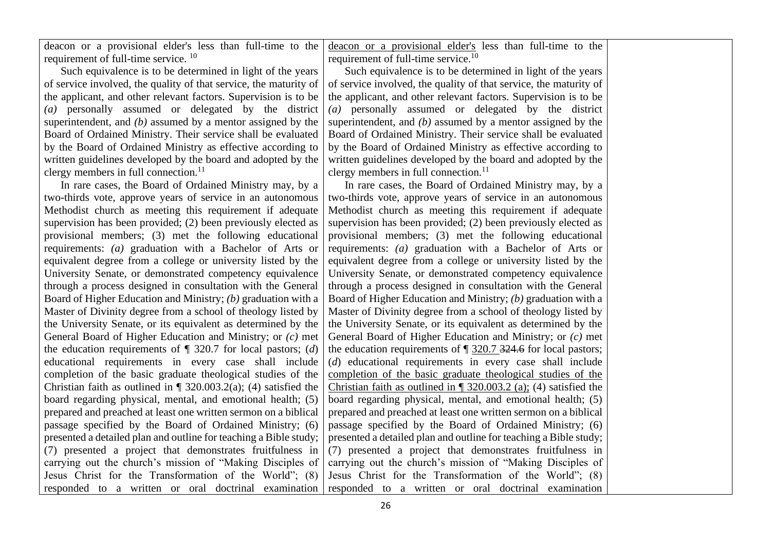| | | |
|---|---|---|
| deacon or a provisional elder's less than full-time to the requirement of full-time service. [10]<br><br>Such equivalence is to be determined in light of the years of service involved, the quality of that service, the maturity of the applicant, and other relevant factors. Supervision is to be *(a)* personally assumed or delegated by the district superintendent, and *(b)* assumed by a mentor assigned by the Board of Ordained Ministry. Their service shall be evaluated by the Board of Ordained Ministry as effective according to written guidelines developed by the board and adopted by the clergy members in full connection.[11]<br><br>In rare cases, the Board of Ordained Ministry may, by a two-thirds vote, approve years of service in an autonomous Methodist church as meeting this requirement if adequate supervision has been provided; (2) been previously elected as provisional members; (3) met the following educational requirements: *(a)* graduation with a Bachelor of Arts or equivalent degree from a college or university listed by the University Senate, or demonstrated competency equivalence through a process designed in consultation with the General Board of Higher Education and Ministry; *(b)* graduation with a Master of Divinity degree from a school of theology listed by the University Senate, or its equivalent as determined by the General Board of Higher Education and Ministry; or *(c)* met the education requirements of ¶ 320.7 for local pastors; (*d*) educational requirements in every case shall include completion of the basic graduate theological studies of the Christian faith as outlined in ¶ 320.003.2(a); (4) satisfied the board regarding physical, mental, and emotional health; (5) prepared and preached at least one written sermon on a biblical passage specified by the Board of Ordained Ministry; (6) presented a detailed plan and outline for teaching a Bible study; (7) presented a project that demonstrates fruitfulness in carrying out the church's mission of "Making Disciples of Jesus Christ for the Transformation of the World"; (8) responded to a written or oral doctrinal examination | <u>deacon or a provisional elder's</u> less than full-time to the requirement of full-time service.[10]<br><br>Such equivalence is to be determined in light of the years of service involved, the quality of that service, the maturity of the applicant, and other relevant factors. Supervision is to be *(a)* personally assumed or delegated by the district superintendent, and *(b)* assumed by a mentor assigned by the Board of Ordained Ministry. Their service shall be evaluated by the Board of Ordained Ministry as effective according to written guidelines developed by the board and adopted by the clergy members in full connection.[11]<br><br>In rare cases, the Board of Ordained Ministry may, by a two-thirds vote, approve years of service in an autonomous Methodist church as meeting this requirement if adequate supervision has been provided; (2) been previously elected as provisional members; (3) met the following educational requirements: *(a)* graduation with a Bachelor of Arts or equivalent degree from a college or university listed by the University Senate, or demonstrated competency equivalence through a process designed in consultation with the General Board of Higher Education and Ministry; *(b)* graduation with a Master of Divinity degree from a school of theology listed by the University Senate, or its equivalent as determined by the General Board of Higher Education and Ministry; or *(c)* met the education requirements of ¶ <u>320.7</u> ~~324.6~~ for local pastors; (*d*) educational requirements in every case shall include <u>completion of the basic graduate theological studies of the Christian faith as outlined in ¶ 320.003.2 (a);</u> (4) satisfied the board regarding physical, mental, and emotional health; (5) prepared and preached at least one written sermon on a biblical passage specified by the Board of Ordained Ministry; (6) presented a detailed plan and outline for teaching a Bible study; (7) presented a project that demonstrates fruitfulness in carrying out the church's mission of "Making Disciples of Jesus Christ for the Transformation of the World"; (8) responded to a written or oral doctrinal examination | |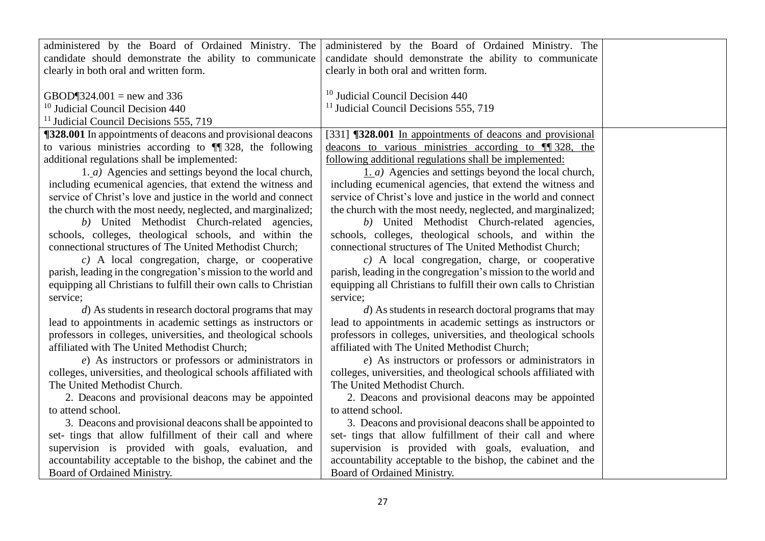| | | |
|---|---|---|
| administered by the Board of Ordained Ministry. The candidate should demonstrate the ability to communicate clearly in both oral and written form.<br><br>GBOD¶324.001 = new and 336<br>[10] Judicial Council Decision 440<br>[11] Judicial Council Decisions 555, 719 | administered by the Board of Ordained Ministry. The candidate should demonstrate the ability to communicate clearly in both oral and written form.<br><br>[10] Judicial Council Decision 440<br>[11] Judicial Council Decisions 555, 719 | |
| **¶328.001** In appointments of deacons and provisional deacons to various ministries according to ¶¶ 328, the following additional regulations shall be implemented:<br>1. *a)* Agencies and settings beyond the local church, including ecumenical agencies, that extend the witness and service of Christ's love and justice in the world and connect the church with the most needy, neglected, and marginalized;<br>*b)* United Methodist Church-related agencies, schools, colleges, theological schools, and within the connectional structures of The United Methodist Church;<br>*c)* A local congregation, charge, or cooperative parish, leading in the congregation's mission to the world and equipping all Christians to fulfill their own calls to Christian service;<br>*d*) As students in research doctoral programs that may lead to appointments in academic settings as instructors or professors in colleges, universities, and theological schools affiliated with The United Methodist Church;<br>*e*) As instructors or professors or administrators in colleges, universities, and theological schools affiliated with The United Methodist Church.<br>2. Deacons and provisional deacons may be appointed to attend school.<br>3. Deacons and provisional deacons shall be appointed to set- tings that allow fulfillment of their call and where supervision is provided with goals, evaluation, and accountability acceptable to the bishop, the cabinet and the Board of Ordained Ministry. | [331] **¶328.001** <u>In appointments of deacons and provisional deacons to various ministries according to ¶¶ 328, the following additional regulations shall be implemented:</u><br><u>1.</u> *a)* Agencies and settings beyond the local church, including ecumenical agencies, that extend the witness and service of Christ's love and justice in the world and connect the church with the most needy, neglected, and marginalized;<br>*b)* United Methodist Church-related agencies, schools, colleges, theological schools, and within the connectional structures of The United Methodist Church;<br>*c)* A local congregation, charge, or cooperative parish, leading in the congregation's mission to the world and equipping all Christians to fulfill their own calls to Christian service;<br>*d*) As students in research doctoral programs that may lead to appointments in academic settings as instructors or professors in colleges, universities, and theological schools affiliated with The United Methodist Church;<br>*e*) As instructors or professors or administrators in colleges, universities, and theological schools affiliated with The United Methodist Church.<br>2. Deacons and provisional deacons may be appointed to attend school.<br>3. Deacons and provisional deacons shall be appointed to set- tings that allow fulfillment of their call and where supervision is provided with goals, evaluation, and accountability acceptable to the bishop, the cabinet and the Board of Ordained Ministry. | |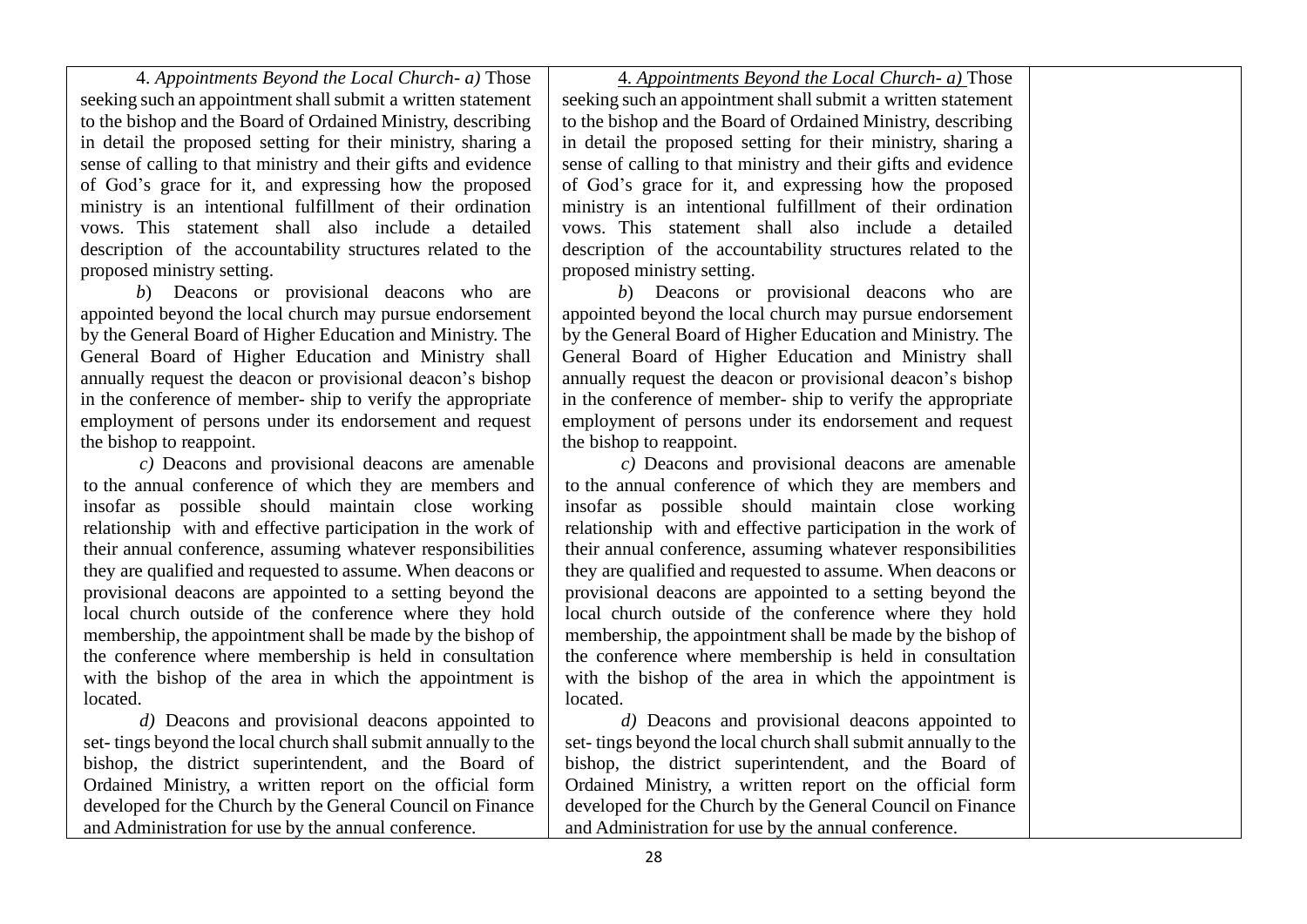| | | |
|---|---|---|
| 4. *Appointments Beyond the Local Church- a)* Those seeking such an appointment shall submit a written statement to the bishop and the Board of Ordained Ministry, describing in detail the proposed setting for their ministry, sharing a sense of calling to that ministry and their gifts and evidence of God's grace for it, and expressing how the proposed ministry is an intentional fulfillment of their ordination vows. This statement shall also include a detailed description of the accountability structures related to the proposed ministry setting.<br><br>*b*) Deacons or provisional deacons who are appointed beyond the local church may pursue endorsement by the General Board of Higher Education and Ministry. The General Board of Higher Education and Ministry shall annually request the deacon or provisional deacon's bishop in the conference of member- ship to verify the appropriate employment of persons under its endorsement and request the bishop to reappoint.<br><br>*c)* Deacons and provisional deacons are amenable to the annual conference of which they are members and insofar as possible should maintain close working relationship with and effective participation in the work of their annual conference, assuming whatever responsibilities they are qualified and requested to assume. When deacons or provisional deacons are appointed to a setting beyond the local church outside of the conference where they hold membership, the appointment shall be made by the bishop of the conference where membership is held in consultation with the bishop of the area in which the appointment is located.<br><br>*d)* Deacons and provisional deacons appointed to set- tings beyond the local church shall submit annually to the bishop, the district superintendent, and the Board of Ordained Ministry, a written report on the official form developed for the Church by the General Council on Finance and Administration for use by the annual conference. | 4. *Appointments Beyond the Local Church- a)* Those seeking such an appointment shall submit a written statement to the bishop and the Board of Ordained Ministry, describing in detail the proposed setting for their ministry, sharing a sense of calling to that ministry and their gifts and evidence of God's grace for it, and expressing how the proposed ministry is an intentional fulfillment of their ordination vows. This statement shall also include a detailed description of the accountability structures related to the proposed ministry setting.<br><br>*b*) Deacons or provisional deacons who are appointed beyond the local church may pursue endorsement by the General Board of Higher Education and Ministry. The General Board of Higher Education and Ministry shall annually request the deacon or provisional deacon's bishop in the conference of member- ship to verify the appropriate employment of persons under its endorsement and request the bishop to reappoint.<br><br>*c)* Deacons and provisional deacons are amenable to the annual conference of which they are members and insofar as possible should maintain close working relationship with and effective participation in the work of their annual conference, assuming whatever responsibilities they are qualified and requested to assume. When deacons or provisional deacons are appointed to a setting beyond the local church outside of the conference where they hold membership, the appointment shall be made by the bishop of the conference where membership is held in consultation with the bishop of the area in which the appointment is located.<br><br>*d)* Deacons and provisional deacons appointed to set- tings beyond the local church shall submit annually to the bishop, the district superintendent, and the Board of Ordained Ministry, a written report on the official form developed for the Church by the General Council on Finance and Administration for use by the annual conference. | |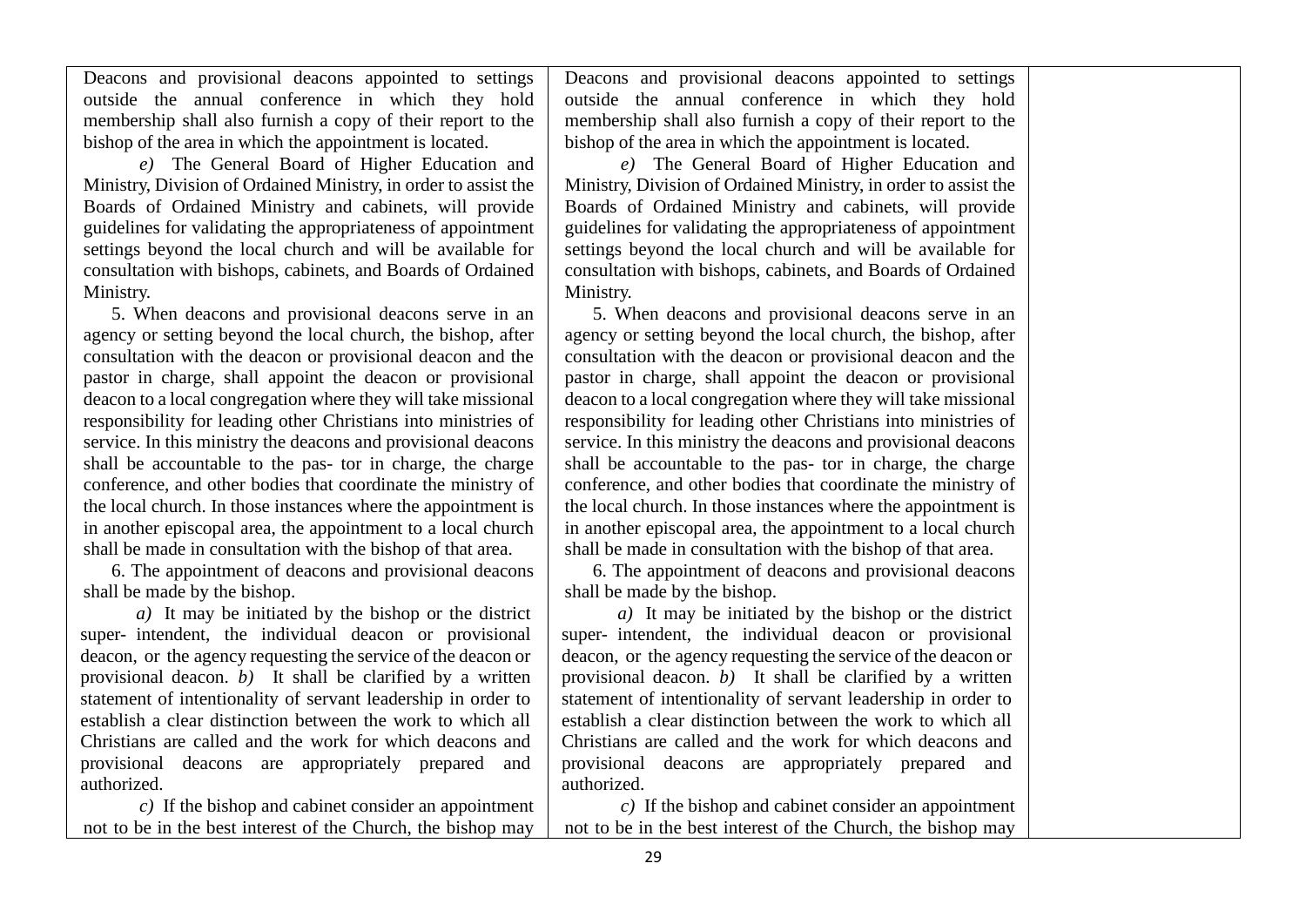| | | |
|---|---|---|
| Deacons and provisional deacons appointed to settings outside the annual conference in which they hold membership shall also furnish a copy of their report to the bishop of the area in which the appointment is located.<br><br>*e)* The General Board of Higher Education and Ministry, Division of Ordained Ministry, in order to assist the Boards of Ordained Ministry and cabinets, will provide guidelines for validating the appropriateness of appointment settings beyond the local church and will be available for consultation with bishops, cabinets, and Boards of Ordained Ministry.<br><br>5. When deacons and provisional deacons serve in an agency or setting beyond the local church, the bishop, after consultation with the deacon or provisional deacon and the pastor in charge, shall appoint the deacon or provisional deacon to a local congregation where they will take missional responsibility for leading other Christians into ministries of service. In this ministry the deacons and provisional deacons shall be accountable to the pas- tor in charge, the charge conference, and other bodies that coordinate the ministry of the local church. In those instances where the appointment is in another episcopal area, the appointment to a local church shall be made in consultation with the bishop of that area.<br><br>6. The appointment of deacons and provisional deacons shall be made by the bishop.<br><br>*a)* It may be initiated by the bishop or the district super- intendent, the individual deacon or provisional deacon, or the agency requesting the service of the deacon or provisional deacon. *b)* It shall be clarified by a written statement of intentionality of servant leadership in order to establish a clear distinction between the work to which all Christians are called and the work for which deacons and provisional deacons are appropriately prepared and authorized.<br><br>*c)* If the bishop and cabinet consider an appointment not to be in the best interest of the Church, the bishop may | Deacons and provisional deacons appointed to settings outside the annual conference in which they hold membership shall also furnish a copy of their report to the bishop of the area in which the appointment is located.<br><br>*e)* The General Board of Higher Education and Ministry, Division of Ordained Ministry, in order to assist the Boards of Ordained Ministry and cabinets, will provide guidelines for validating the appropriateness of appointment settings beyond the local church and will be available for consultation with bishops, cabinets, and Boards of Ordained Ministry.<br><br>5. When deacons and provisional deacons serve in an agency or setting beyond the local church, the bishop, after consultation with the deacon or provisional deacon and the pastor in charge, shall appoint the deacon or provisional deacon to a local congregation where they will take missional responsibility for leading other Christians into ministries of service. In this ministry the deacons and provisional deacons shall be accountable to the pas- tor in charge, the charge conference, and other bodies that coordinate the ministry of the local church. In those instances where the appointment is in another episcopal area, the appointment to a local church shall be made in consultation with the bishop of that area.<br><br>6. The appointment of deacons and provisional deacons shall be made by the bishop.<br><br>*a)* It may be initiated by the bishop or the district super- intendent, the individual deacon or provisional deacon, or the agency requesting the service of the deacon or provisional deacon. *b)* It shall be clarified by a written statement of intentionality of servant leadership in order to establish a clear distinction between the work to which all Christians are called and the work for which deacons and provisional deacons are appropriately prepared and authorized.<br><br>*c)* If the bishop and cabinet consider an appointment not to be in the best interest of the Church, the bishop may | |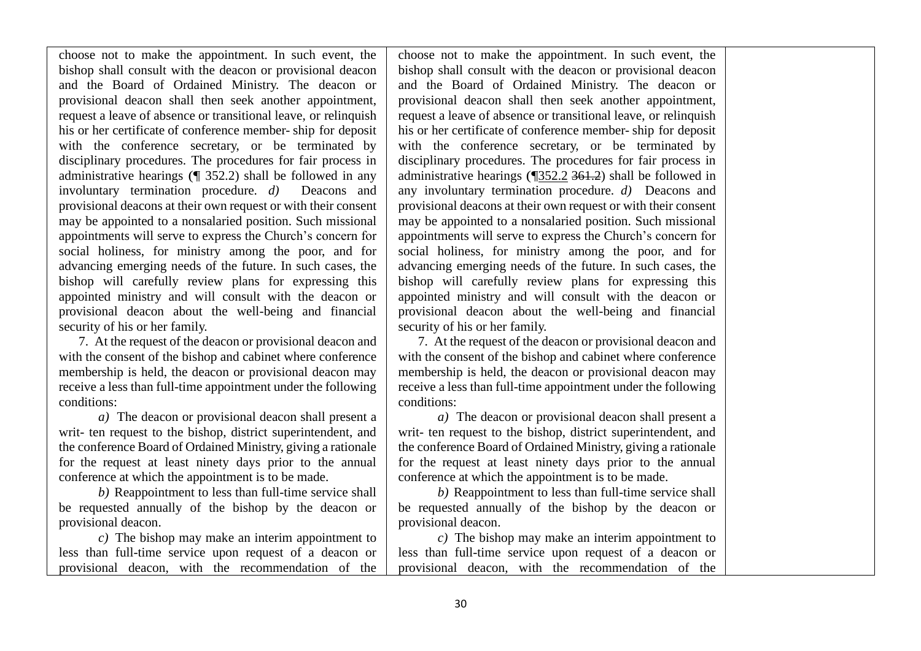| | | |
|---|---|---|
| choose not to make the appointment. In such event, the bishop shall consult with the deacon or provisional deacon and the Board of Ordained Ministry. The deacon or provisional deacon shall then seek another appointment, request a leave of absence or transitional leave, or relinquish his or her certificate of conference member- ship for deposit with the conference secretary, or be terminated by disciplinary procedures. The procedures for fair process in administrative hearings (¶ 352.2) shall be followed in any involuntary termination procedure. *d)* Deacons and provisional deacons at their own request or with their consent may be appointed to a nonsalaried position. Such missional appointments will serve to express the Church's concern for social holiness, for ministry among the poor, and for advancing emerging needs of the future. In such cases, the bishop will carefully review plans for expressing this appointed ministry and will consult with the deacon or provisional deacon about the well-being and financial security of his or her family.<br><br>7. At the request of the deacon or provisional deacon and with the consent of the bishop and cabinet where conference membership is held, the deacon or provisional deacon may receive a less than full-time appointment under the following conditions:<br><br>*a)* The deacon or provisional deacon shall present a writ- ten request to the bishop, district superintendent, and the conference Board of Ordained Ministry, giving a rationale for the request at least ninety days prior to the annual conference at which the appointment is to be made.<br><br>*b)* Reappointment to less than full-time service shall be requested annually of the bishop by the deacon or provisional deacon.<br><br>*c)* The bishop may make an interim appointment to less than full-time service upon request of a deacon or provisional deacon, with the recommendation of the | choose not to make the appointment. In such event, the bishop shall consult with the deacon or provisional deacon and the Board of Ordained Ministry. The deacon or provisional deacon shall then seek another appointment, request a leave of absence or transitional leave, or relinquish his or her certificate of conference member- ship for deposit with the conference secretary, or be terminated by disciplinary procedures. The procedures for fair process in administrative hearings (¶<u>352.2</u> ~~361.2~~) shall be followed in any involuntary termination procedure. *d)* Deacons and provisional deacons at their own request or with their consent may be appointed to a nonsalaried position. Such missional appointments will serve to express the Church's concern for social holiness, for ministry among the poor, and for advancing emerging needs of the future. In such cases, the bishop will carefully review plans for expressing this appointed ministry and will consult with the deacon or provisional deacon about the well-being and financial security of his or her family.<br><br>7. At the request of the deacon or provisional deacon and with the consent of the bishop and cabinet where conference membership is held, the deacon or provisional deacon may receive a less than full-time appointment under the following conditions:<br><br>*a)* The deacon or provisional deacon shall present a writ- ten request to the bishop, district superintendent, and the conference Board of Ordained Ministry, giving a rationale for the request at least ninety days prior to the annual conference at which the appointment is to be made.<br><br>*b)* Reappointment to less than full-time service shall be requested annually of the bishop by the deacon or provisional deacon.<br><br>*c)* The bishop may make an interim appointment to less than full-time service upon request of a deacon or provisional deacon, with the recommendation of the | |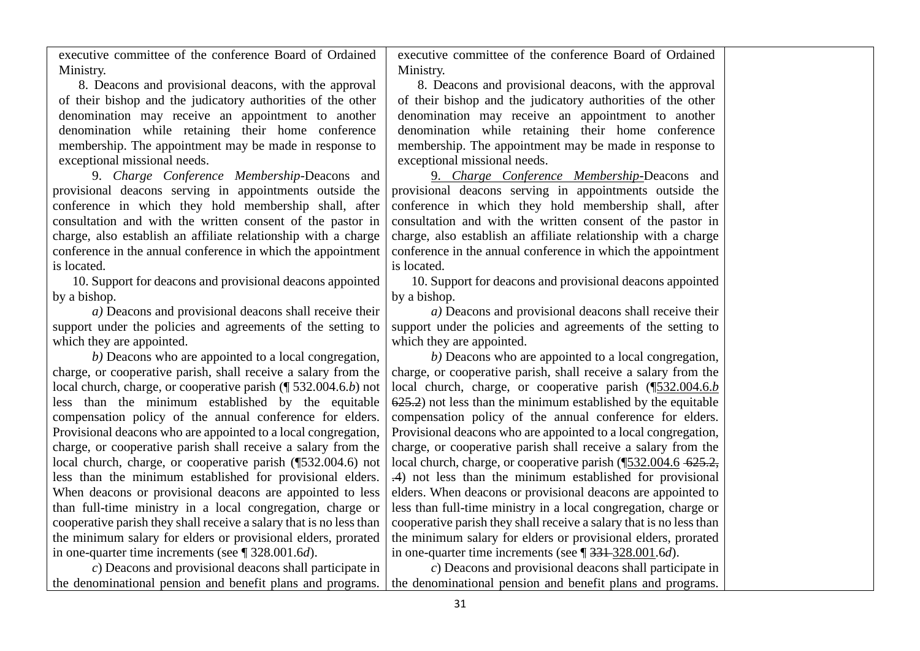| | | |
|---|---|---|
| executive committee of the conference Board of Ordained Ministry.<br>8. Deacons and provisional deacons, with the approval of their bishop and the judicatory authorities of the other denomination may receive an appointment to another denomination while retaining their home conference membership. The appointment may be made in response to exceptional missional needs.<br>9. *Charge Conference Membership*-Deacons and provisional deacons serving in appointments outside the conference in which they hold membership shall, after consultation and with the written consent of the pastor in charge, also establish an affiliate relationship with a charge conference in the annual conference in which the appointment is located.<br>10. Support for deacons and provisional deacons appointed by a bishop.<br>*a)* Deacons and provisional deacons shall receive their support under the policies and agreements of the setting to which they are appointed.<br>*b)* Deacons who are appointed to a local congregation, charge, or cooperative parish, shall receive a salary from the local church, charge, or cooperative parish (¶ 532.004.6.*b*) not less than the minimum established by the equitable compensation policy of the annual conference for elders. Provisional deacons who are appointed to a local congregation, charge, or cooperative parish shall receive a salary from the local church, charge, or cooperative parish (¶532.004.6) not less than the minimum established for provisional elders. When deacons or provisional deacons are appointed to less than full-time ministry in a local congregation, charge or cooperative parish they shall receive a salary that is no less than the minimum salary for elders or provisional elders, prorated in one-quarter time increments (see ¶ 328.001.6*d*).<br>*c*) Deacons and provisional deacons shall participate in the denominational pension and benefit plans and programs. | executive committee of the conference Board of Ordained Ministry.<br>8. Deacons and provisional deacons, with the approval of their bishop and the judicatory authorities of the other denomination may receive an appointment to another denomination while retaining their home conference membership. The appointment may be made in response to exceptional missional needs.<br><u>9. *Charge Conference Membership*-</u>Deacons and provisional deacons serving in appointments outside the conference in which they hold membership shall, after consultation and with the written consent of the pastor in charge, also establish an affiliate relationship with a charge conference in the annual conference in which the appointment is located.<br>10. Support for deacons and provisional deacons appointed by a bishop.<br>*a)* Deacons and provisional deacons shall receive their support under the policies and agreements of the setting to which they are appointed.<br>*b)* Deacons who are appointed to a local congregation, charge, or cooperative parish, shall receive a salary from the local church, charge, or cooperative parish (¶<u>532.004.6.*b*</u> ~~625.2~~) not less than the minimum established by the equitable compensation policy of the annual conference for elders. Provisional deacons who are appointed to a local congregation, charge, or cooperative parish shall receive a salary from the local church, charge, or cooperative parish (¶<u>532.004.6</u> ~~625.2, .4~~) not less than the minimum established for provisional elders. When deacons or provisional deacons are appointed to less than full-time ministry in a local congregation, charge or cooperative parish they shall receive a salary that is no less than the minimum salary for elders or provisional elders, prorated in one-quarter time increments (see ¶ ~~331~~ <u>328.001</u>.6*d*).<br>*c*) Deacons and provisional deacons shall participate in the denominational pension and benefit plans and programs. | |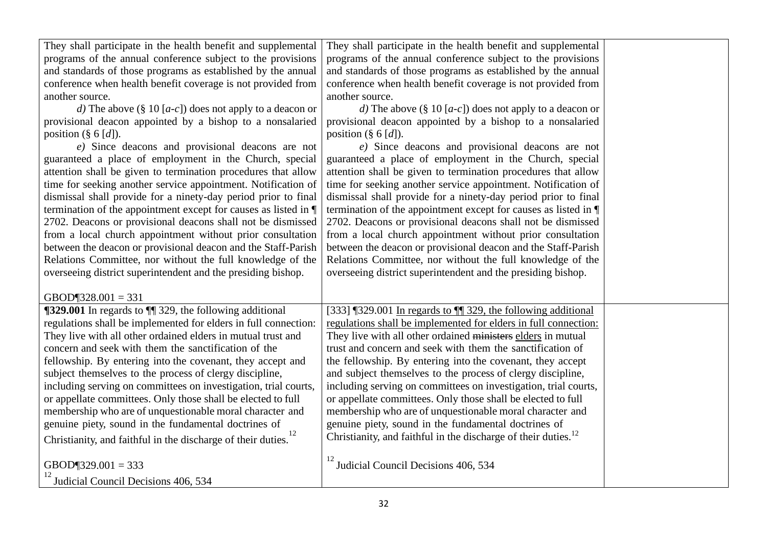| | | |
|---|---|---|
| They shall participate in the health benefit and supplemental programs of the annual conference subject to the provisions and standards of those programs as established by the annual conference when health benefit coverage is not provided from another source.<br>*d)* The above (§ 10 [*a-c*]) does not apply to a deacon or provisional deacon appointed by a bishop to a nonsalaried position (§ 6 [*d*]).<br>*e)* Since deacons and provisional deacons are not guaranteed a place of employment in the Church, special attention shall be given to termination procedures that allow time for seeking another service appointment. Notification of dismissal shall provide for a ninety-day period prior to final termination of the appointment except for causes as listed in ¶ 2702. Deacons or provisional deacons shall not be dismissed from a local church appointment without prior consultation between the deacon or provisional deacon and the Staff-Parish Relations Committee, nor without the full knowledge of the overseeing district superintendent and the presiding bishop.<br><br>GBOD¶328.001 = 331 | They shall participate in the health benefit and supplemental programs of the annual conference subject to the provisions and standards of those programs as established by the annual conference when health benefit coverage is not provided from another source.<br>*d)* The above (§ 10 [*a-c*]) does not apply to a deacon or provisional deacon appointed by a bishop to a nonsalaried position (§ 6 [*d*]).<br>*e)* Since deacons and provisional deacons are not guaranteed a place of employment in the Church, special attention shall be given to termination procedures that allow time for seeking another service appointment. Notification of dismissal shall provide for a ninety-day period prior to final termination of the appointment except for causes as listed in ¶ 2702. Deacons or provisional deacons shall not be dismissed from a local church appointment without prior consultation between the deacon or provisional deacon and the Staff-Parish Relations Committee, nor without the full knowledge of the overseeing district superintendent and the presiding bishop. | |
| **¶329.001** In regards to ¶¶ 329, the following additional regulations shall be implemented for elders in full connection: They live with all other ordained elders in mutual trust and concern and seek with them the sanctification of the fellowship. By entering into the covenant, they accept and subject themselves to the process of clergy discipline, including serving on committees on investigation, trial courts, or appellate committees. Only those shall be elected to full membership who are of unquestionable moral character and genuine piety, sound in the fundamental doctrines of Christianity, and faithful in the discharge of their duties.[12]<br><br>GBOD¶329.001 = 333<br>[12] Judicial Council Decisions 406, 534 | [333] ¶329.001 <u>In regards to ¶¶ 329, the following additional regulations shall be implemented for elders in full connection:</u> They live with all other ordained ~~ministers~~ <u>elders</u> in mutual trust and concern and seek with them the sanctification of the fellowship. By entering into the covenant, they accept and subject themselves to the process of clergy discipline, including serving on committees on investigation, trial courts, or appellate committees. Only those shall be elected to full membership who are of unquestionable moral character and genuine piety, sound in the fundamental doctrines of Christianity, and faithful in the discharge of their duties.[12]<br><br>[12] Judicial Council Decisions 406, 534 | |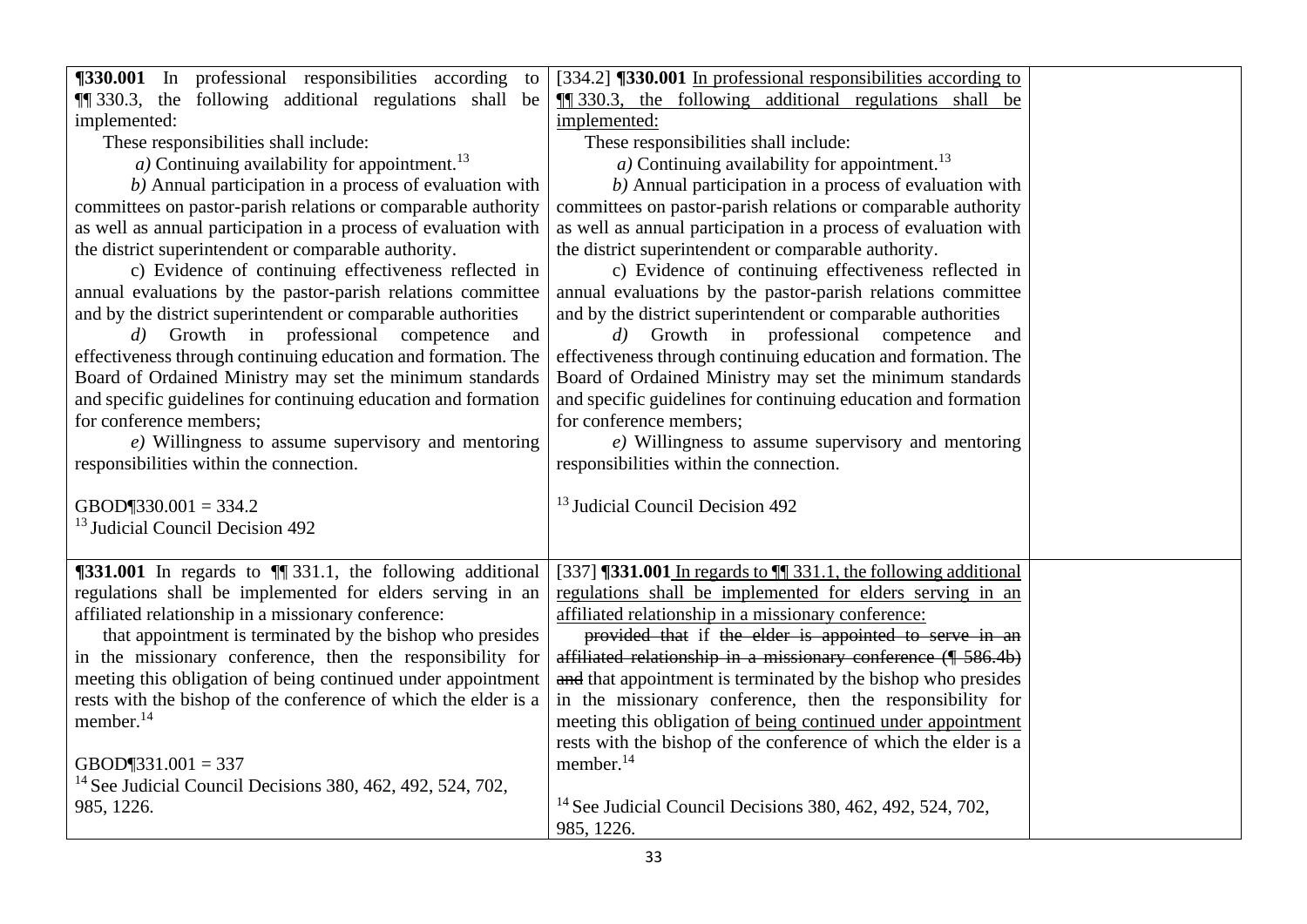| | | |
|---|---|---|
| **¶330.001** In professional responsibilities according to ¶¶ 330.3, the following additional regulations shall be implemented:<br>These responsibilities shall include:<br>*a)* Continuing availability for appointment.[13]<br>*b)* Annual participation in a process of evaluation with committees on pastor-parish relations or comparable authority as well as annual participation in a process of evaluation with the district superintendent or comparable authority.<br>c) Evidence of continuing effectiveness reflected in annual evaluations by the pastor-parish relations committee and by the district superintendent or comparable authorities<br>*d)* Growth in professional competence and effectiveness through continuing education and formation. The Board of Ordained Ministry may set the minimum standards and specific guidelines for continuing education and formation for conference members;<br>*e)* Willingness to assume supervisory and mentoring responsibilities within the connection.<br><br>GBOD¶330.001 = 334.2<br>[13] Judicial Council Decision 492 | [334.2] **¶330.001** <u>In professional responsibilities according to ¶¶ 330.3, the following additional regulations shall be implemented:</u><br>These responsibilities shall include:<br>*a)* Continuing availability for appointment.[13]<br>*b)* Annual participation in a process of evaluation with committees on pastor-parish relations or comparable authority as well as annual participation in a process of evaluation with the district superintendent or comparable authority.<br>c) Evidence of continuing effectiveness reflected in annual evaluations by the pastor-parish relations committee and by the district superintendent or comparable authorities<br>*d)* Growth in professional competence and effectiveness through continuing education and formation. The Board of Ordained Ministry may set the minimum standards and specific guidelines for continuing education and formation for conference members;<br>*e)* Willingness to assume supervisory and mentoring responsibilities within the connection.<br><br>[13] Judicial Council Decision 492 | |
| **¶331.001** In regards to ¶¶ 331.1, the following additional regulations shall be implemented for elders serving in an affiliated relationship in a missionary conference:<br>that appointment is terminated by the bishop who presides in the missionary conference, then the responsibility for meeting this obligation of being continued under appointment rests with the bishop of the conference of which the elder is a member.[14]<br><br>GBOD¶331.001 = 337<br>[14] See Judicial Council Decisions 380, 462, 492, 524, 702, 985, 1226. | [337] **¶331.001** <u>In regards to ¶¶ 331.1, the following additional regulations shall be implemented for elders serving in an affiliated relationship in a missionary conference:</u><br>~~provided that~~ if ~~the elder is appointed to serve in an affiliated relationship in a missionary conference (¶ 586.4b) and~~ that appointment is terminated by the bishop who presides in the missionary conference, then the responsibility for meeting this obligation <u>of being continued under appointment</u> rests with the bishop of the conference of which the elder is a member.[14]<br><br>[14] See Judicial Council Decisions 380, 462, 492, 524, 702, 985, 1226. | |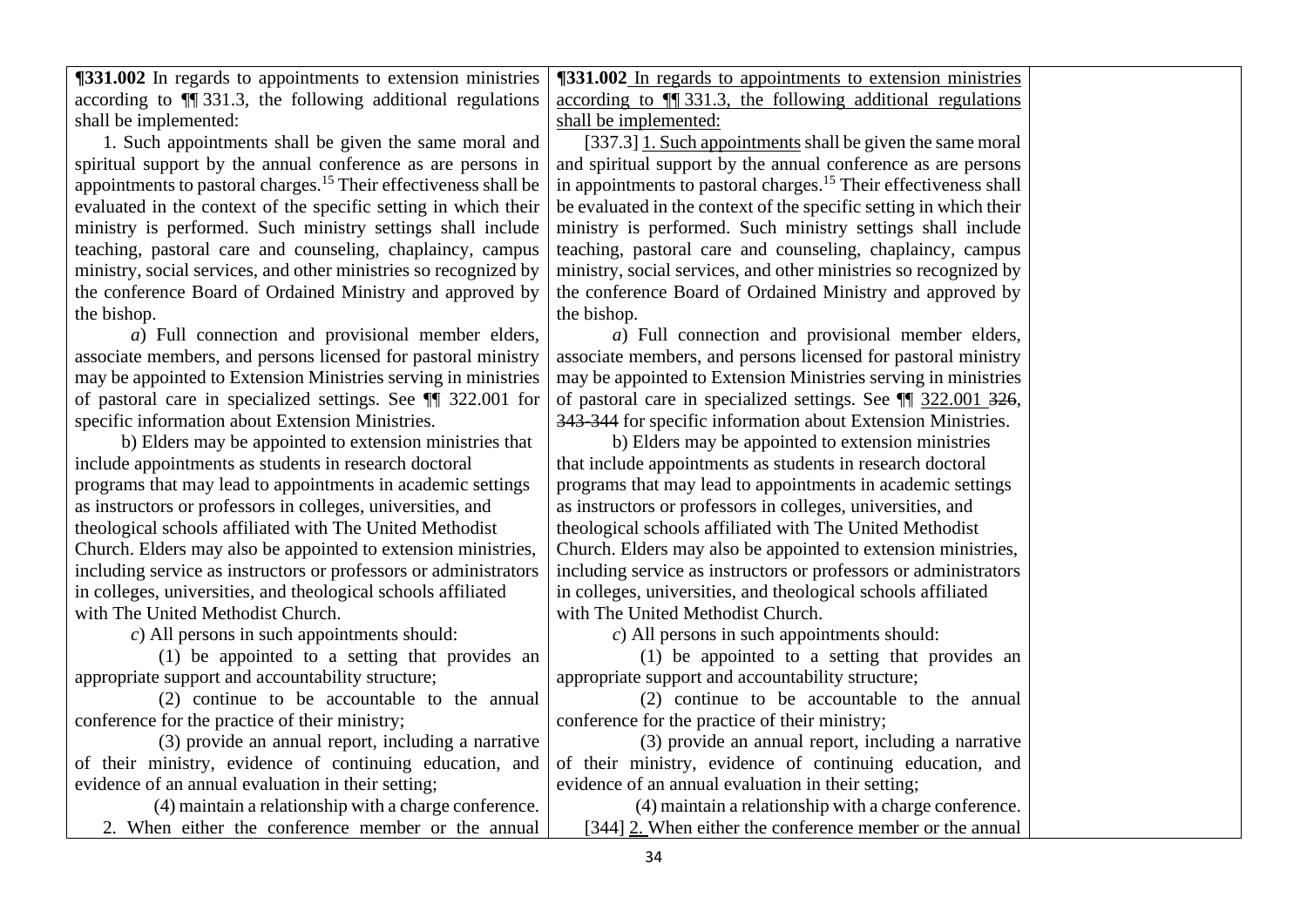| | | |
|---|---|---|
| **¶331.002** In regards to appointments to extension ministries according to ¶¶ 331.3, the following additional regulations shall be implemented:<br>1. Such appointments shall be given the same moral and spiritual support by the annual conference as are persons in appointments to pastoral charges.[15] Their effectiveness shall be evaluated in the context of the specific setting in which their ministry is performed. Such ministry settings shall include teaching, pastoral care and counseling, chaplaincy, campus ministry, social services, and other ministries so recognized by the conference Board of Ordained Ministry and approved by the bishop.<br>*a*) Full connection and provisional member elders, associate members, and persons licensed for pastoral ministry may be appointed to Extension Ministries serving in ministries of pastoral care in specialized settings. See ¶¶ 322.001 for specific information about Extension Ministries.<br>b) Elders may be appointed to extension ministries that include appointments as students in research doctoral programs that may lead to appointments in academic settings as instructors or professors in colleges, universities, and theological schools affiliated with The United Methodist Church. Elders may also be appointed to extension ministries, including service as instructors or professors or administrators in colleges, universities, and theological schools affiliated with The United Methodist Church.<br>*c*) All persons in such appointments should:<br>(1) be appointed to a setting that provides an appropriate support and accountability structure;<br>(2) continue to be accountable to the annual conference for the practice of their ministry;<br>(3) provide an annual report, including a narrative of their ministry, evidence of continuing education, and evidence of an annual evaluation in their setting;<br>(4) maintain a relationship with a charge conference.<br>2. When either the conference member or the annual | <u>**¶331.002** In regards to appointments to extension ministries according to ¶¶ 331.3, the following additional regulations shall be implemented:</u><br>[337.3] <u>1. Such appointments</u> shall be given the same moral and spiritual support by the annual conference as are persons in appointments to pastoral charges.[15] Their effectiveness shall be evaluated in the context of the specific setting in which their ministry is performed. Such ministry settings shall include teaching, pastoral care and counseling, chaplaincy, campus ministry, social services, and other ministries so recognized by the conference Board of Ordained Ministry and approved by the bishop.<br>*a*) Full connection and provisional member elders, associate members, and persons licensed for pastoral ministry may be appointed to Extension Ministries serving in ministries of pastoral care in specialized settings. See ¶¶ <u>322.001</u> ~~326, 343-344~~ for specific information about Extension Ministries.<br>b) Elders may be appointed to extension ministries that include appointments as students in research doctoral programs that may lead to appointments in academic settings as instructors or professors in colleges, universities, and theological schools affiliated with The United Methodist Church. Elders may also be appointed to extension ministries, including service as instructors or professors or administrators in colleges, universities, and theological schools affiliated with The United Methodist Church.<br>*c*) All persons in such appointments should:<br>(1) be appointed to a setting that provides an appropriate support and accountability structure;<br>(2) continue to be accountable to the annual conference for the practice of their ministry;<br>(3) provide an annual report, including a narrative of their ministry, evidence of continuing education, and evidence of an annual evaluation in their setting;<br>(4) maintain a relationship with a charge conference.<br>[344] <u>2.</u> When either the conference member or the annual | |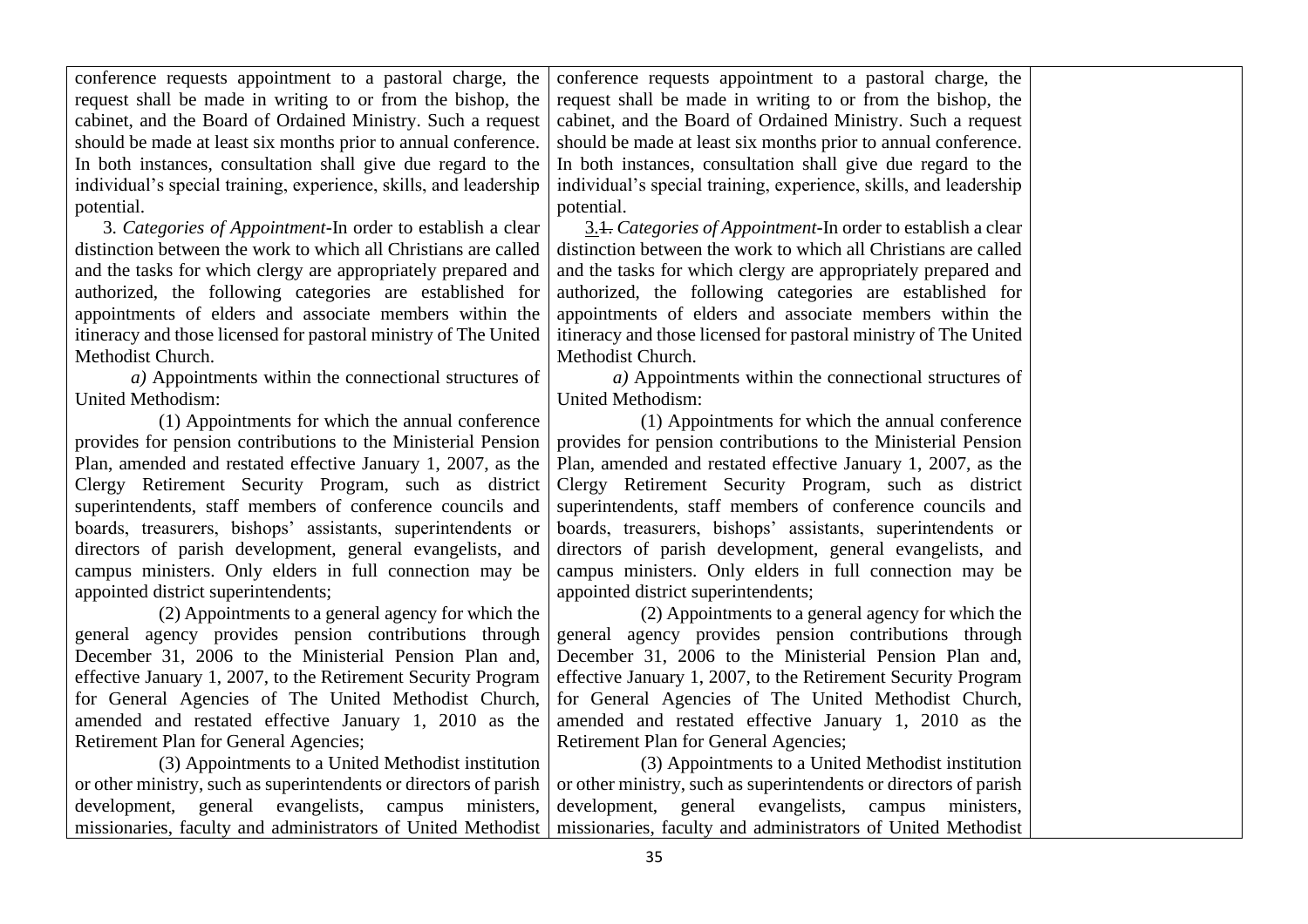| | | |
|---|---|---|
| conference requests appointment to a pastoral charge, the request shall be made in writing to or from the bishop, the cabinet, and the Board of Ordained Ministry. Such a request should be made at least six months prior to annual conference. In both instances, consultation shall give due regard to the individual's special training, experience, skills, and leadership potential.<br>3. *Categories of Appointment*-In order to establish a clear distinction between the work to which all Christians are called and the tasks for which clergy are appropriately prepared and authorized, the following categories are established for appointments of elders and associate members within the itineracy and those licensed for pastoral ministry of The United Methodist Church.<br>*a)* Appointments within the connectional structures of United Methodism:<br>(1) Appointments for which the annual conference provides for pension contributions to the Ministerial Pension Plan, amended and restated effective January 1, 2007, as the Clergy Retirement Security Program, such as district superintendents, staff members of conference councils and boards, treasurers, bishops' assistants, superintendents or directors of parish development, general evangelists, and campus ministers. Only elders in full connection may be appointed district superintendents;<br>(2) Appointments to a general agency for which the general agency provides pension contributions through December 31, 2006 to the Ministerial Pension Plan and, effective January 1, 2007, to the Retirement Security Program for General Agencies of The United Methodist Church, amended and restated effective January 1, 2010 as the Retirement Plan for General Agencies;<br>(3) Appointments to a United Methodist institution or other ministry, such as superintendents or directors of parish development, general evangelists, campus ministers, missionaries, faculty and administrators of United Methodist | conference requests appointment to a pastoral charge, the request shall be made in writing to or from the bishop, the cabinet, and the Board of Ordained Ministry. Such a request should be made at least six months prior to annual conference. In both instances, consultation shall give due regard to the individual's special training, experience, skills, and leadership potential.<br><u>3.</u>~~1.~~ *Categories of Appointment*-In order to establish a clear distinction between the work to which all Christians are called and the tasks for which clergy are appropriately prepared and authorized, the following categories are established for appointments of elders and associate members within the itineracy and those licensed for pastoral ministry of The United Methodist Church.<br>*a)* Appointments within the connectional structures of United Methodism:<br>(1) Appointments for which the annual conference provides for pension contributions to the Ministerial Pension Plan, amended and restated effective January 1, 2007, as the Clergy Retirement Security Program, such as district superintendents, staff members of conference councils and boards, treasurers, bishops' assistants, superintendents or directors of parish development, general evangelists, and campus ministers. Only elders in full connection may be appointed district superintendents;<br>(2) Appointments to a general agency for which the general agency provides pension contributions through December 31, 2006 to the Ministerial Pension Plan and, effective January 1, 2007, to the Retirement Security Program for General Agencies of The United Methodist Church, amended and restated effective January 1, 2010 as the Retirement Plan for General Agencies;<br>(3) Appointments to a United Methodist institution or other ministry, such as superintendents or directors of parish development, general evangelists, campus ministers, missionaries, faculty and administrators of United Methodist | |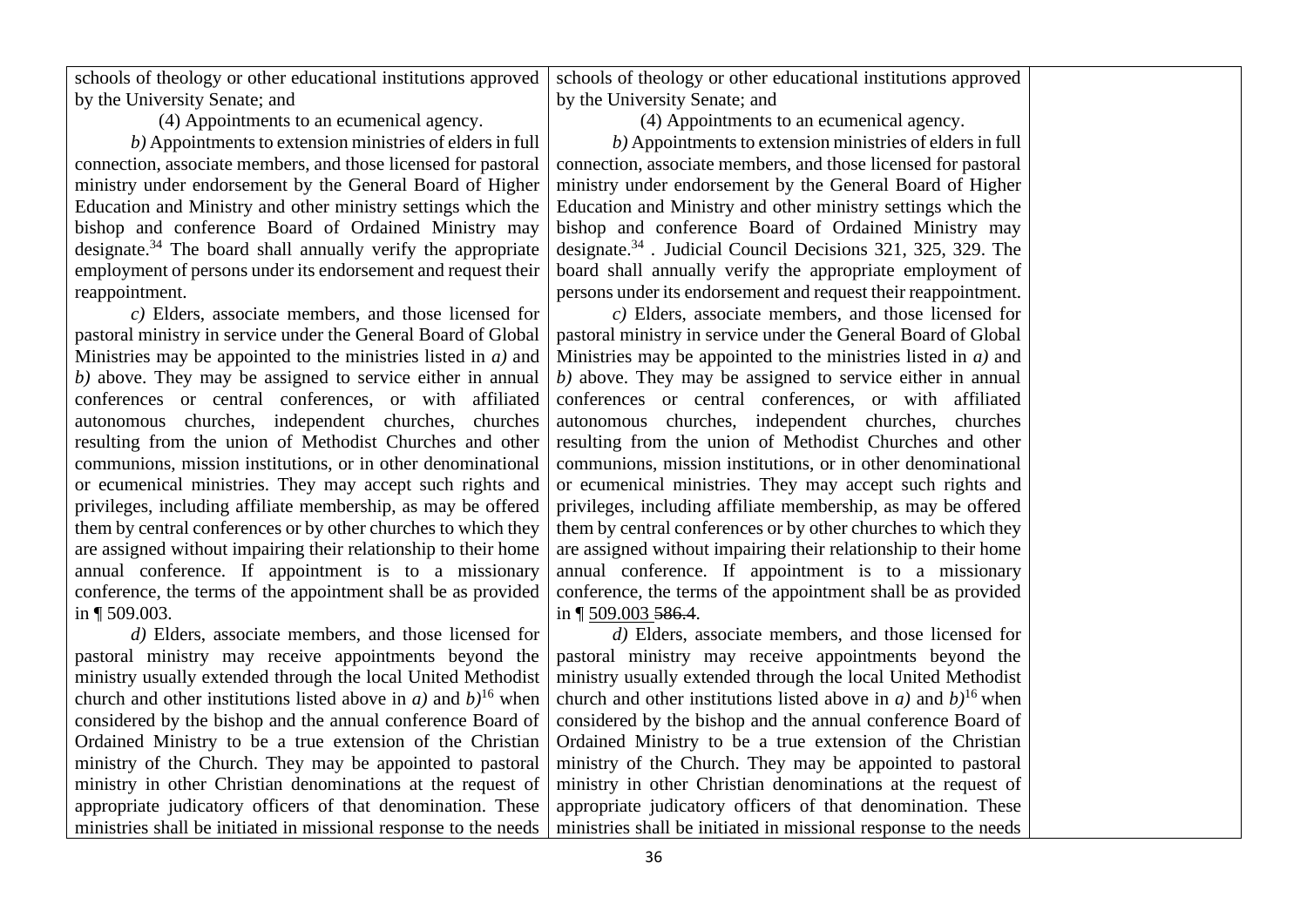| | | |
|---|---|---|
| schools of theology or other educational institutions approved by the University Senate; and<br><br>(4) Appointments to an ecumenical agency.<br><br>*b)* Appointments to extension ministries of elders in full connection, associate members, and those licensed for pastoral ministry under endorsement by the General Board of Higher Education and Ministry and other ministry settings which the bishop and conference Board of Ordained Ministry may designate.[34] The board shall annually verify the appropriate employment of persons under its endorsement and request their reappointment.<br><br>*c)* Elders, associate members, and those licensed for pastoral ministry in service under the General Board of Global Ministries may be appointed to the ministries listed in *a)* and *b)* above. They may be assigned to service either in annual conferences or central conferences, or with affiliated autonomous churches, independent churches, churches resulting from the union of Methodist Churches and other communions, mission institutions, or in other denominational or ecumenical ministries. They may accept such rights and privileges, including affiliate membership, as may be offered them by central conferences or by other churches to which they are assigned without impairing their relationship to their home annual conference. If appointment is to a missionary conference, the terms of the appointment shall be as provided in ¶ 509.003.<br><br>*d)* Elders, associate members, and those licensed for pastoral ministry may receive appointments beyond the ministry usually extended through the local United Methodist church and other institutions listed above in *a)* and *b)*[16] when considered by the bishop and the annual conference Board of Ordained Ministry to be a true extension of the Christian ministry of the Church. They may be appointed to pastoral ministry in other Christian denominations at the request of appropriate judicatory officers of that denomination. These ministries shall be initiated in missional response to the needs | schools of theology or other educational institutions approved by the University Senate; and<br><br>(4) Appointments to an ecumenical agency.<br><br>*b)* Appointments to extension ministries of elders in full connection, associate members, and those licensed for pastoral ministry under endorsement by the General Board of Higher Education and Ministry and other ministry settings which the bishop and conference Board of Ordained Ministry may designate.[34] . Judicial Council Decisions 321, 325, 329. The board shall annually verify the appropriate employment of persons under its endorsement and request their reappointment.<br><br>*c)* Elders, associate members, and those licensed for pastoral ministry in service under the General Board of Global Ministries may be appointed to the ministries listed in *a)* and *b)* above. They may be assigned to service either in annual conferences or central conferences, or with affiliated autonomous churches, independent churches, churches resulting from the union of Methodist Churches and other communions, mission institutions, or in other denominational or ecumenical ministries. They may accept such rights and privileges, including affiliate membership, as may be offered them by central conferences or by other churches to which they are assigned without impairing their relationship to their home annual conference. If appointment is to a missionary conference, the terms of the appointment shall be as provided in ¶ <u>509.003</u> ~~586.4~~.<br><br>*d)* Elders, associate members, and those licensed for pastoral ministry may receive appointments beyond the ministry usually extended through the local United Methodist church and other institutions listed above in *a)* and *b)*[16] when considered by the bishop and the annual conference Board of Ordained Ministry to be a true extension of the Christian ministry of the Church. They may be appointed to pastoral ministry in other Christian denominations at the request of appropriate judicatory officers of that denomination. These ministries shall be initiated in missional response to the needs | |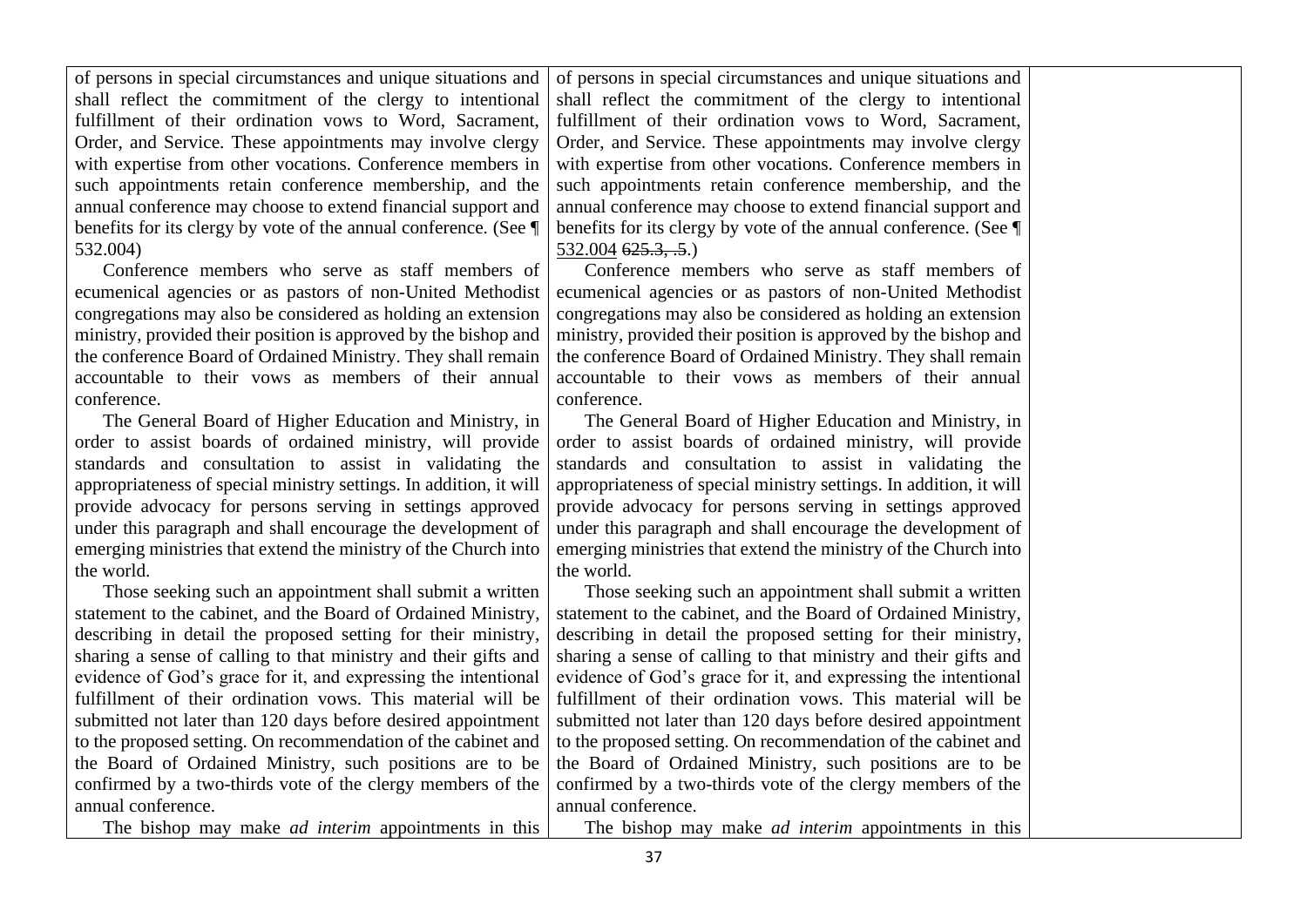| | | |
|---|---|---|
| of persons in special circumstances and unique situations and shall reflect the commitment of the clergy to intentional fulfillment of their ordination vows to Word, Sacrament, Order, and Service. These appointments may involve clergy with expertise from other vocations. Conference members in such appointments retain conference membership, and the annual conference may choose to extend financial support and benefits for its clergy by vote of the annual conference. (See ¶ 532.004)<br><br>Conference members who serve as staff members of ecumenical agencies or as pastors of non-United Methodist congregations may also be considered as holding an extension ministry, provided their position is approved by the bishop and the conference Board of Ordained Ministry. They shall remain accountable to their vows as members of their annual conference.<br><br>The General Board of Higher Education and Ministry, in order to assist boards of ordained ministry, will provide standards and consultation to assist in validating the appropriateness of special ministry settings. In addition, it will provide advocacy for persons serving in settings approved under this paragraph and shall encourage the development of emerging ministries that extend the ministry of the Church into the world.<br><br>Those seeking such an appointment shall submit a written statement to the cabinet, and the Board of Ordained Ministry, describing in detail the proposed setting for their ministry, sharing a sense of calling to that ministry and their gifts and evidence of God's grace for it, and expressing the intentional fulfillment of their ordination vows. This material will be submitted not later than 120 days before desired appointment to the proposed setting. On recommendation of the cabinet and the Board of Ordained Ministry, such positions are to be confirmed by a two-thirds vote of the clergy members of the annual conference.<br><br>The bishop may make *ad interim* appointments in this | of persons in special circumstances and unique situations and shall reflect the commitment of the clergy to intentional fulfillment of their ordination vows to Word, Sacrament, Order, and Service. These appointments may involve clergy with expertise from other vocations. Conference members in such appointments retain conference membership, and the annual conference may choose to extend financial support and benefits for its clergy by vote of the annual conference. (See ¶ <u>532.004</u> ~~625.3, .5~~.)<br><br>Conference members who serve as staff members of ecumenical agencies or as pastors of non-United Methodist congregations may also be considered as holding an extension ministry, provided their position is approved by the bishop and the conference Board of Ordained Ministry. They shall remain accountable to their vows as members of their annual conference.<br><br>The General Board of Higher Education and Ministry, in order to assist boards of ordained ministry, will provide standards and consultation to assist in validating the appropriateness of special ministry settings. In addition, it will provide advocacy for persons serving in settings approved under this paragraph and shall encourage the development of emerging ministries that extend the ministry of the Church into the world.<br><br>Those seeking such an appointment shall submit a written statement to the cabinet, and the Board of Ordained Ministry, describing in detail the proposed setting for their ministry, sharing a sense of calling to that ministry and their gifts and evidence of God's grace for it, and expressing the intentional fulfillment of their ordination vows. This material will be submitted not later than 120 days before desired appointment to the proposed setting. On recommendation of the cabinet and the Board of Ordained Ministry, such positions are to be confirmed by a two-thirds vote of the clergy members of the annual conference.<br><br>The bishop may make *ad interim* appointments in this | |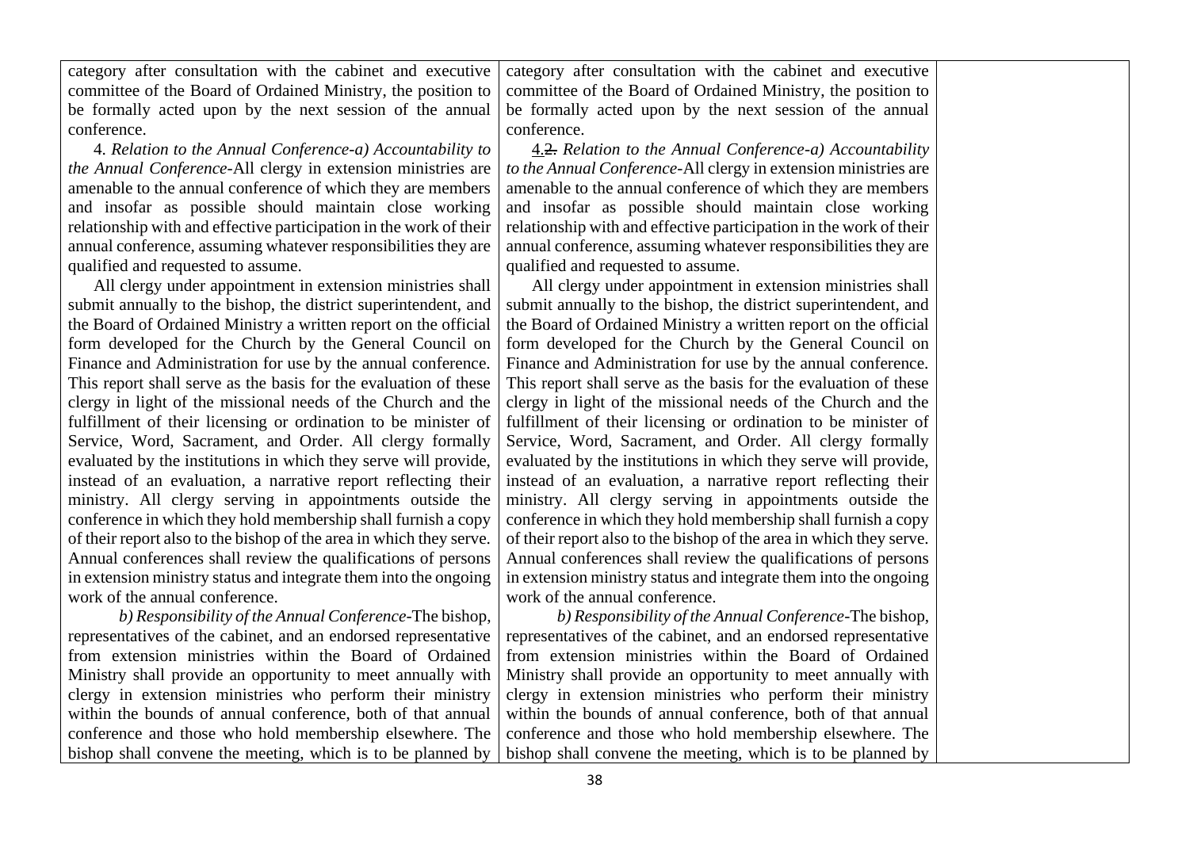| | | |
|---|---|---|
| category after consultation with the cabinet and executive committee of the Board of Ordained Ministry, the position to be formally acted upon by the next session of the annual conference.<br><br>4. *Relation to the Annual Conference-a) Accountability to the Annual Conference*-All clergy in extension ministries are amenable to the annual conference of which they are members and insofar as possible should maintain close working relationship with and effective participation in the work of their annual conference, assuming whatever responsibilities they are qualified and requested to assume.<br><br>All clergy under appointment in extension ministries shall submit annually to the bishop, the district superintendent, and the Board of Ordained Ministry a written report on the official form developed for the Church by the General Council on Finance and Administration for use by the annual conference. This report shall serve as the basis for the evaluation of these clergy in light of the missional needs of the Church and the fulfillment of their licensing or ordination to be minister of Service, Word, Sacrament, and Order. All clergy formally evaluated by the institutions in which they serve will provide, instead of an evaluation, a narrative report reflecting their ministry. All clergy serving in appointments outside the conference in which they hold membership shall furnish a copy of their report also to the bishop of the area in which they serve. Annual conferences shall review the qualifications of persons in extension ministry status and integrate them into the ongoing work of the annual conference.<br><br>*b) Responsibility of the Annual Conference*-The bishop, representatives of the cabinet, and an endorsed representative from extension ministries within the Board of Ordained Ministry shall provide an opportunity to meet annually with clergy in extension ministries who perform their ministry within the bounds of annual conference, both of that annual conference and those who hold membership elsewhere. The bishop shall convene the meeting, which is to be planned by | category after consultation with the cabinet and executive committee of the Board of Ordained Ministry, the position to be formally acted upon by the next session of the annual conference.<br><br><u>4.</u>~~2.~~ *Relation to the Annual Conference-a) Accountability to the Annual Conference*-All clergy in extension ministries are amenable to the annual conference of which they are members and insofar as possible should maintain close working relationship with and effective participation in the work of their annual conference, assuming whatever responsibilities they are qualified and requested to assume.<br><br>All clergy under appointment in extension ministries shall submit annually to the bishop, the district superintendent, and the Board of Ordained Ministry a written report on the official form developed for the Church by the General Council on Finance and Administration for use by the annual conference. This report shall serve as the basis for the evaluation of these clergy in light of the missional needs of the Church and the fulfillment of their licensing or ordination to be minister of Service, Word, Sacrament, and Order. All clergy formally evaluated by the institutions in which they serve will provide, instead of an evaluation, a narrative report reflecting their ministry. All clergy serving in appointments outside the conference in which they hold membership shall furnish a copy of their report also to the bishop of the area in which they serve. Annual conferences shall review the qualifications of persons in extension ministry status and integrate them into the ongoing work of the annual conference.<br><br>*b) Responsibility of the Annual Conference*-The bishop, representatives of the cabinet, and an endorsed representative from extension ministries within the Board of Ordained Ministry shall provide an opportunity to meet annually with clergy in extension ministries who perform their ministry within the bounds of annual conference, both of that annual conference and those who hold membership elsewhere. The bishop shall convene the meeting, which is to be planned by | |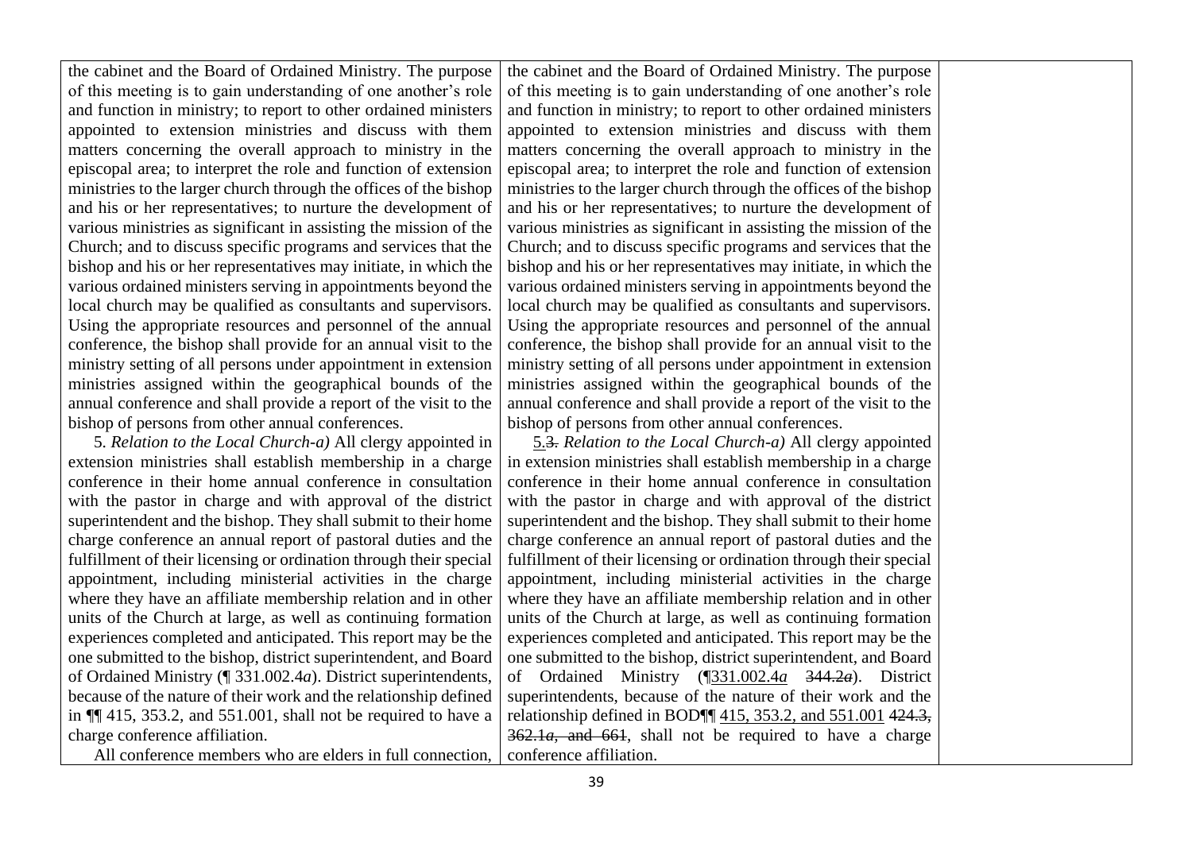| | | |
|---|---|---|
| the cabinet and the Board of Ordained Ministry. The purpose of this meeting is to gain understanding of one another's role and function in ministry; to report to other ordained ministers appointed to extension ministries and discuss with them matters concerning the overall approach to ministry in the episcopal area; to interpret the role and function of extension ministries to the larger church through the offices of the bishop and his or her representatives; to nurture the development of various ministries as significant in assisting the mission of the Church; and to discuss specific programs and services that the bishop and his or her representatives may initiate, in which the various ordained ministers serving in appointments beyond the local church may be qualified as consultants and supervisors. Using the appropriate resources and personnel of the annual conference, the bishop shall provide for an annual visit to the ministry setting of all persons under appointment in extension ministries assigned within the geographical bounds of the annual conference and shall provide a report of the visit to the bishop of persons from other annual conferences.<br><br>5. *Relation to the Local Church-a)* All clergy appointed in extension ministries shall establish membership in a charge conference in their home annual conference in consultation with the pastor in charge and with approval of the district superintendent and the bishop. They shall submit to their home charge conference an annual report of pastoral duties and the fulfillment of their licensing or ordination through their special appointment, including ministerial activities in the charge where they have an affiliate membership relation and in other units of the Church at large, as well as continuing formation experiences completed and anticipated. This report may be the one submitted to the bishop, district superintendent, and Board of Ordained Ministry (¶ 331.002.4*a*). District superintendents, because of the nature of their work and the relationship defined in ¶¶ 415, 353.2, and 551.001, shall not be required to have a charge conference affiliation.<br><br>All conference members who are elders in full connection, | the cabinet and the Board of Ordained Ministry. The purpose of this meeting is to gain understanding of one another's role and function in ministry; to report to other ordained ministers appointed to extension ministries and discuss with them matters concerning the overall approach to ministry in the episcopal area; to interpret the role and function of extension ministries to the larger church through the offices of the bishop and his or her representatives; to nurture the development of various ministries as significant in assisting the mission of the Church; and to discuss specific programs and services that the bishop and his or her representatives may initiate, in which the various ordained ministers serving in appointments beyond the local church may be qualified as consultants and supervisors. Using the appropriate resources and personnel of the annual conference, the bishop shall provide for an annual visit to the ministry setting of all persons under appointment in extension ministries assigned within the geographical bounds of the annual conference and shall provide a report of the visit to the bishop of persons from other annual conferences.<br><br><u>5.</u>~~3.~~ *Relation to the Local Church-a)* All clergy appointed in extension ministries shall establish membership in a charge conference in their home annual conference in consultation with the pastor in charge and with approval of the district superintendent and the bishop. They shall submit to their home charge conference an annual report of pastoral duties and the fulfillment of their licensing or ordination through their special appointment, including ministerial activities in the charge where they have an affiliate membership relation and in other units of the Church at large, as well as continuing formation experiences completed and anticipated. This report may be the one submitted to the bishop, district superintendent, and Board of Ordained Ministry (¶<u>331.002.4*a*</u> ~~344.2*a*~~). District superintendents, because of the nature of their work and the relationship defined in BOD¶¶ <u>415, 353.2, and 551.001</u> ~~424.3, 362.1*a*, and 661~~, shall not be required to have a charge conference affiliation. | |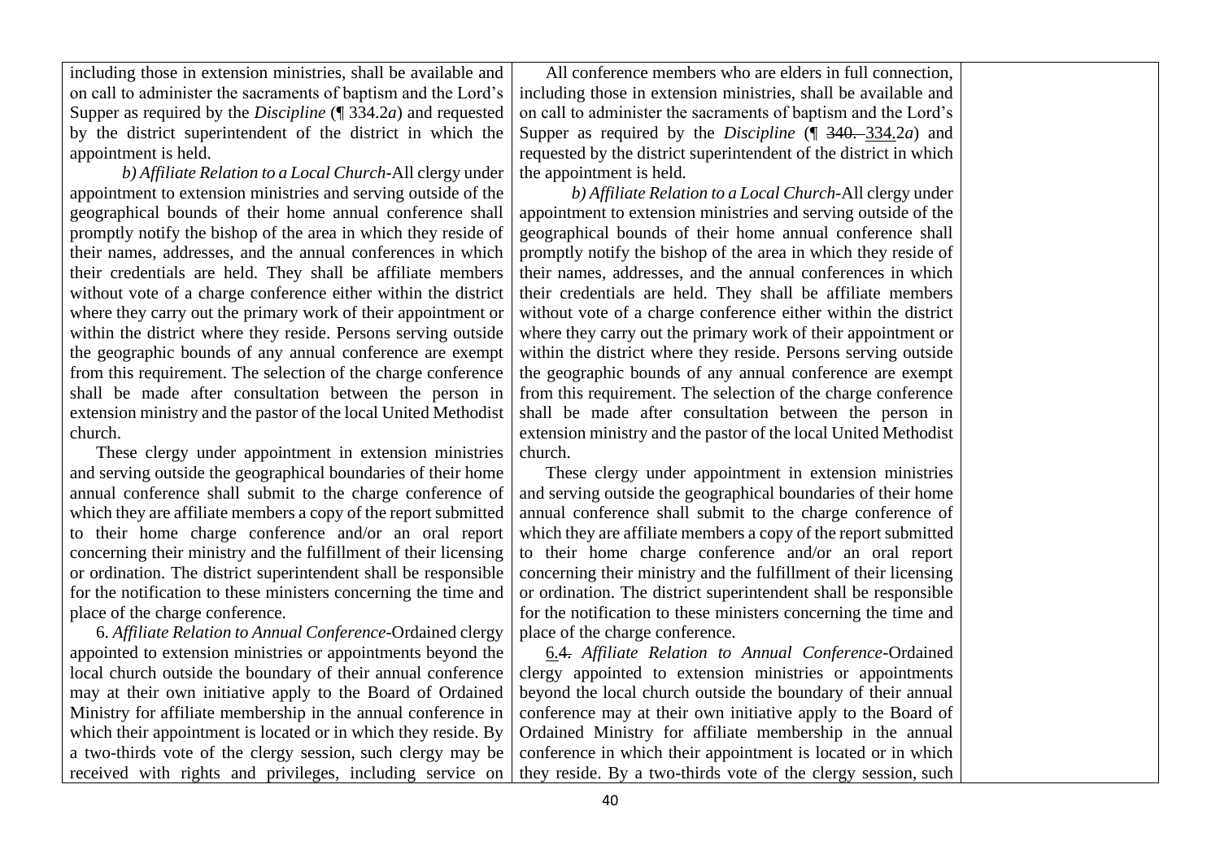| including those in extension ministries, shall be available and on call to administer the sacraments of baptism and the Lord's Supper as required by the *Discipline* (¶ 334.2*a*) and requested by the district superintendent of the district in which the appointment is held.<br><br>*b) Affiliate Relation to a Local Church*-All clergy under appointment to extension ministries and serving outside of the geographical bounds of their home annual conference shall promptly notify the bishop of the area in which they reside of their names, addresses, and the annual conferences in which their credentials are held. They shall be affiliate members without vote of a charge conference either within the district where they carry out the primary work of their appointment or within the district where they reside. Persons serving outside the geographic bounds of any annual conference are exempt from this requirement. The selection of the charge conference shall be made after consultation between the person in extension ministry and the pastor of the local United Methodist church.<br><br>These clergy under appointment in extension ministries and serving outside the geographical boundaries of their home annual conference shall submit to the charge conference of which they are affiliate members a copy of the report submitted to their home charge conference and/or an oral report concerning their ministry and the fulfillment of their licensing or ordination. The district superintendent shall be responsible for the notification to these ministers concerning the time and place of the charge conference.<br><br>6. *Affiliate Relation to Annual Conference*-Ordained clergy appointed to extension ministries or appointments beyond the local church outside the boundary of their annual conference may at their own initiative apply to the Board of Ordained Ministry for affiliate membership in the annual conference in which their appointment is located or in which they reside. By a two-thirds vote of the clergy session, such clergy may be received with rights and privileges, including service on | All conference members who are elders in full connection, including those in extension ministries, shall be available and on call to administer the sacraments of baptism and the Lord's Supper as required by the *Discipline* (¶ ~~340.~~ <u>334.</u>2*a*) and requested by the district superintendent of the district in which the appointment is held.<br><br>*b) Affiliate Relation to a Local Church*-All clergy under appointment to extension ministries and serving outside of the geographical bounds of their home annual conference shall promptly notify the bishop of the area in which they reside of their names, addresses, and the annual conferences in which their credentials are held. They shall be affiliate members without vote of a charge conference either within the district where they carry out the primary work of their appointment or within the district where they reside. Persons serving outside the geographic bounds of any annual conference are exempt from this requirement. The selection of the charge conference shall be made after consultation between the person in extension ministry and the pastor of the local United Methodist church.<br><br>These clergy under appointment in extension ministries and serving outside the geographical boundaries of their home annual conference shall submit to the charge conference of which they are affiliate members a copy of the report submitted to their home charge conference and/or an oral report concerning their ministry and the fulfillment of their licensing or ordination. The district superintendent shall be responsible for the notification to these ministers concerning the time and place of the charge conference.<br><br><u>6.</u>~~4.~~ *Affiliate Relation to Annual Conference*-Ordained clergy appointed to extension ministries or appointments beyond the local church outside the boundary of their annual conference may at their own initiative apply to the Board of Ordained Ministry for affiliate membership in the annual conference in which their appointment is located or in which they reside. By a two-thirds vote of the clergy session, such | |
|---|---|---|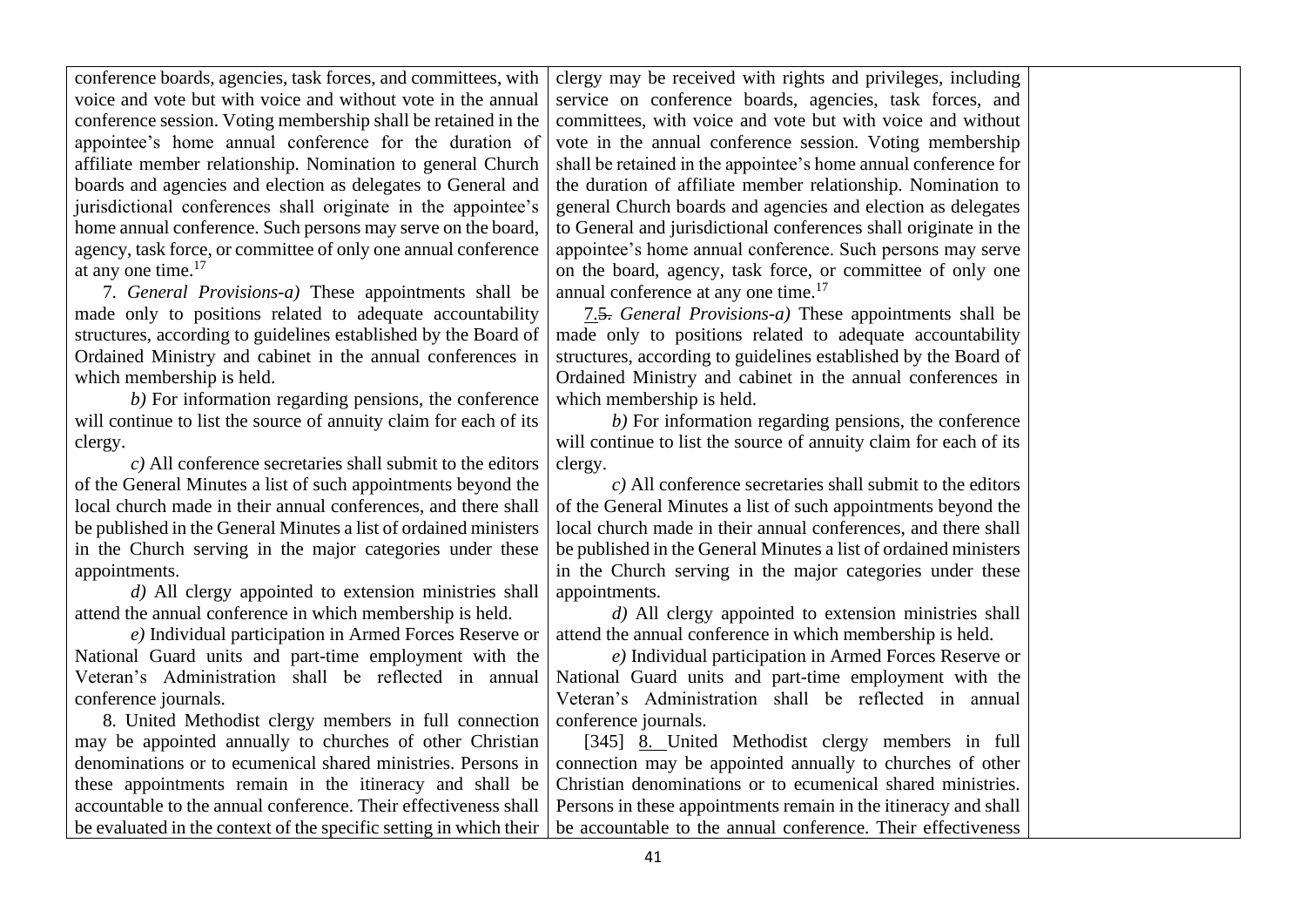| | | |
|---|---|---|
| conference boards, agencies, task forces, and committees, with voice and vote but with voice and without vote in the annual conference session. Voting membership shall be retained in the appointee's home annual conference for the duration of affiliate member relationship. Nomination to general Church boards and agencies and election as delegates to General and jurisdictional conferences shall originate in the appointee's home annual conference. Such persons may serve on the board, agency, task force, or committee of only one annual conference at any one time.[17]<br><br>7. *General Provisions-a)* These appointments shall be made only to positions related to adequate accountability structures, according to guidelines established by the Board of Ordained Ministry and cabinet in the annual conferences in which membership is held.<br><br>*b)* For information regarding pensions, the conference will continue to list the source of annuity claim for each of its clergy.<br><br>*c)* All conference secretaries shall submit to the editors of the General Minutes a list of such appointments beyond the local church made in their annual conferences, and there shall be published in the General Minutes a list of ordained ministers in the Church serving in the major categories under these appointments.<br><br>*d)* All clergy appointed to extension ministries shall attend the annual conference in which membership is held.<br><br>*e)* Individual participation in Armed Forces Reserve or National Guard units and part-time employment with the Veteran's Administration shall be reflected in annual conference journals.<br><br>8. United Methodist clergy members in full connection may be appointed annually to churches of other Christian denominations or to ecumenical shared ministries. Persons in these appointments remain in the itineracy and shall be accountable to the annual conference. Their effectiveness shall be evaluated in the context of the specific setting in which their | clergy may be received with rights and privileges, including service on conference boards, agencies, task forces, and committees, with voice and vote but with voice and without vote in the annual conference session. Voting membership shall be retained in the appointee's home annual conference for the duration of affiliate member relationship. Nomination to general Church boards and agencies and election as delegates to General and jurisdictional conferences shall originate in the appointee's home annual conference. Such persons may serve on the board, agency, task force, or committee of only one annual conference at any one time.[17]<br><br>7.~~5.~~ *General Provisions-a)* These appointments shall be made only to positions related to adequate accountability structures, according to guidelines established by the Board of Ordained Ministry and cabinet in the annual conferences in which membership is held.<br><br>*b)* For information regarding pensions, the conference will continue to list the source of annuity claim for each of its clergy.<br><br>*c)* All conference secretaries shall submit to the editors of the General Minutes a list of such appointments beyond the local church made in their annual conferences, and there shall be published in the General Minutes a list of ordained ministers in the Church serving in the major categories under these appointments.<br><br>*d)* All clergy appointed to extension ministries shall attend the annual conference in which membership is held.<br><br>*e)* Individual participation in Armed Forces Reserve or National Guard units and part-time employment with the Veteran's Administration shall be reflected in annual conference journals.<br><br>[345] 8. United Methodist clergy members in full connection may be appointed annually to churches of other Christian denominations or to ecumenical shared ministries. Persons in these appointments remain in the itineracy and shall be accountable to the annual conference. Their effectiveness | |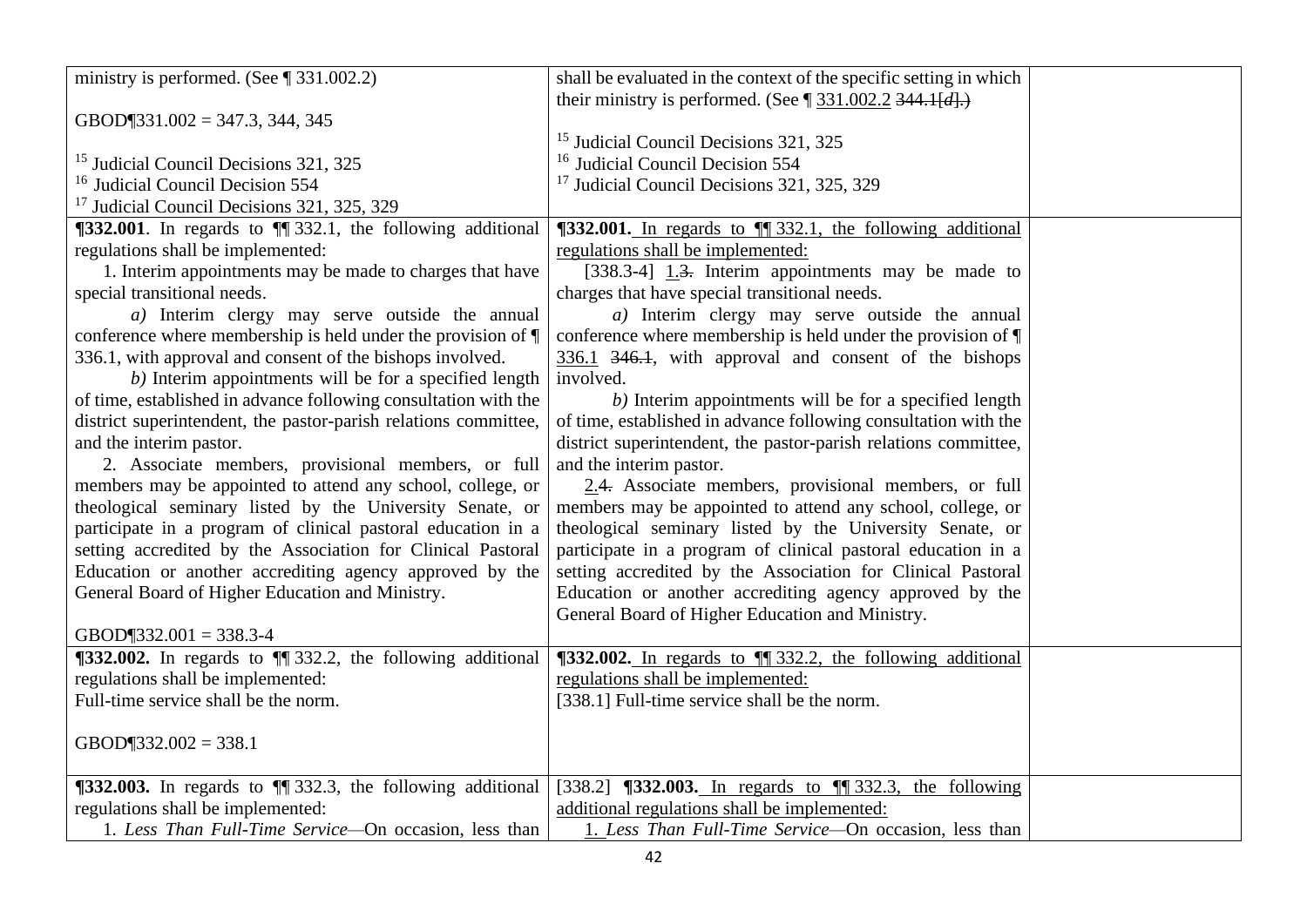| | | |
|---|---|---|
| ministry is performed. (See ¶ 331.002.2)<br><br>GBOD¶331.002 = 347.3, 344, 345<br><br>[15] Judicial Council Decisions 321, 325<br>[16] Judicial Council Decision 554<br>[17] Judicial Council Decisions 321, 325, 329 | shall be evaluated in the context of the specific setting in which their ministry is performed. (See ¶ <u>331.002.2</u> ~~344.1[*d*].)~~<br><br>[15] Judicial Council Decisions 321, 325<br>[16] Judicial Council Decision 554<br>[17] Judicial Council Decisions 321, 325, 329 | |
| **¶332.001**. In regards to ¶¶ 332.1, the following additional regulations shall be implemented:<br>1. Interim appointments may be made to charges that have special transitional needs.<br>*a)* Interim clergy may serve outside the annual conference where membership is held under the provision of ¶ 336.1, with approval and consent of the bishops involved.<br>*b)* Interim appointments will be for a specified length of time, established in advance following consultation with the district superintendent, the pastor-parish relations committee, and the interim pastor.<br>2. Associate members, provisional members, or full members may be appointed to attend any school, college, or theological seminary listed by the University Senate, or participate in a program of clinical pastoral education in a setting accredited by the Association for Clinical Pastoral Education or another accrediting agency approved by the General Board of Higher Education and Ministry.<br><br>GBOD¶332.001 = 338.3-4 | <u>**¶332.001.** In regards to ¶¶ 332.1, the following additional regulations shall be implemented:</u><br>[338.3-4] <u>1.</u>~~3.~~ Interim appointments may be made to charges that have special transitional needs.<br>*a)* Interim clergy may serve outside the annual conference where membership is held under the provision of ¶ <u>336.1</u> ~~346.1~~, with approval and consent of the bishops involved.<br>*b)* Interim appointments will be for a specified length of time, established in advance following consultation with the district superintendent, the pastor-parish relations committee, and the interim pastor.<br><u>2.</u>~~4.~~ Associate members, provisional members, or full members may be appointed to attend any school, college, or theological seminary listed by the University Senate, or participate in a program of clinical pastoral education in a setting accredited by the Association for Clinical Pastoral Education or another accrediting agency approved by the General Board of Higher Education and Ministry. | |
| **¶332.002.** In regards to ¶¶ 332.2, the following additional regulations shall be implemented:<br>Full-time service shall be the norm.<br><br>GBOD¶332.002 = 338.1 | <u>**¶332.002.** In regards to ¶¶ 332.2, the following additional regulations shall be implemented:</u><br>[338.1] Full-time service shall be the norm. | |
| **¶332.003.** In regards to ¶¶ 332.3, the following additional regulations shall be implemented:<br>1. *Less Than Full-Time Service*—On occasion, less than | [338.2] <u>**¶332.003.** In regards to ¶¶ 332.3, the following additional regulations shall be implemented:</u><br><u>1.</u> *Less Than Full-Time Service*—On occasion, less than | |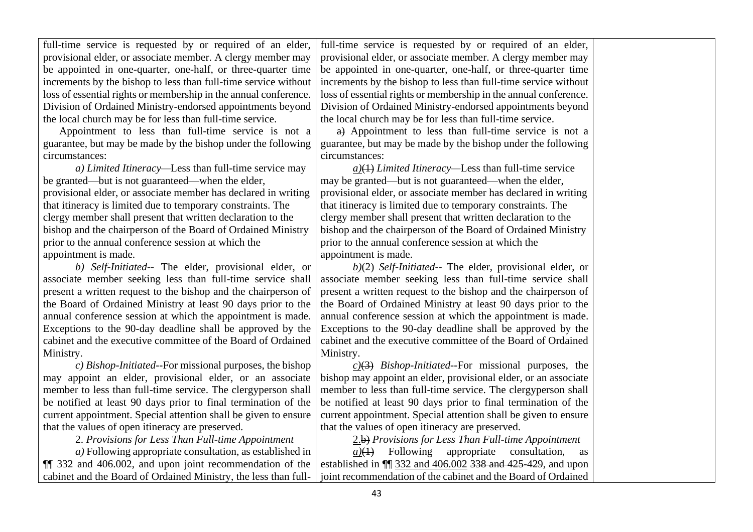| | | |
|---|---|---|
| full-time service is requested by or required of an elder, provisional elder, or associate member. A clergy member may be appointed in one-quarter, one-half, or three-quarter time increments by the bishop to less than full-time service without loss of essential rights or membership in the annual conference. Division of Ordained Ministry-endorsed appointments beyond the local church may be for less than full-time service.<br><br>Appointment to less than full-time service is not a guarantee, but may be made by the bishop under the following circumstances:<br><br>*a) Limited Itineracy*—Less than full-time service may be granted—but is not guaranteed—when the elder, provisional elder, or associate member has declared in writing that itineracy is limited due to temporary constraints. The clergy member shall present that written declaration to the bishop and the chairperson of the Board of Ordained Ministry prior to the annual conference session at which the appointment is made.<br><br>*b) Self-Initiated*-- The elder, provisional elder, or associate member seeking less than full-time service shall present a written request to the bishop and the chairperson of the Board of Ordained Ministry at least 90 days prior to the annual conference session at which the appointment is made. Exceptions to the 90-day deadline shall be approved by the cabinet and the executive committee of the Board of Ordained Ministry.<br><br>*c) Bishop-Initiated*--For missional purposes, the bishop may appoint an elder, provisional elder, or an associate member to less than full-time service. The clergyperson shall be notified at least 90 days prior to final termination of the current appointment. Special attention shall be given to ensure that the values of open itineracy are preserved.<br><br>2. *Provisions for Less Than Full-time Appointment*<br><br>*a)* Following appropriate consultation, as established in ¶¶ 332 and 406.002, and upon joint recommendation of the cabinet and the Board of Ordained Ministry, the less than full- | full-time service is requested by or required of an elder, provisional elder, or associate member. A clergy member may be appointed in one-quarter, one-half, or three-quarter time increments by the bishop to less than full-time service without loss of essential rights or membership in the annual conference. Division of Ordained Ministry-endorsed appointments beyond the local church may be for less than full-time service.<br><br>~~a)~~ Appointment to less than full-time service is not a guarantee, but may be made by the bishop under the following circumstances:<br><br><u>*a)*</u>~~(1)~~ *Limited Itineracy*—Less than full-time service may be granted—but is not guaranteed—when the elder, provisional elder, or associate member has declared in writing that itineracy is limited due to temporary constraints. The clergy member shall present that written declaration to the bishop and the chairperson of the Board of Ordained Ministry prior to the annual conference session at which the appointment is made.<br><br><u>*b)*</u>~~(2)~~ *Self-Initiated*-- The elder, provisional elder, or associate member seeking less than full-time service shall present a written request to the bishop and the chairperson of the Board of Ordained Ministry at least 90 days prior to the annual conference session at which the appointment is made. Exceptions to the 90-day deadline shall be approved by the cabinet and the executive committee of the Board of Ordained Ministry.<br><br><u>*c)*</u>~~(3)~~ *Bishop-Initiated*--For missional purposes, the bishop may appoint an elder, provisional elder, or an associate member to less than full-time service. The clergyperson shall be notified at least 90 days prior to final termination of the current appointment. Special attention shall be given to ensure that the values of open itineracy are preserved.<br><br><u>2.</u>~~b)~~ *Provisions for Less Than Full-time Appointment*<br><br><u>*a)*</u>~~(1)~~ Following appropriate consultation, as established in ¶¶ <u>332 and 406.002</u> ~~338 and 425-429~~, and upon joint recommendation of the cabinet and the Board of Ordained | |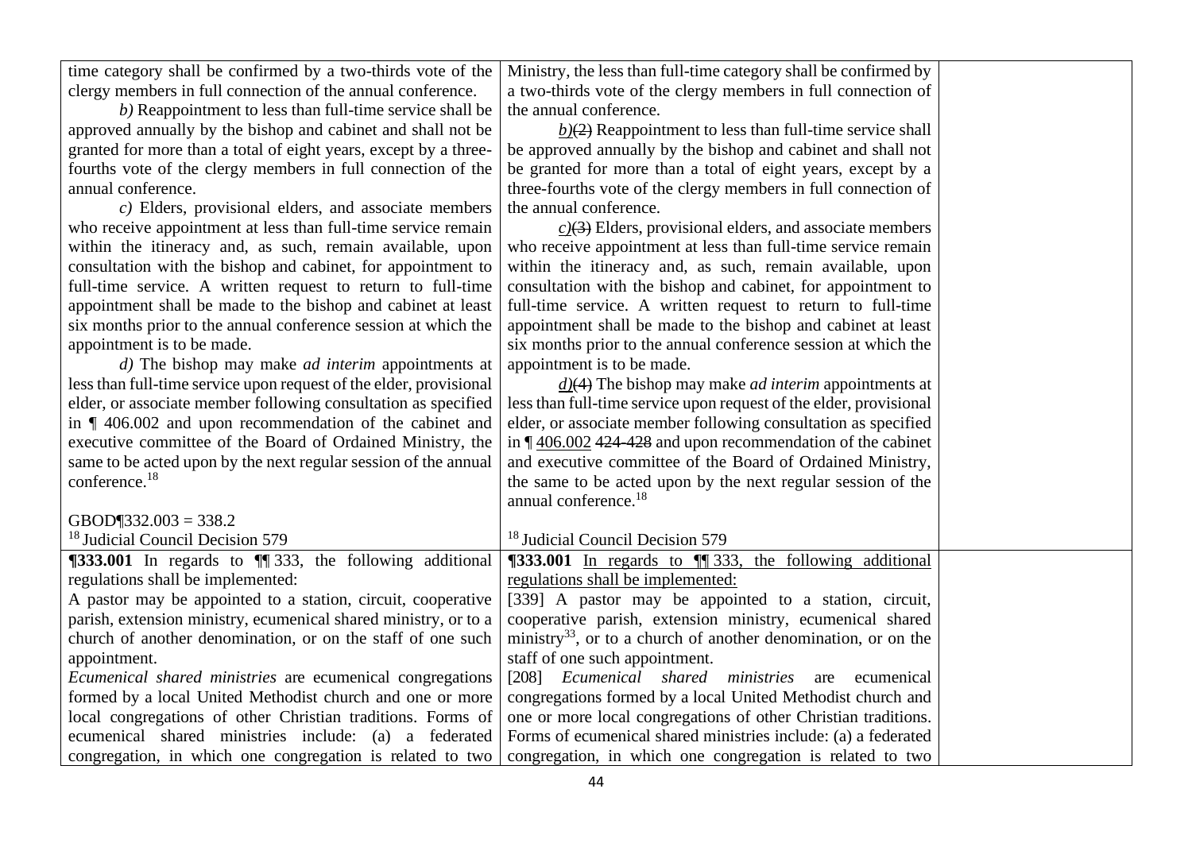| | | |
|---|---|---|
| time category shall be confirmed by a two-thirds vote of the clergy members in full connection of the annual conference.<br>*b)* Reappointment to less than full-time service shall be approved annually by the bishop and cabinet and shall not be granted for more than a total of eight years, except by a three-fourths vote of the clergy members in full connection of the annual conference.<br>*c)* Elders, provisional elders, and associate members who receive appointment at less than full-time service remain within the itinerancy and, as such, remain available, upon consultation with the bishop and cabinet, for appointment to full-time service. A written request to return to full-time appointment shall be made to the bishop and cabinet at least six months prior to the annual conference session at which the appointment is to be made.<br>*d)* The bishop may make *ad interim* appointments at less than full-time service upon request of the elder, provisional elder, or associate member following consultation as specified in ¶ 406.002 and upon recommendation of the cabinet and executive committee of the Board of Ordained Ministry, the same to be acted upon by the next regular session of the annual conference.[18]<br><br>GBOD¶332.003 = 338.2<br>[18] Judicial Council Decision 579 | Ministry, the less than full-time category shall be confirmed by a two-thirds vote of the clergy members in full connection of the annual conference.<br><u>*b)*</u>~~(2)~~ Reappointment to less than full-time service shall be approved annually by the bishop and cabinet and shall not be granted for more than a total of eight years, except by a three-fourths vote of the clergy members in full connection of the annual conference.<br><u>*c)*</u>~~(3)~~ Elders, provisional elders, and associate members who receive appointment at less than full-time service remain within the itinerancy and, as such, remain available, upon consultation with the bishop and cabinet, for appointment to full-time service. A written request to return to full-time appointment shall be made to the bishop and cabinet at least six months prior to the annual conference session at which the appointment is to be made.<br><u>*d)*</u>~~(4)~~ The bishop may make *ad interim* appointments at less than full-time service upon request of the elder, provisional elder, or associate member following consultation as specified in ¶ <u>406.002</u> ~~424-428~~ and upon recommendation of the cabinet and executive committee of the Board of Ordained Ministry, the same to be acted upon by the next regular session of the annual conference.[18]<br><br>[18] Judicial Council Decision 579 | |
| **¶333.001** In regards to ¶¶ 333, the following additional regulations shall be implemented:<br>A pastor may be appointed to a station, circuit, cooperative parish, extension ministry, ecumenical shared ministry, or to a church of another denomination, or on the staff of one such appointment.<br>*Ecumenical shared ministries* are ecumenical congregations formed by a local United Methodist church and one or more local congregations of other Christian traditions. Forms of ecumenical shared ministries include: (a) a federated congregation, in which one congregation is related to two | **¶333.001** <u>In regards to ¶¶ 333, the following additional regulations shall be implemented:</u><br>[339] A pastor may be appointed to a station, circuit, cooperative parish, extension ministry, ecumenical shared ministry[33], or to a church of another denomination, or on the staff of one such appointment.<br>[208] *Ecumenical shared ministries* are ecumenical congregations formed by a local United Methodist church and one or more local congregations of other Christian traditions. Forms of ecumenical shared ministries include: (a) a federated congregation, in which one congregation is related to two | |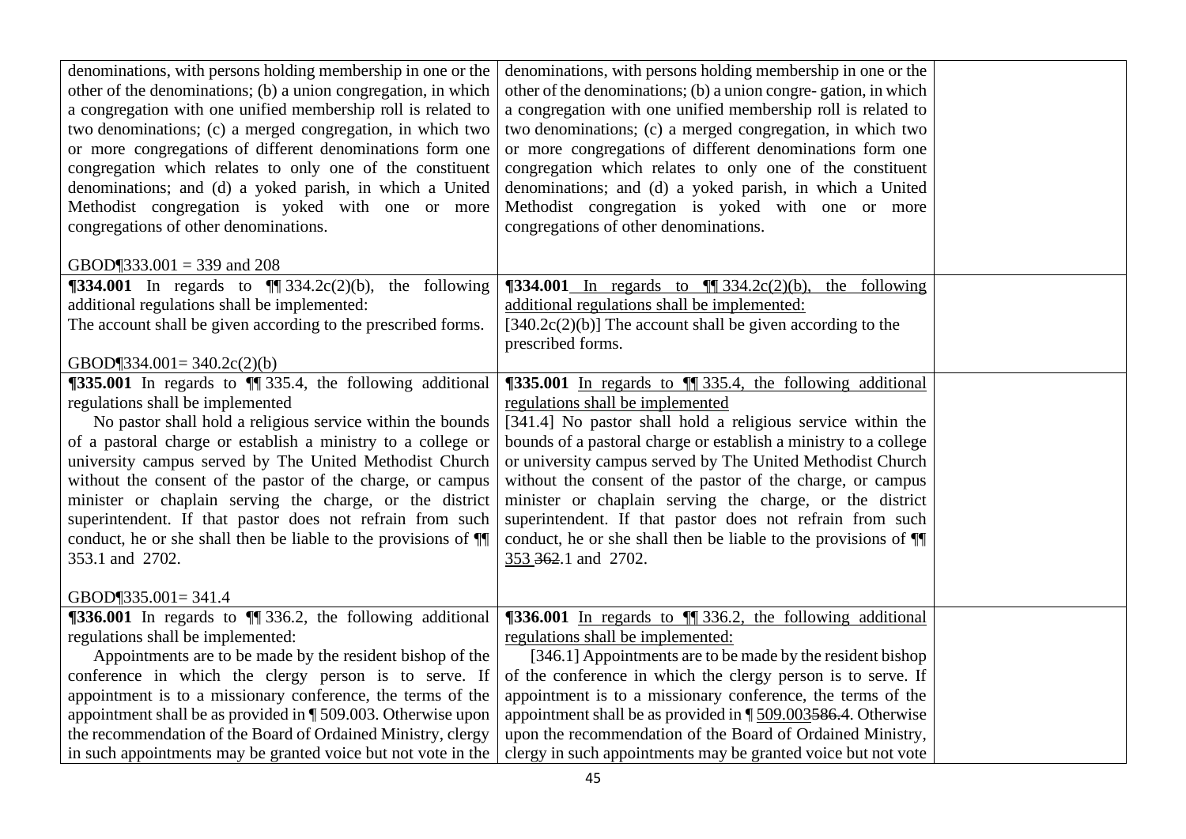| | | |
|---|---|---|
| denominations, with persons holding membership in one or the other of the denominations; (b) a union congregation, in which a congregation with one unified membership roll is related to two denominations; (c) a merged congregation, in which two or more congregations of different denominations form one congregation which relates to only one of the constituent denominations; and (d) a yoked parish, in which a United Methodist congregation is yoked with one or more congregations of other denominations.<br><br>GBOD¶333.001 = 339 and 208 | denominations, with persons holding membership in one or the other of the denominations; (b) a union congre- gation, in which a congregation with one unified membership roll is related to two denominations; (c) a merged congregation, in which two or more congregations of different denominations form one congregation which relates to only one of the constituent denominations; and (d) a yoked parish, in which a United Methodist congregation is yoked with one or more congregations of other denominations. | |
| **¶334.001** In regards to ¶¶ 334.2c(2)(b), the following additional regulations shall be implemented:<br>The account shall be given according to the prescribed forms.<br><br>GBOD¶334.001= 340.2c(2)(b) | **¶334.001** In regards to ¶¶ 334.2c(2)(b), the following additional regulations shall be implemented:<br>[340.2c(2)(b)] The account shall be given according to the prescribed forms. | |
| **¶335.001** In regards to ¶¶ 335.4, the following additional regulations shall be implemented<br>No pastor shall hold a religious service within the bounds of a pastoral charge or establish a ministry to a college or university campus served by The United Methodist Church without the consent of the pastor of the charge, or campus minister or chaplain serving the charge, or the district superintendent. If that pastor does not refrain from such conduct, he or she shall then be liable to the provisions of ¶¶ 353.1 and 2702.<br><br>GBOD¶335.001= 341.4 | **¶335.001** In regards to ¶¶ 335.4, the following additional regulations shall be implemented<br>[341.4] No pastor shall hold a religious service within the bounds of a pastoral charge or establish a ministry to a college or university campus served by The United Methodist Church without the consent of the pastor of the charge, or campus minister or chaplain serving the charge, or the district superintendent. If that pastor does not refrain from such conduct, he or she shall then be liable to the provisions of ¶¶ 353 ~~362~~.1 and 2702. | |
| **¶336.001** In regards to ¶¶ 336.2, the following additional regulations shall be implemented:<br>Appointments are to be made by the resident bishop of the conference in which the clergy person is to serve. If appointment is to a missionary conference, the terms of the appointment shall be as provided in ¶ 509.003. Otherwise upon the recommendation of the Board of Ordained Ministry, clergy in such appointments may be granted voice but not vote in the | **¶336.001** In regards to ¶¶ 336.2, the following additional regulations shall be implemented:<br>[346.1] Appointments are to be made by the resident bishop of the conference in which the clergy person is to serve. If appointment is to a missionary conference, the terms of the appointment shall be as provided in ¶ 509.003~~586.4~~. Otherwise upon the recommendation of the Board of Ordained Ministry, clergy in such appointments may be granted voice but not vote | |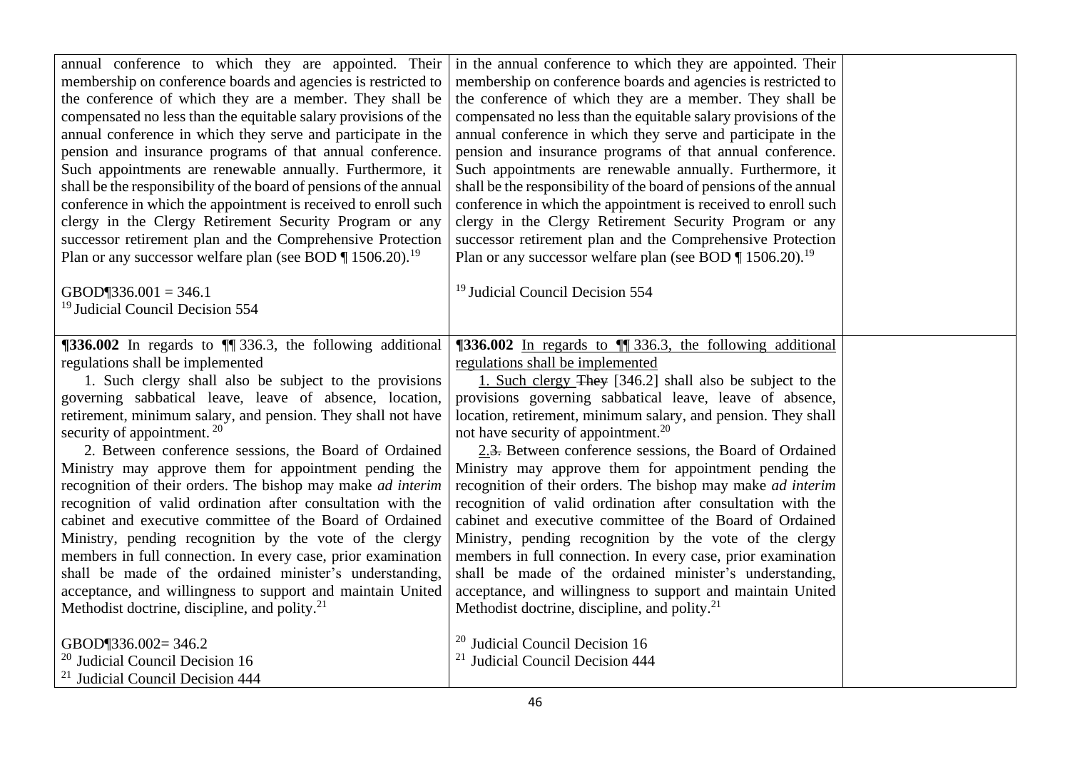| | | |
|---|---|---|
| annual conference to which they are appointed. Their membership on conference boards and agencies is restricted to the conference of which they are a member. They shall be compensated no less than the equitable salary provisions of the annual conference in which they serve and participate in the pension and insurance programs of that annual conference. Such appointments are renewable annually. Furthermore, it shall be the responsibility of the board of pensions of the annual conference in which the appointment is received to enroll such clergy in the Clergy Retirement Security Program or any successor retirement plan and the Comprehensive Protection Plan or any successor welfare plan (see BOD ¶ 1506.20).[19]<br><br>GBOD¶336.001 = 346.1<br>[19] Judicial Council Decision 554 | in the annual conference to which they are appointed. Their membership on conference boards and agencies is restricted to the conference of which they are a member. They shall be compensated no less than the equitable salary provisions of the annual conference in which they serve and participate in the pension and insurance programs of that annual conference. Such appointments are renewable annually. Furthermore, it shall be the responsibility of the board of pensions of the annual conference in which the appointment is received to enroll such clergy in the Clergy Retirement Security Program or any successor retirement plan and the Comprehensive Protection Plan or any successor welfare plan (see BOD ¶ 1506.20).[19]<br><br>[19] Judicial Council Decision 554 | |
| **¶336.002** In regards to ¶¶ 336.3, the following additional regulations shall be implemented<br>1. Such clergy shall also be subject to the provisions governing sabbatical leave, leave of absence, location, retirement, minimum salary, and pension. They shall not have security of appointment.[20]<br>2. Between conference sessions, the Board of Ordained Ministry may approve them for appointment pending the recognition of their orders. The bishop may make *ad interim* recognition of valid ordination after consultation with the cabinet and executive committee of the Board of Ordained Ministry, pending recognition by the vote of the clergy members in full connection. In every case, prior examination shall be made of the ordained minister's understanding, acceptance, and willingness to support and maintain United Methodist doctrine, discipline, and polity.[21]<br><br>GBOD¶336.002= 346.2<br>[20] Judicial Council Decision 16<br>[21] Judicial Council Decision 444 | **¶336.002** <u>In regards to ¶¶ 336.3, the following additional regulations shall be implemented</u><br><u>1. Such clergy</u> ~~They~~ [346.2] shall also be subject to the provisions governing sabbatical leave, leave of absence, location, retirement, minimum salary, and pension. They shall not have security of appointment.[20]<br><u>2.</u>~~3.~~ Between conference sessions, the Board of Ordained Ministry may approve them for appointment pending the recognition of their orders. The bishop may make *ad interim* recognition of valid ordination after consultation with the cabinet and executive committee of the Board of Ordained Ministry, pending recognition by the vote of the clergy members in full connection. In every case, prior examination shall be made of the ordained minister's understanding, acceptance, and willingness to support and maintain United Methodist doctrine, discipline, and polity.[21]<br><br>[20] Judicial Council Decision 16<br>[21] Judicial Council Decision 444 | |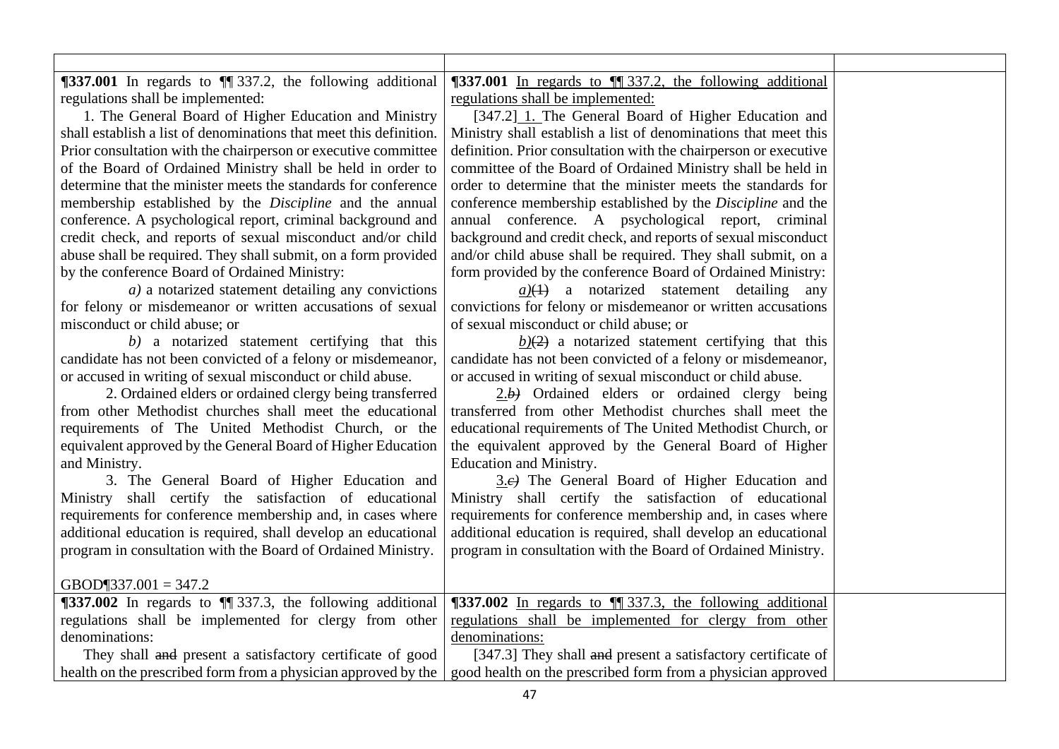| | | |
|---|---|---|
| **¶337.001** In regards to ¶¶ 337.2, the following additional regulations shall be implemented:<br>1. The General Board of Higher Education and Ministry shall establish a list of denominations that meet this definition. Prior consultation with the chairperson or executive committee of the Board of Ordained Ministry shall be held in order to determine that the minister meets the standards for conference membership established by the *Discipline* and the annual conference. A psychological report, criminal background and credit check, and reports of sexual misconduct and/or child abuse shall be required. They shall submit, on a form provided by the conference Board of Ordained Ministry:<br>*a)* a notarized statement detailing any convictions for felony or misdemeanor or written accusations of sexual misconduct or child abuse; or<br>*b)* a notarized statement certifying that this candidate has not been convicted of a felony or misdemeanor, or accused in writing of sexual misconduct or child abuse.<br>2. Ordained elders or ordained clergy being transferred from other Methodist churches shall meet the educational requirements of The United Methodist Church, or the equivalent approved by the General Board of Higher Education and Ministry.<br>3. The General Board of Higher Education and Ministry shall certify the satisfaction of educational requirements for conference membership and, in cases where additional education is required, shall develop an educational program in consultation with the Board of Ordained Ministry.<br><br>GBOD¶337.001 = 347.2 | **¶337.001** <u>In regards to ¶¶ 337.2, the following additional regulations shall be implemented:</u><br>[347.2] <u>1.</u> The General Board of Higher Education and Ministry shall establish a list of denominations that meet this definition. Prior consultation with the chairperson or executive committee of the Board of Ordained Ministry shall be held in order to determine that the minister meets the standards for conference membership established by the *Discipline* and the annual conference. A psychological report, criminal background and credit check, and reports of sexual misconduct and/or child abuse shall be required. They shall submit, on a form provided by the conference Board of Ordained Ministry:<br><u>*a)*</u>~~(1)~~ a notarized statement detailing any convictions for felony or misdemeanor or written accusations of sexual misconduct or child abuse; or<br><u>*b)*</u>~~(2)~~ a notarized statement certifying that this candidate has not been convicted of a felony or misdemeanor, or accused in writing of sexual misconduct or child abuse.<br><u>2.</u>~~*b)*~~ Ordained elders or ordained clergy being transferred from other Methodist churches shall meet the educational requirements of The United Methodist Church, or the equivalent approved by the General Board of Higher Education and Ministry.<br><u>3.</u>~~*c)*~~ The General Board of Higher Education and Ministry shall certify the satisfaction of educational requirements for conference membership and, in cases where additional education is required, shall develop an educational program in consultation with the Board of Ordained Ministry. | |
| **¶337.002** In regards to ¶¶ 337.3, the following additional regulations shall be implemented for clergy from other denominations:<br>They shall ~~and~~ present a satisfactory certificate of good health on the prescribed form from a physician approved by the | **¶337.002** <u>In regards to ¶¶ 337.3, the following additional regulations shall be implemented for clergy from other denominations:</u><br>[347.3] They shall ~~and~~ present a satisfactory certificate of good health on the prescribed form from a physician approved | |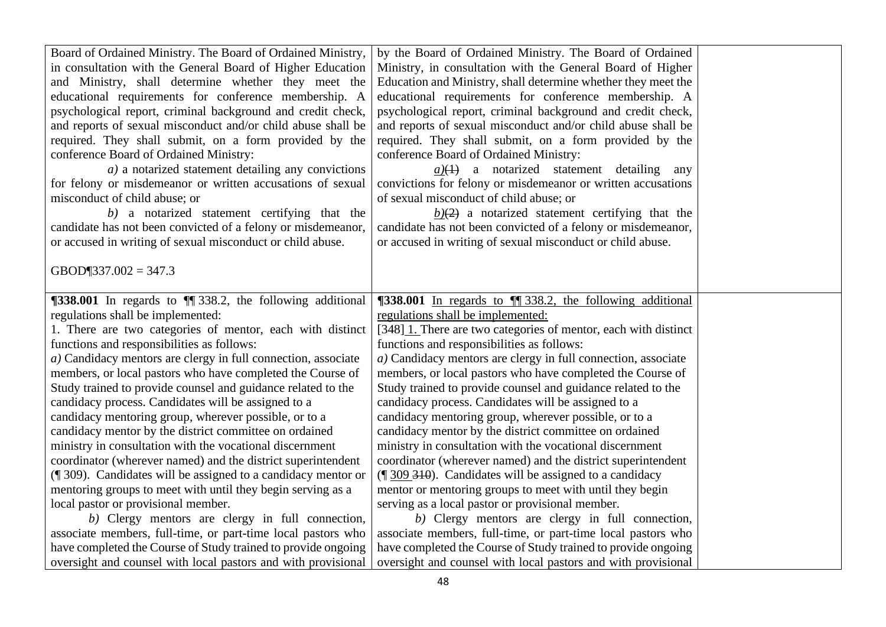| | | |
|---|---|---|
| Board of Ordained Ministry. The Board of Ordained Ministry, in consultation with the General Board of Higher Education and Ministry, shall determine whether they meet the educational requirements for conference membership. A psychological report, criminal background and credit check, and reports of sexual misconduct and/or child abuse shall be required. They shall submit, on a form provided by the conference Board of Ordained Ministry:<br>*a)* a notarized statement detailing any convictions for felony or misdemeanor or written accusations of sexual misconduct of child abuse; or<br>*b)* a notarized statement certifying that the candidate has not been convicted of a felony or misdemeanor, or accused in writing of sexual misconduct or child abuse.<br><br>GBOD¶337.002 = 347.3 | by the Board of Ordained Ministry. The Board of Ordained Ministry, in consultation with the General Board of Higher Education and Ministry, shall determine whether they meet the educational requirements for conference membership. A psychological report, criminal background and credit check, and reports of sexual misconduct and/or child abuse shall be required. They shall submit, on a form provided by the conference Board of Ordained Ministry:<br><u>*a)*</u>~~(1)~~ a notarized statement detailing any convictions for felony or misdemeanor or written accusations of sexual misconduct of child abuse; or<br><u>*b)*</u>~~(2)~~ a notarized statement certifying that the candidate has not been convicted of a felony or misdemeanor, or accused in writing of sexual misconduct or child abuse. | |
| **¶338.001** In regards to ¶¶ 338.2, the following additional regulations shall be implemented:<br>1. There are two categories of mentor, each with distinct functions and responsibilities as follows:<br>*a)* Candidacy mentors are clergy in full connection, associate members, or local pastors who have completed the Course of Study trained to provide counsel and guidance related to the candidacy process. Candidates will be assigned to a candidacy mentoring group, wherever possible, or to a candidacy mentor by the district committee on ordained ministry in consultation with the vocational discernment coordinator (wherever named) and the district superintendent (¶ 309). Candidates will be assigned to a candidacy mentor or mentoring groups to meet with until they begin serving as a local pastor or provisional member.<br>*b)* Clergy mentors are clergy in full connection, associate members, full-time, or part-time local pastors who have completed the Course of Study trained to provide ongoing oversight and counsel with local pastors and with provisional | **¶338.001** <u>In regards to ¶¶ 338.2, the following additional regulations shall be implemented:</u><br>[348] <u>1.</u> There are two categories of mentor, each with distinct functions and responsibilities as follows:<br>*a)* Candidacy mentors are clergy in full connection, associate members, or local pastors who have completed the Course of Study trained to provide counsel and guidance related to the candidacy process. Candidates will be assigned to a candidacy mentoring group, wherever possible, or to a candidacy mentor by the district committee on ordained ministry in consultation with the vocational discernment coordinator (wherever named) and the district superintendent (¶ <u>309</u> ~~310~~). Candidates will be assigned to a candidacy mentor or mentoring groups to meet with until they begin serving as a local pastor or provisional member.<br>*b)* Clergy mentors are clergy in full connection, associate members, full-time, or part-time local pastors who have completed the Course of Study trained to provide ongoing oversight and counsel with local pastors and with provisional | |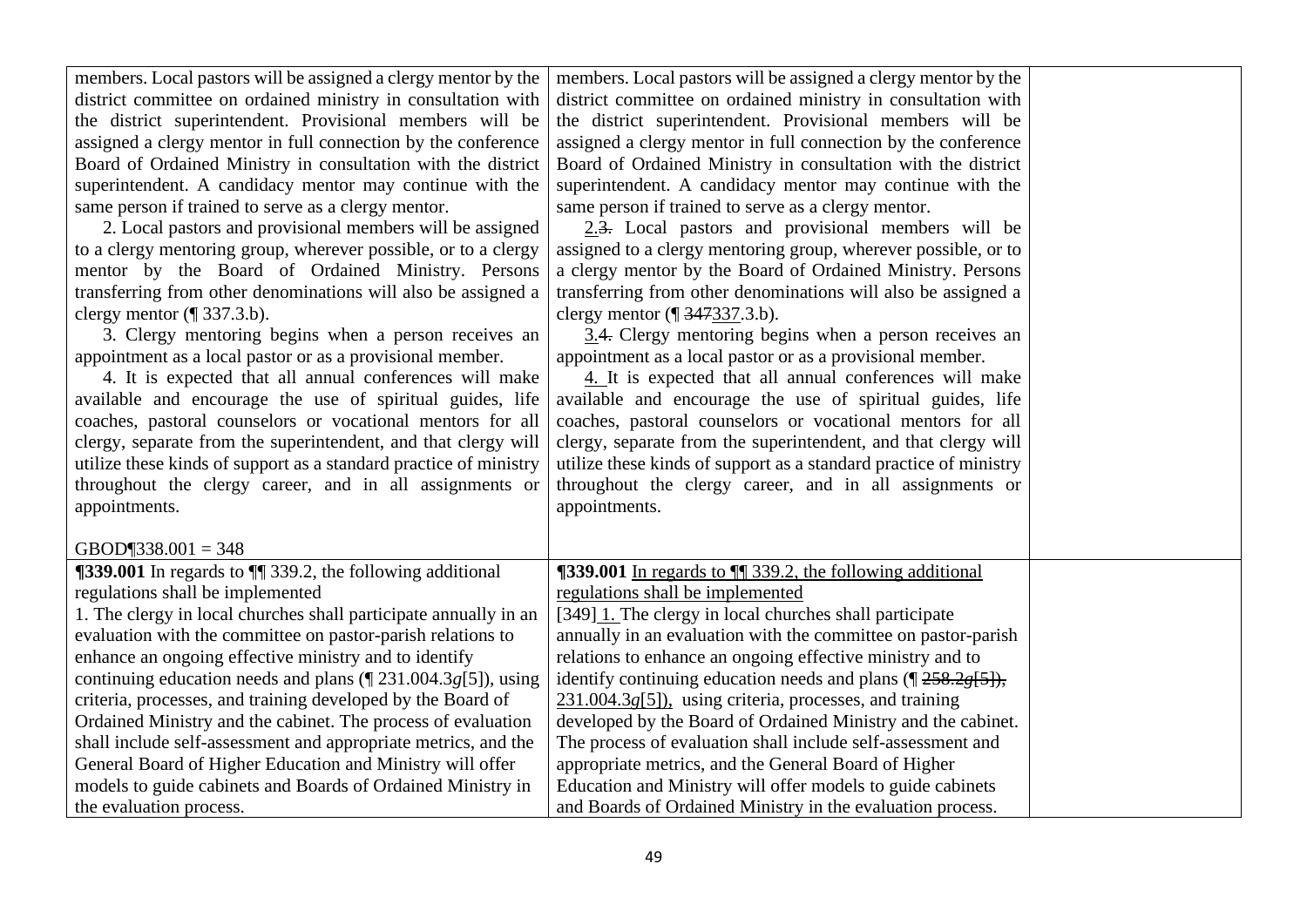| | | |
|---|---|---|
| members. Local pastors will be assigned a clergy mentor by the district committee on ordained ministry in consultation with the district superintendent. Provisional members will be assigned a clergy mentor in full connection by the conference Board of Ordained Ministry in consultation with the district superintendent. A candidacy mentor may continue with the same person if trained to serve as a clergy mentor.<br>2. Local pastors and provisional members will be assigned to a clergy mentoring group, wherever possible, or to a clergy mentor by the Board of Ordained Ministry. Persons transferring from other denominations will also be assigned a clergy mentor (¶ 337.3.b).<br>3. Clergy mentoring begins when a person receives an appointment as a local pastor or as a provisional member.<br>4. It is expected that all annual conferences will make available and encourage the use of spiritual guides, life coaches, pastoral counselors or vocational mentors for all clergy, separate from the superintendent, and that clergy will utilize these kinds of support as a standard practice of ministry throughout the clergy career, and in all assignments or appointments.<br><br>GBOD¶338.001 = 348 | members. Local pastors will be assigned a clergy mentor by the district committee on ordained ministry in consultation with the district superintendent. Provisional members will be assigned a clergy mentor in full connection by the conference Board of Ordained Ministry in consultation with the district superintendent. A candidacy mentor may continue with the same person if trained to serve as a clergy mentor.<br><u>2.</u>~~3.~~ Local pastors and provisional members will be assigned to a clergy mentoring group, wherever possible, or to a clergy mentor by the Board of Ordained Ministry. Persons transferring from other denominations will also be assigned a clergy mentor (¶ ~~347~~<u>337</u>.3.b).<br><u>3.</u>~~4.~~ Clergy mentoring begins when a person receives an appointment as a local pastor or as a provisional member.<br><u>4.</u> It is expected that all annual conferences will make available and encourage the use of spiritual guides, life coaches, pastoral counselors or vocational mentors for all clergy, separate from the superintendent, and that clergy will utilize these kinds of support as a standard practice of ministry throughout the clergy career, and in all assignments or appointments. | |
| **¶339.001** In regards to ¶¶ 339.2, the following additional regulations shall be implemented<br>1. The clergy in local churches shall participate annually in an evaluation with the committee on pastor-parish relations to enhance an ongoing effective ministry and to identify continuing education needs and plans (¶ 231.004.3*g*[5]), using criteria, processes, and training developed by the Board of Ordained Ministry and the cabinet. The process of evaluation shall include self-assessment and appropriate metrics, and the General Board of Higher Education and Ministry will offer models to guide cabinets and Boards of Ordained Ministry in the evaluation process. | **¶339.001** <u>In regards to ¶¶ 339.2, the following additional regulations shall be implemented</u><br>[349] <u>1.</u> The clergy in local churches shall participate annually in an evaluation with the committee on pastor-parish relations to enhance an ongoing effective ministry and to identify continuing education needs and plans (¶ ~~258.2*g*[5]),~~ <u>231.004.3*g*[5]),</u> using criteria, processes, and training developed by the Board of Ordained Ministry and the cabinet. The process of evaluation shall include self-assessment and appropriate metrics, and the General Board of Higher Education and Ministry will offer models to guide cabinets and Boards of Ordained Ministry in the evaluation process. | |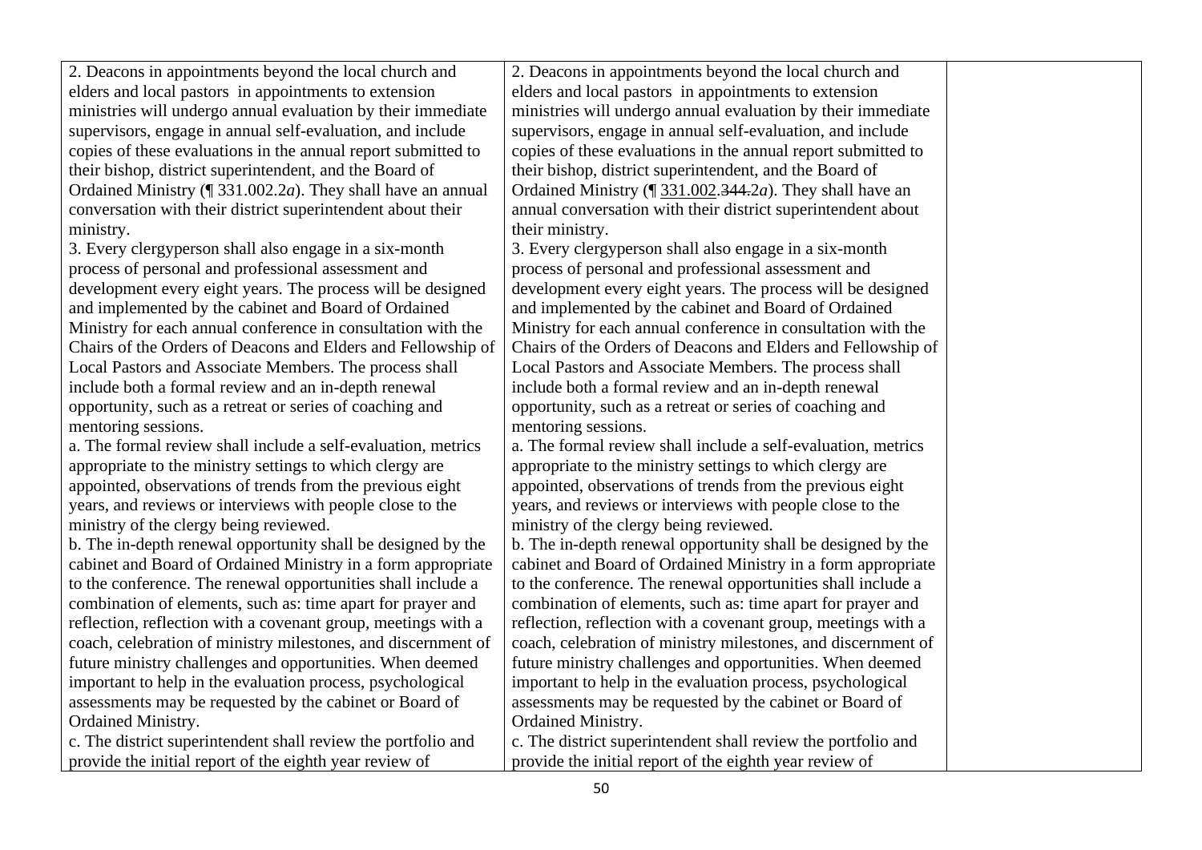| | | |
|---|---|---|
| 2. Deacons in appointments beyond the local church and elders and local pastors in appointments to extension ministries will undergo annual evaluation by their immediate supervisors, engage in annual self-evaluation, and include copies of these evaluations in the annual report submitted to their bishop, district superintendent, and the Board of Ordained Ministry (¶ 331.002.2*a*). They shall have an annual conversation with their district superintendent about their ministry.<br>3. Every clergyperson shall also engage in a six-month process of personal and professional assessment and development every eight years. The process will be designed and implemented by the cabinet and Board of Ordained Ministry for each annual conference in consultation with the Chairs of the Orders of Deacons and Elders and Fellowship of Local Pastors and Associate Members. The process shall include both a formal review and an in-depth renewal opportunity, such as a retreat or series of coaching and mentoring sessions.<br>a. The formal review shall include a self-evaluation, metrics appropriate to the ministry settings to which clergy are appointed, observations of trends from the previous eight years, and reviews or interviews with people close to the ministry of the clergy being reviewed.<br>b. The in-depth renewal opportunity shall be designed by the cabinet and Board of Ordained Ministry in a form appropriate to the conference. The renewal opportunities shall include a combination of elements, such as: time apart for prayer and reflection, reflection with a covenant group, meetings with a coach, celebration of ministry milestones, and discernment of future ministry challenges and opportunities. When deemed important to help in the evaluation process, psychological assessments may be requested by the cabinet or Board of Ordained Ministry.<br>c. The district superintendent shall review the portfolio and provide the initial report of the eighth year review of | 2. Deacons in appointments beyond the local church and elders and local pastors in appointments to extension ministries will undergo annual evaluation by their immediate supervisors, engage in annual self-evaluation, and include copies of these evaluations in the annual report submitted to their bishop, district superintendent, and the Board of Ordained Ministry (¶ <u>331.002</u>.~~344~~.2*a*). They shall have an annual conversation with their district superintendent about their ministry.<br>3. Every clergyperson shall also engage in a six-month process of personal and professional assessment and development every eight years. The process will be designed and implemented by the cabinet and Board of Ordained Ministry for each annual conference in consultation with the Chairs of the Orders of Deacons and Elders and Fellowship of Local Pastors and Associate Members. The process shall include both a formal review and an in-depth renewal opportunity, such as a retreat or series of coaching and mentoring sessions.<br>a. The formal review shall include a self-evaluation, metrics appropriate to the ministry settings to which clergy are appointed, observations of trends from the previous eight years, and reviews or interviews with people close to the ministry of the clergy being reviewed.<br>b. The in-depth renewal opportunity shall be designed by the cabinet and Board of Ordained Ministry in a form appropriate to the conference. The renewal opportunities shall include a combination of elements, such as: time apart for prayer and reflection, reflection with a covenant group, meetings with a coach, celebration of ministry milestones, and discernment of future ministry challenges and opportunities. When deemed important to help in the evaluation process, psychological assessments may be requested by the cabinet or Board of Ordained Ministry.<br>c. The district superintendent shall review the portfolio and provide the initial report of the eighth year review of | |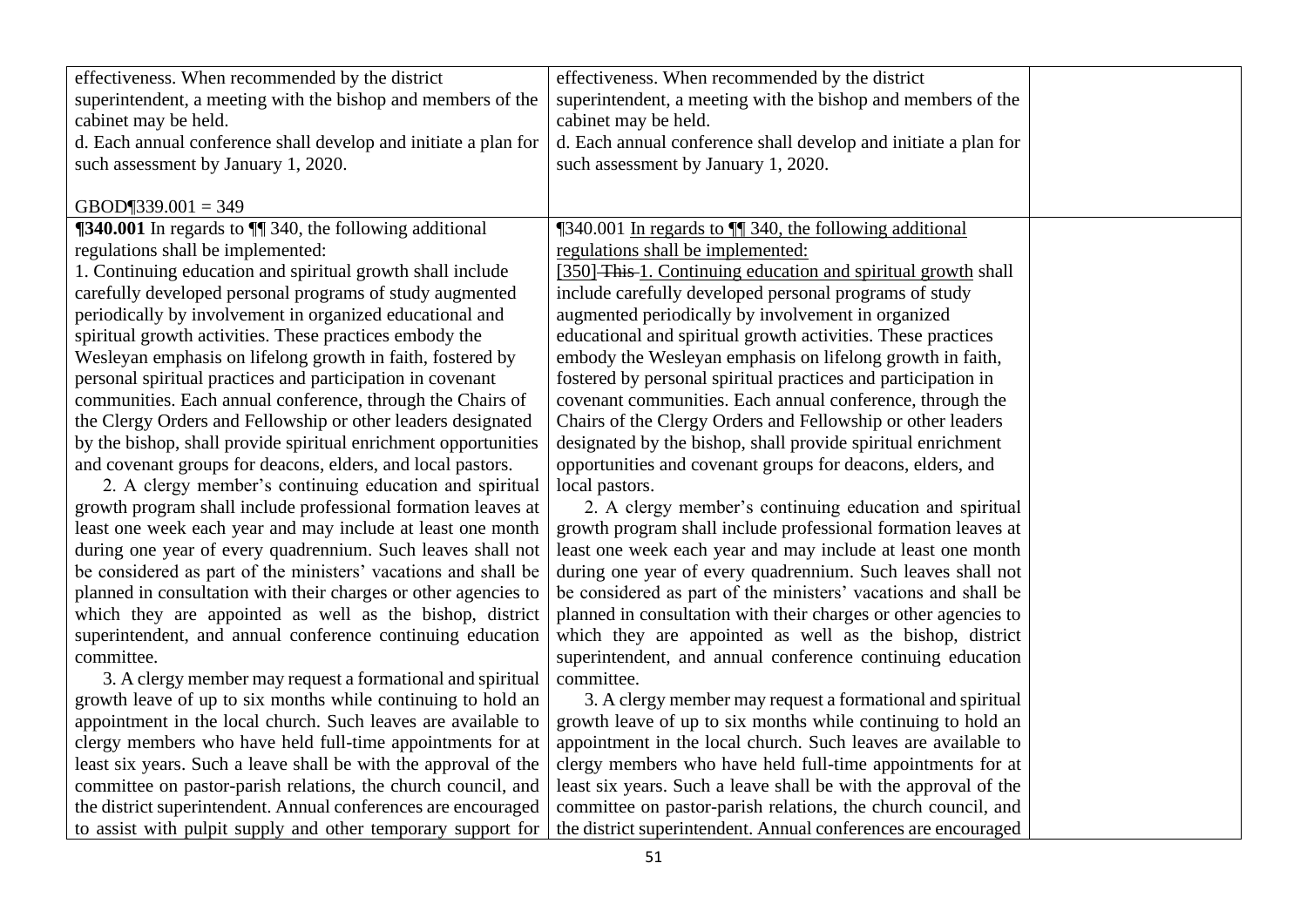| | | |
|---|---|---|
| effectiveness. When recommended by the district superintendent, a meeting with the bishop and members of the cabinet may be held.<br>d. Each annual conference shall develop and initiate a plan for such assessment by January 1, 2020.<br><br>GBOD¶339.001 = 349 | effectiveness. When recommended by the district superintendent, a meeting with the bishop and members of the cabinet may be held.<br>d. Each annual conference shall develop and initiate a plan for such assessment by January 1, 2020. | |
| **¶340.001** In regards to ¶¶ 340, the following additional regulations shall be implemented:<br>1. Continuing education and spiritual growth shall include carefully developed personal programs of study augmented periodically by involvement in organized educational and spiritual growth activities. These practices embody the Wesleyan emphasis on lifelong growth in faith, fostered by personal spiritual practices and participation in covenant communities. Each annual conference, through the Chairs of the Clergy Orders and Fellowship or other leaders designated by the bishop, shall provide spiritual enrichment opportunities and covenant groups for deacons, elders, and local pastors.<br>2. A clergy member's continuing education and spiritual growth program shall include professional formation leaves at least one week each year and may include at least one month during one year of every quadrennium. Such leaves shall not be considered as part of the ministers' vacations and shall be planned in consultation with their charges or other agencies to which they are appointed as well as the bishop, district superintendent, and annual conference continuing education committee.<br>3. A clergy member may request a formational and spiritual growth leave of up to six months while continuing to hold an appointment in the local church. Such leaves are available to clergy members who have held full-time appointments for at least six years. Such a leave shall be with the approval of the committee on pastor-parish relations, the church council, and the district superintendent. Annual conferences are encouraged to assist with pulpit supply and other temporary support for | ¶340.001 <u>In regards to ¶¶ 340, the following additional regulations shall be implemented:</u><br><u>[350]</u> ~~This~~ <u>1. Continuing education and spiritual growth</u> shall include carefully developed personal programs of study augmented periodically by involvement in organized educational and spiritual growth activities. These practices embody the Wesleyan emphasis on lifelong growth in faith, fostered by personal spiritual practices and participation in covenant communities. Each annual conference, through the Chairs of the Clergy Orders and Fellowship or other leaders designated by the bishop, shall provide spiritual enrichment opportunities and covenant groups for deacons, elders, and local pastors.<br>2. A clergy member's continuing education and spiritual growth program shall include professional formation leaves at least one week each year and may include at least one month during one year of every quadrennium. Such leaves shall not be considered as part of the ministers' vacations and shall be planned in consultation with their charges or other agencies to which they are appointed as well as the bishop, district superintendent, and annual conference continuing education committee.<br>3. A clergy member may request a formational and spiritual growth leave of up to six months while continuing to hold an appointment in the local church. Such leaves are available to clergy members who have held full-time appointments for at least six years. Such a leave shall be with the approval of the committee on pastor-parish relations, the church council, and the district superintendent. Annual conferences are encouraged | |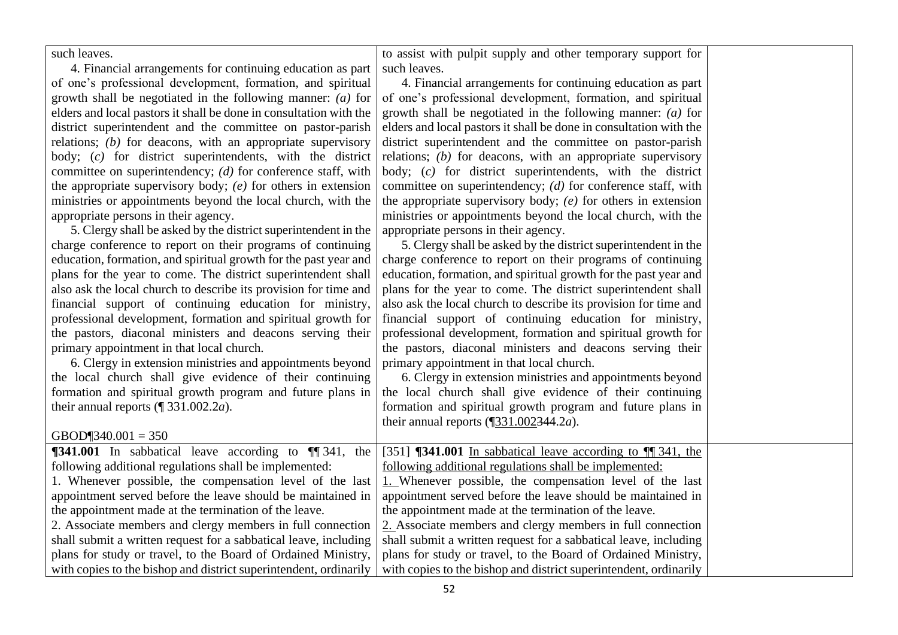| | | |
|---|---|---|
| such leaves.<br>4. Financial arrangements for continuing education as part of one's professional development, formation, and spiritual growth shall be negotiated in the following manner: *(a)* for elders and local pastors it shall be done in consultation with the district superintendent and the committee on pastor-parish relations; *(b)* for deacons, with an appropriate supervisory body; (*c)* for district superintendents, with the district committee on superintendency; *(d)* for conference staff, with the appropriate supervisory body; *(e)* for others in extension ministries or appointments beyond the local church, with the appropriate persons in their agency.<br>5. Clergy shall be asked by the district superintendent in the charge conference to report on their programs of continuing education, formation, and spiritual growth for the past year and plans for the year to come. The district superintendent shall also ask the local church to describe its provision for time and financial support of continuing education for ministry, professional development, formation and spiritual growth for the pastors, diaconal ministers and deacons serving their primary appointment in that local church.<br>6. Clergy in extension ministries and appointments beyond the local church shall give evidence of their continuing formation and spiritual growth program and future plans in their annual reports (¶ 331.002.2*a*).<br><br>GBOD¶340.001 = 350 | to assist with pulpit supply and other temporary support for such leaves.<br>4. Financial arrangements for continuing education as part of one's professional development, formation, and spiritual growth shall be negotiated in the following manner: *(a)* for elders and local pastors it shall be done in consultation with the district superintendent and the committee on pastor-parish relations; *(b)* for deacons, with an appropriate supervisory body; (*c)* for district superintendents, with the district committee on superintendency; *(d)* for conference staff, with the appropriate supervisory body; *(e)* for others in extension ministries or appointments beyond the local church, with the appropriate persons in their agency.<br>5. Clergy shall be asked by the district superintendent in the charge conference to report on their programs of continuing education, formation, and spiritual growth for the past year and plans for the year to come. The district superintendent shall also ask the local church to describe its provision for time and financial support of continuing education for ministry, professional development, formation and spiritual growth for the pastors, diaconal ministers and deacons serving their primary appointment in that local church.<br>6. Clergy in extension ministries and appointments beyond the local church shall give evidence of their continuing formation and spiritual growth program and future plans in their annual reports (¶<u>331.002</u>~~344~~.2*a*). | |
| **¶341.001** In sabbatical leave according to ¶¶ 341, the following additional regulations shall be implemented:<br>1. Whenever possible, the compensation level of the last appointment served before the leave should be maintained in the appointment made at the termination of the leave.<br>2. Associate members and clergy members in full connection shall submit a written request for a sabbatical leave, including plans for study or travel, to the Board of Ordained Ministry, with copies to the bishop and district superintendent, ordinarily | [351] **¶341.001** <u>In sabbatical leave according to ¶¶ 341, the following additional regulations shall be implemented:</u><br><u>1.</u> Whenever possible, the compensation level of the last appointment served before the leave should be maintained in the appointment made at the termination of the leave.<br><u>2.</u> Associate members and clergy members in full connection shall submit a written request for a sabbatical leave, including plans for study or travel, to the Board of Ordained Ministry, with copies to the bishop and district superintendent, ordinarily | |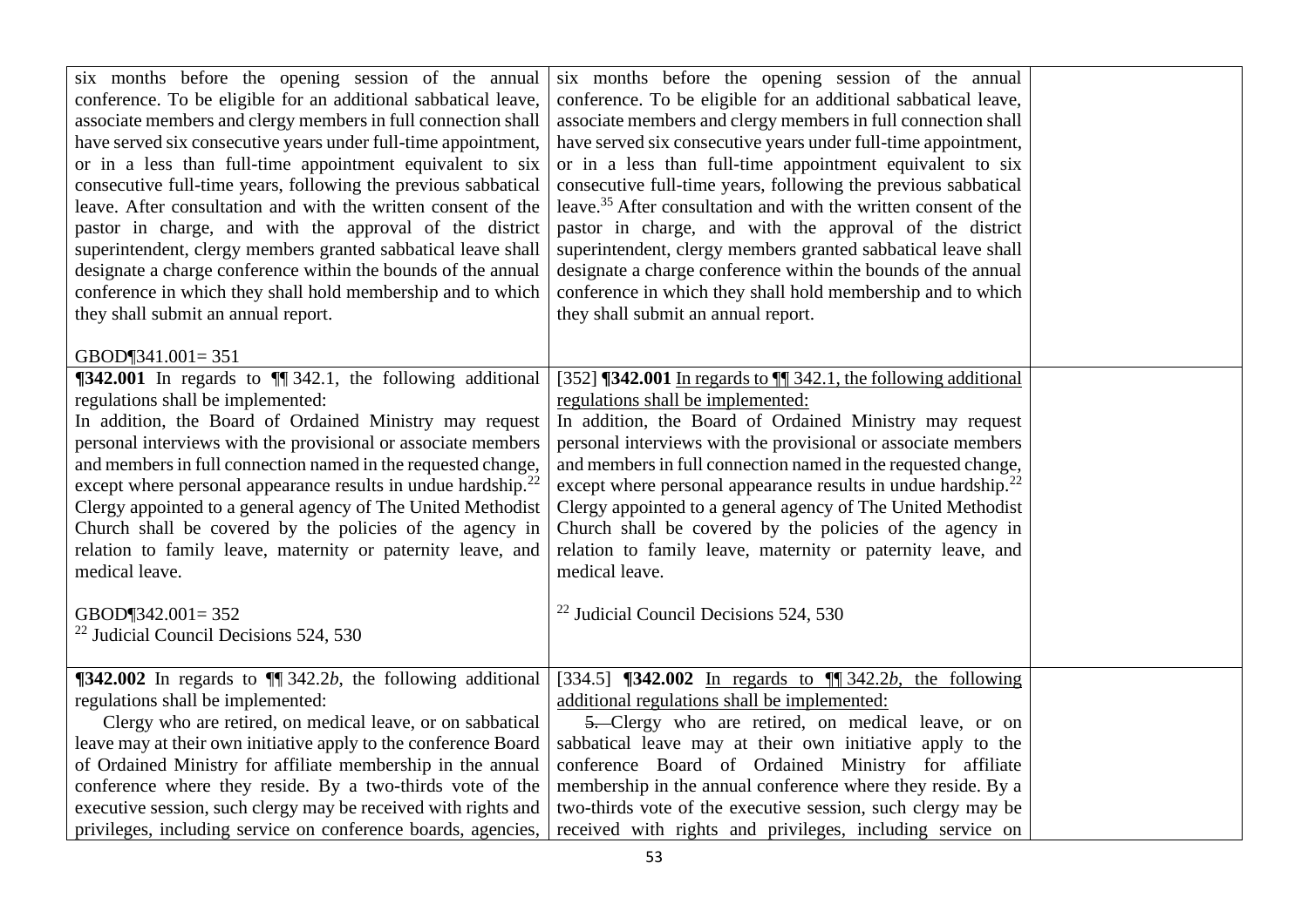| | | |
|---|---|---|
| six months before the opening session of the annual conference. To be eligible for an additional sabbatical leave, associate members and clergy members in full connection shall have served six consecutive years under full-time appointment, or in a less than full-time appointment equivalent to six consecutive full-time years, following the previous sabbatical leave. After consultation and with the written consent of the pastor in charge, and with the approval of the district superintendent, clergy members granted sabbatical leave shall designate a charge conference within the bounds of the annual conference in which they shall hold membership and to which they shall submit an annual report.<br><br>GBOD¶341.001= 351 | six months before the opening session of the annual conference. To be eligible for an additional sabbatical leave, associate members and clergy members in full connection shall have served six consecutive years under full-time appointment, or in a less than full-time appointment equivalent to six consecutive full-time years, following the previous sabbatical leave.[35] After consultation and with the written consent of the pastor in charge, and with the approval of the district superintendent, clergy members granted sabbatical leave shall designate a charge conference within the bounds of the annual conference in which they shall hold membership and to which they shall submit an annual report. | |
| **¶342.001** In regards to ¶¶ 342.1, the following additional regulations shall be implemented:<br>In addition, the Board of Ordained Ministry may request personal interviews with the provisional or associate members and members in full connection named in the requested change, except where personal appearance results in undue hardship.[22] Clergy appointed to a general agency of The United Methodist Church shall be covered by the policies of the agency in relation to family leave, maternity or paternity leave, and medical leave.<br><br>GBOD¶342.001= 352<br>[22] Judicial Council Decisions 524, 530 | [352] **¶342.001** <u>In regards to ¶¶ 342.1, the following additional regulations shall be implemented:</u><br>In addition, the Board of Ordained Ministry may request personal interviews with the provisional or associate members and members in full connection named in the requested change, except where personal appearance results in undue hardship.[22] Clergy appointed to a general agency of The United Methodist Church shall be covered by the policies of the agency in relation to family leave, maternity or paternity leave, and medical leave.<br><br>[22] Judicial Council Decisions 524, 530 | |
| **¶342.002** In regards to ¶¶ 342.2*b*, the following additional regulations shall be implemented:<br>Clergy who are retired, on medical leave, or on sabbatical leave may at their own initiative apply to the conference Board of Ordained Ministry for affiliate membership in the annual conference where they reside. By a two-thirds vote of the executive session, such clergy may be received with rights and privileges, including service on conference boards, agencies, | [334.5] **¶342.002** <u>In regards to ¶¶ 342.2*b*, the following additional regulations shall be implemented:</u><br>~~5.~~ Clergy who are retired, on medical leave, or on sabbatical leave may at their own initiative apply to the conference Board of Ordained Ministry for affiliate membership in the annual conference where they reside. By a two-thirds vote of the executive session, such clergy may be received with rights and privileges, including service on | |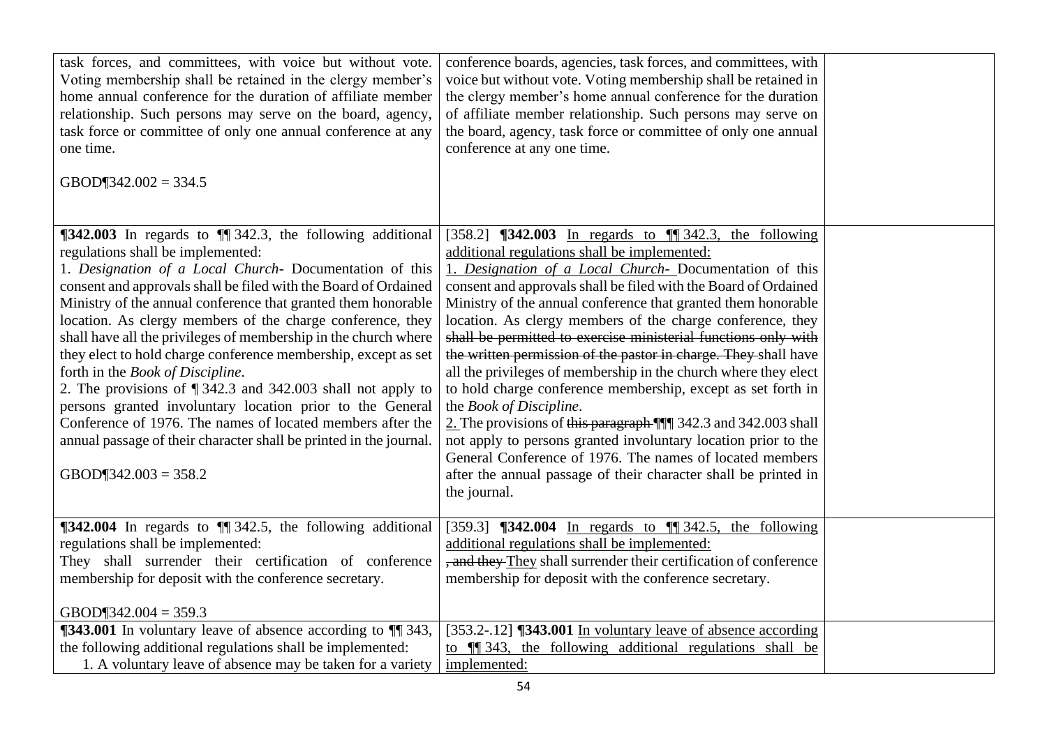| | | |
|---|---|---|
| task forces, and committees, with voice but without vote. Voting membership shall be retained in the clergy member's home annual conference for the duration of affiliate member relationship. Such persons may serve on the board, agency, task force or committee of only one annual conference at any one time.<br><br>GBOD¶342.002 = 334.5 | conference boards, agencies, task forces, and committees, with voice but without vote. Voting membership shall be retained in the clergy member's home annual conference for the duration of affiliate member relationship. Such persons may serve on the board, agency, task force or committee of only one annual conference at any one time. | |
| **¶342.003** In regards to ¶¶ 342.3, the following additional regulations shall be implemented:<br>1. *Designation of a Local Church-* Documentation of this consent and approvals shall be filed with the Board of Ordained Ministry of the annual conference that granted them honorable location. As clergy members of the charge conference, they shall have all the privileges of membership in the church where they elect to hold charge conference membership, except as set forth in the *Book of Discipline*.<br>2. The provisions of ¶ 342.3 and 342.003 shall not apply to persons granted involuntary location prior to the General Conference of 1976. The names of located members after the annual passage of their character shall be printed in the journal.<br><br>GBOD¶342.003 = 358.2 | [358.2] <u>**¶342.003** In regards to ¶¶ 342.3, the following additional regulations shall be implemented:</u><br><u>1. *Designation of a Local Church-*</u> Documentation of this consent and approvals shall be filed with the Board of Ordained Ministry of the annual conference that granted them honorable location. As clergy members of the charge conference, they ~~shall be permitted to exercise ministerial functions only with the written permission of the pastor in charge. They~~ shall have all the privileges of membership in the church where they elect to hold charge conference membership, except as set forth in the *Book of Discipline*.<br><u>2.</u> The provisions of ~~this paragraph~~ <u>¶¶</u> 342.3 and 342.003 shall not apply to persons granted involuntary location prior to the General Conference of 1976. The names of located members after the annual passage of their character shall be printed in the journal. | |
| **¶342.004** In regards to ¶¶ 342.5, the following additional regulations shall be implemented:<br>They shall surrender their certification of conference membership for deposit with the conference secretary.<br><br>GBOD¶342.004 = 359.3 | [359.3] <u>**¶342.004** In regards to ¶¶ 342.5, the following additional regulations shall be implemented:</u><br>~~, and they~~ <u>They</u> shall surrender their certification of conference membership for deposit with the conference secretary. | |
| **¶343.001** In voluntary leave of absence according to ¶¶ 343, the following additional regulations shall be implemented:<br>1. A voluntary leave of absence may be taken for a variety | [353.2-.12] **¶343.001** <u>In voluntary leave of absence according to ¶¶ 343, the following additional regulations shall be implemented:</u> | |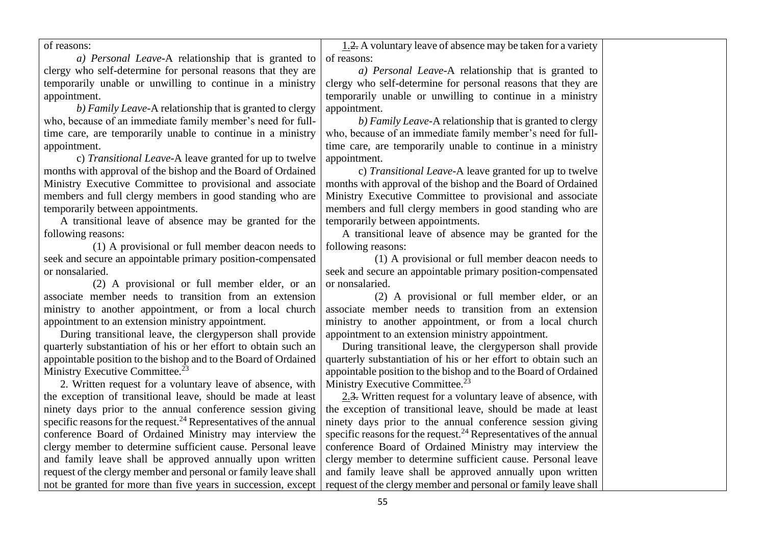| | | |
|---|---|---|
| of reasons:<br>*a) Personal Leave*-A relationship that is granted to clergy who self-determine for personal reasons that they are temporarily unable or unwilling to continue in a ministry appointment.<br>*b) Family Leave*-A relationship that is granted to clergy who, because of an immediate family member's need for full-time care, are temporarily unable to continue in a ministry appointment.<br>c) *Transitional Leave*-A leave granted for up to twelve months with approval of the bishop and the Board of Ordained Ministry Executive Committee to provisional and associate members and full clergy members in good standing who are temporarily between appointments.<br>A transitional leave of absence may be granted for the following reasons:<br>(1) A provisional or full member deacon needs to seek and secure an appointable primary position-compensated or nonsalaried.<br>(2) A provisional or full member elder, or an associate member needs to transition from an extension ministry to another appointment, or from a local church appointment to an extension ministry appointment.<br>During transitional leave, the clergyperson shall provide quarterly substantiation of his or her effort to obtain such an appointable position to the bishop and to the Board of Ordained Ministry Executive Committee.[23]<br>2. Written request for a voluntary leave of absence, with the exception of transitional leave, should be made at least ninety days prior to the annual conference session giving specific reasons for the request.[24] Representatives of the annual conference Board of Ordained Ministry may interview the clergy member to determine sufficient cause. Personal leave and family leave shall be approved annually upon written request of the clergy member and personal or family leave shall not be granted for more than five years in succession, except | 1.~~2.~~ A voluntary leave of absence may be taken for a variety of reasons:<br>*a) Personal Leave*-A relationship that is granted to clergy who self-determine for personal reasons that they are temporarily unable or unwilling to continue in a ministry appointment.<br>*b) Family Leave*-A relationship that is granted to clergy who, because of an immediate family member's need for full-time care, are temporarily unable to continue in a ministry appointment.<br>c) *Transitional Leave*-A leave granted for up to twelve months with approval of the bishop and the Board of Ordained Ministry Executive Committee to provisional and associate members and full clergy members in good standing who are temporarily between appointments.<br>A transitional leave of absence may be granted for the following reasons:<br>(1) A provisional or full member deacon needs to seek and secure an appointable primary position-compensated or nonsalaried.<br>(2) A provisional or full member elder, or an associate member needs to transition from an extension ministry to another appointment, or from a local church appointment to an extension ministry appointment.<br>During transitional leave, the clergyperson shall provide quarterly substantiation of his or her effort to obtain such an appointable position to the bishop and to the Board of Ordained Ministry Executive Committee.[23]<br>2.~~3.~~ Written request for a voluntary leave of absence, with the exception of transitional leave, should be made at least ninety days prior to the annual conference session giving specific reasons for the request.[24] Representatives of the annual conference Board of Ordained Ministry may interview the clergy member to determine sufficient cause. Personal leave and family leave shall be approved annually upon written request of the clergy member and personal or family leave shall | |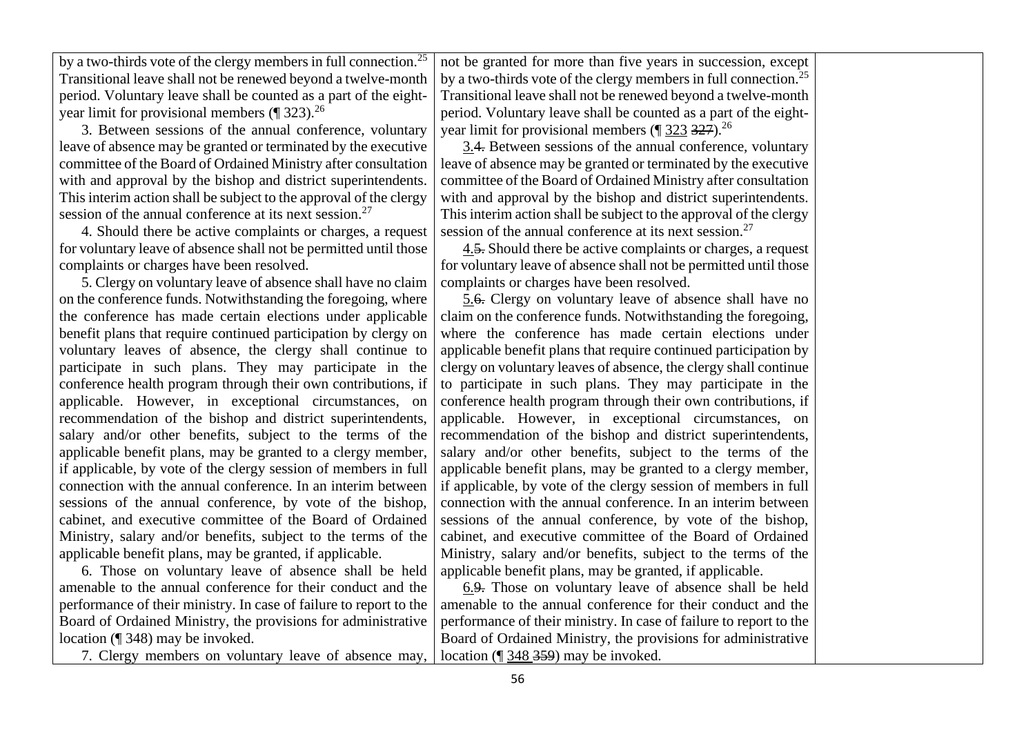| | | |
|---|---|---|
| by a two-thirds vote of the clergy members in full connection.[25] Transitional leave shall not be renewed beyond a twelve-month period. Voluntary leave shall be counted as a part of the eight-year limit for provisional members (¶ 323).[26]<br><br>3. Between sessions of the annual conference, voluntary leave of absence may be granted or terminated by the executive committee of the Board of Ordained Ministry after consultation with and approval by the bishop and district superintendents. This interim action shall be subject to the approval of the clergy session of the annual conference at its next session.[27]<br><br>4. Should there be active complaints or charges, a request for voluntary leave of absence shall not be permitted until those complaints or charges have been resolved.<br><br>5. Clergy on voluntary leave of absence shall have no claim on the conference funds. Notwithstanding the foregoing, where the conference has made certain elections under applicable benefit plans that require continued participation by clergy on voluntary leaves of absence, the clergy shall continue to participate in such plans. They may participate in the conference health program through their own contributions, if applicable. However, in exceptional circumstances, on recommendation of the bishop and district superintendents, salary and/or other benefits, subject to the terms of the applicable benefit plans, may be granted to a clergy member, if applicable, by vote of the clergy session of members in full connection with the annual conference. In an interim between sessions of the annual conference, by vote of the bishop, cabinet, and executive committee of the Board of Ordained Ministry, salary and/or benefits, subject to the terms of the applicable benefit plans, may be granted, if applicable.<br><br>6. Those on voluntary leave of absence shall be held amenable to the annual conference for their conduct and the performance of their ministry. In case of failure to report to the Board of Ordained Ministry, the provisions for administrative location (¶ 348) may be invoked.<br><br>7. Clergy members on voluntary leave of absence may, | not be granted for more than five years in succession, except by a two-thirds vote of the clergy members in full connection.[25] Transitional leave shall not be renewed beyond a twelve-month period. Voluntary leave shall be counted as a part of the eight-year limit for provisional members (¶ <u>323</u> ~~327~~).[26]<br><br><u>3.</u>~~4.~~ Between sessions of the annual conference, voluntary leave of absence may be granted or terminated by the executive committee of the Board of Ordained Ministry after consultation with and approval by the bishop and district superintendents. This interim action shall be subject to the approval of the clergy session of the annual conference at its next session.[27]<br><br><u>4.</u>~~5.~~ Should there be active complaints or charges, a request for voluntary leave of absence shall not be permitted until those complaints or charges have been resolved.<br><br><u>5.</u>~~6.~~ Clergy on voluntary leave of absence shall have no claim on the conference funds. Notwithstanding the foregoing, where the conference has made certain elections under applicable benefit plans that require continued participation by clergy on voluntary leaves of absence, the clergy shall continue to participate in such plans. They may participate in the conference health program through their own contributions, if applicable. However, in exceptional circumstances, on recommendation of the bishop and district superintendents, salary and/or other benefits, subject to the terms of the applicable benefit plans, may be granted to a clergy member, if applicable, by vote of the clergy session of members in full connection with the annual conference. In an interim between sessions of the annual conference, by vote of the bishop, cabinet, and executive committee of the Board of Ordained Ministry, salary and/or benefits, subject to the terms of the applicable benefit plans, may be granted, if applicable.<br><br><u>6.</u>~~9.~~ Those on voluntary leave of absence shall be held amenable to the annual conference for their conduct and the performance of their ministry. In case of failure to report to the Board of Ordained Ministry, the provisions for administrative location (¶ <u>348</u> ~~359~~) may be invoked. | |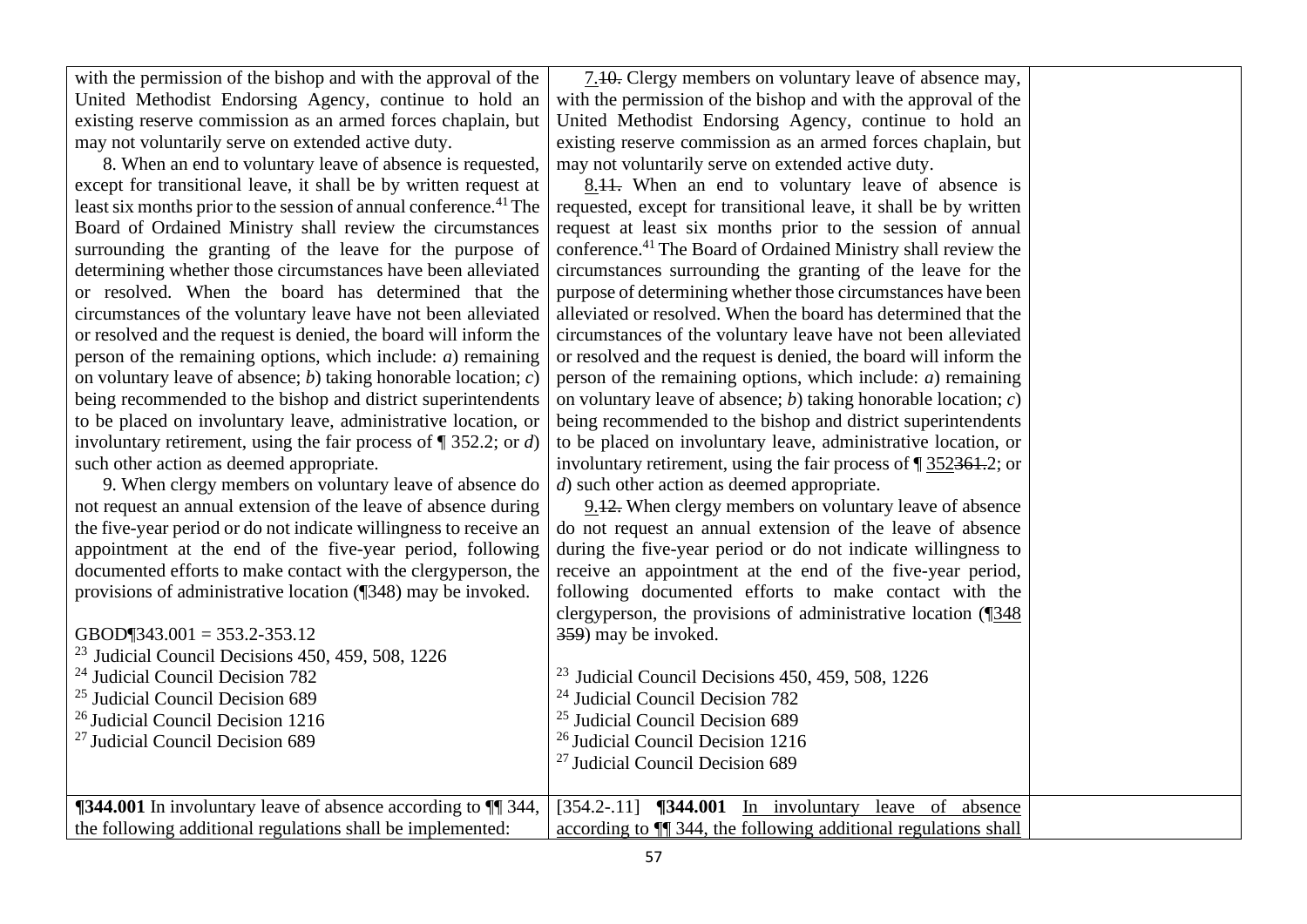| | | |
|---|---|---|
| with the permission of the bishop and with the approval of the United Methodist Endorsing Agency, continue to hold an existing reserve commission as an armed forces chaplain, but may not voluntarily serve on extended active duty.<br><br>8. When an end to voluntary leave of absence is requested, except for transitional leave, it shall be by written request at least six months prior to the session of annual conference.[41] The Board of Ordained Ministry shall review the circumstances surrounding the granting of the leave for the purpose of determining whether those circumstances have been alleviated or resolved. When the board has determined that the circumstances of the voluntary leave have not been alleviated or resolved and the request is denied, the board will inform the person of the remaining options, which include: *a*) remaining on voluntary leave of absence; *b*) taking honorable location; *c*) being recommended to the bishop and district superintendents to be placed on involuntary leave, administrative location, or involuntary retirement, using the fair process of ¶ 352.2; or *d*) such other action as deemed appropriate.<br><br>9. When clergy members on voluntary leave of absence do not request an annual extension of the leave of absence during the five-year period or do not indicate willingness to receive an appointment at the end of the five-year period, following documented efforts to make contact with the clergyperson, the provisions of administrative location (¶348) may be invoked.<br><br>GBOD¶343.001 = 353.2-353.12<br>[23] Judicial Council Decisions 450, 459, 508, 1226<br>[24] Judicial Council Decision 782<br>[25] Judicial Council Decision 689<br>[26] Judicial Council Decision 1216<br>[27] Judicial Council Decision 689 | 7.~~10.~~ Clergy members on voluntary leave of absence may, with the permission of the bishop and with the approval of the United Methodist Endorsing Agency, continue to hold an existing reserve commission as an armed forces chaplain, but may not voluntarily serve on extended active duty.<br><br>8.~~11.~~ When an end to voluntary leave of absence is requested, except for transitional leave, it shall be by written request at least six months prior to the session of annual conference.[41] The Board of Ordained Ministry shall review the circumstances surrounding the granting of the leave for the purpose of determining whether those circumstances have been alleviated or resolved. When the board has determined that the circumstances of the voluntary leave have not been alleviated or resolved and the request is denied, the board will inform the person of the remaining options, which include: *a*) remaining on voluntary leave of absence; *b*) taking honorable location; *c*) being recommended to the bishop and district superintendents to be placed on involuntary leave, administrative location, or involuntary retirement, using the fair process of ¶ 352~~361~~.2; or *d*) such other action as deemed appropriate.<br><br>9.~~12.~~ When clergy members on voluntary leave of absence do not request an annual extension of the leave of absence during the five-year period or do not indicate willingness to receive an appointment at the end of the five-year period, following documented efforts to make contact with the clergyperson, the provisions of administrative location (¶348 ~~359~~) may be invoked.<br><br>[23] Judicial Council Decisions 450, 459, 508, 1226<br>[24] Judicial Council Decision 782<br>[25] Judicial Council Decision 689<br>[26] Judicial Council Decision 1216<br>[27] Judicial Council Decision 689 | |
| **¶344.001** In involuntary leave of absence according to ¶¶ 344, the following additional regulations shall be implemented: | [354.2-.11] **¶344.001** In involuntary leave of absence according to ¶¶ 344, the following additional regulations shall | |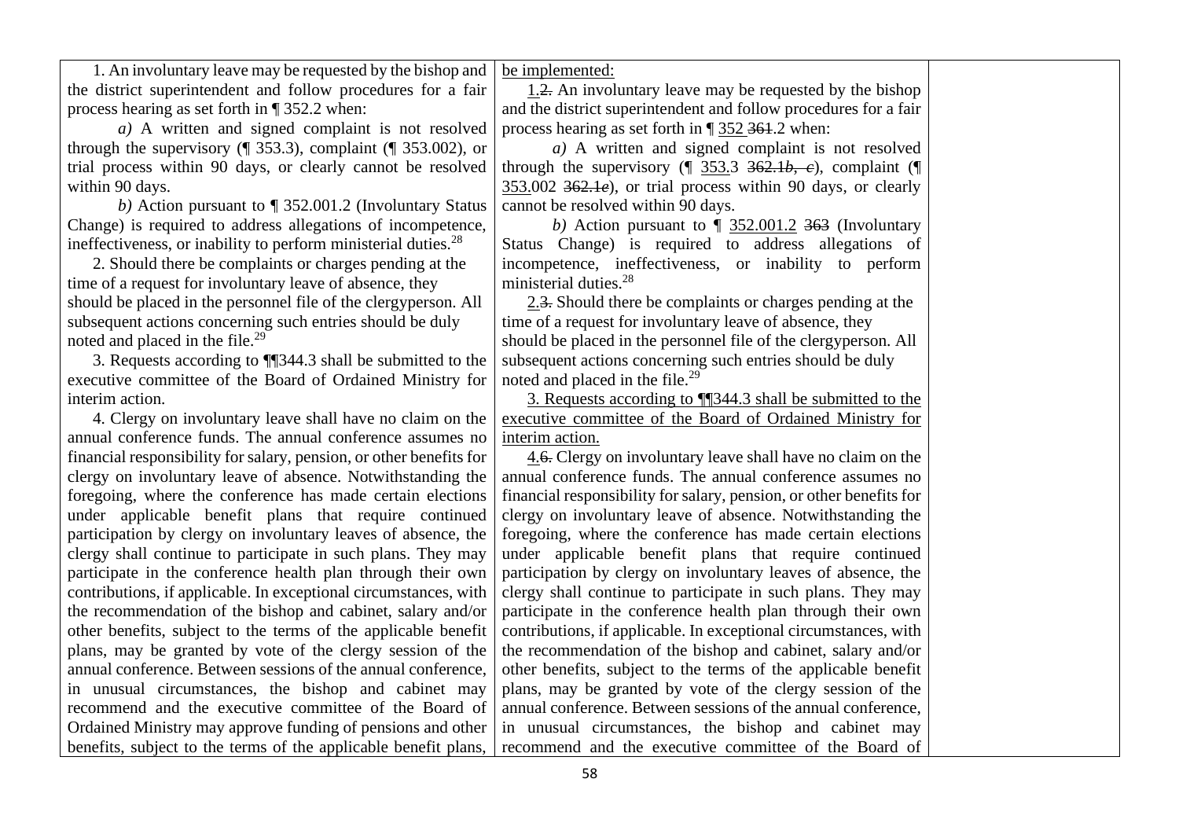| | | |
|---|---|---|
| 1. An involuntary leave may be requested by the bishop and the district superintendent and follow procedures for a fair process hearing as set forth in ¶ 352.2 when:<br>*a)* A written and signed complaint is not resolved through the supervisory (¶ 353.3), complaint (¶ 353.002), or trial process within 90 days, or clearly cannot be resolved within 90 days.<br>*b)* Action pursuant to ¶ 352.001.2 (Involuntary Status Change) is required to address allegations of incompetence, ineffectiveness, or inability to perform ministerial duties.[28]<br>2. Should there be complaints or charges pending at the time of a request for involuntary leave of absence, they should be placed in the personnel file of the clergyperson. All subsequent actions concerning such entries should be duly noted and placed in the file.[29]<br>3. Requests according to ¶¶344.3 shall be submitted to the executive committee of the Board of Ordained Ministry for interim action.<br>4. Clergy on involuntary leave shall have no claim on the annual conference funds. The annual conference assumes no financial responsibility for salary, pension, or other benefits for clergy on involuntary leave of absence. Notwithstanding the foregoing, where the conference has made certain elections under applicable benefit plans that require continued participation by clergy on involuntary leaves of absence, the clergy shall continue to participate in such plans. They may participate in the conference health plan through their own contributions, if applicable. In exceptional circumstances, with the recommendation of the bishop and cabinet, salary and/or other benefits, subject to the terms of the applicable benefit plans, may be granted by vote of the clergy session of the annual conference. Between sessions of the annual conference, in unusual circumstances, the bishop and cabinet may recommend and the executive committee of the Board of Ordained Ministry may approve funding of pensions and other benefits, subject to the terms of the applicable benefit plans, | <u>be implemented:</u><br><u>1.</u>~~2.~~ An involuntary leave may be requested by the bishop and the district superintendent and follow procedures for a fair process hearing as set forth in ¶ <u>352</u> ~~361~~.2 when:<br>*a)* A written and signed complaint is not resolved through the supervisory (¶ <u>353.3</u> ~~362.1*b, c*~~), complaint (¶ <u>353.002</u> ~~362.1*e*~~), or trial process within 90 days, or clearly cannot be resolved within 90 days.<br>*b)* Action pursuant to ¶ <u>352.001.2</u> ~~363~~ (Involuntary Status Change) is required to address allegations of incompetence, ineffectiveness, or inability to perform ministerial duties.[28]<br><u>2.</u>~~3.~~ Should there be complaints or charges pending at the time of a request for involuntary leave of absence, they should be placed in the personnel file of the clergyperson. All subsequent actions concerning such entries should be duly noted and placed in the file.[29]<br><u>3. Requests according to ¶¶344.3 shall be submitted to the executive committee of the Board of Ordained Ministry for interim action.</u><br><u>4.</u>~~6.~~ Clergy on involuntary leave shall have no claim on the annual conference funds. The annual conference assumes no financial responsibility for salary, pension, or other benefits for clergy on involuntary leave of absence. Notwithstanding the foregoing, where the conference has made certain elections under applicable benefit plans that require continued participation by clergy on involuntary leaves of absence, the clergy shall continue to participate in such plans. They may participate in the conference health plan through their own contributions, if applicable. In exceptional circumstances, with the recommendation of the bishop and cabinet, salary and/or other benefits, subject to the terms of the applicable benefit plans, may be granted by vote of the clergy session of the annual conference. Between sessions of the annual conference, in unusual circumstances, the bishop and cabinet may recommend and the executive committee of the Board of | |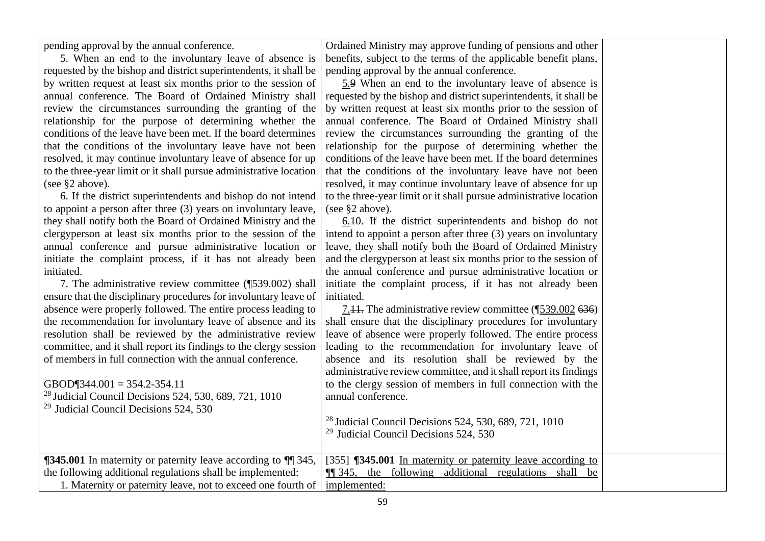| | | |
|---|---|---|
| pending approval by the annual conference.<br>5. When an end to the involuntary leave of absence is requested by the bishop and district superintendents, it shall be by written request at least six months prior to the session of annual conference. The Board of Ordained Ministry shall review the circumstances surrounding the granting of the relationship for the purpose of determining whether the conditions of the leave have been met. If the board determines that the conditions of the involuntary leave have not been resolved, it may continue involuntary leave of absence for up to the three-year limit or it shall pursue administrative location (see §2 above).<br>6. If the district superintendents and bishop do not intend to appoint a person after three (3) years on involuntary leave, they shall notify both the Board of Ordained Ministry and the clergyperson at least six months prior to the session of the annual conference and pursue administrative location or initiate the complaint process, if it has not already been initiated.<br>7. The administrative review committee (¶539.002) shall ensure that the disciplinary procedures for involuntary leave of absence were properly followed. The entire process leading to the recommendation for involuntary leave of absence and its resolution shall be reviewed by the administrative review committee, and it shall report its findings to the clergy session of members in full connection with the annual conference.<br><br>GBOD¶344.001 = 354.2-354.11<br>[28] Judicial Council Decisions 524, 530, 689, 721, 1010<br>[29] Judicial Council Decisions 524, 530 | Ordained Ministry may approve funding of pensions and other benefits, subject to the terms of the applicable benefit plans, pending approval by the annual conference.<br>5.~~9~~ When an end to the involuntary leave of absence is requested by the bishop and district superintendents, it shall be by written request at least six months prior to the session of annual conference. The Board of Ordained Ministry shall review the circumstances surrounding the granting of the relationship for the purpose of determining whether the conditions of the leave have been met. If the board determines that the conditions of the involuntary leave have not been resolved, it may continue involuntary leave of absence for up to the three-year limit or it shall pursue administrative location (see §2 above).<br>6.~~10.~~ If the district superintendents and bishop do not intend to appoint a person after three (3) years on involuntary leave, they shall notify both the Board of Ordained Ministry and the clergyperson at least six months prior to the session of the annual conference and pursue administrative location or initiate the complaint process, if it has not already been initiated.<br>7.~~11.~~ The administrative review committee (¶539.002 ~~636~~) shall ensure that the disciplinary procedures for involuntary leave of absence were properly followed. The entire process leading to the recommendation for involuntary leave of absence and its resolution shall be reviewed by the administrative review committee, and it shall report its findings to the clergy session of members in full connection with the annual conference.<br><br>[28] Judicial Council Decisions 524, 530, 689, 721, 1010<br>[29] Judicial Council Decisions 524, 530 | |
| **¶345.001** In maternity or paternity leave according to ¶¶ 345, the following additional regulations shall be implemented:<br>1. Maternity or paternity leave, not to exceed one fourth of | [355] **¶345.001** In maternity or paternity leave according to ¶¶ 345, the following additional regulations shall be implemented: | |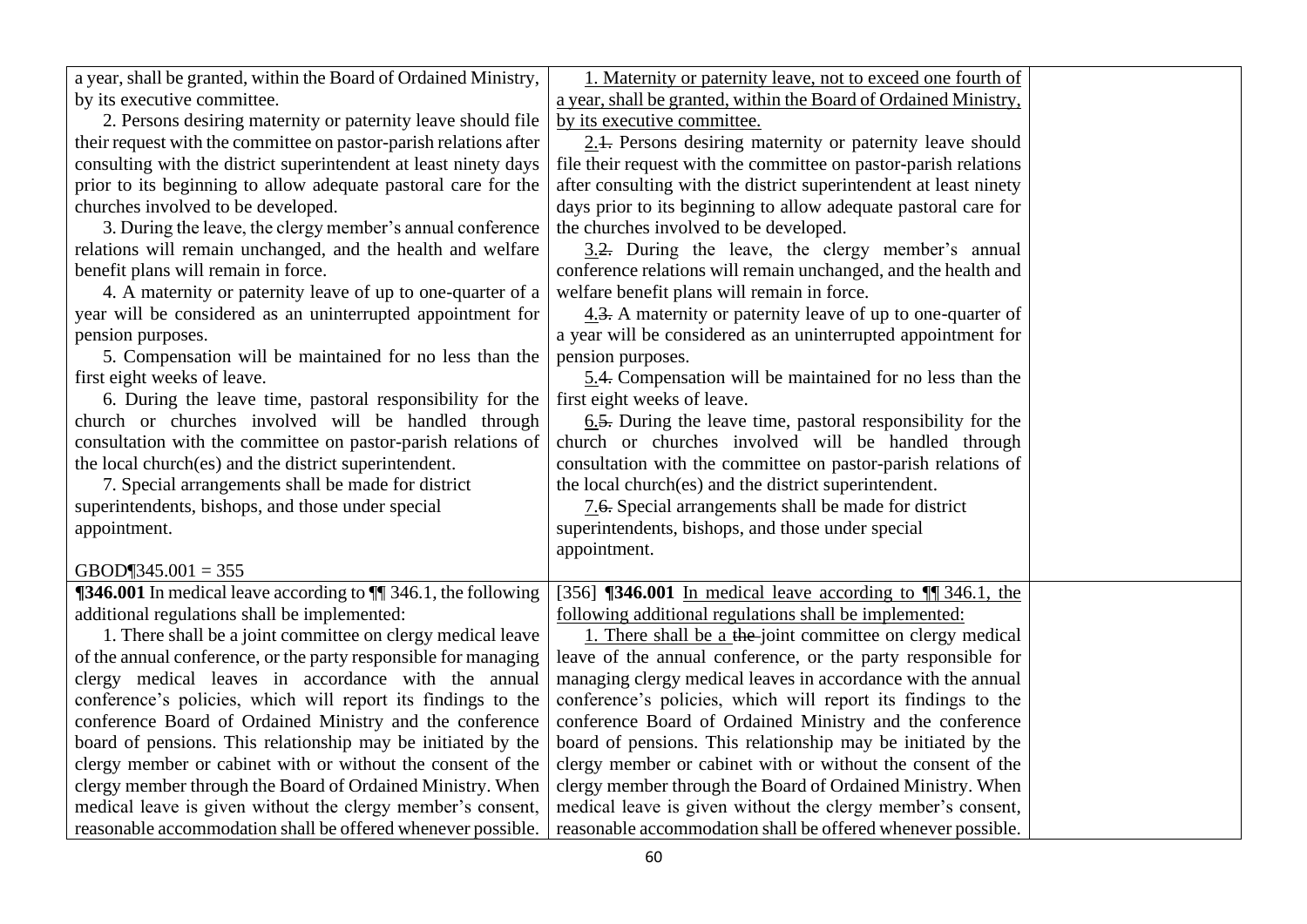| | | |
|---|---|---|
| a year, shall be granted, within the Board of Ordained Ministry, by its executive committee.<br>2. Persons desiring maternity or paternity leave should file their request with the committee on pastor-parish relations after consulting with the district superintendent at least ninety days prior to its beginning to allow adequate pastoral care for the churches involved to be developed.<br>3. During the leave, the clergy member's annual conference relations will remain unchanged, and the health and welfare benefit plans will remain in force.<br>4. A maternity or paternity leave of up to one-quarter of a year will be considered as an uninterrupted appointment for pension purposes.<br>5. Compensation will be maintained for no less than the first eight weeks of leave.<br>6. During the leave time, pastoral responsibility for the church or churches involved will be handled through consultation with the committee on pastor-parish relations of the local church(es) and the district superintendent.<br>7. Special arrangements shall be made for district superintendents, bishops, and those under special appointment.<br><br>GBOD¶345.001 = 355 | <u>1. Maternity or paternity leave, not to exceed one fourth of a year, shall be granted, within the Board of Ordained Ministry, by its executive committee.</u><br><u>2.</u>~~1.~~ Persons desiring maternity or paternity leave should file their request with the committee on pastor-parish relations after consulting with the district superintendent at least ninety days prior to its beginning to allow adequate pastoral care for the churches involved to be developed.<br><u>3.</u>~~2.~~ During the leave, the clergy member's annual conference relations will remain unchanged, and the health and welfare benefit plans will remain in force.<br><u>4.</u>~~3.~~ A maternity or paternity leave of up to one-quarter of a year will be considered as an uninterrupted appointment for pension purposes.<br><u>5.</u>~~4.~~ Compensation will be maintained for no less than the first eight weeks of leave.<br><u>6.</u>~~5.~~ During the leave time, pastoral responsibility for the church or churches involved will be handled through consultation with the committee on pastor-parish relations of the local church(es) and the district superintendent.<br><u>7.</u>~~6.~~ Special arrangements shall be made for district superintendents, bishops, and those under special appointment. | |
| **¶346.001** In medical leave according to ¶¶ 346.1, the following additional regulations shall be implemented:<br>1. There shall be a joint committee on clergy medical leave of the annual conference, or the party responsible for managing clergy medical leaves in accordance with the annual conference's policies, which will report its findings to the conference Board of Ordained Ministry and the conference board of pensions. This relationship may be initiated by the clergy member or cabinet with or without the consent of the clergy member through the Board of Ordained Ministry. When medical leave is given without the clergy member's consent, reasonable accommodation shall be offered whenever possible. | [356] **¶346.001** <u>In medical leave according to ¶¶ 346.1, the following additional regulations shall be implemented:</u><br><u>1. There shall be a</u> ~~the~~ joint committee on clergy medical leave of the annual conference, or the party responsible for managing clergy medical leaves in accordance with the annual conference's policies, which will report its findings to the conference Board of Ordained Ministry and the conference board of pensions. This relationship may be initiated by the clergy member or cabinet with or without the consent of the clergy member through the Board of Ordained Ministry. When medical leave is given without the clergy member's consent, reasonable accommodation shall be offered whenever possible. | |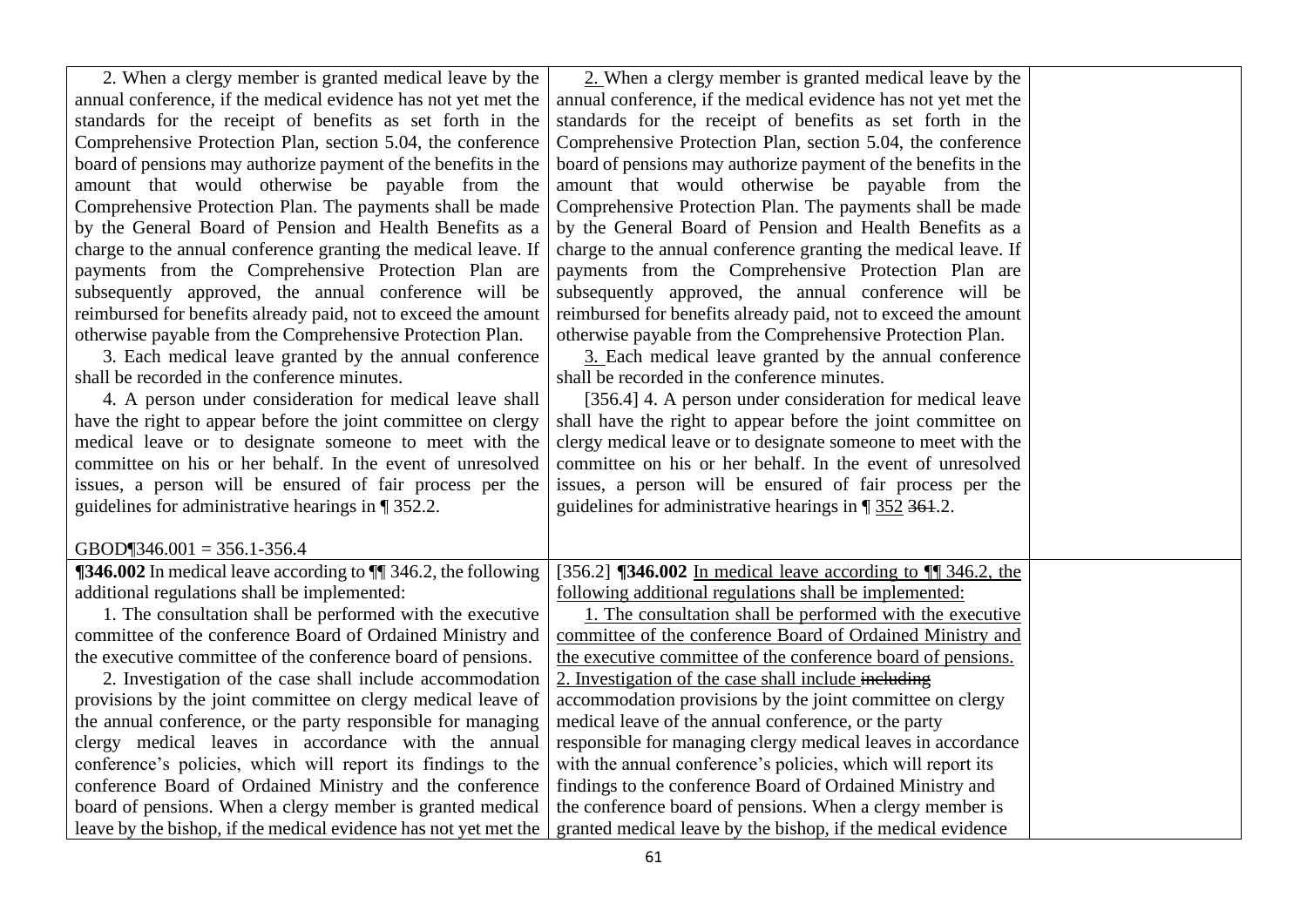| | | |
|---|---|---|
| 2. When a clergy member is granted medical leave by the annual conference, if the medical evidence has not yet met the standards for the receipt of benefits as set forth in the Comprehensive Protection Plan, section 5.04, the conference board of pensions may authorize payment of the benefits in the amount that would otherwise be payable from the Comprehensive Protection Plan. The payments shall be made by the General Board of Pension and Health Benefits as a charge to the annual conference granting the medical leave. If payments from the Comprehensive Protection Plan are subsequently approved, the annual conference will be reimbursed for benefits already paid, not to exceed the amount otherwise payable from the Comprehensive Protection Plan.<br>3. Each medical leave granted by the annual conference shall be recorded in the conference minutes.<br>4. A person under consideration for medical leave shall have the right to appear before the joint committee on clergy medical leave or to designate someone to meet with the committee on his or her behalf. In the event of unresolved issues, a person will be ensured of fair process per the guidelines for administrative hearings in ¶ 352.2.<br><br>GBOD¶346.001 = 356.1-356.4 | <u>2.</u> When a clergy member is granted medical leave by the annual conference, if the medical evidence has not yet met the standards for the receipt of benefits as set forth in the Comprehensive Protection Plan, section 5.04, the conference board of pensions may authorize payment of the benefits in the amount that would otherwise be payable from the Comprehensive Protection Plan. The payments shall be made by the General Board of Pension and Health Benefits as a charge to the annual conference granting the medical leave. If payments from the Comprehensive Protection Plan are subsequently approved, the annual conference will be reimbursed for benefits already paid, not to exceed the amount otherwise payable from the Comprehensive Protection Plan.<br><u>3.</u> Each medical leave granted by the annual conference shall be recorded in the conference minutes.<br>[356.4] 4. A person under consideration for medical leave shall have the right to appear before the joint committee on clergy medical leave or to designate someone to meet with the committee on his or her behalf. In the event of unresolved issues, a person will be ensured of fair process per the guidelines for administrative hearings in ¶ <u>352</u> ~~361~~.2. | |
| **¶346.002** In medical leave according to ¶¶ 346.2, the following additional regulations shall be implemented:<br>1. The consultation shall be performed with the executive committee of the conference Board of Ordained Ministry and the executive committee of the conference board of pensions.<br>2. Investigation of the case shall include accommodation provisions by the joint committee on clergy medical leave of the annual conference, or the party responsible for managing clergy medical leaves in accordance with the annual conference's policies, which will report its findings to the conference Board of Ordained Ministry and the conference board of pensions. When a clergy member is granted medical leave by the bishop, if the medical evidence has not yet met the | [356.2] **¶346.002** <u>In medical leave according to ¶¶ 346.2, the following additional regulations shall be implemented:</u><br><u>1. The consultation shall be performed with the executive committee of the conference Board of Ordained Ministry and the executive committee of the conference board of pensions.</u><br><u>2. Investigation of the case shall include</u> ~~including~~ accommodation provisions by the joint committee on clergy medical leave of the annual conference, or the party responsible for managing clergy medical leaves in accordance with the annual conference's policies, which will report its findings to the conference Board of Ordained Ministry and the conference board of pensions. When a clergy member is granted medical leave by the bishop, if the medical evidence | |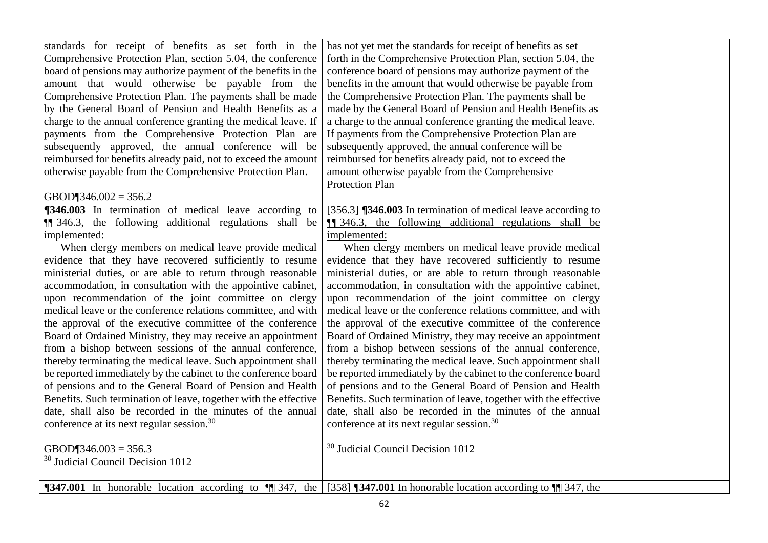| | | |
|---|---|---|
| standards for receipt of benefits as set forth in the Comprehensive Protection Plan, section 5.04, the conference board of pensions may authorize payment of the benefits in the amount that would otherwise be payable from the Comprehensive Protection Plan. The payments shall be made by the General Board of Pension and Health Benefits as a charge to the annual conference granting the medical leave. If payments from the Comprehensive Protection Plan are subsequently approved, the annual conference will be reimbursed for benefits already paid, not to exceed the amount otherwise payable from the Comprehensive Protection Plan.<br><br>GBOD¶346.002 = 356.2 | has not yet met the standards for receipt of benefits as set forth in the Comprehensive Protection Plan, section 5.04, the conference board of pensions may authorize payment of the benefits in the amount that would otherwise be payable from the Comprehensive Protection Plan. The payments shall be made by the General Board of Pension and Health Benefits as a charge to the annual conference granting the medical leave. If payments from the Comprehensive Protection Plan are subsequently approved, the annual conference will be reimbursed for benefits already paid, not to exceed the amount otherwise payable from the Comprehensive Protection Plan | |
| **¶346.003** In termination of medical leave according to ¶¶ 346.3, the following additional regulations shall be implemented:<br>When clergy members on medical leave provide medical evidence that they have recovered sufficiently to resume ministerial duties, or are able to return through reasonable accommodation, in consultation with the appointive cabinet, upon recommendation of the joint committee on clergy medical leave or the conference relations committee, and with the approval of the executive committee of the conference Board of Ordained Ministry, they may receive an appointment from a bishop between sessions of the annual conference, thereby terminating the medical leave. Such appointment shall be reported immediately by the cabinet to the conference board of pensions and to the General Board of Pension and Health Benefits. Such termination of leave, together with the effective date, shall also be recorded in the minutes of the annual conference at its next regular session.[30]<br><br>GBOD¶346.003 = 356.3<br>[30] Judicial Council Decision 1012 | [356.3] **¶346.003** <u>In termination of medical leave according to ¶¶ 346.3, the following additional regulations shall be implemented:</u><br>When clergy members on medical leave provide medical evidence that they have recovered sufficiently to resume ministerial duties, or are able to return through reasonable accommodation, in consultation with the appointive cabinet, upon recommendation of the joint committee on clergy medical leave or the conference relations committee, and with the approval of the executive committee of the conference Board of Ordained Ministry, they may receive an appointment from a bishop between sessions of the annual conference, thereby terminating the medical leave. Such appointment shall be reported immediately by the cabinet to the conference board of pensions and to the General Board of Pension and Health Benefits. Such termination of leave, together with the effective date, shall also be recorded in the minutes of the annual conference at its next regular session.[30]<br><br>[30] Judicial Council Decision 1012 | |
| **¶347.001** In honorable location according to ¶¶ 347, the | [358] **¶347.001** <u>In honorable location according to ¶¶ 347, the</u> | |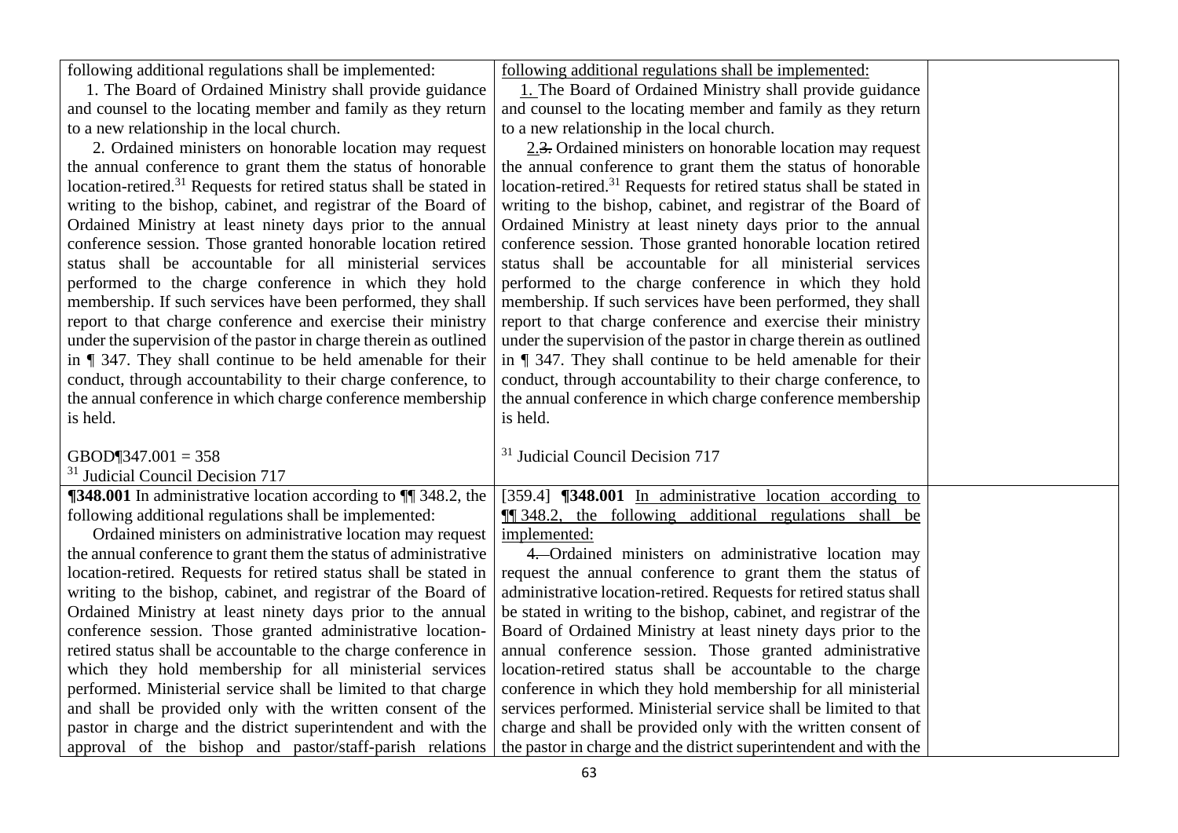| | | |
|---|---|---|
| following additional regulations shall be implemented:<br>1. The Board of Ordained Ministry shall provide guidance and counsel to the locating member and family as they return to a new relationship in the local church.<br>2. Ordained ministers on honorable location may request the annual conference to grant them the status of honorable location-retired.[31] Requests for retired status shall be stated in writing to the bishop, cabinet, and registrar of the Board of Ordained Ministry at least ninety days prior to the annual conference session. Those granted honorable location retired status shall be accountable for all ministerial services performed to the charge conference in which they hold membership. If such services have been performed, they shall report to that charge conference and exercise their ministry under the supervision of the pastor in charge therein as outlined in ¶ 347. They shall continue to be held amenable for their conduct, through accountability to their charge conference, to the annual conference in which charge conference membership is held.<br><br>GBOD¶347.001 = 358<br>[31] Judicial Council Decision 717 | following additional regulations shall be implemented:<br>1. The Board of Ordained Ministry shall provide guidance and counsel to the locating member and family as they return to a new relationship in the local church.<br>2.~~3.~~ Ordained ministers on honorable location may request the annual conference to grant them the status of honorable location-retired.[31] Requests for retired status shall be stated in writing to the bishop, cabinet, and registrar of the Board of Ordained Ministry at least ninety days prior to the annual conference session. Those granted honorable location retired status shall be accountable for all ministerial services performed to the charge conference in which they hold membership. If such services have been performed, they shall report to that charge conference and exercise their ministry under the supervision of the pastor in charge therein as outlined in ¶ 347. They shall continue to be held amenable for their conduct, through accountability to their charge conference, to the annual conference in which charge conference membership is held.<br><br>[31] Judicial Council Decision 717 | |
| **¶348.001** In administrative location according to ¶¶ 348.2, the following additional regulations shall be implemented:<br>Ordained ministers on administrative location may request the annual conference to grant them the status of administrative location-retired. Requests for retired status shall be stated in writing to the bishop, cabinet, and registrar of the Board of Ordained Ministry at least ninety days prior to the annual conference session. Those granted administrative location-retired status shall be accountable to the charge conference in which they hold membership for all ministerial services performed. Ministerial service shall be limited to that charge and shall be provided only with the written consent of the pastor in charge and the district superintendent and with the approval of the bishop and pastor/staff-parish relations | [359.4] **¶348.001** In administrative location according to ¶¶ 348.2, the following additional regulations shall be implemented:<br>~~4.~~ Ordained ministers on administrative location may request the annual conference to grant them the status of administrative location-retired. Requests for retired status shall be stated in writing to the bishop, cabinet, and registrar of the Board of Ordained Ministry at least ninety days prior to the annual conference session. Those granted administrative location-retired status shall be accountable to the charge conference in which they hold membership for all ministerial services performed. Ministerial service shall be limited to that charge and shall be provided only with the written consent of the pastor in charge and the district superintendent and with the | |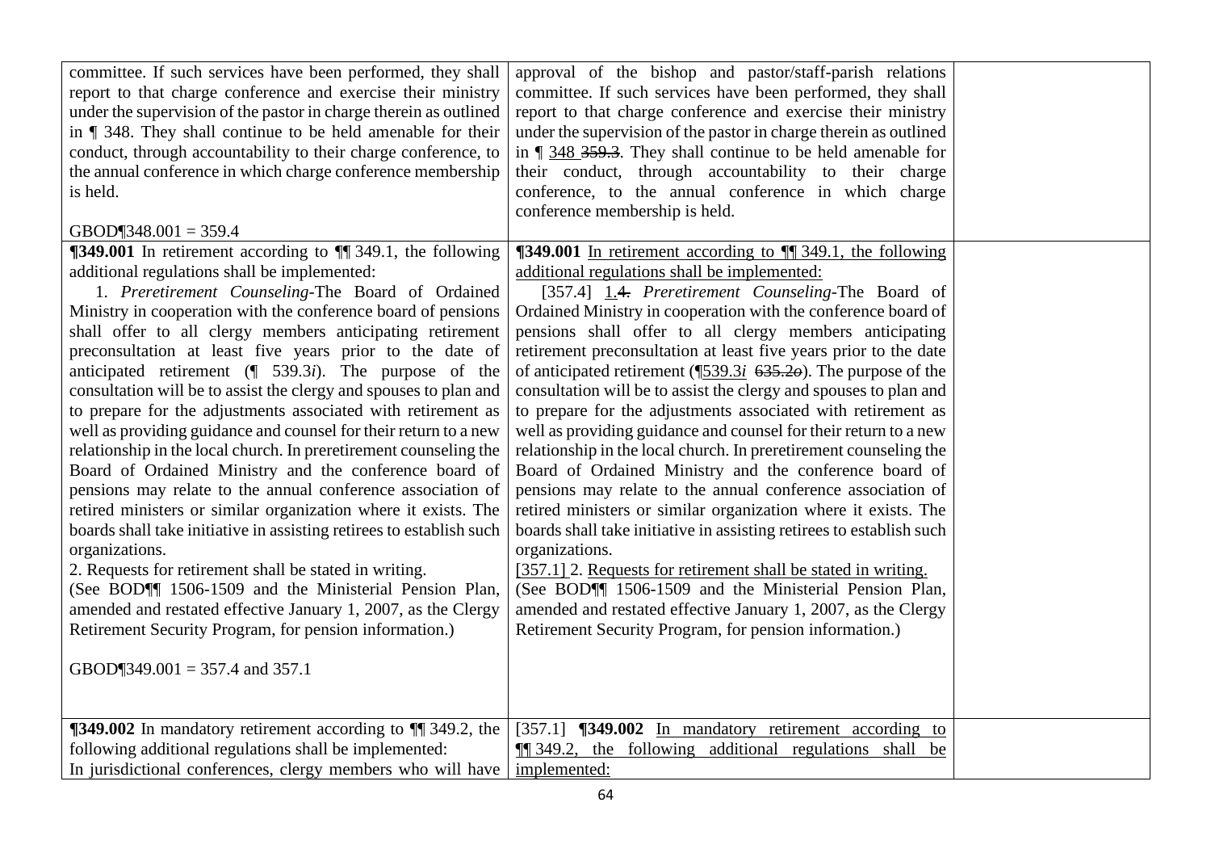| | | |
|---|---|---|
| committee. If such services have been performed, they shall report to that charge conference and exercise their ministry under the supervision of the pastor in charge therein as outlined in ¶ 348. They shall continue to be held amenable for their conduct, through accountability to their charge conference, to the annual conference in which charge conference membership is held.<br><br>GBOD¶348.001 = 359.4 | approval of the bishop and pastor/staff-parish relations committee. If such services have been performed, they shall report to that charge conference and exercise their ministry under the supervision of the pastor in charge therein as outlined in ¶ 348 ~~359.3~~. They shall continue to be held amenable for their conduct, through accountability to their charge conference, to the annual conference in which charge conference membership is held. | |
| **¶349.001** In retirement according to ¶¶ 349.1, the following additional regulations shall be implemented:<br>1. *Preretirement Counseling*-The Board of Ordained Ministry in cooperation with the conference board of pensions shall offer to all clergy members anticipating retirement preconsultation at least five years prior to the date of anticipated retirement (¶ 539.3*i*). The purpose of the consultation will be to assist the clergy and spouses to plan and to prepare for the adjustments associated with retirement as well as providing guidance and counsel for their return to a new relationship in the local church. In preretirement counseling the Board of Ordained Ministry and the conference board of pensions may relate to the annual conference association of retired ministers or similar organization where it exists. The boards shall take initiative in assisting retirees to establish such organizations.<br>2. Requests for retirement shall be stated in writing.<br>(See BOD¶¶ 1506-1509 and the Ministerial Pension Plan, amended and restated effective January 1, 2007, as the Clergy Retirement Security Program, for pension information.)<br><br>GBOD¶349.001 = 357.4 and 357.1 | **¶349.001** In retirement according to ¶¶ 349.1, the following additional regulations shall be implemented:<br>[357.4] 1.~~4.~~ *Preretirement Counseling*-The Board of Ordained Ministry in cooperation with the conference board of pensions shall offer to all clergy members anticipating retirement preconsultation at least five years prior to the date of anticipated retirement (¶539.3*i* ~~635.2*o*~~). The purpose of the consultation will be to assist the clergy and spouses to plan and to prepare for the adjustments associated with retirement as well as providing guidance and counsel for their return to a new relationship in the local church. In preretirement counseling the Board of Ordained Ministry and the conference board of pensions may relate to the annual conference association of retired ministers or similar organization where it exists. The boards shall take initiative in assisting retirees to establish such organizations.<br>[357.1] 2. Requests for retirement shall be stated in writing.<br>(See BOD¶¶ 1506-1509 and the Ministerial Pension Plan, amended and restated effective January 1, 2007, as the Clergy Retirement Security Program, for pension information.) | |
| **¶349.002** In mandatory retirement according to ¶¶ 349.2, the following additional regulations shall be implemented:<br>In jurisdictional conferences, clergy members who will have | [357.1] **¶349.002** In mandatory retirement according to ¶¶ 349.2, the following additional regulations shall be implemented: | |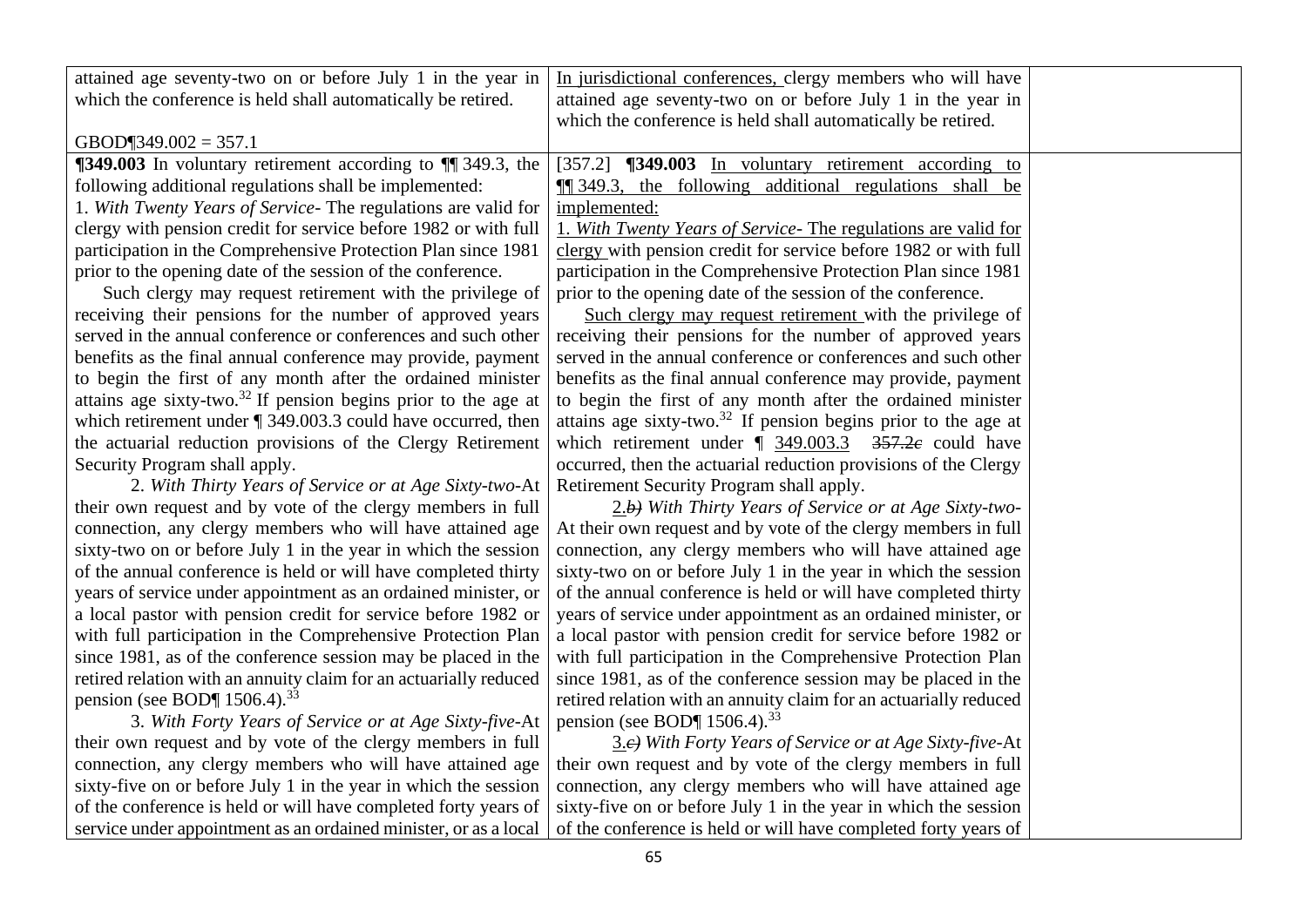| | | |
|---|---|---|
| attained age seventy-two on or before July 1 in the year in which the conference is held shall automatically be retired.<br><br>GBOD¶349.002 = 357.1 | In jurisdictional conferences, clergy members who will have attained age seventy-two on or before July 1 in the year in which the conference is held shall automatically be retired. | |
| **¶349.003** In voluntary retirement according to ¶¶ 349.3, the following additional regulations shall be implemented:<br>1. *With Twenty Years of Service-* The regulations are valid for clergy with pension credit for service before 1982 or with full participation in the Comprehensive Protection Plan since 1981 prior to the opening date of the session of the conference.<br>Such clergy may request retirement with the privilege of receiving their pensions for the number of approved years served in the annual conference or conferences and such other benefits as the final annual conference may provide, payment to begin the first of any month after the ordained minister attains age sixty-two.[32] If pension begins prior to the age at which retirement under ¶ 349.003.3 could have occurred, then the actuarial reduction provisions of the Clergy Retirement Security Program shall apply.<br>2. *With Thirty Years of Service or at Age Sixty-two-*At their own request and by vote of the clergy members in full connection, any clergy members who will have attained age sixty-two on or before July 1 in the year in which the session of the annual conference is held or will have completed thirty years of service under appointment as an ordained minister, or a local pastor with pension credit for service before 1982 or with full participation in the Comprehensive Protection Plan since 1981, as of the conference session may be placed in the retired relation with an annuity claim for an actuarially reduced pension (see BOD¶ 1506.4).[33]<br>3. *With Forty Years of Service or at Age Sixty-five-*At their own request and by vote of the clergy members in full connection, any clergy members who will have attained age sixty-five on or before July 1 in the year in which the session of the conference is held or will have completed forty years of service under appointment as an ordained minister, or as a local | [357.2] **¶349.003** In voluntary retirement according to ¶¶ 349.3, the following additional regulations shall be implemented:<br>1. *With Twenty Years of Service-* The regulations are valid for clergy with pension credit for service before 1982 or with full participation in the Comprehensive Protection Plan since 1981 prior to the opening date of the session of the conference.<br>Such clergy may request retirement with the privilege of receiving their pensions for the number of approved years served in the annual conference or conferences and such other benefits as the final annual conference may provide, payment to begin the first of any month after the ordained minister attains age sixty-two.[32] If pension begins prior to the age at which retirement under ¶ 349.003.3 ~~357.2c~~ could have occurred, then the actuarial reduction provisions of the Clergy Retirement Security Program shall apply.<br>2.~~b)~~ *With Thirty Years of Service or at Age Sixty-two-* At their own request and by vote of the clergy members in full connection, any clergy members who will have attained age sixty-two on or before July 1 in the year in which the session of the annual conference is held or will have completed thirty years of service under appointment as an ordained minister, or a local pastor with pension credit for service before 1982 or with full participation in the Comprehensive Protection Plan since 1981, as of the conference session may be placed in the retired relation with an annuity claim for an actuarially reduced pension (see BOD¶ 1506.4).[33]<br>3.~~c)~~ *With Forty Years of Service or at Age Sixty-five-*At their own request and by vote of the clergy members in full connection, any clergy members who will have attained age sixty-five on or before July 1 in the year in which the session of the conference is held or will have completed forty years of | |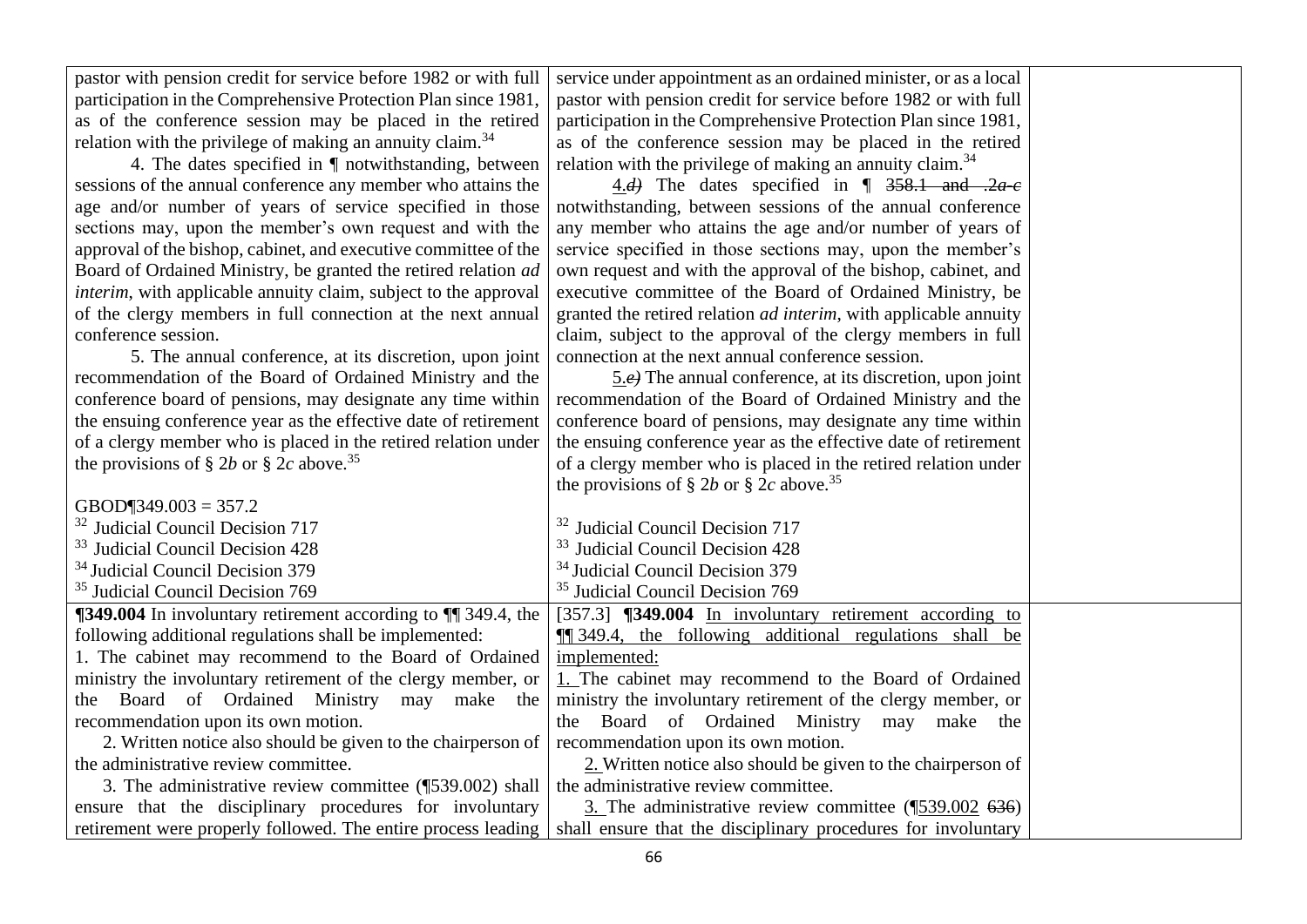| | | |
|---|---|---|
| pastor with pension credit for service before 1982 or with full participation in the Comprehensive Protection Plan since 1981, as of the conference session may be placed in the retired relation with the privilege of making an annuity claim.[34]<br>4. The dates specified in ¶ notwithstanding, between sessions of the annual conference any member who attains the age and/or number of years of service specified in those sections may, upon the member's own request and with the approval of the bishop, cabinet, and executive committee of the Board of Ordained Ministry, be granted the retired relation *ad interim*, with applicable annuity claim, subject to the approval of the clergy members in full connection at the next annual conference session.<br>5. The annual conference, at its discretion, upon joint recommendation of the Board of Ordained Ministry and the conference board of pensions, may designate any time within the ensuing conference year as the effective date of retirement of a clergy member who is placed in the retired relation under the provisions of § 2*b* or § 2*c* above.[35]<br><br>GBOD¶349.003 = 357.2<br>[32] Judicial Council Decision 717<br>[33] Judicial Council Decision 428<br>[34] Judicial Council Decision 379<br>[35] Judicial Council Decision 769 | service under appointment as an ordained minister, or as a local pastor with pension credit for service before 1982 or with full participation in the Comprehensive Protection Plan since 1981, as of the conference session may be placed in the retired relation with the privilege of making an annuity claim.[34]<br>4.~~*d)*~~ The dates specified in ¶ ~~358.1 and .2*a-c*~~ notwithstanding, between sessions of the annual conference any member who attains the age and/or number of years of service specified in those sections may, upon the member's own request and with the approval of the bishop, cabinet, and executive committee of the Board of Ordained Ministry, be granted the retired relation *ad interim*, with applicable annuity claim, subject to the approval of the clergy members in full connection at the next annual conference session.<br>5.~~*e)*~~ The annual conference, at its discretion, upon joint recommendation of the Board of Ordained Ministry and the conference board of pensions, may designate any time within the ensuing conference year as the effective date of retirement of a clergy member who is placed in the retired relation under the provisions of § 2*b* or § 2*c* above.[35]<br><br>[32] Judicial Council Decision 717<br>[33] Judicial Council Decision 428<br>[34] Judicial Council Decision 379<br>[35] Judicial Council Decision 769 | |
| **¶349.004** In involuntary retirement according to ¶¶ 349.4, the following additional regulations shall be implemented:<br>1. The cabinet may recommend to the Board of Ordained ministry the involuntary retirement of the clergy member, or the Board of Ordained Ministry may make the recommendation upon its own motion.<br>2. Written notice also should be given to the chairperson of the administrative review committee.<br>3. The administrative review committee (¶539.002) shall ensure that the disciplinary procedures for involuntary retirement were properly followed. The entire process leading | [357.3] **¶349.004** In involuntary retirement according to ¶¶ 349.4, the following additional regulations shall be implemented:<br>1. The cabinet may recommend to the Board of Ordained ministry the involuntary retirement of the clergy member, or the Board of Ordained Ministry may make the recommendation upon its own motion.<br>2. Written notice also should be given to the chairperson of the administrative review committee.<br>3. The administrative review committee (¶539.002 ~~636~~) shall ensure that the disciplinary procedures for involuntary | |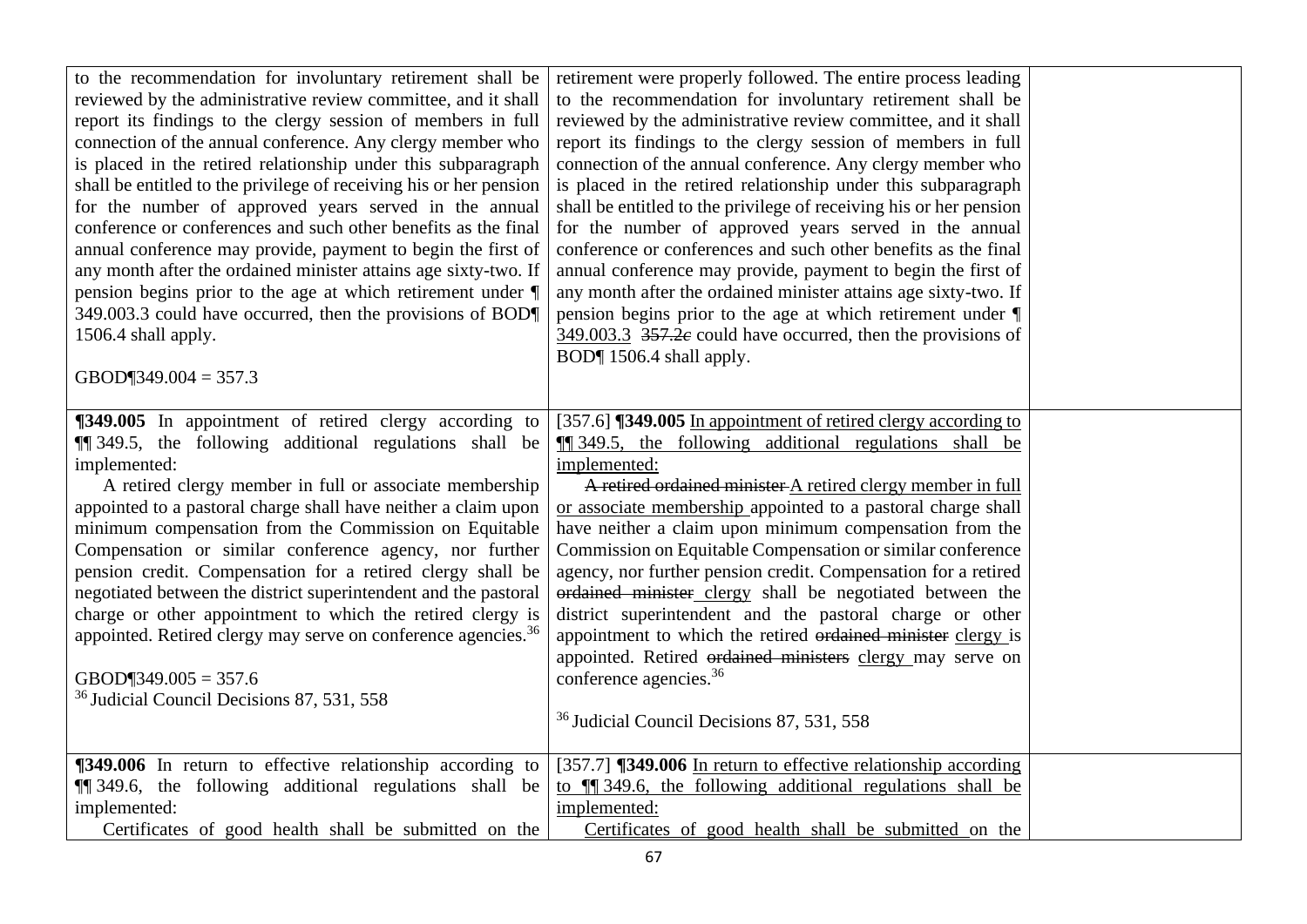| | | |
|---|---|---|
| to the recommendation for involuntary retirement shall be reviewed by the administrative review committee, and it shall report its findings to the clergy session of members in full connection of the annual conference. Any clergy member who is placed in the retired relationship under this subparagraph shall be entitled to the privilege of receiving his or her pension for the number of approved years served in the annual conference or conferences and such other benefits as the final annual conference may provide, payment to begin the first of any month after the ordained minister attains age sixty-two. If pension begins prior to the age at which retirement under ¶ 349.003.3 could have occurred, then the provisions of BOD¶ 1506.4 shall apply.<br><br>GBOD¶349.004 = 357.3 | retirement were properly followed. The entire process leading to the recommendation for involuntary retirement shall be reviewed by the administrative review committee, and it shall report its findings to the clergy session of members in full connection of the annual conference. Any clergy member who is placed in the retired relationship under this subparagraph shall be entitled to the privilege of receiving his or her pension for the number of approved years served in the annual conference or conferences and such other benefits as the final annual conference may provide, payment to begin the first of any month after the ordained minister attains age sixty-two. If pension begins prior to the age at which retirement under ¶ <u>349.003.3</u> ~~357.2c~~ could have occurred, then the provisions of BOD¶ 1506.4 shall apply. | |
| **¶349.005** In appointment of retired clergy according to ¶¶ 349.5, the following additional regulations shall be implemented:<br>A retired clergy member in full or associate membership appointed to a pastoral charge shall have neither a claim upon minimum compensation from the Commission on Equitable Compensation or similar conference agency, nor further pension credit. Compensation for a retired clergy shall be negotiated between the district superintendent and the pastoral charge or other appointment to which the retired clergy is appointed. Retired clergy may serve on conference agencies.[36]<br><br>GBOD¶349.005 = 357.6<br>[36] Judicial Council Decisions 87, 531, 558 | [357.6] **¶349.005** <u>In appointment of retired clergy according to ¶¶ 349.5, the following additional regulations shall be implemented:</u><br>~~A retired ordained minister~~ <u>A retired clergy member in full or associate membership</u> appointed to a pastoral charge shall have neither a claim upon minimum compensation from the Commission on Equitable Compensation or similar conference agency, nor further pension credit. Compensation for a retired ~~ordained minister~~ <u>clergy</u> shall be negotiated between the district superintendent and the pastoral charge or other appointment to which the retired ~~ordained minister~~ <u>clergy</u> is appointed. Retired ~~ordained ministers~~ <u>clergy</u> may serve on conference agencies.[36]<br><br>[36] Judicial Council Decisions 87, 531, 558 | |
| **¶349.006** In return to effective relationship according to ¶¶ 349.6, the following additional regulations shall be implemented:<br>Certificates of good health shall be submitted on the | [357.7] **¶349.006** <u>In return to effective relationship according to ¶¶ 349.6, the following additional regulations shall be implemented:</u><br><u>Certificates of good health shall be submitted</u> on the | |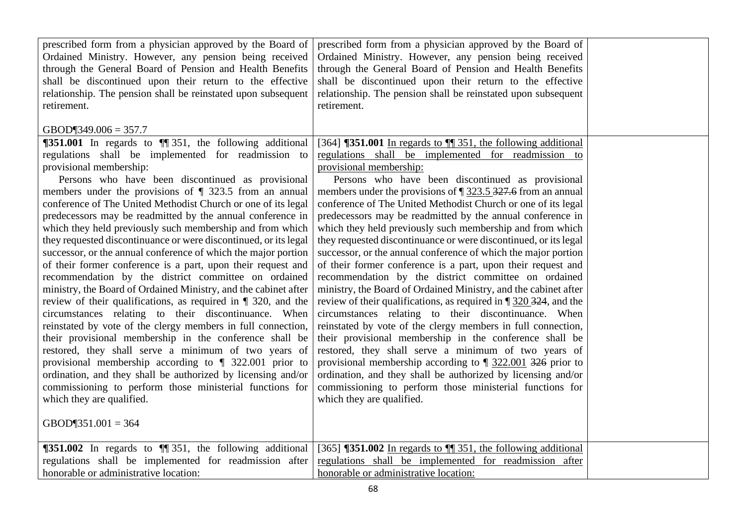| | | |
|---|---|---|
| prescribed form from a physician approved by the Board of Ordained Ministry. However, any pension being received through the General Board of Pension and Health Benefits shall be discontinued upon their return to the effective relationship. The pension shall be reinstated upon subsequent retirement.<br><br>GBOD¶349.006 = 357.7 | prescribed form from a physician approved by the Board of Ordained Ministry. However, any pension being received through the General Board of Pension and Health Benefits shall be discontinued upon their return to the effective relationship. The pension shall be reinstated upon subsequent retirement. | |
| **¶351.001** In regards to ¶¶ 351, the following additional regulations shall be implemented for readmission to provisional membership:<br>Persons who have been discontinued as provisional members under the provisions of ¶ 323.5 from an annual conference of The United Methodist Church or one of its legal predecessors may be readmitted by the annual conference in which they held previously such membership and from which they requested discontinuance or were discontinued, or its legal successor, or the annual conference of which the major portion of their former conference is a part, upon their request and recommendation by the district committee on ordained ministry, the Board of Ordained Ministry, and the cabinet after review of their qualifications, as required in ¶ 320, and the circumstances relating to their discontinuance. When reinstated by vote of the clergy members in full connection, their provisional membership in the conference shall be restored, they shall serve a minimum of two years of provisional membership according to ¶ 322.001 prior to ordination, and they shall be authorized by licensing and/or commissioning to perform those ministerial functions for which they are qualified.<br><br>GBOD¶351.001 = 364 | [364] **¶351.001** <u>In regards to ¶¶ 351, the following additional regulations shall be implemented for readmission to provisional membership:</u><br>Persons who have been discontinued as provisional members under the provisions of ¶ <u>323.5</u> ~~327.6~~ from an annual conference of The United Methodist Church or one of its legal predecessors may be readmitted by the annual conference in which they held previously such membership and from which they requested discontinuance or were discontinued, or its legal successor, or the annual conference of which the major portion of their former conference is a part, upon their request and recommendation by the district committee on ordained ministry, the Board of Ordained Ministry, and the cabinet after review of their qualifications, as required in ¶ <u>320</u> ~~324~~, and the circumstances relating to their discontinuance. When reinstated by vote of the clergy members in full connection, their provisional membership in the conference shall be restored, they shall serve a minimum of two years of provisional membership according to ¶ <u>322.001</u> ~~326~~ prior to ordination, and they shall be authorized by licensing and/or commissioning to perform those ministerial functions for which they are qualified. | |
| **¶351.002** In regards to ¶¶ 351, the following additional regulations shall be implemented for readmission after honorable or administrative location: | [365] **¶351.002** <u>In regards to ¶¶ 351, the following additional regulations shall be implemented for readmission after honorable or administrative location:</u> | |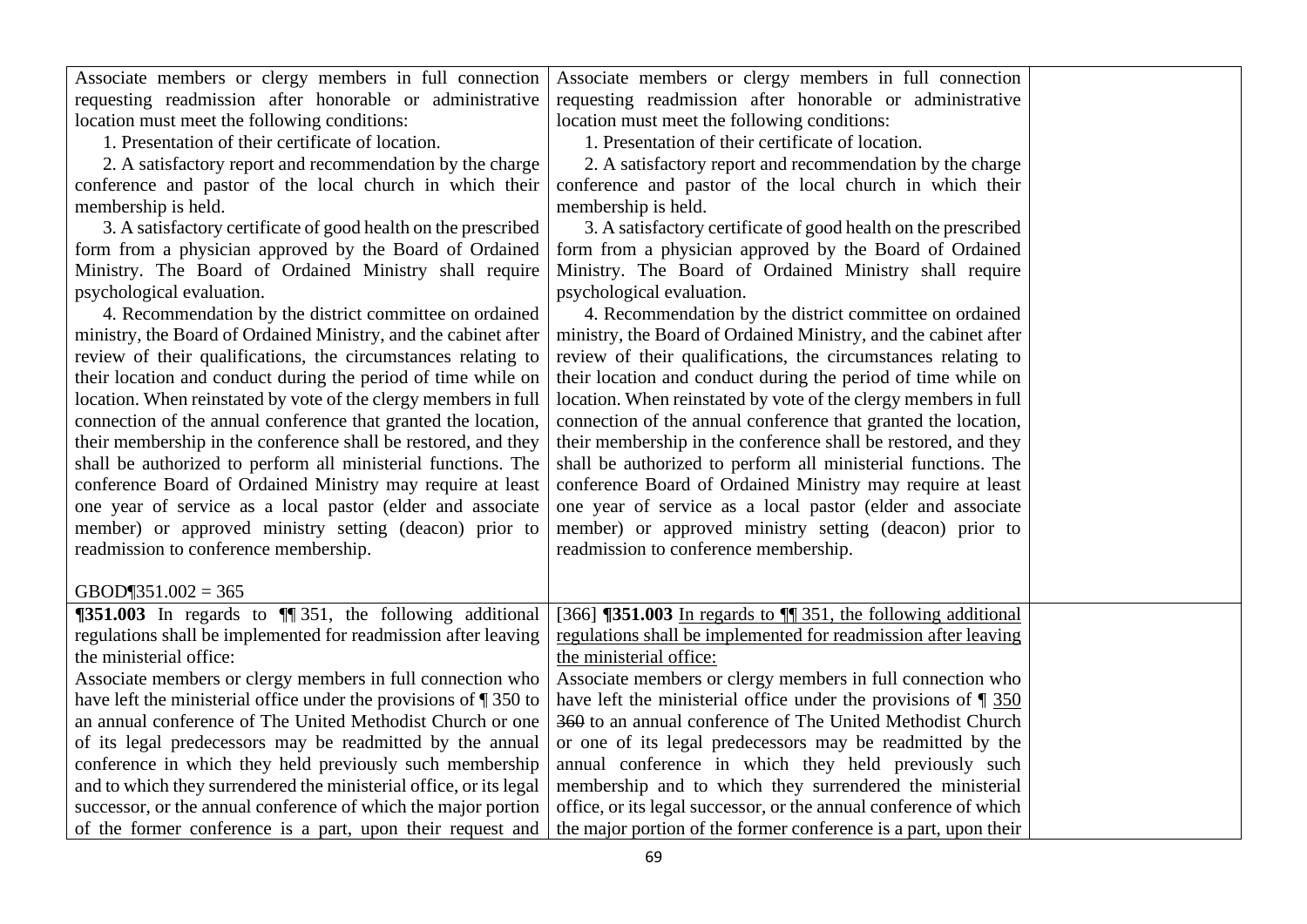| | | |
|---|---|---|
| Associate members or clergy members in full connection requesting readmission after honorable or administrative location must meet the following conditions:<br>1. Presentation of their certificate of location.<br>2. A satisfactory report and recommendation by the charge conference and pastor of the local church in which their membership is held.<br>3. A satisfactory certificate of good health on the prescribed form from a physician approved by the Board of Ordained Ministry. The Board of Ordained Ministry shall require psychological evaluation.<br>4. Recommendation by the district committee on ordained ministry, the Board of Ordained Ministry, and the cabinet after review of their qualifications, the circumstances relating to their location and conduct during the period of time while on location. When reinstated by vote of the clergy members in full connection of the annual conference that granted the location, their membership in the conference shall be restored, and they shall be authorized to perform all ministerial functions. The conference Board of Ordained Ministry may require at least one year of service as a local pastor (elder and associate member) or approved ministry setting (deacon) prior to readmission to conference membership.<br><br>GBOD¶351.002 = 365 | Associate members or clergy members in full connection requesting readmission after honorable or administrative location must meet the following conditions:<br>1. Presentation of their certificate of location.<br>2. A satisfactory report and recommendation by the charge conference and pastor of the local church in which their membership is held.<br>3. A satisfactory certificate of good health on the prescribed form from a physician approved by the Board of Ordained Ministry. The Board of Ordained Ministry shall require psychological evaluation.<br>4. Recommendation by the district committee on ordained ministry, the Board of Ordained Ministry, and the cabinet after review of their qualifications, the circumstances relating to their location and conduct during the period of time while on location. When reinstated by vote of the clergy members in full connection of the annual conference that granted the location, their membership in the conference shall be restored, and they shall be authorized to perform all ministerial functions. The conference Board of Ordained Ministry may require at least one year of service as a local pastor (elder and associate member) or approved ministry setting (deacon) prior to readmission to conference membership. | |
| **¶351.003** In regards to ¶¶ 351, the following additional regulations shall be implemented for readmission after leaving the ministerial office:<br>Associate members or clergy members in full connection who have left the ministerial office under the provisions of ¶ 350 to an annual conference of The United Methodist Church or one of its legal predecessors may be readmitted by the annual conference in which they held previously such membership and to which they surrendered the ministerial office, or its legal successor, or the annual conference of which the major portion of the former conference is a part, upon their request and | [366] **¶351.003** <u>In regards to ¶¶ 351, the following additional regulations shall be implemented for readmission after leaving the ministerial office:</u><br>Associate members or clergy members in full connection who have left the ministerial office under the provisions of ¶ <u>350</u> ~~360~~ to an annual conference of The United Methodist Church or one of its legal predecessors may be readmitted by the annual conference in which they held previously such membership and to which they surrendered the ministerial office, or its legal successor, or the annual conference of which the major portion of the former conference is a part, upon their | |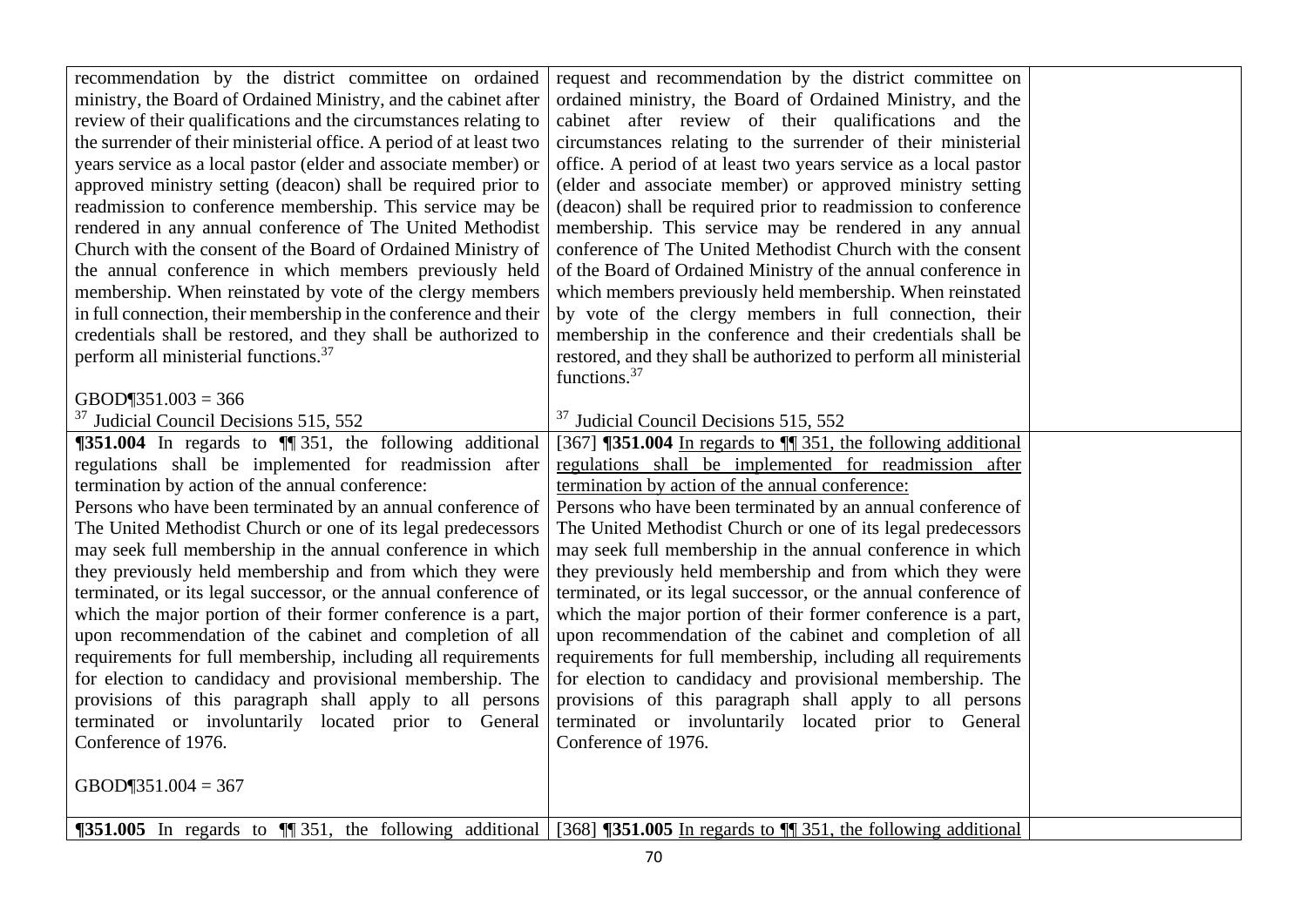| | | |
|---|---|---|
| recommendation by the district committee on ordained ministry, the Board of Ordained Ministry, and the cabinet after review of their qualifications and the circumstances relating to the surrender of their ministerial office. A period of at least two years service as a local pastor (elder and associate member) or approved ministry setting (deacon) shall be required prior to readmission to conference membership. This service may be rendered in any annual conference of The United Methodist Church with the consent of the Board of Ordained Ministry of the annual conference in which members previously held membership. When reinstated by vote of the clergy members in full connection, their membership in the conference and their credentials shall be restored, and they shall be authorized to perform all ministerial functions.[37]<br><br>GBOD¶351.003 = 366<br>[37] Judicial Council Decisions 515, 552 | request and recommendation by the district committee on ordained ministry, the Board of Ordained Ministry, and the cabinet after review of their qualifications and the circumstances relating to the surrender of their ministerial office. A period of at least two years service as a local pastor (elder and associate member) or approved ministry setting (deacon) shall be required prior to readmission to conference membership. This service may be rendered in any annual conference of The United Methodist Church with the consent of the Board of Ordained Ministry of the annual conference in which members previously held membership. When reinstated by vote of the clergy members in full connection, their membership in the conference and their credentials shall be restored, and they shall be authorized to perform all ministerial functions.[37]<br><br>[37] Judicial Council Decisions 515, 552 | |
| **¶351.004** In regards to ¶¶ 351, the following additional regulations shall be implemented for readmission after termination by action of the annual conference:<br>Persons who have been terminated by an annual conference of The United Methodist Church or one of its legal predecessors may seek full membership in the annual conference in which they previously held membership and from which they were terminated, or its legal successor, or the annual conference of which the major portion of their former conference is a part, upon recommendation of the cabinet and completion of all requirements for full membership, including all requirements for election to candidacy and provisional membership. The provisions of this paragraph shall apply to all persons terminated or involuntarily located prior to General Conference of 1976.<br><br>GBOD¶351.004 = 367 | [367] **¶351.004** <u>In regards to ¶¶ 351, the following additional regulations shall be implemented for readmission after termination by action of the annual conference:</u><br>Persons who have been terminated by an annual conference of The United Methodist Church or one of its legal predecessors may seek full membership in the annual conference in which they previously held membership and from which they were terminated, or its legal successor, or the annual conference of which the major portion of their former conference is a part, upon recommendation of the cabinet and completion of all requirements for full membership, including all requirements for election to candidacy and provisional membership. The provisions of this paragraph shall apply to all persons terminated or involuntarily located prior to General Conference of 1976. | |
| **¶351.005** In regards to ¶¶ 351, the following additional | [368] **¶351.005** <u>In regards to ¶¶ 351, the following additional</u> | |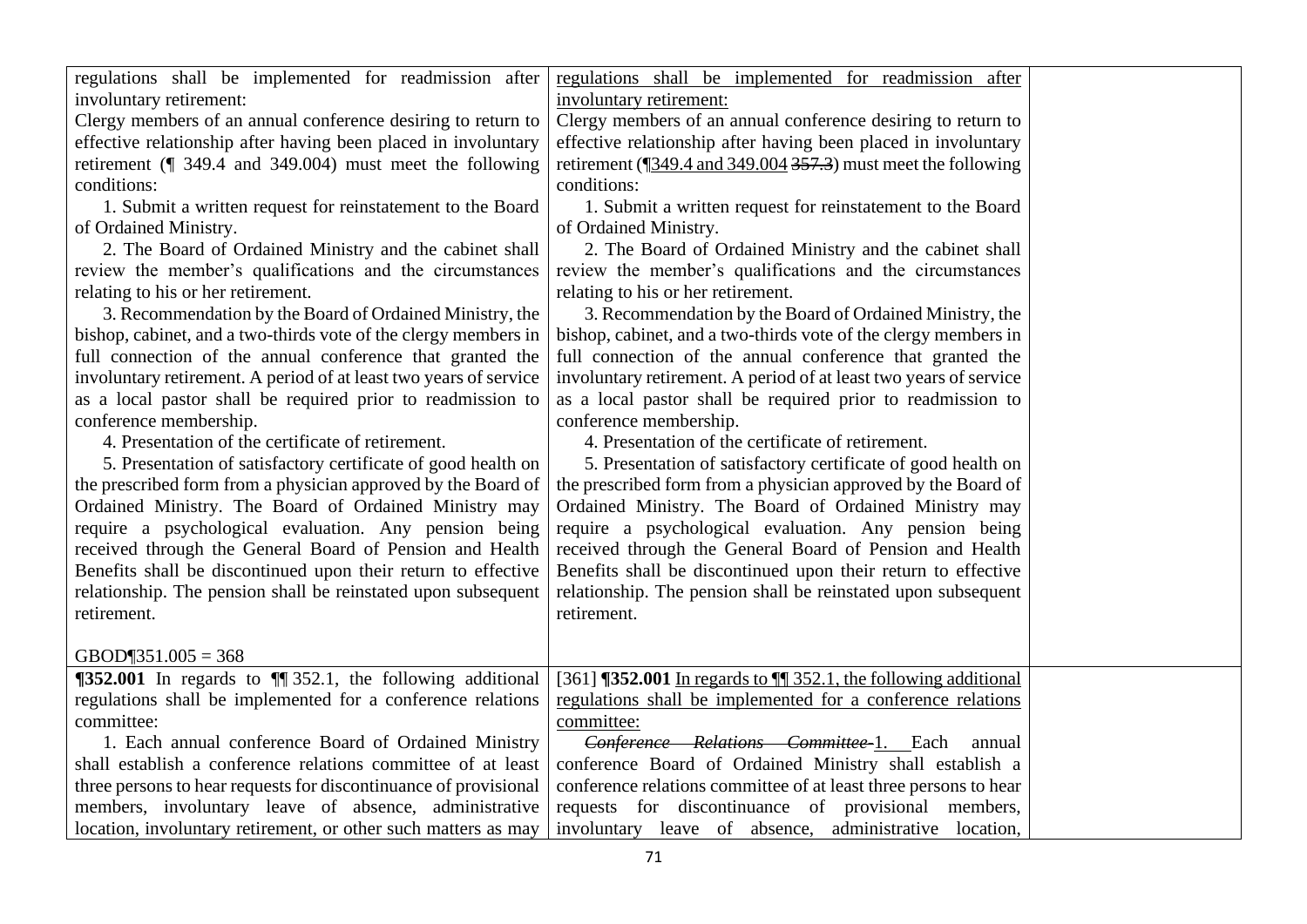| | | |
|---|---|---|
| regulations shall be implemented for readmission after involuntary retirement:<br>Clergy members of an annual conference desiring to return to effective relationship after having been placed in involuntary retirement (¶ 349.4 and 349.004) must meet the following conditions:<br>1. Submit a written request for reinstatement to the Board of Ordained Ministry.<br>2. The Board of Ordained Ministry and the cabinet shall review the member's qualifications and the circumstances relating to his or her retirement.<br>3. Recommendation by the Board of Ordained Ministry, the bishop, cabinet, and a two-thirds vote of the clergy members in full connection of the annual conference that granted the involuntary retirement. A period of at least two years of service as a local pastor shall be required prior to readmission to conference membership.<br>4. Presentation of the certificate of retirement.<br>5. Presentation of satisfactory certificate of good health on the prescribed form from a physician approved by the Board of Ordained Ministry. The Board of Ordained Ministry may require a psychological evaluation. Any pension being received through the General Board of Pension and Health Benefits shall be discontinued upon their return to effective relationship. The pension shall be reinstated upon subsequent retirement.<br><br>GBOD¶351.005 = 368 | regulations shall be implemented for readmission after involuntary retirement:<br>Clergy members of an annual conference desiring to return to effective relationship after having been placed in involuntary retirement (¶349.4 and 349.004 ~~357.3~~) must meet the following conditions:<br>1. Submit a written request for reinstatement to the Board of Ordained Ministry.<br>2. The Board of Ordained Ministry and the cabinet shall review the member's qualifications and the circumstances relating to his or her retirement.<br>3. Recommendation by the Board of Ordained Ministry, the bishop, cabinet, and a two-thirds vote of the clergy members in full connection of the annual conference that granted the involuntary retirement. A period of at least two years of service as a local pastor shall be required prior to readmission to conference membership.<br>4. Presentation of the certificate of retirement.<br>5. Presentation of satisfactory certificate of good health on the prescribed form from a physician approved by the Board of Ordained Ministry. The Board of Ordained Ministry may require a psychological evaluation. Any pension being received through the General Board of Pension and Health Benefits shall be discontinued upon their return to effective relationship. The pension shall be reinstated upon subsequent retirement. | |
| **¶352.001** In regards to ¶¶ 352.1, the following additional regulations shall be implemented for a conference relations committee:<br>1. Each annual conference Board of Ordained Ministry shall establish a conference relations committee of at least three persons to hear requests for discontinuance of provisional members, involuntary leave of absence, administrative location, involuntary retirement, or other such matters as may | [361] **¶352.001** In regards to ¶¶ 352.1, the following additional regulations shall be implemented for a conference relations committee:<br>~~*Conference Relations Committee*~~ 1. Each annual conference Board of Ordained Ministry shall establish a conference relations committee of at least three persons to hear requests for discontinuance of provisional members, involuntary leave of absence, administrative location, | |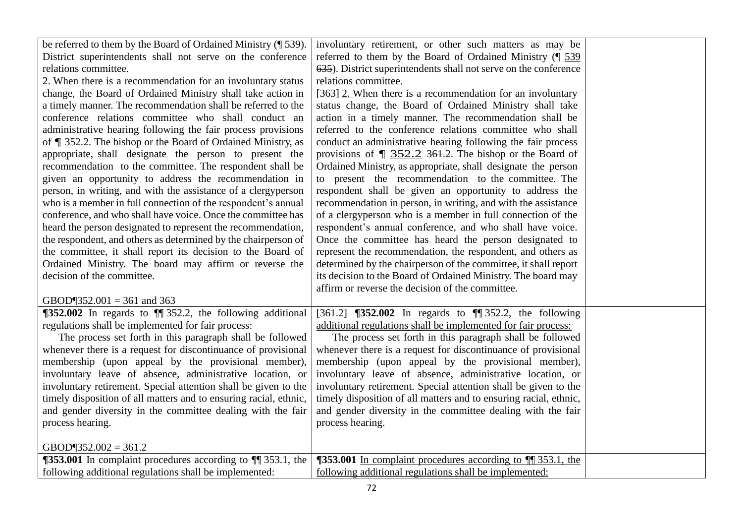| | | |
|---|---|---|
| be referred to them by the Board of Ordained Ministry (¶ 539). District superintendents shall not serve on the conference relations committee.<br>2. When there is a recommendation for an involuntary status change, the Board of Ordained Ministry shall take action in a timely manner. The recommendation shall be referred to the conference relations committee who shall conduct an administrative hearing following the fair process provisions of ¶ 352.2. The bishop or the Board of Ordained Ministry, as appropriate, shall designate the person to present the recommendation to the committee. The respondent shall be given an opportunity to address the recommendation in person, in writing, and with the assistance of a clergyperson who is a member in full connection of the respondent's annual conference, and who shall have voice. Once the committee has heard the person designated to represent the recommendation, the respondent, and others as determined by the chairperson of the committee, it shall report its decision to the Board of Ordained Ministry. The board may affirm or reverse the decision of the committee.<br><br>GBOD¶352.001 = 361 and 363 | involuntary retirement, or other such matters as may be referred to them by the Board of Ordained Ministry (¶ <u>539</u> ~~635~~). District superintendents shall not serve on the conference relations committee.<br>[363] <u>2.</u> When there is a recommendation for an involuntary status change, the Board of Ordained Ministry shall take action in a timely manner. The recommendation shall be referred to the conference relations committee who shall conduct an administrative hearing following the fair process provisions of ¶ <u>352.2</u> ~~361.2~~. The bishop or the Board of Ordained Ministry, as appropriate, shall designate the person to present the recommendation to the committee. The respondent shall be given an opportunity to address the recommendation in person, in writing, and with the assistance of a clergyperson who is a member in full connection of the respondent's annual conference, and who shall have voice. Once the committee has heard the person designated to represent the recommendation, the respondent, and others as determined by the chairperson of the committee, it shall report its decision to the Board of Ordained Ministry. The board may affirm or reverse the decision of the committee. | |
| **¶352.002** In regards to ¶¶ 352.2, the following additional regulations shall be implemented for fair process:<br>The process set forth in this paragraph shall be followed whenever there is a request for discontinuance of provisional membership (upon appeal by the provisional member), involuntary leave of absence, administrative location, or involuntary retirement. Special attention shall be given to the timely disposition of all matters and to ensuring racial, ethnic, and gender diversity in the committee dealing with the fair process hearing.<br><br>GBOD¶352.002 = 361.2 | [361.2] **¶352.002** <u>In regards to ¶¶ 352.2, the following additional regulations shall be implemented for fair process:</u><br>The process set forth in this paragraph shall be followed whenever there is a request for discontinuance of provisional membership (upon appeal by the provisional member), involuntary leave of absence, administrative location, or involuntary retirement. Special attention shall be given to the timely disposition of all matters and to ensuring racial, ethnic, and gender diversity in the committee dealing with the fair process hearing. | |
| **¶353.001** In complaint procedures according to ¶¶ 353.1, the following additional regulations shall be implemented: | **¶353.001** <u>In complaint procedures according to ¶¶ 353.1, the following additional regulations shall be implemented:</u> | |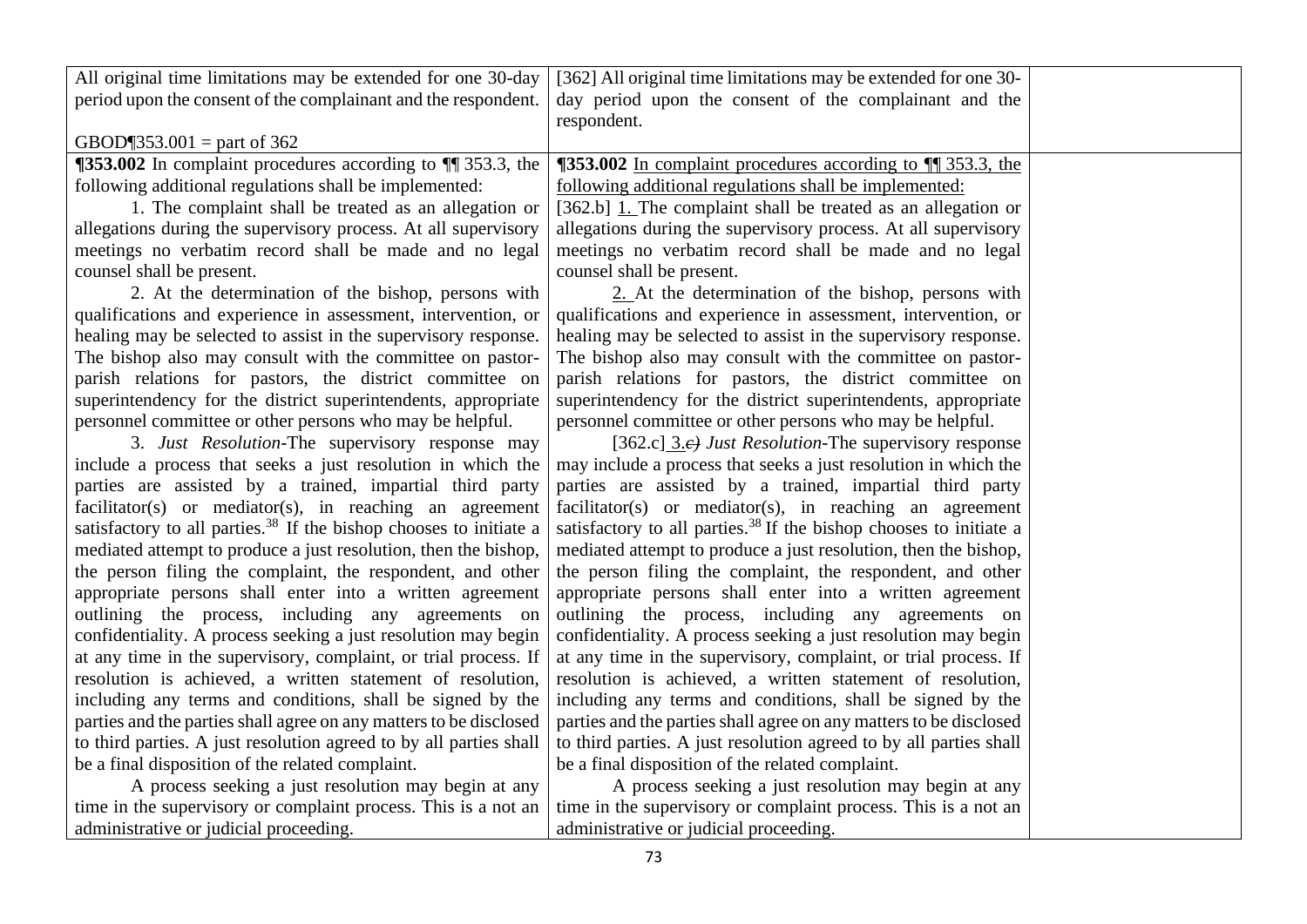| | | |
|---|---|---|
| All original time limitations may be extended for one 30-day period upon the consent of the complainant and the respondent.<br><br>GBOD¶353.001 = part of 362 | [362] All original time limitations may be extended for one 30-day period upon the consent of the complainant and the respondent. | |
| **¶353.002** In complaint procedures according to ¶¶ 353.3, the following additional regulations shall be implemented:<br>1. The complaint shall be treated as an allegation or allegations during the supervisory process. At all supervisory meetings no verbatim record shall be made and no legal counsel shall be present.<br>2. At the determination of the bishop, persons with qualifications and experience in assessment, intervention, or healing may be selected to assist in the supervisory response. The bishop also may consult with the committee on pastor-parish relations for pastors, the district committee on superintendency for the district superintendents, appropriate personnel committee or other persons who may be helpful.<br>3. *Just Resolution*-The supervisory response may include a process that seeks a just resolution in which the parties are assisted by a trained, impartial third party facilitator(s) or mediator(s), in reaching an agreement satisfactory to all parties.[38] If the bishop chooses to initiate a mediated attempt to produce a just resolution, then the bishop, the person filing the complaint, the respondent, and other appropriate persons shall enter into a written agreement outlining the process, including any agreements on confidentiality. A process seeking a just resolution may begin at any time in the supervisory, complaint, or trial process. If resolution is achieved, a written statement of resolution, including any terms and conditions, shall be signed by the parties and the parties shall agree on any matters to be disclosed to third parties. A just resolution agreed to by all parties shall be a final disposition of the related complaint.<br>A process seeking a just resolution may begin at any time in the supervisory or complaint process. This is a not an administrative or judicial proceeding. | **¶353.002** <u>In complaint procedures according to ¶¶ 353.3, the following additional regulations shall be implemented:</u><br>[362.b] <u>1.</u> The complaint shall be treated as an allegation or allegations during the supervisory process. At all supervisory meetings no verbatim record shall be made and no legal counsel shall be present.<br><u>2.</u> At the determination of the bishop, persons with qualifications and experience in assessment, intervention, or healing may be selected to assist in the supervisory response. The bishop also may consult with the committee on pastor-parish relations for pastors, the district committee on superintendency for the district superintendents, appropriate personnel committee or other persons who may be helpful.<br>[362.c] <u>3.</u>~~c)~~ *Just Resolution*-The supervisory response may include a process that seeks a just resolution in which the parties are assisted by a trained, impartial third party facilitator(s) or mediator(s), in reaching an agreement satisfactory to all parties.[38] If the bishop chooses to initiate a mediated attempt to produce a just resolution, then the bishop, the person filing the complaint, the respondent, and other appropriate persons shall enter into a written agreement outlining the process, including any agreements on confidentiality. A process seeking a just resolution may begin at any time in the supervisory, complaint, or trial process. If resolution is achieved, a written statement of resolution, including any terms and conditions, shall be signed by the parties and the parties shall agree on any matters to be disclosed to third parties. A just resolution agreed to by all parties shall be a final disposition of the related complaint.<br>A process seeking a just resolution may begin at any time in the supervisory or complaint process. This is a not an administrative or judicial proceeding. | |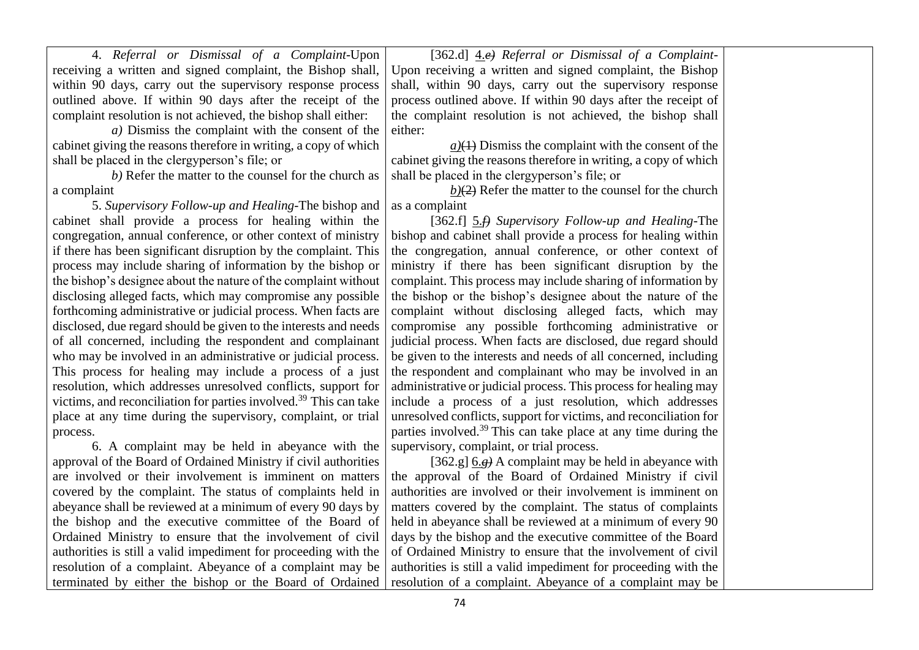| | | |
|---|---|---|
| 4. *Referral or Dismissal of a Complaint*-Upon receiving a written and signed complaint, the Bishop shall, within 90 days, carry out the supervisory response process outlined above. If within 90 days after the receipt of the complaint resolution is not achieved, the bishop shall either:<br>*a)* Dismiss the complaint with the consent of the cabinet giving the reasons therefore in writing, a copy of which shall be placed in the clergyperson's file; or<br>*b)* Refer the matter to the counsel for the church as a complaint<br>5. *Supervisory Follow-up and Healing*-The bishop and cabinet shall provide a process for healing within the congregation, annual conference, or other context of ministry if there has been significant disruption by the complaint. This process may include sharing of information by the bishop or the bishop's designee about the nature of the complaint without disclosing alleged facts, which may compromise any possible forthcoming administrative or judicial process. When facts are disclosed, due regard should be given to the interests and needs of all concerned, including the respondent and complainant who may be involved in an administrative or judicial process. This process for healing may include a process of a just resolution, which addresses unresolved conflicts, support for victims, and reconciliation for parties involved.[39] This can take place at any time during the supervisory, complaint, or trial process.<br>6. A complaint may be held in abeyance with the approval of the Board of Ordained Ministry if civil authorities are involved or their involvement is imminent on matters covered by the complaint. The status of complaints held in abeyance shall be reviewed at a minimum of every 90 days by the bishop and the executive committee of the Board of Ordained Ministry to ensure that the involvement of civil authorities is still a valid impediment for proceeding with the resolution of a complaint. Abeyance of a complaint may be terminated by either the bishop or the Board of Ordained | [362.d] <u>4.</u>~~*e)*~~ *Referral or Dismissal of a Complaint*-Upon receiving a written and signed complaint, the Bishop shall, within 90 days, carry out the supervisory response process outlined above. If within 90 days after the receipt of the complaint resolution is not achieved, the bishop shall either:<br><u>*a)*</u>~~(1)~~ Dismiss the complaint with the consent of the cabinet giving the reasons therefore in writing, a copy of which shall be placed in the clergyperson's file; or<br><u>*b)*</u>~~(2)~~ Refer the matter to the counsel for the church as a complaint<br>[362.f] <u>5.</u>~~*f)*~~ *Supervisory Follow-up and Healing*-The bishop and cabinet shall provide a process for healing within the congregation, annual conference, or other context of ministry if there has been significant disruption by the complaint. This process may include sharing of information by the bishop or the bishop's designee about the nature of the complaint without disclosing alleged facts, which may compromise any possible forthcoming administrative or judicial process. When facts are disclosed, due regard should be given to the interests and needs of all concerned, including the respondent and complainant who may be involved in an administrative or judicial process. This process for healing may include a process of a just resolution, which addresses unresolved conflicts, support for victims, and reconciliation for parties involved.[39] This can take place at any time during the supervisory, complaint, or trial process.<br>[362.g] <u>6.</u>~~*g)*~~ A complaint may be held in abeyance with the approval of the Board of Ordained Ministry if civil authorities are involved or their involvement is imminent on matters covered by the complaint. The status of complaints held in abeyance shall be reviewed at a minimum of every 90 days by the bishop and the executive committee of the Board of Ordained Ministry to ensure that the involvement of civil authorities is still a valid impediment for proceeding with the resolution of a complaint. Abeyance of a complaint may be | |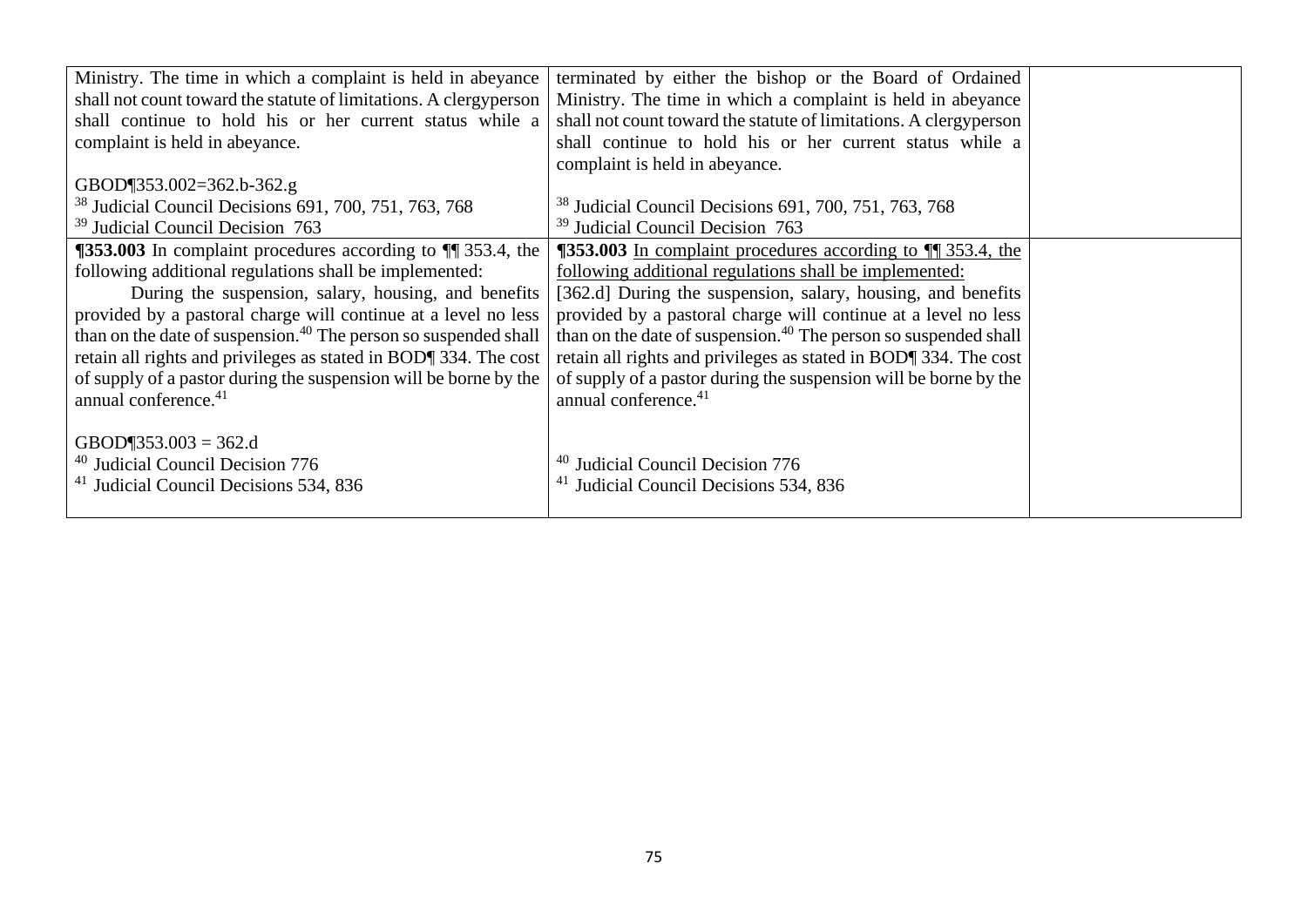| | | |
|---|---|---|
| Ministry. The time in which a complaint is held in abeyance shall not count toward the statute of limitations. A clergyperson shall continue to hold his or her current status while a complaint is held in abeyance.<br><br>GBOD¶353.002=362.b-362.g<br>[38] Judicial Council Decisions 691, 700, 751, 763, 768<br>[39] Judicial Council Decision 763 | terminated by either the bishop or the Board of Ordained Ministry. The time in which a complaint is held in abeyance shall not count toward the statute of limitations. A clergyperson shall continue to hold his or her current status while a complaint is held in abeyance.<br><br>[38] Judicial Council Decisions 691, 700, 751, 763, 768<br>[39] Judicial Council Decision 763 | |
| **¶353.003** In complaint procedures according to ¶¶ 353.4, the following additional regulations shall be implemented:<br>During the suspension, salary, housing, and benefits provided by a pastoral charge will continue at a level no less than on the date of suspension.[40] The person so suspended shall retain all rights and privileges as stated in BOD¶ 334. The cost of supply of a pastor during the suspension will be borne by the annual conference.[41]<br><br>GBOD¶353.003 = 362.d<br>[40] Judicial Council Decision 776<br>[41] Judicial Council Decisions 534, 836 | **¶353.003** <u>In complaint procedures according to ¶¶ 353.4, the following additional regulations shall be implemented:</u><br>[362.d] During the suspension, salary, housing, and benefits provided by a pastoral charge will continue at a level no less than on the date of suspension.[40] The person so suspended shall retain all rights and privileges as stated in BOD¶ 334. The cost of supply of a pastor during the suspension will be borne by the annual conference.[41]<br><br>[40] Judicial Council Decision 776<br>[41] Judicial Council Decisions 534, 836 | |